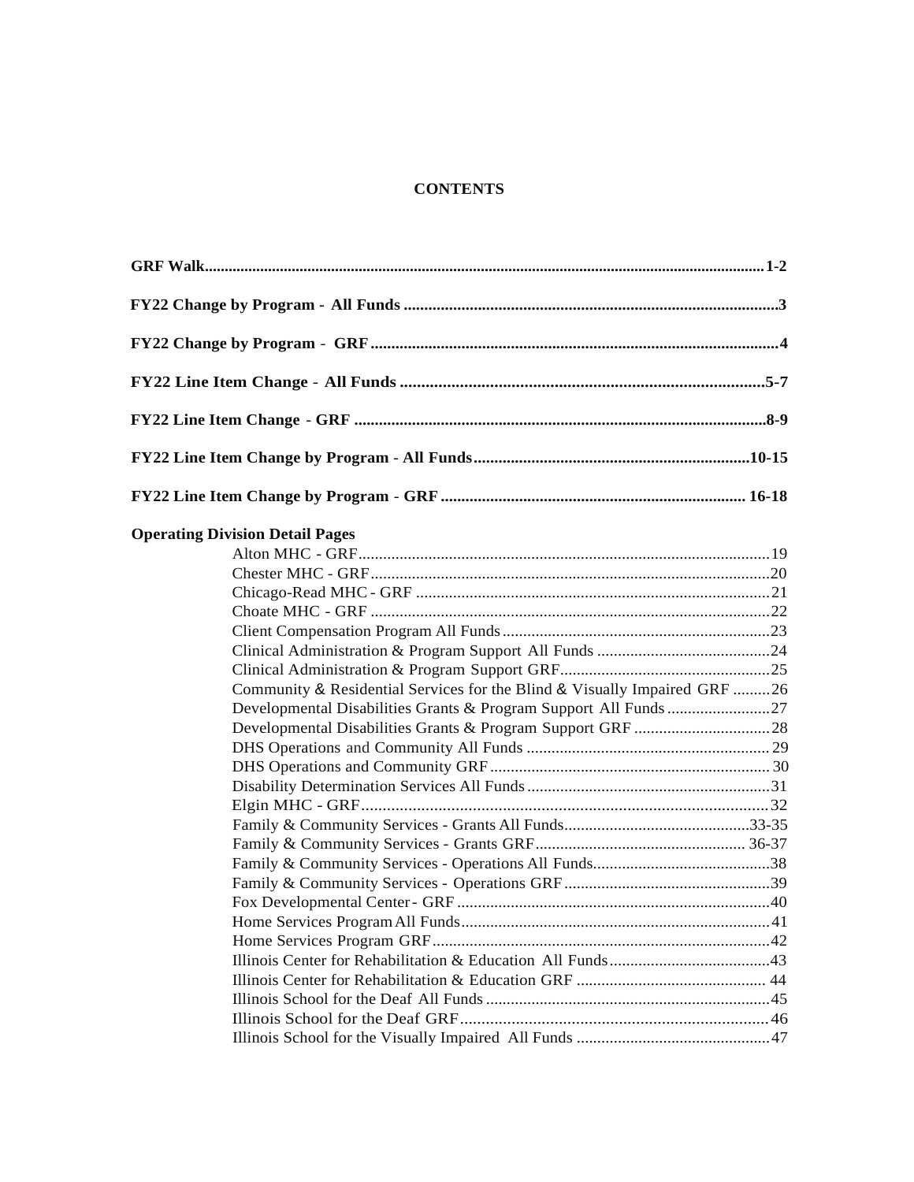# CONTENTS

**GRF Walk** ........................................................................................................................................ **1-2**

**FY22 Change by Program - All Funds** ........................................................................................... **3**

**FY22 Change by Program - GRF** ................................................................................................... **4**

**FY22 Line Item Change - All Funds** ............................................................................................ **5-7**

**FY22 Line Item Change - GRF** ...................................................................................................... **8-9**

**FY22 Line Item Change by Program - All Funds** ........................................................................ **10-15**

**FY22 Line Item Change by Program - GRF** ................................................................................ **16-18**

**Operating Division Detail Pages**

- Alton MHC - GRF ........................................................................................................ 19
- Chester MHC - GRF ..................................................................................................... 20
- Chicago-Read MHC - GRF .......................................................................................... 21
- Choate MHC - GRF ..................................................................................................... 22
- Client Compensation Program All Funds ...................................................................... 23
- Clinical Administration & Program Support All Funds ................................................. 24
- Clinical Administration & Program Support GRF ......................................................... 25
- Community & Residential Services for the Blind & Visually Impaired GRF ................. 26
- Developmental Disabilities Grants & Program Support All Funds ................................ 27
- Developmental Disabilities Grants & Program Support GRF ......................................... 28
- DHS Operations and Community All Funds .................................................................. 29
- DHS Operations and Community GRF .......................................................................... 30
- Disability Determination Services All Funds ................................................................. 31
- Elgin MHC - GRF ......................................................................................................... 32
- Family & Community Services - Grants All Funds ........................................................ 33-35
- Family & Community Services - Grants GRF ................................................................ 36-37
- Family & Community Services - Operations All Funds .................................................. 38
- Family & Community Services - Operations GRF .......................................................... 39
- Fox Developmental Center - GRF .................................................................................. 40
- Home Services Program All Funds ................................................................................. 41
- Home Services Program GRF ........................................................................................ 42
- Illinois Center for Rehabilitation & Education All Funds ............................................... 43
- Illinois Center for Rehabilitation & Education GRF ....................................................... 44
- Illinois School for the Deaf All Funds ............................................................................ 45
- Illinois School for the Deaf GRF .................................................................................... 46
- Illinois School for the Visually Impaired All Funds ....................................................... 47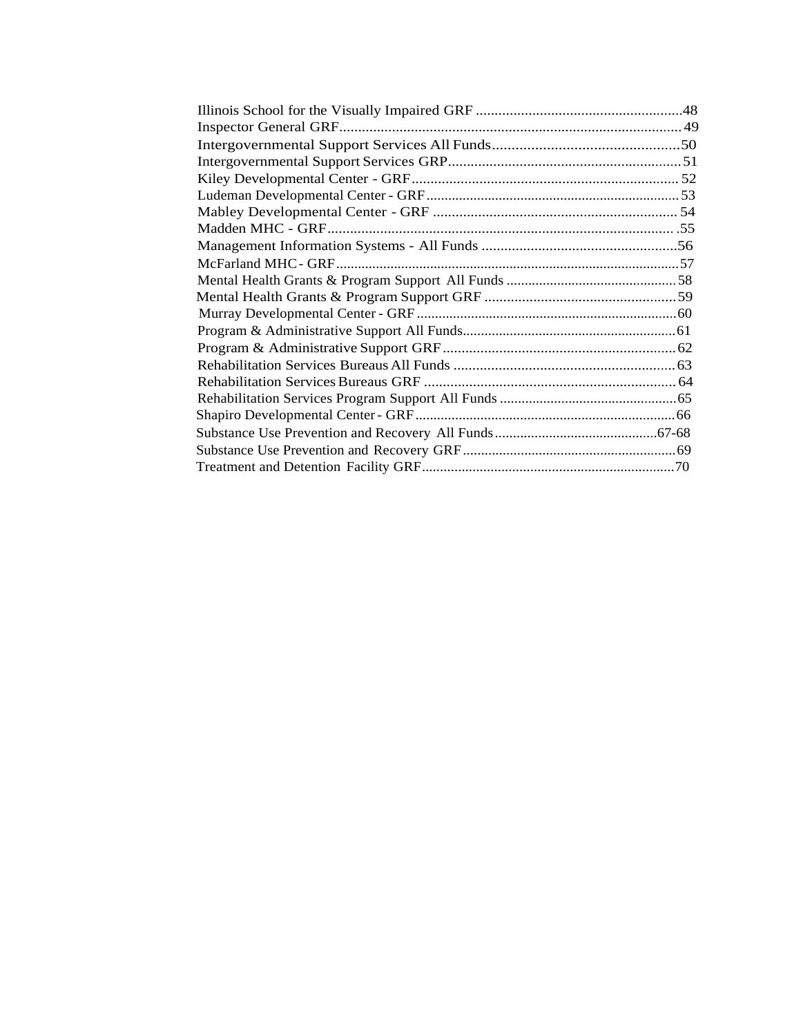Illinois School for the Visually Impaired GRF .......................................................48
Inspector General GRF........................................................................................... 49
Intergovernmental Support Services All Funds.................................................50
Intergovernmental Support Services GRP.............................................................51
Kiley Developmental Center - GRF....................................................................... 52
Ludeman Developmental Center - GRF...................................................................53
Mabley Developmental Center - GRF ................................................................. 54
Madden MHC - GRF............................................................................................. .55
Management Information Systems - All Funds .....................................................56
McFarland MHC - GRF...............................................................................................57
Mental Health Grants & Program Support All Funds ..............................................58
Mental Health Grants & Program Support GRF ...................................................59
Murray Developmental Center - GRF .......................................................................60
Program & Administrative Support All Funds..........................................................61
Program & Administrative Support GRF...............................................................62
Rehabilitation Services Bureaus All Funds ............................................................63
Rehabilitation Services Bureaus GRF .................................................................... 64
Rehabilitation Services Program Support All Funds .................................................65
Shapiro Developmental Center - GRF.......................................................................66
Substance Use Prevention and Recovery All Funds.............................................67-68
Substance Use Prevention and Recovery GRF...........................................................69
Treatment and Detention Facility GRF.....................................................................70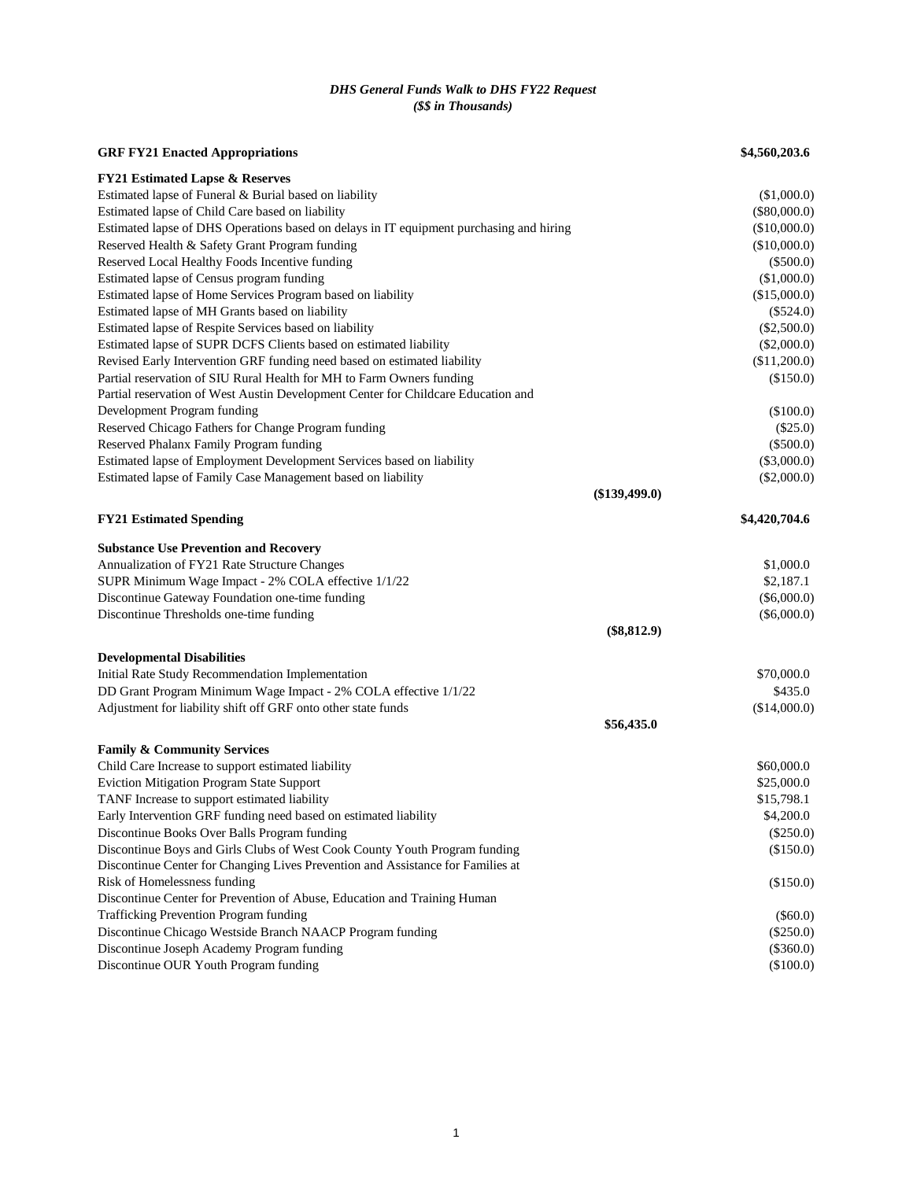*DHS General Funds Walk to DHS FY22 Request*
*($$ in Thousands)*

| | | |
|---|---|---|
| **GRF FY21 Enacted Appropriations** | | **$4,560,203.6** |
| **FY21 Estimated Lapse & Reserves** | | |
| Estimated lapse of Funeral & Burial based on liability | | ($1,000.0) |
| Estimated lapse of Child Care based on liability | | ($80,000.0) |
| Estimated lapse of DHS Operations based on delays in IT equipment purchasing and hiring | | ($10,000.0) |
| Reserved Health & Safety Grant Program funding | | ($10,000.0) |
| Reserved Local Healthy Foods Incentive funding | | ($500.0) |
| Estimated lapse of Census program funding | | ($1,000.0) |
| Estimated lapse of Home Services Program based on liability | | ($15,000.0) |
| Estimated lapse of MH Grants based on liability | | ($524.0) |
| Estimated lapse of Respite Services based on liability | | ($2,500.0) |
| Estimated lapse of SUPR DCFS Clients based on estimated liability | | ($2,000.0) |
| Revised Early Intervention GRF funding need based on estimated liability | | ($11,200.0) |
| Partial reservation of SIU Rural Health for MH to Farm Owners funding | | ($150.0) |
| Partial reservation of West Austin Development Center for Childcare Education and Development Program funding | | ($100.0) |
| Reserved Chicago Fathers for Change Program funding | | ($25.0) |
| Reserved Phalanx Family Program funding | | ($500.0) |
| Estimated lapse of Employment Development Services based on liability | | ($3,000.0) |
| Estimated lapse of Family Case Management based on liability | | ($2,000.0) |
| | **($139,499.0)** | |
| **FY21 Estimated Spending** | | **$4,420,704.6** |
| **Substance Use Prevention and Recovery** | | |
| Annualization of FY21 Rate Structure Changes | | $1,000.0 |
| SUPR Minimum Wage Impact - 2% COLA effective 1/1/22 | | $2,187.1 |
| Discontinue Gateway Foundation one-time funding | | ($6,000.0) |
| Discontinue Thresholds one-time funding | | ($6,000.0) |
| | **($8,812.9)** | |
| **Developmental Disabilities** | | |
| Initial Rate Study Recommendation Implementation | | $70,000.0 |
| DD Grant Program Minimum Wage Impact - 2% COLA effective 1/1/22 | | $435.0 |
| Adjustment for liability shift off GRF onto other state funds | | ($14,000.0) |
| | **$56,435.0** | |
| **Family & Community Services** | | |
| Child Care Increase to support estimated liability | | $60,000.0 |
| Eviction Mitigation Program State Support | | $25,000.0 |
| TANF Increase to support estimated liability | | $15,798.1 |
| Early Intervention GRF funding need based on estimated liability | | $4,200.0 |
| Discontinue Books Over Balls Program funding | | ($250.0) |
| Discontinue Boys and Girls Clubs of West Cook County Youth Program funding | | ($150.0) |
| Discontinue Center for Changing Lives Prevention and Assistance for Families at Risk of Homelessness funding | | ($150.0) |
| Discontinue Center for Prevention of Abuse, Education and Training Human Trafficking Prevention Program funding | | ($60.0) |
| Discontinue Chicago Westside Branch NAACP Program funding | | ($250.0) |
| Discontinue Joseph Academy Program funding | | ($360.0) |
| Discontinue OUR Youth Program funding | | ($100.0) |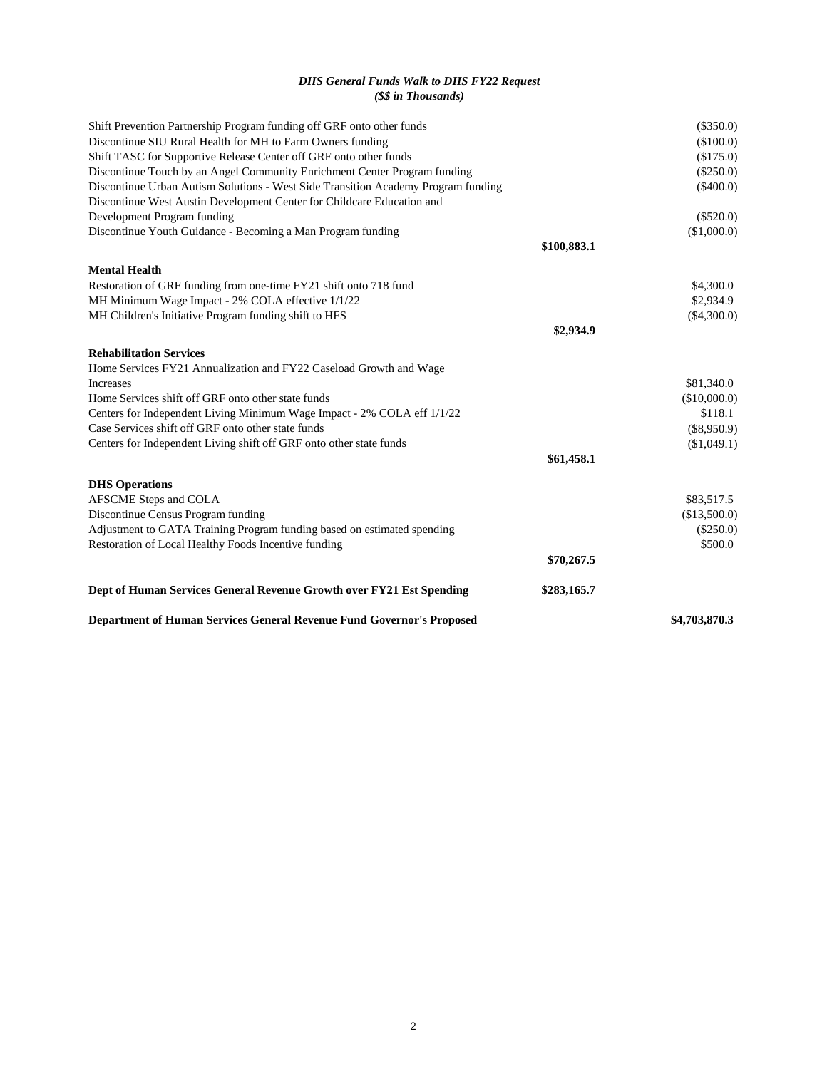*DHS General Funds Walk to DHS FY22 Request*
*($$ in Thousands)*

| | | |
|---|---|---|
| Shift Prevention Partnership Program funding off GRF onto other funds | | ($350.0) |
| Discontinue SIU Rural Health for MH to Farm Owners funding | | ($100.0) |
| Shift TASC for Supportive Release Center off GRF onto other funds | | ($175.0) |
| Discontinue Touch by an Angel Community Enrichment Center Program funding | | ($250.0) |
| Discontinue Urban Autism Solutions - West Side Transition Academy Program funding | | ($400.0) |
| Discontinue West Austin Development Center for Childcare Education and Development Program funding | | ($520.0) |
| Discontinue Youth Guidance - Becoming a Man Program funding | | ($1,000.0) |
| | **$100,883.1** | |
| **Mental Health** | | |
| Restoration of GRF funding from one-time FY21 shift onto 718 fund | | $4,300.0 |
| MH Minimum Wage Impact - 2% COLA effective 1/1/22 | | $2,934.9 |
| MH Children's Initiative Program funding shift to HFS | | ($4,300.0) |
| | **$2,934.9** | |
| **Rehabilitation Services** | | |
| Home Services FY21 Annualization and FY22 Caseload Growth and Wage Increases | | $81,340.0 |
| Home Services shift off GRF onto other state funds | | ($10,000.0) |
| Centers for Independent Living Minimum Wage Impact - 2% COLA eff 1/1/22 | | $118.1 |
| Case Services shift off GRF onto other state funds | | ($8,950.9) |
| Centers for Independent Living shift off GRF onto other state funds | | ($1,049.1) |
| | **$61,458.1** | |
| **DHS Operations** | | |
| AFSCME Steps and COLA | | $83,517.5 |
| Discontinue Census Program funding | | ($13,500.0) |
| Adjustment to GATA Training Program funding based on estimated spending | | ($250.0) |
| Restoration of Local Healthy Foods Incentive funding | | $500.0 |
| | **$70,267.5** | |
| **Dept of Human Services General Revenue Growth over FY21 Est Spending** | **$283,165.7** | |
| **Department of Human Services General Revenue Fund Governor's Proposed** | | **$4,703,870.3** |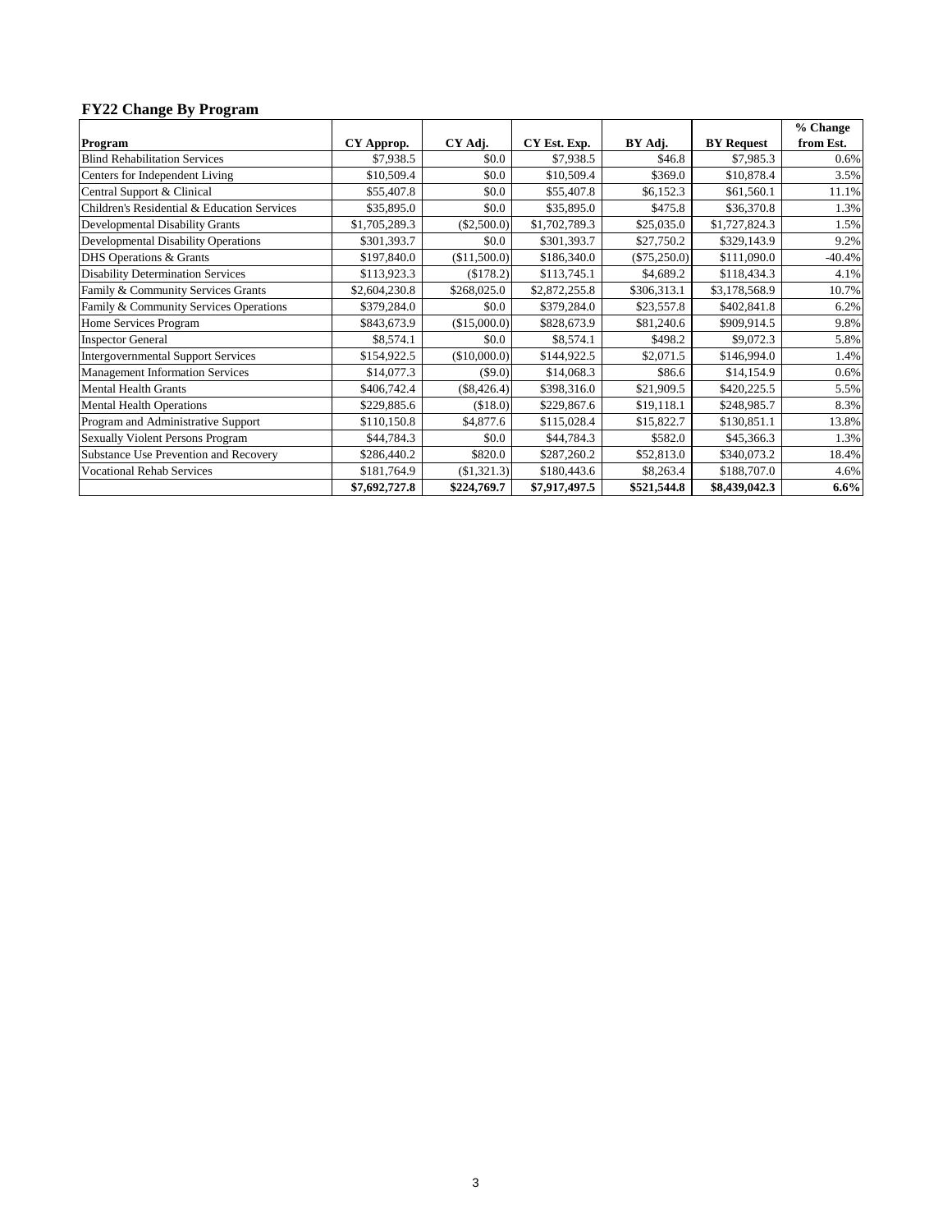## FY22 Change By Program

| Program | CY Approp. | CY Adj. | CY Est. Exp. | BY Adj. | BY Request | % Change from Est. |
|---|---|---|---|---|---|---|
| Blind Rehabilitation Services | $7,938.5 | $0.0 | $7,938.5 | $46.8 | $7,985.3 | 0.6% |
| Centers for Independent Living | $10,509.4 | $0.0 | $10,509.4 | $369.0 | $10,878.4 | 3.5% |
| Central Support & Clinical | $55,407.8 | $0.0 | $55,407.8 | $6,152.3 | $61,560.1 | 11.1% |
| Children's Residential & Education Services | $35,895.0 | $0.0 | $35,895.0 | $475.8 | $36,370.8 | 1.3% |
| Developmental Disability Grants | $1,705,289.3 | ($2,500.0) | $1,702,789.3 | $25,035.0 | $1,727,824.3 | 1.5% |
| Developmental Disability Operations | $301,393.7 | $0.0 | $301,393.7 | $27,750.2 | $329,143.9 | 9.2% |
| DHS Operations & Grants | $197,840.0 | ($11,500.0) | $186,340.0 | ($75,250.0) | $111,090.0 | -40.4% |
| Disability Determination Services | $113,923.3 | ($178.2) | $113,745.1 | $4,689.2 | $118,434.3 | 4.1% |
| Family & Community Services Grants | $2,604,230.8 | $268,025.0 | $2,872,255.8 | $306,313.1 | $3,178,568.9 | 10.7% |
| Family & Community Services Operations | $379,284.0 | $0.0 | $379,284.0 | $23,557.8 | $402,841.8 | 6.2% |
| Home Services Program | $843,673.9 | ($15,000.0) | $828,673.9 | $81,240.6 | $909,914.5 | 9.8% |
| Inspector General | $8,574.1 | $0.0 | $8,574.1 | $498.2 | $9,072.3 | 5.8% |
| Intergovernmental Support Services | $154,922.5 | ($10,000.0) | $144,922.5 | $2,071.5 | $146,994.0 | 1.4% |
| Management Information Services | $14,077.3 | ($9.0) | $14,068.3 | $86.6 | $14,154.9 | 0.6% |
| Mental Health Grants | $406,742.4 | ($8,426.4) | $398,316.0 | $21,909.5 | $420,225.5 | 5.5% |
| Mental Health Operations | $229,885.6 | ($18.0) | $229,867.6 | $19,118.1 | $248,985.7 | 8.3% |
| Program and Administrative Support | $110,150.8 | $4,877.6 | $115,028.4 | $15,822.7 | $130,851.1 | 13.8% |
| Sexually Violent Persons Program | $44,784.3 | $0.0 | $44,784.3 | $582.0 | $45,366.3 | 1.3% |
| Substance Use Prevention and Recovery | $286,440.2 | $820.0 | $287,260.2 | $52,813.0 | $340,073.2 | 18.4% |
| Vocational Rehab Services | $181,764.9 | ($1,321.3) | $180,443.6 | $8,263.4 | $188,707.0 | 4.6% |
| | **$7,692,727.8** | **$224,769.7** | **$7,917,497.5** | **$521,544.8** | **$8,439,042.3** | **6.6%** |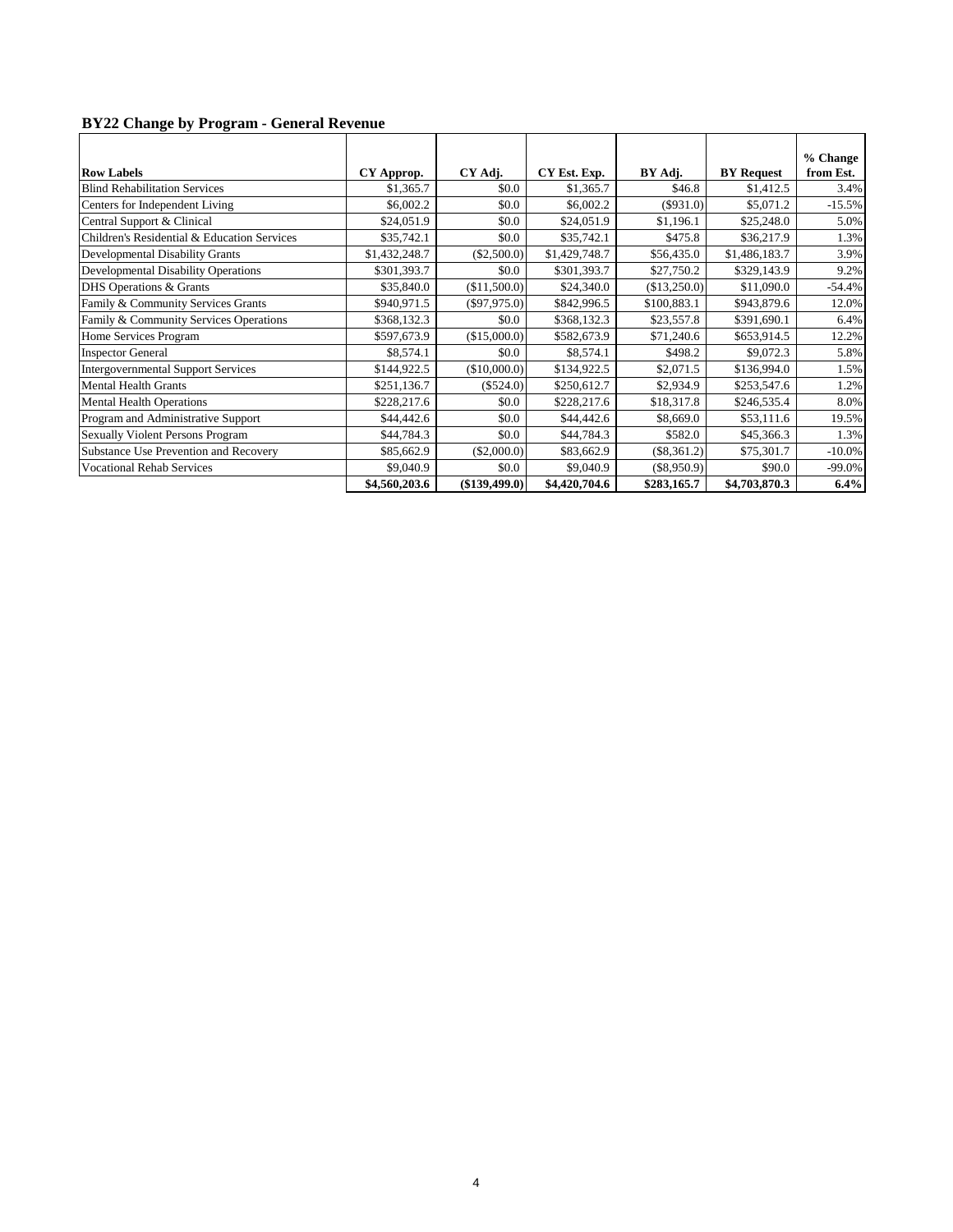## BY22 Change by Program - General Revenue

| Row Labels | CY Approp. | CY Adj. | CY Est. Exp. | BY Adj. | BY Request | % Change from Est. |
|---|---|---|---|---|---|---|
| Blind Rehabilitation Services | $1,365.7 | $0.0 | $1,365.7 | $46.8 | $1,412.5 | 3.4% |
| Centers for Independent Living | $6,002.2 | $0.0 | $6,002.2 | ($931.0) | $5,071.2 | -15.5% |
| Central Support & Clinical | $24,051.9 | $0.0 | $24,051.9 | $1,196.1 | $25,248.0 | 5.0% |
| Children's Residential & Education Services | $35,742.1 | $0.0 | $35,742.1 | $475.8 | $36,217.9 | 1.3% |
| Developmental Disability Grants | $1,432,248.7 | ($2,500.0) | $1,429,748.7 | $56,435.0 | $1,486,183.7 | 3.9% |
| Developmental Disability Operations | $301,393.7 | $0.0 | $301,393.7 | $27,750.2 | $329,143.9 | 9.2% |
| DHS Operations & Grants | $35,840.0 | ($11,500.0) | $24,340.0 | ($13,250.0) | $11,090.0 | -54.4% |
| Family & Community Services Grants | $940,971.5 | ($97,975.0) | $842,996.5 | $100,883.1 | $943,879.6 | 12.0% |
| Family & Community Services Operations | $368,132.3 | $0.0 | $368,132.3 | $23,557.8 | $391,690.1 | 6.4% |
| Home Services Program | $597,673.9 | ($15,000.0) | $582,673.9 | $71,240.6 | $653,914.5 | 12.2% |
| Inspector General | $8,574.1 | $0.0 | $8,574.1 | $498.2 | $9,072.3 | 5.8% |
| Intergovernmental Support Services | $144,922.5 | ($10,000.0) | $134,922.5 | $2,071.5 | $136,994.0 | 1.5% |
| Mental Health Grants | $251,136.7 | ($524.0) | $250,612.7 | $2,934.9 | $253,547.6 | 1.2% |
| Mental Health Operations | $228,217.6 | $0.0 | $228,217.6 | $18,317.8 | $246,535.4 | 8.0% |
| Program and Administrative Support | $44,442.6 | $0.0 | $44,442.6 | $8,669.0 | $53,111.6 | 19.5% |
| Sexually Violent Persons Program | $44,784.3 | $0.0 | $44,784.3 | $582.0 | $45,366.3 | 1.3% |
| Substance Use Prevention and Recovery | $85,662.9 | ($2,000.0) | $83,662.9 | ($8,361.2) | $75,301.7 | -10.0% |
| Vocational Rehab Services | $9,040.9 | $0.0 | $9,040.9 | ($8,950.9) | $90.0 | -99.0% |
| | **$4,560,203.6** | **($139,499.0)** | **$4,420,704.6** | **$283,165.7** | **$4,703,870.3** | **6.4%** |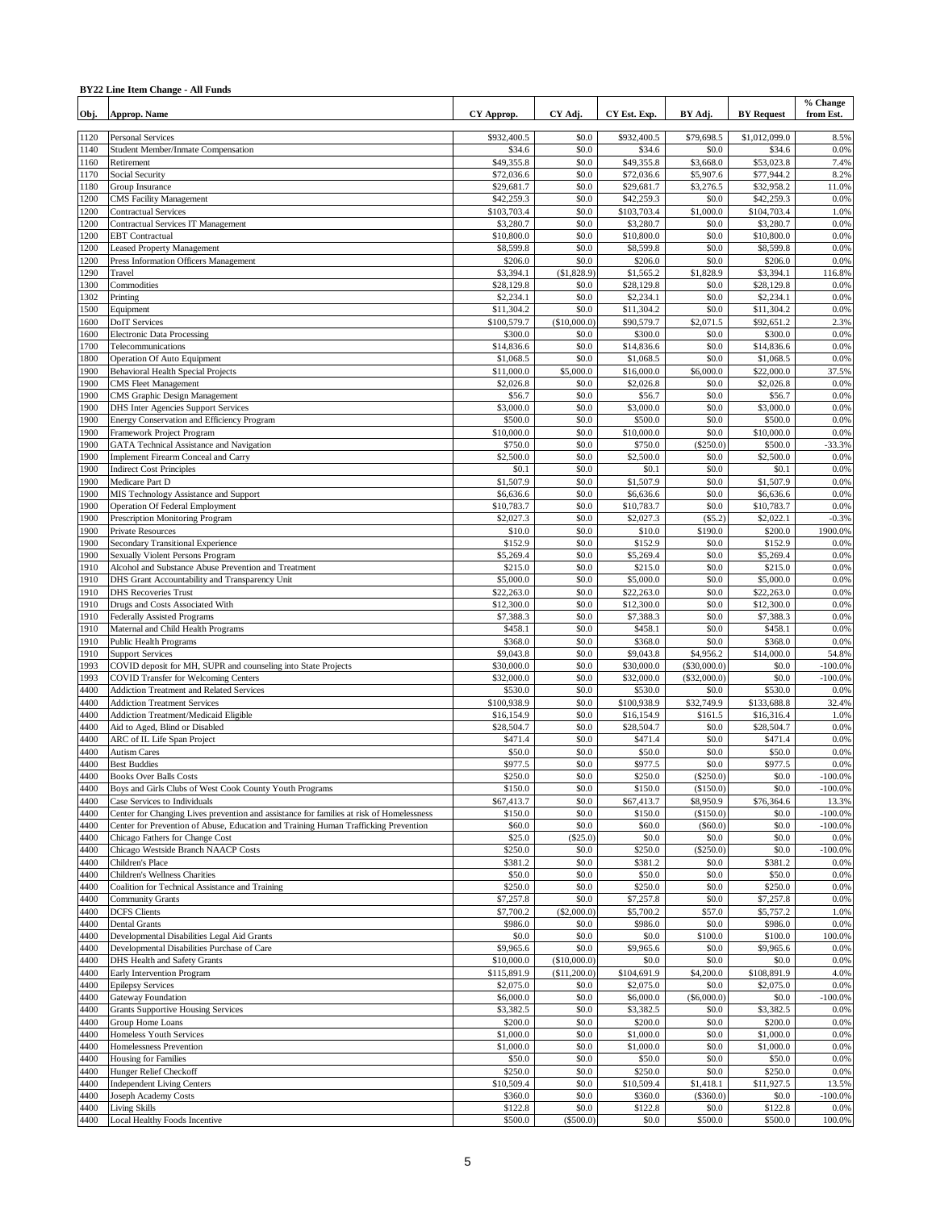**BY22 Line Item Change - All Funds**

| Obj. | Approp. Name | CY Approp. | CY Adj. | CY Est. Exp. | BY Adj. | BY Request | % Change from Est. |
|---|---|---|---|---|---|---|---|
| 1120 | Personal Services | $932,400.5 | $0.0 | $932,400.5 | $79,698.5 | $1,012,099.0 | 8.5% |
| 1140 | Student Member/Inmate Compensation | $34.6 | $0.0 | $34.6 | $0.0 | $34.6 | 0.0% |
| 1160 | Retirement | $49,355.8 | $0.0 | $49,355.8 | $3,668.0 | $53,023.8 | 7.4% |
| 1170 | Social Security | $72,036.6 | $0.0 | $72,036.6 | $5,907.6 | $77,944.2 | 8.2% |
| 1180 | Group Insurance | $29,681.7 | $0.0 | $29,681.7 | $3,276.5 | $32,958.2 | 11.0% |
| 1200 | CMS Facility Management | $42,259.3 | $0.0 | $42,259.3 | $0.0 | $42,259.3 | 0.0% |
| 1200 | Contractual Services | $103,703.4 | $0.0 | $103,703.4 | $1,000.0 | $104,703.4 | 1.0% |
| 1200 | Contractual Services IT Management | $3,280.7 | $0.0 | $3,280.7 | $0.0 | $3,280.7 | 0.0% |
| 1200 | EBT Contractual | $10,800.0 | $0.0 | $10,800.0 | $0.0 | $10,800.0 | 0.0% |
| 1200 | Leased Property Management | $8,599.8 | $0.0 | $8,599.8 | $0.0 | $8,599.8 | 0.0% |
| 1200 | Press Information Officers Management | $206.0 | $0.0 | $206.0 | $0.0 | $206.0 | 0.0% |
| 1290 | Travel | $3,394.1 | ($1,828.9) | $1,565.2 | $1,828.9 | $3,394.1 | 116.8% |
| 1300 | Commodities | $28,129.8 | $0.0 | $28,129.8 | $0.0 | $28,129.8 | 0.0% |
| 1302 | Printing | $2,234.1 | $0.0 | $2,234.1 | $0.0 | $2,234.1 | 0.0% |
| 1500 | Equipment | $11,304.2 | $0.0 | $11,304.2 | $0.0 | $11,304.2 | 0.0% |
| 1600 | DoIT Services | $100,579.7 | ($10,000.0) | $90,579.7 | $2,071.5 | $92,651.2 | 2.3% |
| 1600 | Electronic Data Processing | $300.0 | $0.0 | $300.0 | $0.0 | $300.0 | 0.0% |
| 1700 | Telecommunications | $14,836.6 | $0.0 | $14,836.6 | $0.0 | $14,836.6 | 0.0% |
| 1800 | Operation Of Auto Equipment | $1,068.5 | $0.0 | $1,068.5 | $0.0 | $1,068.5 | 0.0% |
| 1900 | Behavioral Health Special Projects | $11,000.0 | $5,000.0 | $16,000.0 | $6,000.0 | $22,000.0 | 37.5% |
| 1900 | CMS Fleet Management | $2,026.8 | $0.0 | $2,026.8 | $0.0 | $2,026.8 | 0.0% |
| 1900 | CMS Graphic Design Management | $56.7 | $0.0 | $56.7 | $0.0 | $56.7 | 0.0% |
| 1900 | DHS Inter Agencies Support Services | $3,000.0 | $0.0 | $3,000.0 | $0.0 | $3,000.0 | 0.0% |
| 1900 | Energy Conservation and Efficiency Program | $500.0 | $0.0 | $500.0 | $0.0 | $500.0 | 0.0% |
| 1900 | Framework Project Program | $10,000.0 | $0.0 | $10,000.0 | $0.0 | $10,000.0 | 0.0% |
| 1900 | GATA Technical Assistance and Navigation | $750.0 | $0.0 | $750.0 | ($250.0) | $500.0 | -33.3% |
| 1900 | Implement Firearm Conceal and Carry | $2,500.0 | $0.0 | $2,500.0 | $0.0 | $2,500.0 | 0.0% |
| 1900 | Indirect Cost Principles | $0.1 | $0.0 | $0.1 | $0.0 | $0.1 | 0.0% |
| 1900 | Medicare Part D | $1,507.9 | $0.0 | $1,507.9 | $0.0 | $1,507.9 | 0.0% |
| 1900 | MIS Technology Assistance and Support | $6,636.6 | $0.0 | $6,636.6 | $0.0 | $6,636.6 | 0.0% |
| 1900 | Operation Of Federal Employment | $10,783.7 | $0.0 | $10,783.7 | $0.0 | $10,783.7 | 0.0% |
| 1900 | Prescription Monitoring Program | $2,027.3 | $0.0 | $2,027.3 | ($5.2) | $2,022.1 | -0.3% |
| 1900 | Private Resources | $10.0 | $0.0 | $10.0 | $190.0 | $200.0 | 1900.0% |
| 1900 | Secondary Transitional Experience | $152.9 | $0.0 | $152.9 | $0.0 | $152.9 | 0.0% |
| 1900 | Sexually Violent Persons Program | $5,269.4 | $0.0 | $5,269.4 | $0.0 | $5,269.4 | 0.0% |
| 1910 | Alcohol and Substance Abuse Prevention and Treatment | $215.0 | $0.0 | $215.0 | $0.0 | $215.0 | 0.0% |
| 1910 | DHS Grant Accountability and Transparency Unit | $5,000.0 | $0.0 | $5,000.0 | $0.0 | $5,000.0 | 0.0% |
| 1910 | DHS Recoveries Trust | $22,263.0 | $0.0 | $22,263.0 | $0.0 | $22,263.0 | 0.0% |
| 1910 | Drugs and Costs Associated With | $12,300.0 | $0.0 | $12,300.0 | $0.0 | $12,300.0 | 0.0% |
| 1910 | Federally Assisted Programs | $7,388.3 | $0.0 | $7,388.3 | $0.0 | $7,388.3 | 0.0% |
| 1910 | Maternal and Child Health Programs | $458.1 | $0.0 | $458.1 | $0.0 | $458.1 | 0.0% |
| 1910 | Public Health Programs | $368.0 | $0.0 | $368.0 | $0.0 | $368.0 | 0.0% |
| 1910 | Support Services | $9,043.8 | $0.0 | $9,043.8 | $4,956.2 | $14,000.0 | 54.8% |
| 1993 | COVID deposit for MH, SUPR and counseling into State Projects | $30,000.0 | $0.0 | $30,000.0 | ($30,000.0) | $0.0 | -100.0% |
| 1993 | COVID Transfer for Welcoming Centers | $32,000.0 | $0.0 | $32,000.0 | ($32,000.0) | $0.0 | -100.0% |
| 4400 | Addiction Treatment and Related Services | $530.0 | $0.0 | $530.0 | $0.0 | $530.0 | 0.0% |
| 4400 | Addiction Treatment Services | $100,938.9 | $0.0 | $100,938.9 | $32,749.9 | $133,688.8 | 32.4% |
| 4400 | Addiction Treatment/Medicaid Eligible | $16,154.9 | $0.0 | $16,154.9 | $161.5 | $16,316.4 | 1.0% |
| 4400 | Aid to Aged, Blind or Disabled | $28,504.7 | $0.0 | $28,504.7 | $0.0 | $28,504.7 | 0.0% |
| 4400 | ARC of IL Life Span Project | $471.4 | $0.0 | $471.4 | $0.0 | $471.4 | 0.0% |
| 4400 | Autism Cares | $50.0 | $0.0 | $50.0 | $0.0 | $50.0 | 0.0% |
| 4400 | Best Buddies | $977.5 | $0.0 | $977.5 | $0.0 | $977.5 | 0.0% |
| 4400 | Books Over Balls Costs | $250.0 | $0.0 | $250.0 | ($250.0) | $0.0 | -100.0% |
| 4400 | Boys and Girls Clubs of West Cook County Youth Programs | $150.0 | $0.0 | $150.0 | ($150.0) | $0.0 | -100.0% |
| 4400 | Case Services to Individuals | $67,413.7 | $0.0 | $67,413.7 | $8,950.9 | $76,364.6 | 13.3% |
| 4400 | Center for Changing Lives prevention and assistance for families at risk of Homelessness | $150.0 | $0.0 | $150.0 | ($150.0) | $0.0 | -100.0% |
| 4400 | Center for Prevention of Abuse, Education and Training Human Trafficking Prevention | $60.0 | $0.0 | $60.0 | ($60.0) | $0.0 | -100.0% |
| 4400 | Chicago Fathers for Change Cost | $25.0 | ($25.0) | $0.0 | $0.0 | $0.0 | 0.0% |
| 4400 | Chicago Westside Branch NAACP Costs | $250.0 | $0.0 | $250.0 | ($250.0) | $0.0 | -100.0% |
| 4400 | Children's Place | $381.2 | $0.0 | $381.2 | $0.0 | $381.2 | 0.0% |
| 4400 | Children's Wellness Charities | $50.0 | $0.0 | $50.0 | $0.0 | $50.0 | 0.0% |
| 4400 | Coalition for Technical Assistance and Training | $250.0 | $0.0 | $250.0 | $0.0 | $250.0 | 0.0% |
| 4400 | Community Grants | $7,257.8 | $0.0 | $7,257.8 | $0.0 | $7,257.8 | 0.0% |
| 4400 | DCFS Clients | $7,700.2 | ($2,000.0) | $5,700.2 | $57.0 | $5,757.2 | 1.0% |
| 4400 | Dental Grants | $986.0 | $0.0 | $986.0 | $0.0 | $986.0 | 0.0% |
| 4400 | Developmental Disabilities Legal Aid Grants | $0.0 | $0.0 | $0.0 | $100.0 | $100.0 | 100.0% |
| 4400 | Developmental Disabilities Purchase of Care | $9,965.6 | $0.0 | $9,965.6 | $0.0 | $9,965.6 | 0.0% |
| 4400 | DHS Health and Safety Grants | $10,000.0 | ($10,000.0) | $0.0 | $0.0 | $0.0 | 0.0% |
| 4400 | Early Intervention Program | $115,891.9 | ($11,200.0) | $104,691.9 | $4,200.0 | $108,891.9 | 4.0% |
| 4400 | Epilepsy Services | $2,075.0 | $0.0 | $2,075.0 | $0.0 | $2,075.0 | 0.0% |
| 4400 | Gateway Foundation | $6,000.0 | $0.0 | $6,000.0 | ($6,000.0) | $0.0 | -100.0% |
| 4400 | Grants Supportive Housing Services | $3,382.5 | $0.0 | $3,382.5 | $0.0 | $3,382.5 | 0.0% |
| 4400 | Group Home Loans | $200.0 | $0.0 | $200.0 | $0.0 | $200.0 | 0.0% |
| 4400 | Homeless Youth Services | $1,000.0 | $0.0 | $1,000.0 | $0.0 | $1,000.0 | 0.0% |
| 4400 | Homelessness Prevention | $1,000.0 | $0.0 | $1,000.0 | $0.0 | $1,000.0 | 0.0% |
| 4400 | Housing for Families | $50.0 | $0.0 | $50.0 | $0.0 | $50.0 | 0.0% |
| 4400 | Hunger Relief Checkoff | $250.0 | $0.0 | $250.0 | $0.0 | $250.0 | 0.0% |
| 4400 | Independent Living Centers | $10,509.4 | $0.0 | $10,509.4 | $1,418.1 | $11,927.5 | 13.5% |
| 4400 | Joseph Academy Costs | $360.0 | $0.0 | $360.0 | ($360.0) | $0.0 | -100.0% |
| 4400 | Living Skills | $122.8 | $0.0 | $122.8 | $0.0 | $122.8 | 0.0% |
| 4400 | Local Healthy Foods Incentive | $500.0 | ($500.0) | $0.0 | $500.0 | $500.0 | 100.0% |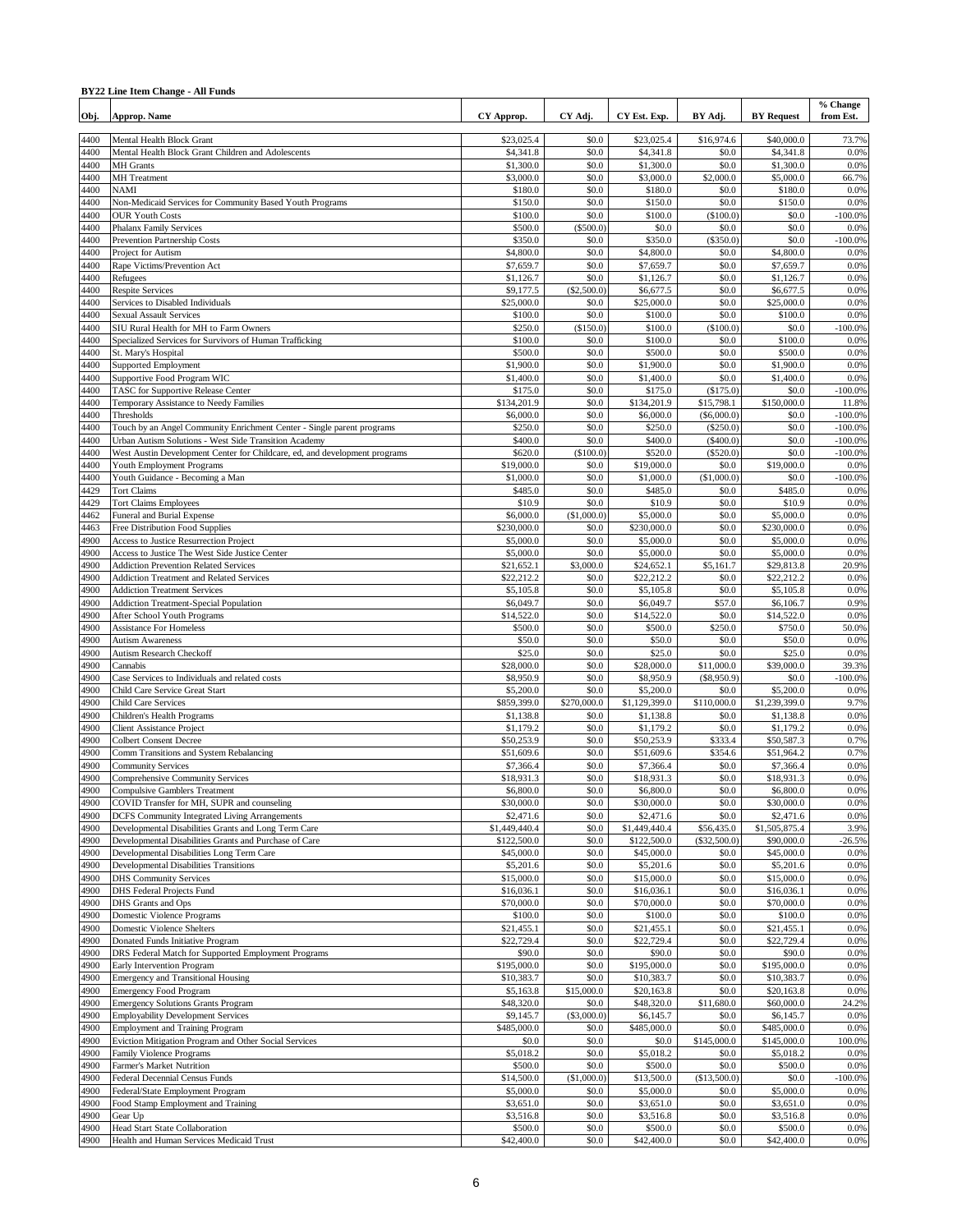**BY22 Line Item Change - All Funds**

| Obj. | Approp. Name | CY Approp. | CY Adj. | CY Est. Exp. | BY Adj. | BY Request | % Change from Est. |
|---|---|---|---|---|---|---|---|
| 4400 | Mental Health Block Grant | $23,025.4 | $0.0 | $23,025.4 | $16,974.6 | $40,000.0 | 73.7% |
| 4400 | Mental Health Block Grant Children and Adolescents | $4,341.8 | $0.0 | $4,341.8 | $0.0 | $4,341.8 | 0.0% |
| 4400 | MH Grants | $1,300.0 | $0.0 | $1,300.0 | $0.0 | $1,300.0 | 0.0% |
| 4400 | MH Treatment | $3,000.0 | $0.0 | $3,000.0 | $2,000.0 | $5,000.0 | 66.7% |
| 4400 | NAMI | $180.0 | $0.0 | $180.0 | $0.0 | $180.0 | 0.0% |
| 4400 | Non-Medicaid Services for Community Based Youth Programs | $150.0 | $0.0 | $150.0 | $0.0 | $150.0 | 0.0% |
| 4400 | OUR Youth Costs | $100.0 | $0.0 | $100.0 | ($100.0) | $0.0 | -100.0% |
| 4400 | Phalanx Family Services | $500.0 | ($500.0) | $0.0 | $0.0 | $0.0 | 0.0% |
| 4400 | Prevention Partnership Costs | $350.0 | $0.0 | $350.0 | ($350.0) | $0.0 | -100.0% |
| 4400 | Project for Autism | $4,800.0 | $0.0 | $4,800.0 | $0.0 | $4,800.0 | 0.0% |
| 4400 | Rape Victims/Prevention Act | $7,659.7 | $0.0 | $7,659.7 | $0.0 | $7,659.7 | 0.0% |
| 4400 | Refugees | $1,126.7 | $0.0 | $1,126.7 | $0.0 | $1,126.7 | 0.0% |
| 4400 | Respite Services | $9,177.5 | ($2,500.0) | $6,677.5 | $0.0 | $6,677.5 | 0.0% |
| 4400 | Services to Disabled Individuals | $25,000.0 | $0.0 | $25,000.0 | $0.0 | $25,000.0 | 0.0% |
| 4400 | Sexual Assault Services | $100.0 | $0.0 | $100.0 | $0.0 | $100.0 | 0.0% |
| 4400 | SIU Rural Health for MH to Farm Owners | $250.0 | ($150.0) | $100.0 | ($100.0) | $0.0 | -100.0% |
| 4400 | Specialized Services for Survivors of Human Trafficking | $100.0 | $0.0 | $100.0 | $0.0 | $100.0 | 0.0% |
| 4400 | St. Mary's Hospital | $500.0 | $0.0 | $500.0 | $0.0 | $500.0 | 0.0% |
| 4400 | Supported Employment | $1,900.0 | $0.0 | $1,900.0 | $0.0 | $1,900.0 | 0.0% |
| 4400 | Supportive Food Program WIC | $1,400.0 | $0.0 | $1,400.0 | $0.0 | $1,400.0 | 0.0% |
| 4400 | TASC for Supportive Release Center | $175.0 | $0.0 | $175.0 | ($175.0) | $0.0 | -100.0% |
| 4400 | Temporary Assistance to Needy Families | $134,201.9 | $0.0 | $134,201.9 | $15,798.1 | $150,000.0 | 11.8% |
| 4400 | Thresholds | $6,000.0 | $0.0 | $6,000.0 | ($6,000.0) | $0.0 | -100.0% |
| 4400 | Touch by an Angel Community Enrichment Center - Single parent programs | $250.0 | $0.0 | $250.0 | ($250.0) | $0.0 | -100.0% |
| 4400 | Urban Autism Solutions - West Side Transition Academy | $400.0 | $0.0 | $400.0 | ($400.0) | $0.0 | -100.0% |
| 4400 | West Austin Development Center for Childcare, ed, and development programs | $620.0 | ($100.0) | $520.0 | ($520.0) | $0.0 | -100.0% |
| 4400 | Youth Employment Programs | $19,000.0 | $0.0 | $19,000.0 | $0.0 | $19,000.0 | 0.0% |
| 4400 | Youth Guidance - Becoming a Man | $1,000.0 | $0.0 | $1,000.0 | ($1,000.0) | $0.0 | -100.0% |
| 4429 | Tort Claims | $485.0 | $0.0 | $485.0 | $0.0 | $485.0 | 0.0% |
| 4429 | Tort Claims Employees | $10.9 | $0.0 | $10.9 | $0.0 | $10.9 | 0.0% |
| 4462 | Funeral and Burial Expense | $6,000.0 | ($1,000.0) | $5,000.0 | $0.0 | $5,000.0 | 0.0% |
| 4463 | Free Distribution Food Supplies | $230,000.0 | $0.0 | $230,000.0 | $0.0 | $230,000.0 | 0.0% |
| 4900 | Access to Justice Resurrection Project | $5,000.0 | $0.0 | $5,000.0 | $0.0 | $5,000.0 | 0.0% |
| 4900 | Access to Justice The West Side Justice Center | $5,000.0 | $0.0 | $5,000.0 | $0.0 | $5,000.0 | 0.0% |
| 4900 | Addiction Prevention Related Services | $21,652.1 | $3,000.0 | $24,652.1 | $5,161.7 | $29,813.8 | 20.9% |
| 4900 | Addiction Treatment and Related Services | $22,212.2 | $0.0 | $22,212.2 | $0.0 | $22,212.2 | 0.0% |
| 4900 | Addiction Treatment Services | $5,105.8 | $0.0 | $5,105.8 | $0.0 | $5,105.8 | 0.0% |
| 4900 | Addiction Treatment-Special Population | $6,049.7 | $0.0 | $6,049.7 | $57.0 | $6,106.7 | 0.9% |
| 4900 | After School Youth Programs | $14,522.0 | $0.0 | $14,522.0 | $0.0 | $14,522.0 | 0.0% |
| 4900 | Assistance For Homeless | $500.0 | $0.0 | $500.0 | $250.0 | $750.0 | 50.0% |
| 4900 | Autism Awareness | $50.0 | $0.0 | $50.0 | $0.0 | $50.0 | 0.0% |
| 4900 | Autism Research Checkoff | $25.0 | $0.0 | $25.0 | $0.0 | $25.0 | 0.0% |
| 4900 | Cannabis | $28,000.0 | $0.0 | $28,000.0 | $11,000.0 | $39,000.0 | 39.3% |
| 4900 | Case Services to Individuals and related costs | $8,950.9 | $0.0 | $8,950.9 | ($8,950.9) | $0.0 | -100.0% |
| 4900 | Child Care Service Great Start | $5,200.0 | $0.0 | $5,200.0 | $0.0 | $5,200.0 | 0.0% |
| 4900 | Child Care Services | $859,399.0 | $270,000.0 | $1,129,399.0 | $110,000.0 | $1,239,399.0 | 9.7% |
| 4900 | Children's Health Programs | $1,138.8 | $0.0 | $1,138.8 | $0.0 | $1,138.8 | 0.0% |
| 4900 | Client Assistance Project | $1,179.2 | $0.0 | $1,179.2 | $0.0 | $1,179.2 | 0.0% |
| 4900 | Colbert Consent Decree | $50,253.9 | $0.0 | $50,253.9 | $333.4 | $50,587.3 | 0.7% |
| 4900 | Comm Transitions and System Rebalancing | $51,609.6 | $0.0 | $51,609.6 | $354.6 | $51,964.2 | 0.7% |
| 4900 | Community Services | $7,366.4 | $0.0 | $7,366.4 | $0.0 | $7,366.4 | 0.0% |
| 4900 | Comprehensive Community Services | $18,931.3 | $0.0 | $18,931.3 | $0.0 | $18,931.3 | 0.0% |
| 4900 | Compulsive Gamblers Treatment | $6,800.0 | $0.0 | $6,800.0 | $0.0 | $6,800.0 | 0.0% |
| 4900 | COVID Transfer for MH, SUPR and counseling | $30,000.0 | $0.0 | $30,000.0 | $0.0 | $30,000.0 | 0.0% |
| 4900 | DCFS Community Integrated Living Arrangements | $2,471.6 | $0.0 | $2,471.6 | $0.0 | $2,471.6 | 0.0% |
| 4900 | Developmental Disabilities Grants and Long Term Care | $1,449,440.4 | $0.0 | $1,449,440.4 | $56,435.0 | $1,505,875.4 | 3.9% |
| 4900 | Developmental Disabilities Grants and Purchase of Care | $122,500.0 | $0.0 | $122,500.0 | ($32,500.0) | $90,000.0 | -26.5% |
| 4900 | Developmental Disabilities Long Term Care | $45,000.0 | $0.0 | $45,000.0 | $0.0 | $45,000.0 | 0.0% |
| 4900 | Developmental Disabilities Transitions | $5,201.6 | $0.0 | $5,201.6 | $0.0 | $5,201.6 | 0.0% |
| 4900 | DHS Community Services | $15,000.0 | $0.0 | $15,000.0 | $0.0 | $15,000.0 | 0.0% |
| 4900 | DHS Federal Projects Fund | $16,036.1 | $0.0 | $16,036.1 | $0.0 | $16,036.1 | 0.0% |
| 4900 | DHS Grants and Ops | $70,000.0 | $0.0 | $70,000.0 | $0.0 | $70,000.0 | 0.0% |
| 4900 | Domestic Violence Programs | $100.0 | $0.0 | $100.0 | $0.0 | $100.0 | 0.0% |
| 4900 | Domestic Violence Shelters | $21,455.1 | $0.0 | $21,455.1 | $0.0 | $21,455.1 | 0.0% |
| 4900 | Donated Funds Initiative Program | $22,729.4 | $0.0 | $22,729.4 | $0.0 | $22,729.4 | 0.0% |
| 4900 | DRS Federal Match for Supported Employment Programs | $90.0 | $0.0 | $90.0 | $0.0 | $90.0 | 0.0% |
| 4900 | Early Intervention Program | $195,000.0 | $0.0 | $195,000.0 | $0.0 | $195,000.0 | 0.0% |
| 4900 | Emergency and Transitional Housing | $10,383.7 | $0.0 | $10,383.7 | $0.0 | $10,383.7 | 0.0% |
| 4900 | Emergency Food Program | $5,163.8 | $15,000.0 | $20,163.8 | $0.0 | $20,163.8 | 0.0% |
| 4900 | Emergency Solutions Grants Program | $48,320.0 | $0.0 | $48,320.0 | $11,680.0 | $60,000.0 | 24.2% |
| 4900 | Employability Development Services | $9,145.7 | ($3,000.0) | $6,145.7 | $0.0 | $6,145.7 | 0.0% |
| 4900 | Employment and Training Program | $485,000.0 | $0.0 | $485,000.0 | $0.0 | $485,000.0 | 0.0% |
| 4900 | Eviction Mitigation Program and Other Social Services | $0.0 | $0.0 | $0.0 | $145,000.0 | $145,000.0 | 100.0% |
| 4900 | Family Violence Programs | $5,018.2 | $0.0 | $5,018.2 | $0.0 | $5,018.2 | 0.0% |
| 4900 | Farmer's Market Nutrition | $500.0 | $0.0 | $500.0 | $0.0 | $500.0 | 0.0% |
| 4900 | Federal Decennial Census Funds | $14,500.0 | ($1,000.0) | $13,500.0 | ($13,500.0) | $0.0 | -100.0% |
| 4900 | Federal/State Employment Program | $5,000.0 | $0.0 | $5,000.0 | $0.0 | $5,000.0 | 0.0% |
| 4900 | Food Stamp Employment and Training | $3,651.0 | $0.0 | $3,651.0 | $0.0 | $3,651.0 | 0.0% |
| 4900 | Gear Up | $3,516.8 | $0.0 | $3,516.8 | $0.0 | $3,516.8 | 0.0% |
| 4900 | Head Start State Collaboration | $500.0 | $0.0 | $500.0 | $0.0 | $500.0 | 0.0% |
| 4900 | Health and Human Services Medicaid Trust | $42,400.0 | $0.0 | $42,400.0 | $0.0 | $42,400.0 | 0.0% |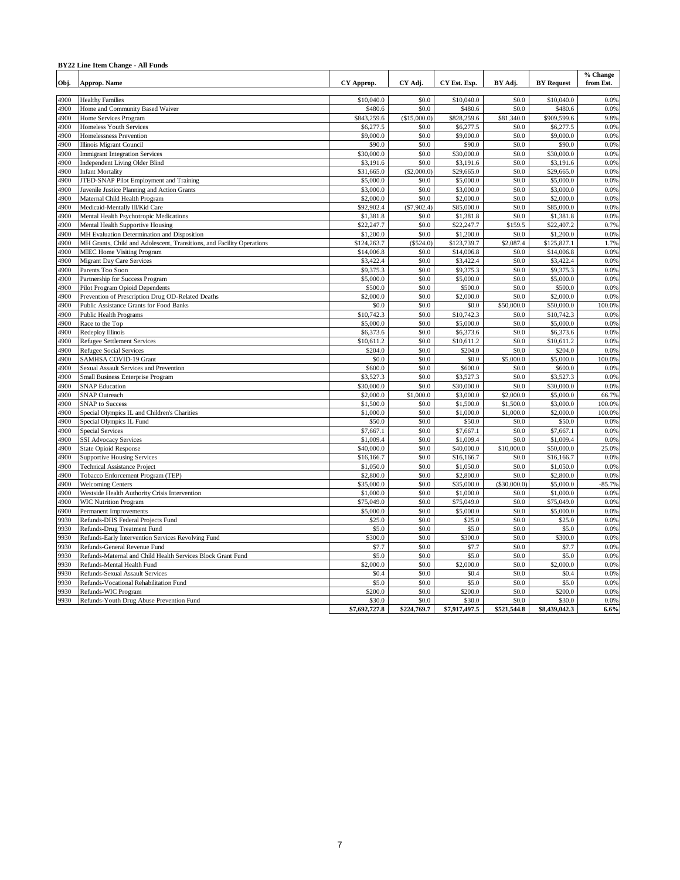**BY22 Line Item Change - All Funds**

| Obj. | Approp. Name | CY Approp. | CY Adj. | CY Est. Exp. | BY Adj. | BY Request | % Change from Est. |
|---|---|---|---|---|---|---|---|
| 4900 | Healthy Families | $10,040.0 | $0.0 | $10,040.0 | $0.0 | $10,040.0 | 0.0% |
| 4900 | Home and Community Based Waiver | $480.6 | $0.0 | $480.6 | $0.0 | $480.6 | 0.0% |
| 4900 | Home Services Program | $843,259.6 | ($15,000.0) | $828,259.6 | $81,340.0 | $909,599.6 | 9.8% |
| 4900 | Homeless Youth Services | $6,277.5 | $0.0 | $6,277.5 | $0.0 | $6,277.5 | 0.0% |
| 4900 | Homelessness Prevention | $9,000.0 | $0.0 | $9,000.0 | $0.0 | $9,000.0 | 0.0% |
| 4900 | Illinois Migrant Council | $90.0 | $0.0 | $90.0 | $0.0 | $90.0 | 0.0% |
| 4900 | Immigrant Integration Services | $30,000.0 | $0.0 | $30,000.0 | $0.0 | $30,000.0 | 0.0% |
| 4900 | Independent Living Older Blind | $3,191.6 | $0.0 | $3,191.6 | $0.0 | $3,191.6 | 0.0% |
| 4900 | Infant Mortality | $31,665.0 | ($2,000.0) | $29,665.0 | $0.0 | $29,665.0 | 0.0% |
| 4900 | JTED-SNAP Pilot Employment and Training | $5,000.0 | $0.0 | $5,000.0 | $0.0 | $5,000.0 | 0.0% |
| 4900 | Juvenile Justice Planning and Action Grants | $3,000.0 | $0.0 | $3,000.0 | $0.0 | $3,000.0 | 0.0% |
| 4900 | Maternal Child Health Program | $2,000.0 | $0.0 | $2,000.0 | $0.0 | $2,000.0 | 0.0% |
| 4900 | Medicaid-Mentally Ill/Kid Care | $92,902.4 | ($7,902.4) | $85,000.0 | $0.0 | $85,000.0 | 0.0% |
| 4900 | Mental Health Psychotropic Medications | $1,381.8 | $0.0 | $1,381.8 | $0.0 | $1,381.8 | 0.0% |
| 4900 | Mental Health Supportive Housing | $22,247.7 | $0.0 | $22,247.7 | $159.5 | $22,407.2 | 0.7% |
| 4900 | MH Evaluation Determination and Disposition | $1,200.0 | $0.0 | $1,200.0 | $0.0 | $1,200.0 | 0.0% |
| 4900 | MH Grants, Child and Adolescent, Transitions, and Facility Operations | $124,263.7 | ($524.0) | $123,739.7 | $2,087.4 | $125,827.1 | 1.7% |
| 4900 | MIEC Home Visiting Program | $14,006.8 | $0.0 | $14,006.8 | $0.0 | $14,006.8 | 0.0% |
| 4900 | Migrant Day Care Services | $3,422.4 | $0.0 | $3,422.4 | $0.0 | $3,422.4 | 0.0% |
| 4900 | Parents Too Soon | $9,375.3 | $0.0 | $9,375.3 | $0.0 | $9,375.3 | 0.0% |
| 4900 | Partnership for Success Program | $5,000.0 | $0.0 | $5,000.0 | $0.0 | $5,000.0 | 0.0% |
| 4900 | Pilot Program Opioid Dependents | $500.0 | $0.0 | $500.0 | $0.0 | $500.0 | 0.0% |
| 4900 | Prevention of Prescription Drug OD-Related Deaths | $2,000.0 | $0.0 | $2,000.0 | $0.0 | $2,000.0 | 0.0% |
| 4900 | Public Assistance Grants for Food Banks | $0.0 | $0.0 | $0.0 | $50,000.0 | $50,000.0 | 100.0% |
| 4900 | Public Health Programs | $10,742.3 | $0.0 | $10,742.3 | $0.0 | $10,742.3 | 0.0% |
| 4900 | Race to the Top | $5,000.0 | $0.0 | $5,000.0 | $0.0 | $5,000.0 | 0.0% |
| 4900 | Redeploy Illinois | $6,373.6 | $0.0 | $6,373.6 | $0.0 | $6,373.6 | 0.0% |
| 4900 | Refugee Settlement Services | $10,611.2 | $0.0 | $10,611.2 | $0.0 | $10,611.2 | 0.0% |
| 4900 | Refugee Social Services | $204.0 | $0.0 | $204.0 | $0.0 | $204.0 | 0.0% |
| 4900 | SAMHSA COVID-19 Grant | $0.0 | $0.0 | $0.0 | $5,000.0 | $5,000.0 | 100.0% |
| 4900 | Sexual Assault Services and Prevention | $600.0 | $0.0 | $600.0 | $0.0 | $600.0 | 0.0% |
| 4900 | Small Business Enterprise Program | $3,527.3 | $0.0 | $3,527.3 | $0.0 | $3,527.3 | 0.0% |
| 4900 | SNAP Education | $30,000.0 | $0.0 | $30,000.0 | $0.0 | $30,000.0 | 0.0% |
| 4900 | SNAP Outreach | $2,000.0 | $1,000.0 | $3,000.0 | $2,000.0 | $5,000.0 | 66.7% |
| 4900 | SNAP to Success | $1,500.0 | $0.0 | $1,500.0 | $1,500.0 | $3,000.0 | 100.0% |
| 4900 | Special Olympics IL and Children's Charities | $1,000.0 | $0.0 | $1,000.0 | $1,000.0 | $2,000.0 | 100.0% |
| 4900 | Special Olympics IL Fund | $50.0 | $0.0 | $50.0 | $0.0 | $50.0 | 0.0% |
| 4900 | Special Services | $7,667.1 | $0.0 | $7,667.1 | $0.0 | $7,667.1 | 0.0% |
| 4900 | SSI Advocacy Services | $1,009.4 | $0.0 | $1,009.4 | $0.0 | $1,009.4 | 0.0% |
| 4900 | State Opioid Response | $40,000.0 | $0.0 | $40,000.0 | $10,000.0 | $50,000.0 | 25.0% |
| 4900 | Supportive Housing Services | $16,166.7 | $0.0 | $16,166.7 | $0.0 | $16,166.7 | 0.0% |
| 4900 | Technical Assistance Project | $1,050.0 | $0.0 | $1,050.0 | $0.0 | $1,050.0 | 0.0% |
| 4900 | Tobacco Enforcement Program (TEP) | $2,800.0 | $0.0 | $2,800.0 | $0.0 | $2,800.0 | 0.0% |
| 4900 | Welcoming Centers | $35,000.0 | $0.0 | $35,000.0 | ($30,000.0) | $5,000.0 | -85.7% |
| 4900 | Westside Health Authority Crisis Intervention | $1,000.0 | $0.0 | $1,000.0 | $0.0 | $1,000.0 | 0.0% |
| 4900 | WIC Nutrition Program | $75,049.0 | $0.0 | $75,049.0 | $0.0 | $75,049.0 | 0.0% |
| 6900 | Permanent Improvements | $5,000.0 | $0.0 | $5,000.0 | $0.0 | $5,000.0 | 0.0% |
| 9930 | Refunds-DHS Federal Projects Fund | $25.0 | $0.0 | $25.0 | $0.0 | $25.0 | 0.0% |
| 9930 | Refunds-Drug Treatment Fund | $5.0 | $0.0 | $5.0 | $0.0 | $5.0 | 0.0% |
| 9930 | Refunds-Early Intervention Services Revolving Fund | $300.0 | $0.0 | $300.0 | $0.0 | $300.0 | 0.0% |
| 9930 | Refunds-General Revenue Fund | $7.7 | $0.0 | $7.7 | $0.0 | $7.7 | 0.0% |
| 9930 | Refunds-Maternal and Child Health Services Block Grant Fund | $5.0 | $0.0 | $5.0 | $0.0 | $5.0 | 0.0% |
| 9930 | Refunds-Mental Health Fund | $2,000.0 | $0.0 | $2,000.0 | $0.0 | $2,000.0 | 0.0% |
| 9930 | Refunds-Sexual Assault Services | $0.4 | $0.0 | $0.4 | $0.0 | $0.4 | 0.0% |
| 9930 | Refunds-Vocational Rehabilitation Fund | $5.0 | $0.0 | $5.0 | $0.0 | $5.0 | 0.0% |
| 9930 | Refunds-WIC Program | $200.0 | $0.0 | $200.0 | $0.0 | $200.0 | 0.0% |
| 9930 | Refunds-Youth Drug Abuse Prevention Fund | $30.0 | $0.0 | $30.0 | $0.0 | $30.0 | 0.0% |
| | | **$7,692,727.8** | **$224,769.7** | **$7,917,497.5** | **$521,544.8** | **$8,439,042.3** | **6.6%** |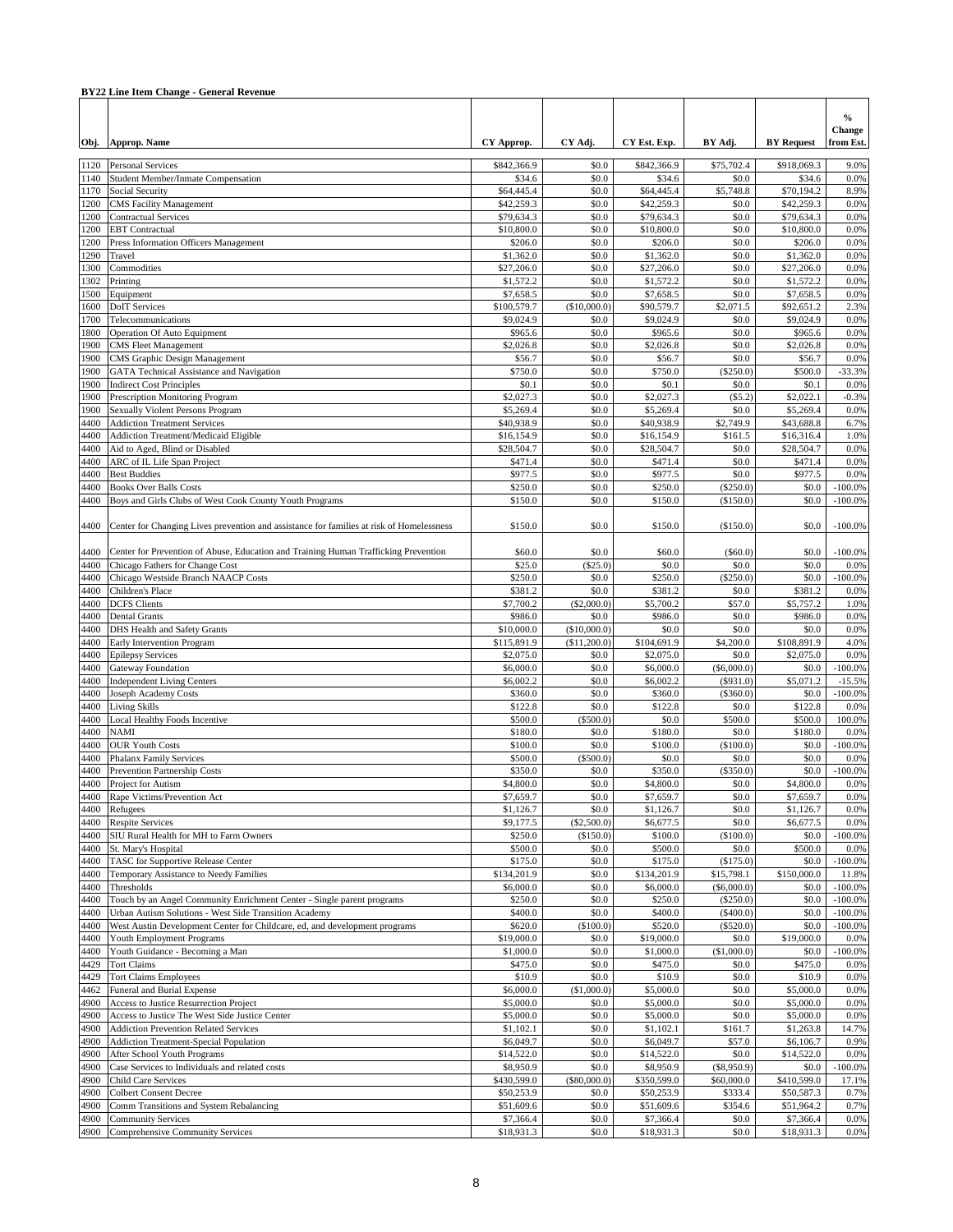**BY22 Line Item Change - General Revenue**

| Obj. | Approp. Name | CY Approp. | CY Adj. | CY Est. Exp. | BY Adj. | BY Request | % Change from Est. |
|---|---|---|---|---|---|---|---|
| 1120 | Personal Services | $842,366.9 | $0.0 | $842,366.9 | $75,702.4 | $918,069.3 | 9.0% |
| 1140 | Student Member/Inmate Compensation | $34.6 | $0.0 | $34.6 | $0.0 | $34.6 | 0.0% |
| 1170 | Social Security | $64,445.4 | $0.0 | $64,445.4 | $5,748.8 | $70,194.2 | 8.9% |
| 1200 | CMS Facility Management | $42,259.3 | $0.0 | $42,259.3 | $0.0 | $42,259.3 | 0.0% |
| 1200 | Contractual Services | $79,634.3 | $0.0 | $79,634.3 | $0.0 | $79,634.3 | 0.0% |
| 1200 | EBT Contractual | $10,800.0 | $0.0 | $10,800.0 | $0.0 | $10,800.0 | 0.0% |
| 1200 | Press Information Officers Management | $206.0 | $0.0 | $206.0 | $0.0 | $206.0 | 0.0% |
| 1290 | Travel | $1,362.0 | $0.0 | $1,362.0 | $0.0 | $1,362.0 | 0.0% |
| 1300 | Commodities | $27,206.0 | $0.0 | $27,206.0 | $0.0 | $27,206.0 | 0.0% |
| 1302 | Printing | $1,572.2 | $0.0 | $1,572.2 | $0.0 | $1,572.2 | 0.0% |
| 1500 | Equipment | $7,658.5 | $0.0 | $7,658.5 | $0.0 | $7,658.5 | 0.0% |
| 1600 | DoIT Services | $100,579.7 | ($10,000.0) | $90,579.7 | $2,071.5 | $92,651.2 | 2.3% |
| 1700 | Telecommunications | $9,024.9 | $0.0 | $9,024.9 | $0.0 | $9,024.9 | 0.0% |
| 1800 | Operation Of Auto Equipment | $965.6 | $0.0 | $965.6 | $0.0 | $965.6 | 0.0% |
| 1900 | CMS Fleet Management | $2,026.8 | $0.0 | $2,026.8 | $0.0 | $2,026.8 | 0.0% |
| 1900 | CMS Graphic Design Management | $56.7 | $0.0 | $56.7 | $0.0 | $56.7 | 0.0% |
| 1900 | GATA Technical Assistance and Navigation | $750.0 | $0.0 | $750.0 | ($250.0) | $500.0 | -33.3% |
| 1900 | Indirect Cost Principles | $0.1 | $0.0 | $0.1 | $0.0 | $0.1 | 0.0% |
| 1900 | Prescription Monitoring Program | $2,027.3 | $0.0 | $2,027.3 | ($5.2) | $2,022.1 | -0.3% |
| 1900 | Sexually Violent Persons Program | $5,269.4 | $0.0 | $5,269.4 | $0.0 | $5,269.4 | 0.0% |
| 4400 | Addiction Treatment Services | $40,938.9 | $0.0 | $40,938.9 | $2,749.9 | $43,688.8 | 6.7% |
| 4400 | Addiction Treatment/Medicaid Eligible | $16,154.9 | $0.0 | $16,154.9 | $161.5 | $16,316.4 | 1.0% |
| 4400 | Aid to Aged, Blind or Disabled | $28,504.7 | $0.0 | $28,504.7 | $0.0 | $28,504.7 | 0.0% |
| 4400 | ARC of IL Life Span Project | $471.4 | $0.0 | $471.4 | $0.0 | $471.4 | 0.0% |
| 4400 | Best Buddies | $977.5 | $0.0 | $977.5 | $0.0 | $977.5 | 0.0% |
| 4400 | Books Over Balls Costs | $250.0 | $0.0 | $250.0 | ($250.0) | $0.0 | -100.0% |
| 4400 | Boys and Girls Clubs of West Cook County Youth Programs | $150.0 | $0.0 | $150.0 | ($150.0) | $0.0 | -100.0% |
| 4400 | Center for Changing Lives prevention and assistance for families at risk of Homelessness | $150.0 | $0.0 | $150.0 | ($150.0) | $0.0 | -100.0% |
| 4400 | Center for Prevention of Abuse, Education and Training Human Trafficking Prevention | $60.0 | $0.0 | $60.0 | ($60.0) | $0.0 | -100.0% |
| 4400 | Chicago Fathers for Change Cost | $25.0 | ($25.0) | $0.0 | $0.0 | $0.0 | 0.0% |
| 4400 | Chicago Westside Branch NAACP Costs | $250.0 | $0.0 | $250.0 | ($250.0) | $0.0 | -100.0% |
| 4400 | Children's Place | $381.2 | $0.0 | $381.2 | $0.0 | $381.2 | 0.0% |
| 4400 | DCFS Clients | $7,700.2 | ($2,000.0) | $5,700.2 | $57.0 | $5,757.2 | 1.0% |
| 4400 | Dental Grants | $986.0 | $0.0 | $986.0 | $0.0 | $986.0 | 0.0% |
| 4400 | DHS Health and Safety Grants | $10,000.0 | ($10,000.0) | $0.0 | $0.0 | $0.0 | 0.0% |
| 4400 | Early Intervention Program | $115,891.9 | ($11,200.0) | $104,691.9 | $4,200.0 | $108,891.9 | 4.0% |
| 4400 | Epilepsy Services | $2,075.0 | $0.0 | $2,075.0 | $0.0 | $2,075.0 | 0.0% |
| 4400 | Gateway Foundation | $6,000.0 | $0.0 | $6,000.0 | ($6,000.0) | $0.0 | -100.0% |
| 4400 | Independent Living Centers | $6,002.2 | $0.0 | $6,002.2 | ($931.0) | $5,071.2 | -15.5% |
| 4400 | Joseph Academy Costs | $360.0 | $0.0 | $360.0 | ($360.0) | $0.0 | -100.0% |
| 4400 | Living Skills | $122.8 | $0.0 | $122.8 | $0.0 | $122.8 | 0.0% |
| 4400 | Local Healthy Foods Incentive | $500.0 | ($500.0) | $0.0 | $500.0 | $500.0 | 100.0% |
| 4400 | NAMI | $180.0 | $0.0 | $180.0 | $0.0 | $180.0 | 0.0% |
| 4400 | OUR Youth Costs | $100.0 | $0.0 | $100.0 | ($100.0) | $0.0 | -100.0% |
| 4400 | Phalanx Family Services | $500.0 | ($500.0) | $0.0 | $0.0 | $0.0 | 0.0% |
| 4400 | Prevention Partnership Costs | $350.0 | $0.0 | $350.0 | ($350.0) | $0.0 | -100.0% |
| 4400 | Project for Autism | $4,800.0 | $0.0 | $4,800.0 | $0.0 | $4,800.0 | 0.0% |
| 4400 | Rape Victims/Prevention Act | $7,659.7 | $0.0 | $7,659.7 | $0.0 | $7,659.7 | 0.0% |
| 4400 | Refugees | $1,126.7 | $0.0 | $1,126.7 | $0.0 | $1,126.7 | 0.0% |
| 4400 | Respite Services | $9,177.5 | ($2,500.0) | $6,677.5 | $0.0 | $6,677.5 | 0.0% |
| 4400 | SIU Rural Health for MH to Farm Owners | $250.0 | ($150.0) | $100.0 | ($100.0) | $0.0 | -100.0% |
| 4400 | St. Mary's Hospital | $500.0 | $0.0 | $500.0 | $0.0 | $500.0 | 0.0% |
| 4400 | TASC for Supportive Release Center | $175.0 | $0.0 | $175.0 | ($175.0) | $0.0 | -100.0% |
| 4400 | Temporary Assistance to Needy Families | $134,201.9 | $0.0 | $134,201.9 | $15,798.1 | $150,000.0 | 11.8% |
| 4400 | Thresholds | $6,000.0 | $0.0 | $6,000.0 | ($6,000.0) | $0.0 | -100.0% |
| 4400 | Touch by an Angel Community Enrichment Center - Single parent programs | $250.0 | $0.0 | $250.0 | ($250.0) | $0.0 | -100.0% |
| 4400 | Urban Autism Solutions - West Side Transition Academy | $400.0 | $0.0 | $400.0 | ($400.0) | $0.0 | -100.0% |
| 4400 | West Austin Development Center for Childcare, ed, and development programs | $620.0 | ($100.0) | $520.0 | ($520.0) | $0.0 | -100.0% |
| 4400 | Youth Employment Programs | $19,000.0 | $0.0 | $19,000.0 | $0.0 | $19,000.0 | 0.0% |
| 4400 | Youth Guidance - Becoming a Man | $1,000.0 | $0.0 | $1,000.0 | ($1,000.0) | $0.0 | -100.0% |
| 4429 | Tort Claims | $475.0 | $0.0 | $475.0 | $0.0 | $475.0 | 0.0% |
| 4429 | Tort Claims Employees | $10.9 | $0.0 | $10.9 | $0.0 | $10.9 | 0.0% |
| 4462 | Funeral and Burial Expense | $6,000.0 | ($1,000.0) | $5,000.0 | $0.0 | $5,000.0 | 0.0% |
| 4900 | Access to Justice Resurrection Project | $5,000.0 | $0.0 | $5,000.0 | $0.0 | $5,000.0 | 0.0% |
| 4900 | Access to Justice The West Side Justice Center | $5,000.0 | $0.0 | $5,000.0 | $0.0 | $5,000.0 | 0.0% |
| 4900 | Addiction Prevention Related Services | $1,102.1 | $0.0 | $1,102.1 | $161.7 | $1,263.8 | 14.7% |
| 4900 | Addiction Treatment-Special Population | $6,049.7 | $0.0 | $6,049.7 | $57.0 | $6,106.7 | 0.9% |
| 4900 | After School Youth Programs | $14,522.0 | $0.0 | $14,522.0 | $0.0 | $14,522.0 | 0.0% |
| 4900 | Case Services to Individuals and related costs | $8,950.9 | $0.0 | $8,950.9 | ($8,950.9) | $0.0 | -100.0% |
| 4900 | Child Care Services | $430,599.0 | ($80,000.0) | $350,599.0 | $60,000.0 | $410,599.0 | 17.1% |
| 4900 | Colbert Consent Decree | $50,253.9 | $0.0 | $50,253.9 | $333.4 | $50,587.3 | 0.7% |
| 4900 | Comm Transitions and System Rebalancing | $51,609.6 | $0.0 | $51,609.6 | $354.6 | $51,964.2 | 0.7% |
| 4900 | Community Services | $7,366.4 | $0.0 | $7,366.4 | $0.0 | $7,366.4 | 0.0% |
| 4900 | Comprehensive Community Services | $18,931.3 | $0.0 | $18,931.3 | $0.0 | $18,931.3 | 0.0% |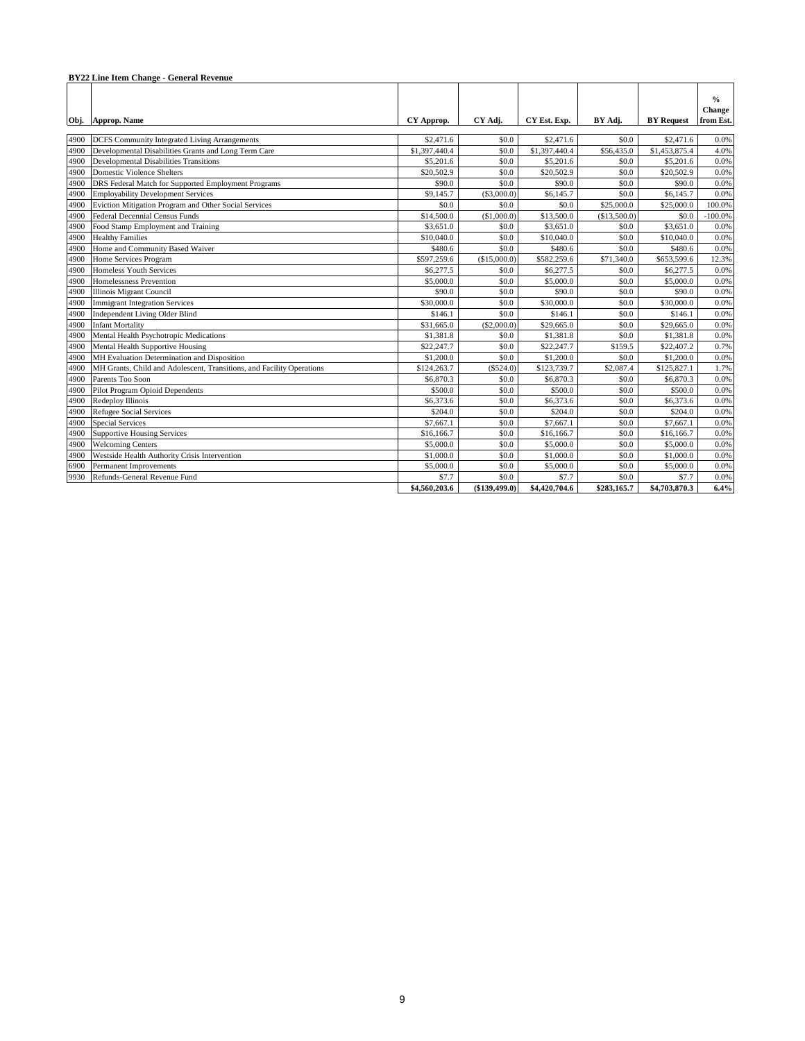**BY22 Line Item Change - General Revenue**

| Obj. | Approp. Name | CY Approp. | CY Adj. | CY Est. Exp. | BY Adj. | BY Request | % Change from Est. |
|---|---|---|---|---|---|---|---|
| 4900 | DCFS Community Integrated Living Arrangements | $2,471.6 | $0.0 | $2,471.6 | $0.0 | $2,471.6 | 0.0% |
| 4900 | Developmental Disabilities Grants and Long Term Care | $1,397,440.4 | $0.0 | $1,397,440.4 | $56,435.0 | $1,453,875.4 | 4.0% |
| 4900 | Developmental Disabilities Transitions | $5,201.6 | $0.0 | $5,201.6 | $0.0 | $5,201.6 | 0.0% |
| 4900 | Domestic Violence Shelters | $20,502.9 | $0.0 | $20,502.9 | $0.0 | $20,502.9 | 0.0% |
| 4900 | DRS Federal Match for Supported Employment Programs | $90.0 | $0.0 | $90.0 | $0.0 | $90.0 | 0.0% |
| 4900 | Employability Development Services | $9,145.7 | ($3,000.0) | $6,145.7 | $0.0 | $6,145.7 | 0.0% |
| 4900 | Eviction Mitigation Program and Other Social Services | $0.0 | $0.0 | $0.0 | $25,000.0 | $25,000.0 | 100.0% |
| 4900 | Federal Decennial Census Funds | $14,500.0 | ($1,000.0) | $13,500.0 | ($13,500.0) | $0.0 | -100.0% |
| 4900 | Food Stamp Employment and Training | $3,651.0 | $0.0 | $3,651.0 | $0.0 | $3,651.0 | 0.0% |
| 4900 | Healthy Families | $10,040.0 | $0.0 | $10,040.0 | $0.0 | $10,040.0 | 0.0% |
| 4900 | Home and Community Based Waiver | $480.6 | $0.0 | $480.6 | $0.0 | $480.6 | 0.0% |
| 4900 | Home Services Program | $597,259.6 | ($15,000.0) | $582,259.6 | $71,340.0 | $653,599.6 | 12.3% |
| 4900 | Homeless Youth Services | $6,277.5 | $0.0 | $6,277.5 | $0.0 | $6,277.5 | 0.0% |
| 4900 | Homelessness Prevention | $5,000.0 | $0.0 | $5,000.0 | $0.0 | $5,000.0 | 0.0% |
| 4900 | Illinois Migrant Council | $90.0 | $0.0 | $90.0 | $0.0 | $90.0 | 0.0% |
| 4900 | Immigrant Integration Services | $30,000.0 | $0.0 | $30,000.0 | $0.0 | $30,000.0 | 0.0% |
| 4900 | Independent Living Older Blind | $146.1 | $0.0 | $146.1 | $0.0 | $146.1 | 0.0% |
| 4900 | Infant Mortality | $31,665.0 | ($2,000.0) | $29,665.0 | $0.0 | $29,665.0 | 0.0% |
| 4900 | Mental Health Psychotropic Medications | $1,381.8 | $0.0 | $1,381.8 | $0.0 | $1,381.8 | 0.0% |
| 4900 | Mental Health Supportive Housing | $22,247.7 | $0.0 | $22,247.7 | $159.5 | $22,407.2 | 0.7% |
| 4900 | MH Evaluation Determination and Disposition | $1,200.0 | $0.0 | $1,200.0 | $0.0 | $1,200.0 | 0.0% |
| 4900 | MH Grants, Child and Adolescent, Transitions, and Facility Operations | $124,263.7 | ($524.0) | $123,739.7 | $2,087.4 | $125,827.1 | 1.7% |
| 4900 | Parents Too Soon | $6,870.3 | $0.0 | $6,870.3 | $0.0 | $6,870.3 | 0.0% |
| 4900 | Pilot Program Opioid Dependents | $500.0 | $0.0 | $500.0 | $0.0 | $500.0 | 0.0% |
| 4900 | Redeploy Illinois | $6,373.6 | $0.0 | $6,373.6 | $0.0 | $6,373.6 | 0.0% |
| 4900 | Refugee Social Services | $204.0 | $0.0 | $204.0 | $0.0 | $204.0 | 0.0% |
| 4900 | Special Services | $7,667.1 | $0.0 | $7,667.1 | $0.0 | $7,667.1 | 0.0% |
| 4900 | Supportive Housing Services | $16,166.7 | $0.0 | $16,166.7 | $0.0 | $16,166.7 | 0.0% |
| 4900 | Welcoming Centers | $5,000.0 | $0.0 | $5,000.0 | $0.0 | $5,000.0 | 0.0% |
| 4900 | Westside Health Authority Crisis Intervention | $1,000.0 | $0.0 | $1,000.0 | $0.0 | $1,000.0 | 0.0% |
| 6900 | Permanent Improvements | $5,000.0 | $0.0 | $5,000.0 | $0.0 | $5,000.0 | 0.0% |
| 9930 | Refunds-General Revenue Fund | $7.7 | $0.0 | $7.7 | $0.0 | $7.7 | 0.0% |
| | | **$4,560,203.6** | **($139,499.0)** | **$4,420,704.6** | **$283,165.7** | **$4,703,870.3** | **6.4%** |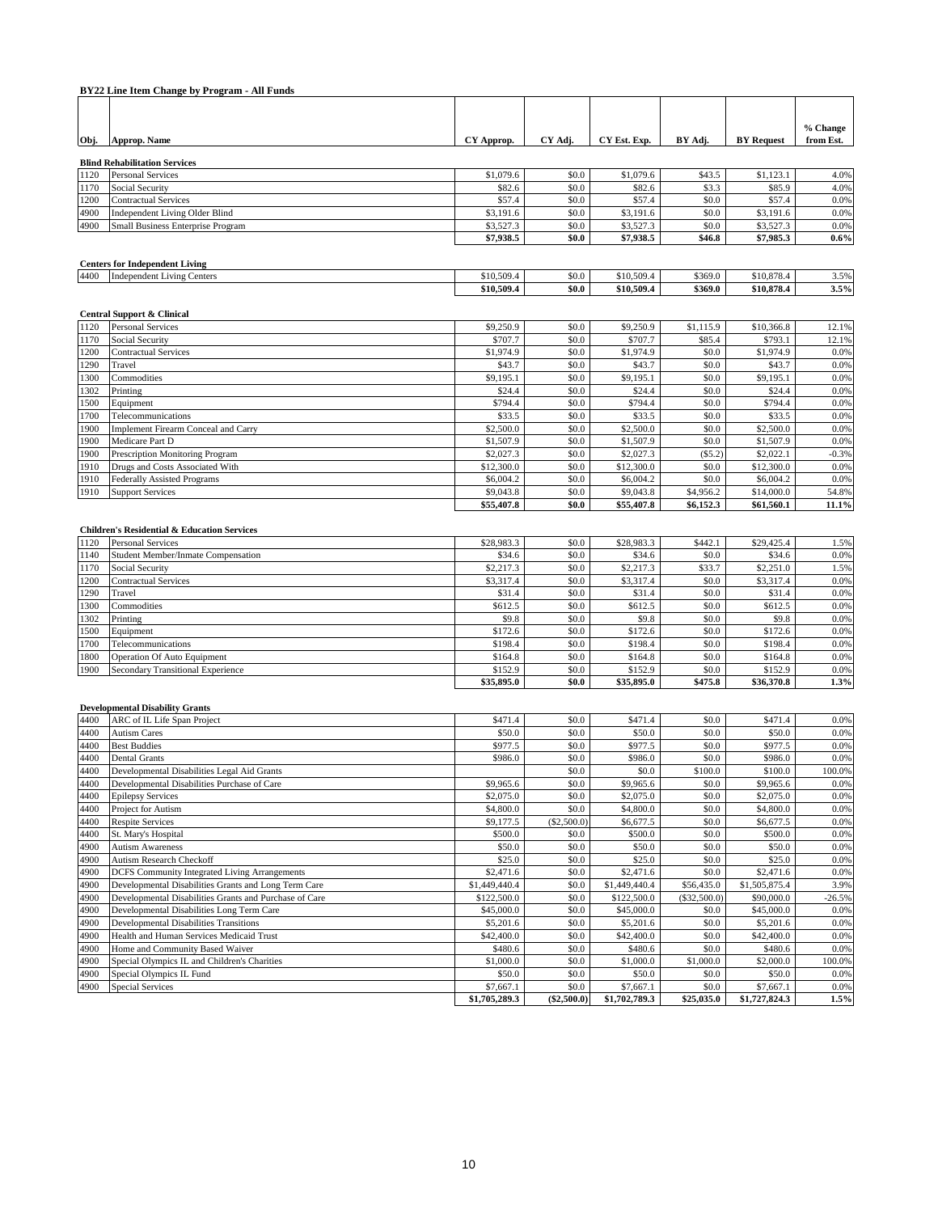**BY22 Line Item Change by Program - All Funds**

| Obj. | Approp. Name | CY Approp. | CY Adj. | CY Est. Exp. | BY Adj. | BY Request | % Change from Est. |
|---|---|---|---|---|---|---|---|
| | **Blind Rehabilitation Services** | | | | | | |
| 1120 | Personal Services | $1,079.6 | $0.0 | $1,079.6 | $43.5 | $1,123.1 | 4.0% |
| 1170 | Social Security | $82.6 | $0.0 | $82.6 | $3.3 | $85.9 | 4.0% |
| 1200 | Contractual Services | $57.4 | $0.0 | $57.4 | $0.0 | $57.4 | 0.0% |
| 4900 | Independent Living Older Blind | $3,191.6 | $0.0 | $3,191.6 | $0.0 | $3,191.6 | 0.0% |
| 4900 | Small Business Enterprise Program | $3,527.3 | $0.0 | $3,527.3 | $0.0 | $3,527.3 | 0.0% |
| | | **$7,938.5** | **$0.0** | **$7,938.5** | **$46.8** | **$7,985.3** | **0.6%** |
| | **Centers for Independent Living** | | | | | | |
| 4400 | Independent Living Centers | $10,509.4 | $0.0 | $10,509.4 | $369.0 | $10,878.4 | 3.5% |
| | | **$10,509.4** | **$0.0** | **$10,509.4** | **$369.0** | **$10,878.4** | **3.5%** |
| | **Central Support & Clinical** | | | | | | |
| 1120 | Personal Services | $9,250.9 | $0.0 | $9,250.9 | $1,115.9 | $10,366.8 | 12.1% |
| 1170 | Social Security | $707.7 | $0.0 | $707.7 | $85.4 | $793.1 | 12.1% |
| 1200 | Contractual Services | $1,974.9 | $0.0 | $1,974.9 | $0.0 | $1,974.9 | 0.0% |
| 1290 | Travel | $43.7 | $0.0 | $43.7 | $0.0 | $43.7 | 0.0% |
| 1300 | Commodities | $9,195.1 | $0.0 | $9,195.1 | $0.0 | $9,195.1 | 0.0% |
| 1302 | Printing | $24.4 | $0.0 | $24.4 | $0.0 | $24.4 | 0.0% |
| 1500 | Equipment | $794.4 | $0.0 | $794.4 | $0.0 | $794.4 | 0.0% |
| 1700 | Telecommunications | $33.5 | $0.0 | $33.5 | $0.0 | $33.5 | 0.0% |
| 1900 | Implement Firearm Conceal and Carry | $2,500.0 | $0.0 | $2,500.0 | $0.0 | $2,500.0 | 0.0% |
| 1900 | Medicare Part D | $1,507.9 | $0.0 | $1,507.9 | $0.0 | $1,507.9 | 0.0% |
| 1900 | Prescription Monitoring Program | $2,027.3 | $0.0 | $2,027.3 | ($5.2) | $2,022.1 | -0.3% |
| 1910 | Drugs and Costs Associated With | $12,300.0 | $0.0 | $12,300.0 | $0.0 | $12,300.0 | 0.0% |
| 1910 | Federally Assisted Programs | $6,004.2 | $0.0 | $6,004.2 | $0.0 | $6,004.2 | 0.0% |
| 1910 | Support Services | $9,043.8 | $0.0 | $9,043.8 | $4,956.2 | $14,000.0 | 54.8% |
| | | **$55,407.8** | **$0.0** | **$55,407.8** | **$6,152.3** | **$61,560.1** | **11.1%** |
| | **Children's Residential & Education Services** | | | | | | |
| 1120 | Personal Services | $28,983.3 | $0.0 | $28,983.3 | $442.1 | $29,425.4 | 1.5% |
| 1140 | Student Member/Inmate Compensation | $34.6 | $0.0 | $34.6 | $0.0 | $34.6 | 0.0% |
| 1170 | Social Security | $2,217.3 | $0.0 | $2,217.3 | $33.7 | $2,251.0 | 1.5% |
| 1200 | Contractual Services | $3,317.4 | $0.0 | $3,317.4 | $0.0 | $3,317.4 | 0.0% |
| 1290 | Travel | $31.4 | $0.0 | $31.4 | $0.0 | $31.4 | 0.0% |
| 1300 | Commodities | $612.5 | $0.0 | $612.5 | $0.0 | $612.5 | 0.0% |
| 1302 | Printing | $9.8 | $0.0 | $9.8 | $0.0 | $9.8 | 0.0% |
| 1500 | Equipment | $172.6 | $0.0 | $172.6 | $0.0 | $172.6 | 0.0% |
| 1700 | Telecommunications | $198.4 | $0.0 | $198.4 | $0.0 | $198.4 | 0.0% |
| 1800 | Operation Of Auto Equipment | $164.8 | $0.0 | $164.8 | $0.0 | $164.8 | 0.0% |
| 1900 | Secondary Transitional Experience | $152.9 | $0.0 | $152.9 | $0.0 | $152.9 | 0.0% |
| | | **$35,895.0** | **$0.0** | **$35,895.0** | **$475.8** | **$36,370.8** | **1.3%** |
| | **Developmental Disability Grants** | | | | | | |
| 4400 | ARC of IL Life Span Project | $471.4 | $0.0 | $471.4 | $0.0 | $471.4 | 0.0% |
| 4400 | Autism Cares | $50.0 | $0.0 | $50.0 | $0.0 | $50.0 | 0.0% |
| 4400 | Best Buddies | $977.5 | $0.0 | $977.5 | $0.0 | $977.5 | 0.0% |
| 4400 | Dental Grants | $986.0 | $0.0 | $986.0 | $0.0 | $986.0 | 0.0% |
| 4400 | Developmental Disabilities Legal Aid Grants | | $0.0 | $0.0 | $100.0 | $100.0 | 100.0% |
| 4400 | Developmental Disabilities Purchase of Care | $9,965.6 | $0.0 | $9,965.6 | $0.0 | $9,965.6 | 0.0% |
| 4400 | Epilepsy Services | $2,075.0 | $0.0 | $2,075.0 | $0.0 | $2,075.0 | 0.0% |
| 4400 | Project for Autism | $4,800.0 | $0.0 | $4,800.0 | $0.0 | $4,800.0 | 0.0% |
| 4400 | Respite Services | $9,177.5 | ($2,500.0) | $6,677.5 | $0.0 | $6,677.5 | 0.0% |
| 4400 | St. Mary's Hospital | $500.0 | $0.0 | $500.0 | $0.0 | $500.0 | 0.0% |
| 4900 | Autism Awareness | $50.0 | $0.0 | $50.0 | $0.0 | $50.0 | 0.0% |
| 4900 | Autism Research Checkoff | $25.0 | $0.0 | $25.0 | $0.0 | $25.0 | 0.0% |
| 4900 | DCFS Community Integrated Living Arrangements | $2,471.6 | $0.0 | $2,471.6 | $0.0 | $2,471.6 | 0.0% |
| 4900 | Developmental Disabilities Grants and Long Term Care | $1,449,440.4 | $0.0 | $1,449,440.4 | $56,435.0 | $1,505,875.4 | 3.9% |
| 4900 | Developmental Disabilities Grants and Purchase of Care | $122,500.0 | $0.0 | $122,500.0 | ($32,500.0) | $90,000.0 | -26.5% |
| 4900 | Developmental Disabilities Long Term Care | $45,000.0 | $0.0 | $45,000.0 | $0.0 | $45,000.0 | 0.0% |
| 4900 | Developmental Disabilities Transitions | $5,201.6 | $0.0 | $5,201.6 | $0.0 | $5,201.6 | 0.0% |
| 4900 | Health and Human Services Medicaid Trust | $42,400.0 | $0.0 | $42,400.0 | $0.0 | $42,400.0 | 0.0% |
| 4900 | Home and Community Based Waiver | $480.6 | $0.0 | $480.6 | $0.0 | $480.6 | 0.0% |
| 4900 | Special Olympics IL and Children's Charities | $1,000.0 | $0.0 | $1,000.0 | $1,000.0 | $2,000.0 | 100.0% |
| 4900 | Special Olympics IL Fund | $50.0 | $0.0 | $50.0 | $0.0 | $50.0 | 0.0% |
| 4900 | Special Services | $7,667.1 | $0.0 | $7,667.1 | $0.0 | $7,667.1 | 0.0% |
| | | **$1,705,289.3** | **($2,500.0)** | **$1,702,789.3** | **$25,035.0** | **$1,727,824.3** | **1.5%** |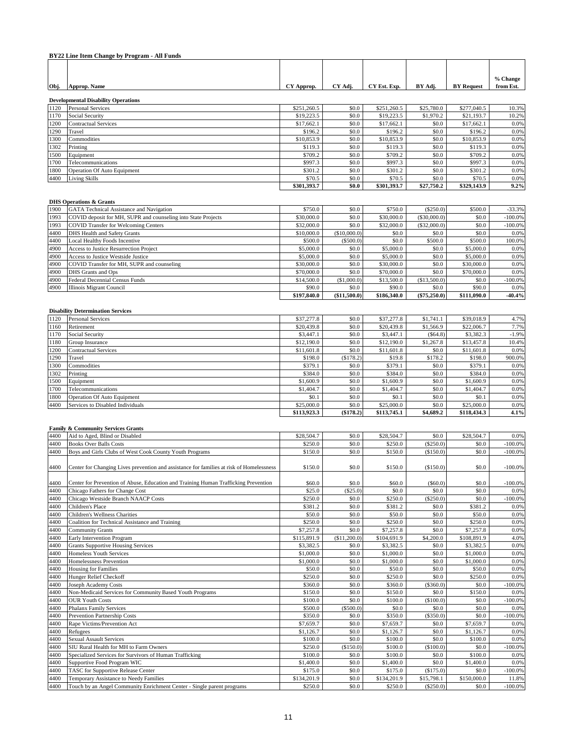**BY22 Line Item Change by Program - All Funds**

| Obj. | Approp. Name | CY Approp. | CY Adj. | CY Est. Exp. | BY Adj. | BY Request | % Change from Est. |
|---|---|---|---|---|---|---|---|
| | **Developmental Disability Operations** | | | | | | |
| 1120 | Personal Services | $251,260.5 | $0.0 | $251,260.5 | $25,780.0 | $277,040.5 | 10.3% |
| 1170 | Social Security | $19,223.5 | $0.0 | $19,223.5 | $1,970.2 | $21,193.7 | 10.2% |
| 1200 | Contractual Services | $17,662.1 | $0.0 | $17,662.1 | $0.0 | $17,662.1 | 0.0% |
| 1290 | Travel | $196.2 | $0.0 | $196.2 | $0.0 | $196.2 | 0.0% |
| 1300 | Commodities | $10,853.9 | $0.0 | $10,853.9 | $0.0 | $10,853.9 | 0.0% |
| 1302 | Printing | $119.3 | $0.0 | $119.3 | $0.0 | $119.3 | 0.0% |
| 1500 | Equipment | $709.2 | $0.0 | $709.2 | $0.0 | $709.2 | 0.0% |
| 1700 | Telecommunications | $997.3 | $0.0 | $997.3 | $0.0 | $997.3 | 0.0% |
| 1800 | Operation Of Auto Equipment | $301.2 | $0.0 | $301.2 | $0.0 | $301.2 | 0.0% |
| 4400 | Living Skills | $70.5 | $0.0 | $70.5 | $0.0 | $70.5 | 0.0% |
| | | **$301,393.7** | **$0.0** | **$301,393.7** | **$27,750.2** | **$329,143.9** | **9.2%** |
| | **DHS Operations & Grants** | | | | | | |
| 1900 | GATA Technical Assistance and Navigation | $750.0 | $0.0 | $750.0 | ($250.0) | $500.0 | -33.3% |
| 1993 | COVID deposit for MH, SUPR and counseling into State Projects | $30,000.0 | $0.0 | $30,000.0 | ($30,000.0) | $0.0 | -100.0% |
| 1993 | COVID Transfer for Welcoming Centers | $32,000.0 | $0.0 | $32,000.0 | ($32,000.0) | $0.0 | -100.0% |
| 4400 | DHS Health and Safety Grants | $10,000.0 | ($10,000.0) | $0.0 | $0.0 | $0.0 | 0.0% |
| 4400 | Local Healthy Foods Incentive | $500.0 | ($500.0) | $0.0 | $500.0 | $500.0 | 100.0% |
| 4900 | Access to Justice Resurrection Project | $5,000.0 | $0.0 | $5,000.0 | $0.0 | $5,000.0 | 0.0% |
| 4900 | Access to Justice Westside Justice | $5,000.0 | $0.0 | $5,000.0 | $0.0 | $5,000.0 | 0.0% |
| 4900 | COVID Transfer for MH, SUPR and counseling | $30,000.0 | $0.0 | $30,000.0 | $0.0 | $30,000.0 | 0.0% |
| 4900 | DHS Grants and Ops | $70,000.0 | $0.0 | $70,000.0 | $0.0 | $70,000.0 | 0.0% |
| 4900 | Federal Decennial Census Funds | $14,500.0 | ($1,000.0) | $13,500.0 | ($13,500.0) | $0.0 | -100.0% |
| 4900 | Illinois Migrant Council | $90.0 | $0.0 | $90.0 | $0.0 | $90.0 | 0.0% |
| | | **$197,840.0** | **($11,500.0)** | **$186,340.0** | **($75,250.0)** | **$111,090.0** | **-40.4%** |
| | **Disability Determination Services** | | | | | | |
| 1120 | Personal Services | $37,277.8 | $0.0 | $37,277.8 | $1,741.1 | $39,018.9 | 4.7% |
| 1160 | Retirement | $20,439.8 | $0.0 | $20,439.8 | $1,566.9 | $22,006.7 | 7.7% |
| 1170 | Social Security | $3,447.1 | $0.0 | $3,447.1 | ($64.8) | $3,382.3 | -1.9% |
| 1180 | Group Insurance | $12,190.0 | $0.0 | $12,190.0 | $1,267.8 | $13,457.8 | 10.4% |
| 1200 | Contractual Services | $11,601.8 | $0.0 | $11,601.8 | $0.0 | $11,601.8 | 0.0% |
| 1290 | Travel | $198.0 | ($178.2) | $19.8 | $178.2 | $198.0 | 900.0% |
| 1300 | Commodities | $379.1 | $0.0 | $379.1 | $0.0 | $379.1 | 0.0% |
| 1302 | Printing | $384.0 | $0.0 | $384.0 | $0.0 | $384.0 | 0.0% |
| 1500 | Equipment | $1,600.9 | $0.0 | $1,600.9 | $0.0 | $1,600.9 | 0.0% |
| 1700 | Telecommunications | $1,404.7 | $0.0 | $1,404.7 | $0.0 | $1,404.7 | 0.0% |
| 1800 | Operation Of Auto Equipment | $0.1 | $0.0 | $0.1 | $0.0 | $0.1 | 0.0% |
| 4400 | Services to Disabled Individuals | $25,000.0 | $0.0 | $25,000.0 | $0.0 | $25,000.0 | 0.0% |
| | | **$113,923.3** | **($178.2)** | **$113,745.1** | **$4,689.2** | **$118,434.3** | **4.1%** |
| | **Family & Community Services Grants** | | | | | | |
| 4400 | Aid to Aged, Blind or Disabled | $28,504.7 | $0.0 | $28,504.7 | $0.0 | $28,504.7 | 0.0% |
| 4400 | Books Over Balls Costs | $250.0 | $0.0 | $250.0 | ($250.0) | $0.0 | -100.0% |
| 4400 | Boys and Girls Clubs of West Cook County Youth Programs | $150.0 | $0.0 | $150.0 | ($150.0) | $0.0 | -100.0% |
| 4400 | Center for Changing Lives prevention and assistance for families at risk of Homelessness | $150.0 | $0.0 | $150.0 | ($150.0) | $0.0 | -100.0% |
| 4400 | Center for Prevention of Abuse, Education and Training Human Trafficking Prevention | $60.0 | $0.0 | $60.0 | ($60.0) | $0.0 | -100.0% |
| 4400 | Chicago Fathers for Change Cost | $25.0 | ($25.0) | $0.0 | $0.0 | $0.0 | 0.0% |
| 4400 | Chicago Westside Branch NAACP Costs | $250.0 | $0.0 | $250.0 | ($250.0) | $0.0 | -100.0% |
| 4400 | Children's Place | $381.2 | $0.0 | $381.2 | $0.0 | $381.2 | 0.0% |
| 4400 | Children's Wellness Charities | $50.0 | $0.0 | $50.0 | $0.0 | $50.0 | 0.0% |
| 4400 | Coalition for Technical Assistance and Training | $250.0 | $0.0 | $250.0 | $0.0 | $250.0 | 0.0% |
| 4400 | Community Grants | $7,257.8 | $0.0 | $7,257.8 | $0.0 | $7,257.8 | 0.0% |
| 4400 | Early Intervention Program | $115,891.9 | ($11,200.0) | $104,691.9 | $4,200.0 | $108,891.9 | 4.0% |
| 4400 | Grants Supportive Housing Services | $3,382.5 | $0.0 | $3,382.5 | $0.0 | $3,382.5 | 0.0% |
| 4400 | Homeless Youth Services | $1,000.0 | $0.0 | $1,000.0 | $0.0 | $1,000.0 | 0.0% |
| 4400 | Homelessness Prevention | $1,000.0 | $0.0 | $1,000.0 | $0.0 | $1,000.0 | 0.0% |
| 4400 | Housing for Families | $50.0 | $0.0 | $50.0 | $0.0 | $50.0 | 0.0% |
| 4400 | Hunger Relief Checkoff | $250.0 | $0.0 | $250.0 | $0.0 | $250.0 | 0.0% |
| 4400 | Joseph Academy Costs | $360.0 | $0.0 | $360.0 | ($360.0) | $0.0 | -100.0% |
| 4400 | Non-Medicaid Services for Community Based Youth Programs | $150.0 | $0.0 | $150.0 | $0.0 | $150.0 | 0.0% |
| 4400 | OUR Youth Costs | $100.0 | $0.0 | $100.0 | ($100.0) | $0.0 | -100.0% |
| 4400 | Phalanx Family Services | $500.0 | ($500.0) | $0.0 | $0.0 | $0.0 | 0.0% |
| 4400 | Prevention Partnership Costs | $350.0 | $0.0 | $350.0 | ($350.0) | $0.0 | -100.0% |
| 4400 | Rape Victims/Prevention Act | $7,659.7 | $0.0 | $7,659.7 | $0.0 | $7,659.7 | 0.0% |
| 4400 | Refugees | $1,126.7 | $0.0 | $1,126.7 | $0.0 | $1,126.7 | 0.0% |
| 4400 | Sexual Assault Services | $100.0 | $0.0 | $100.0 | $0.0 | $100.0 | 0.0% |
| 4400 | SIU Rural Health for MH to Farm Owners | $250.0 | ($150.0) | $100.0 | ($100.0) | $0.0 | -100.0% |
| 4400 | Specialized Services for Survivors of Human Trafficking | $100.0 | $0.0 | $100.0 | $0.0 | $100.0 | 0.0% |
| 4400 | Supportive Food Program WIC | $1,400.0 | $0.0 | $1,400.0 | $0.0 | $1,400.0 | 0.0% |
| 4400 | TASC for Supportive Release Center | $175.0 | $0.0 | $175.0 | ($175.0) | $0.0 | -100.0% |
| 4400 | Temporary Assistance to Needy Families | $134,201.9 | $0.0 | $134,201.9 | $15,798.1 | $150,000.0 | 11.8% |
| 4400 | Touch by an Angel Community Enrichment Center - Single parent programs | $250.0 | $0.0 | $250.0 | ($250.0) | $0.0 | -100.0% |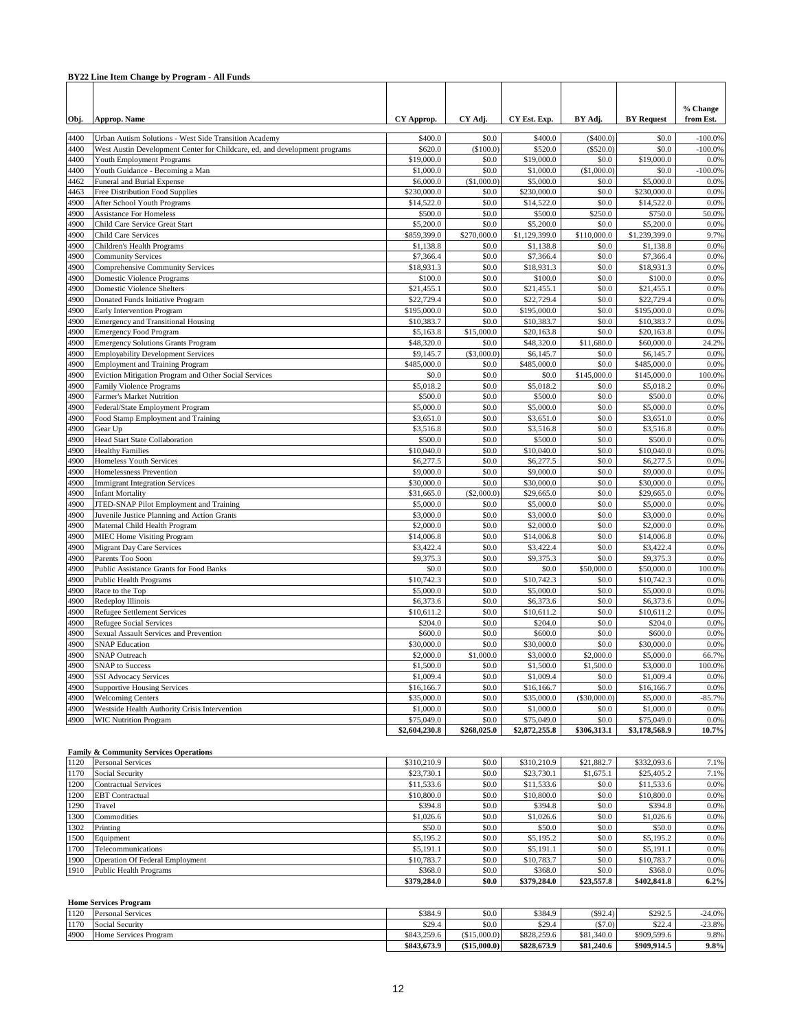**BY22 Line Item Change by Program - All Funds**

| Obj. | Approp. Name | CY Approp. | CY Adj. | CY Est. Exp. | BY Adj. | BY Request | % Change from Est. |
|---|---|---|---|---|---|---|---|
| 4400 | Urban Autism Solutions - West Side Transition Academy | $400.0 | $0.0 | $400.0 | ($400.0) | $0.0 | -100.0% |
| 4400 | West Austin Development Center for Childcare, ed, and development programs | $620.0 | ($100.0) | $520.0 | ($520.0) | $0.0 | -100.0% |
| 4400 | Youth Employment Programs | $19,000.0 | $0.0 | $19,000.0 | $0.0 | $19,000.0 | 0.0% |
| 4400 | Youth Guidance - Becoming a Man | $1,000.0 | $0.0 | $1,000.0 | ($1,000.0) | $0.0 | -100.0% |
| 4462 | Funeral and Burial Expense | $6,000.0 | ($1,000.0) | $5,000.0 | $0.0 | $5,000.0 | 0.0% |
| 4463 | Free Distribution Food Supplies | $230,000.0 | $0.0 | $230,000.0 | $0.0 | $230,000.0 | 0.0% |
| 4900 | After School Youth Programs | $14,522.0 | $0.0 | $14,522.0 | $0.0 | $14,522.0 | 0.0% |
| 4900 | Assistance For Homeless | $500.0 | $0.0 | $500.0 | $250.0 | $750.0 | 50.0% |
| 4900 | Child Care Service Great Start | $5,200.0 | $0.0 | $5,200.0 | $0.0 | $5,200.0 | 0.0% |
| 4900 | Child Care Services | $859,399.0 | $270,000.0 | $1,129,399.0 | $110,000.0 | $1,239,399.0 | 9.7% |
| 4900 | Children's Health Programs | $1,138.8 | $0.0 | $1,138.8 | $0.0 | $1,138.8 | 0.0% |
| 4900 | Community Services | $7,366.4 | $0.0 | $7,366.4 | $0.0 | $7,366.4 | 0.0% |
| 4900 | Comprehensive Community Services | $18,931.3 | $0.0 | $18,931.3 | $0.0 | $18,931.3 | 0.0% |
| 4900 | Domestic Violence Programs | $100.0 | $0.0 | $100.0 | $0.0 | $100.0 | 0.0% |
| 4900 | Domestic Violence Shelters | $21,455.1 | $0.0 | $21,455.1 | $0.0 | $21,455.1 | 0.0% |
| 4900 | Donated Funds Initiative Program | $22,729.4 | $0.0 | $22,729.4 | $0.0 | $22,729.4 | 0.0% |
| 4900 | Early Intervention Program | $195,000.0 | $0.0 | $195,000.0 | $0.0 | $195,000.0 | 0.0% |
| 4900 | Emergency and Transitional Housing | $10,383.7 | $0.0 | $10,383.7 | $0.0 | $10,383.7 | 0.0% |
| 4900 | Emergency Food Program | $5,163.8 | $15,000.0 | $20,163.8 | $0.0 | $20,163.8 | 0.0% |
| 4900 | Emergency Solutions Grants Program | $48,320.0 | $0.0 | $48,320.0 | $11,680.0 | $60,000.0 | 24.2% |
| 4900 | Employability Development Services | $9,145.7 | ($3,000.0) | $6,145.7 | $0.0 | $6,145.7 | 0.0% |
| 4900 | Employment and Training Program | $485,000.0 | $0.0 | $485,000.0 | $0.0 | $485,000.0 | 0.0% |
| 4900 | Eviction Mitigation Program and Other Social Services | $0.0 | $0.0 | $0.0 | $145,000.0 | $145,000.0 | 100.0% |
| 4900 | Family Violence Programs | $5,018.2 | $0.0 | $5,018.2 | $0.0 | $5,018.2 | 0.0% |
| 4900 | Farmer's Market Nutrition | $500.0 | $0.0 | $500.0 | $0.0 | $500.0 | 0.0% |
| 4900 | Federal/State Employment Program | $5,000.0 | $0.0 | $5,000.0 | $0.0 | $5,000.0 | 0.0% |
| 4900 | Food Stamp Employment and Training | $3,651.0 | $0.0 | $3,651.0 | $0.0 | $3,651.0 | 0.0% |
| 4900 | Gear Up | $3,516.8 | $0.0 | $3,516.8 | $0.0 | $3,516.8 | 0.0% |
| 4900 | Head Start State Collaboration | $500.0 | $0.0 | $500.0 | $0.0 | $500.0 | 0.0% |
| 4900 | Healthy Families | $10,040.0 | $0.0 | $10,040.0 | $0.0 | $10,040.0 | 0.0% |
| 4900 | Homeless Youth Services | $6,277.5 | $0.0 | $6,277.5 | $0.0 | $6,277.5 | 0.0% |
| 4900 | Homelessness Prevention | $9,000.0 | $0.0 | $9,000.0 | $0.0 | $9,000.0 | 0.0% |
| 4900 | Immigrant Integration Services | $30,000.0 | $0.0 | $30,000.0 | $0.0 | $30,000.0 | 0.0% |
| 4900 | Infant Mortality | $31,665.0 | ($2,000.0) | $29,665.0 | $0.0 | $29,665.0 | 0.0% |
| 4900 | JTED-SNAP Pilot Employment and Training | $5,000.0 | $0.0 | $5,000.0 | $0.0 | $5,000.0 | 0.0% |
| 4900 | Juvenile Justice Planning and Action Grants | $3,000.0 | $0.0 | $3,000.0 | $0.0 | $3,000.0 | 0.0% |
| 4900 | Maternal Child Health Program | $2,000.0 | $0.0 | $2,000.0 | $0.0 | $2,000.0 | 0.0% |
| 4900 | MIEC Home Visiting Program | $14,006.8 | $0.0 | $14,006.8 | $0.0 | $14,006.8 | 0.0% |
| 4900 | Migrant Day Care Services | $3,422.4 | $0.0 | $3,422.4 | $0.0 | $3,422.4 | 0.0% |
| 4900 | Parents Too Soon | $9,375.3 | $0.0 | $9,375.3 | $0.0 | $9,375.3 | 0.0% |
| 4900 | Public Assistance Grants for Food Banks | $0.0 | $0.0 | $0.0 | $50,000.0 | $50,000.0 | 100.0% |
| 4900 | Public Health Programs | $10,742.3 | $0.0 | $10,742.3 | $0.0 | $10,742.3 | 0.0% |
| 4900 | Race to the Top | $5,000.0 | $0.0 | $5,000.0 | $0.0 | $5,000.0 | 0.0% |
| 4900 | Redeploy Illinois | $6,373.6 | $0.0 | $6,373.6 | $0.0 | $6,373.6 | 0.0% |
| 4900 | Refugee Settlement Services | $10,611.2 | $0.0 | $10,611.2 | $0.0 | $10,611.2 | 0.0% |
| 4900 | Refugee Social Services | $204.0 | $0.0 | $204.0 | $0.0 | $204.0 | 0.0% |
| 4900 | Sexual Assault Services and Prevention | $600.0 | $0.0 | $600.0 | $0.0 | $600.0 | 0.0% |
| 4900 | SNAP Education | $30,000.0 | $0.0 | $30,000.0 | $0.0 | $30,000.0 | 0.0% |
| 4900 | SNAP Outreach | $2,000.0 | $1,000.0 | $3,000.0 | $2,000.0 | $5,000.0 | 66.7% |
| 4900 | SNAP to Success | $1,500.0 | $0.0 | $1,500.0 | $1,500.0 | $3,000.0 | 100.0% |
| 4900 | SSI Advocacy Services | $1,009.4 | $0.0 | $1,009.4 | $0.0 | $1,009.4 | 0.0% |
| 4900 | Supportive Housing Services | $16,166.7 | $0.0 | $16,166.7 | $0.0 | $16,166.7 | 0.0% |
| 4900 | Welcoming Centers | $35,000.0 | $0.0 | $35,000.0 | ($30,000.0) | $5,000.0 | -85.7% |
| 4900 | Westside Health Authority Crisis Intervention | $1,000.0 | $0.0 | $1,000.0 | $0.0 | $1,000.0 | 0.0% |
| 4900 | WIC Nutrition Program | $75,049.0 | $0.0 | $75,049.0 | $0.0 | $75,049.0 | 0.0% |
| | | **$2,604,230.8** | **$268,025.0** | **$2,872,255.8** | **$306,313.1** | **$3,178,568.9** | **10.7%** |

**Family & Community Services Operations**

| Obj. | Approp. Name | CY Approp. | CY Adj. | CY Est. Exp. | BY Adj. | BY Request | % Change from Est. |
|---|---|---|---|---|---|---|---|
| 1120 | Personal Services | $310,210.9 | $0.0 | $310,210.9 | $21,882.7 | $332,093.6 | 7.1% |
| 1170 | Social Security | $23,730.1 | $0.0 | $23,730.1 | $1,675.1 | $25,405.2 | 7.1% |
| 1200 | Contractual Services | $11,533.6 | $0.0 | $11,533.6 | $0.0 | $11,533.6 | 0.0% |
| 1200 | EBT Contractual | $10,800.0 | $0.0 | $10,800.0 | $0.0 | $10,800.0 | 0.0% |
| 1290 | Travel | $394.8 | $0.0 | $394.8 | $0.0 | $394.8 | 0.0% |
| 1300 | Commodities | $1,026.6 | $0.0 | $1,026.6 | $0.0 | $1,026.6 | 0.0% |
| 1302 | Printing | $50.0 | $0.0 | $50.0 | $0.0 | $50.0 | 0.0% |
| 1500 | Equipment | $5,195.2 | $0.0 | $5,195.2 | $0.0 | $5,195.2 | 0.0% |
| 1700 | Telecommunications | $5,191.1 | $0.0 | $5,191.1 | $0.0 | $5,191.1 | 0.0% |
| 1900 | Operation Of Federal Employment | $10,783.7 | $0.0 | $10,783.7 | $0.0 | $10,783.7 | 0.0% |
| 1910 | Public Health Programs | $368.0 | $0.0 | $368.0 | $0.0 | $368.0 | 0.0% |
| | | **$379,284.0** | **$0.0** | **$379,284.0** | **$23,557.8** | **$402,841.8** | **6.2%** |

**Home Services Program**

| Obj. | Approp. Name | CY Approp. | CY Adj. | CY Est. Exp. | BY Adj. | BY Request | % Change from Est. |
|---|---|---|---|---|---|---|---|
| 1120 | Personal Services | $384.9 | $0.0 | $384.9 | ($92.4) | $292.5 | -24.0% |
| 1170 | Social Security | $29.4 | $0.0 | $29.4 | ($7.0) | $22.4 | -23.8% |
| 4900 | Home Services Program | $843,259.6 | ($15,000.0) | $828,259.6 | $81,340.0 | $909,599.6 | 9.8% |
| | | **$843,673.9** | **($15,000.0)** | **$828,673.9** | **$81,240.6** | **$909,914.5** | **9.8%** |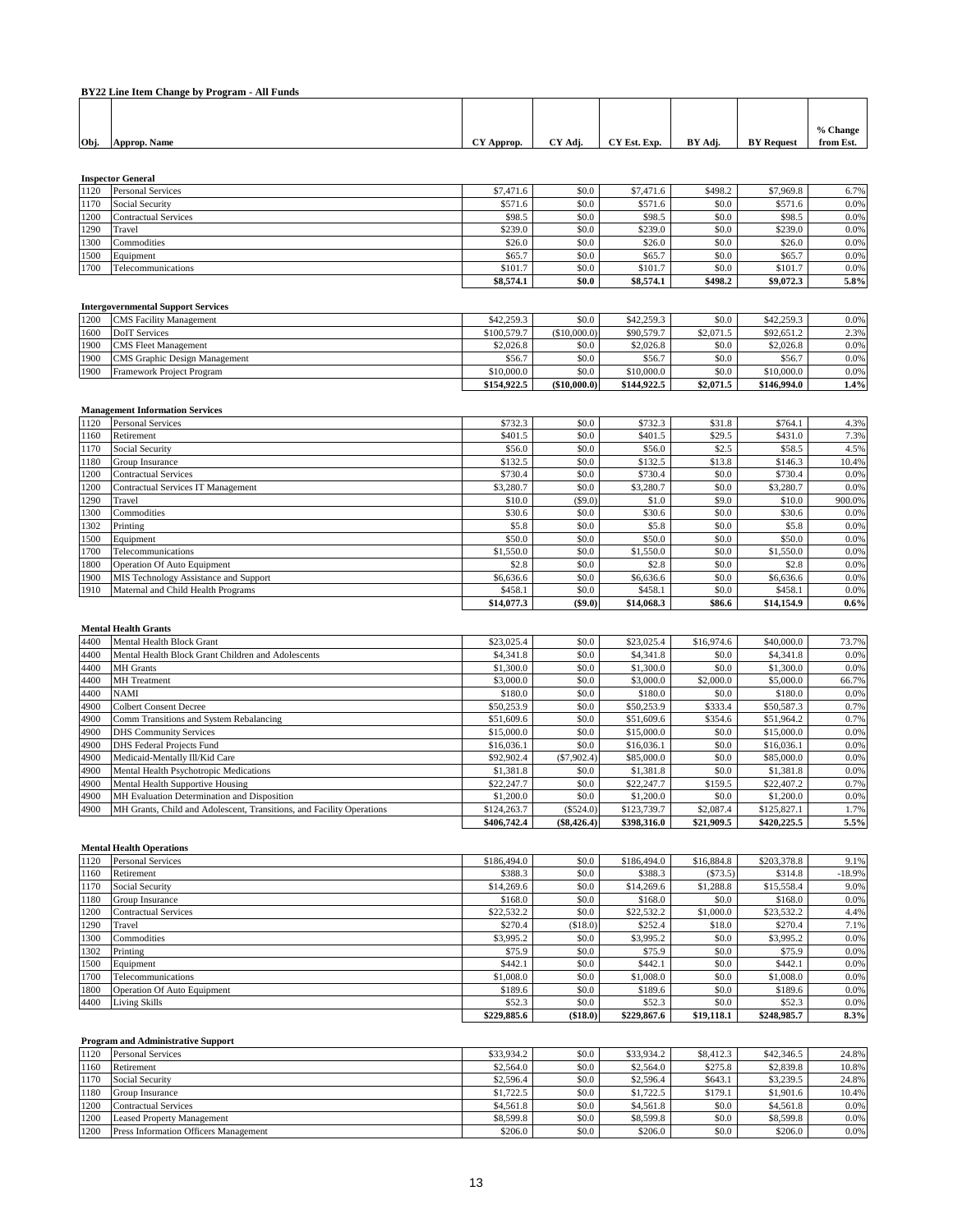**BY22 Line Item Change by Program - All Funds**

| Obj. | Approp. Name | CY Approp. | CY Adj. | CY Est. Exp. | BY Adj. | BY Request | % Change from Est. |
|---|---|---|---|---|---|---|---|
| | **Inspector General** | | | | | | |
| 1120 | Personal Services | $7,471.6 | $0.0 | $7,471.6 | $498.2 | $7,969.8 | 6.7% |
| 1170 | Social Security | $571.6 | $0.0 | $571.6 | $0.0 | $571.6 | 0.0% |
| 1200 | Contractual Services | $98.5 | $0.0 | $98.5 | $0.0 | $98.5 | 0.0% |
| 1290 | Travel | $239.0 | $0.0 | $239.0 | $0.0 | $239.0 | 0.0% |
| 1300 | Commodities | $26.0 | $0.0 | $26.0 | $0.0 | $26.0 | 0.0% |
| 1500 | Equipment | $65.7 | $0.0 | $65.7 | $0.0 | $65.7 | 0.0% |
| 1700 | Telecommunications | $101.7 | $0.0 | $101.7 | $0.0 | $101.7 | 0.0% |
| | | **$8,574.1** | **$0.0** | **$8,574.1** | **$498.2** | **$9,072.3** | **5.8%** |
| | **Intergovernmental Support Services** | | | | | | |
| 1200 | CMS Facility Management | $42,259.3 | $0.0 | $42,259.3 | $0.0 | $42,259.3 | 0.0% |
| 1600 | DoIT Services | $100,579.7 | ($10,000.0) | $90,579.7 | $2,071.5 | $92,651.2 | 2.3% |
| 1900 | CMS Fleet Management | $2,026.8 | $0.0 | $2,026.8 | $0.0 | $2,026.8 | 0.0% |
| 1900 | CMS Graphic Design Management | $56.7 | $0.0 | $56.7 | $0.0 | $56.7 | 0.0% |
| 1900 | Framework Project Program | $10,000.0 | $0.0 | $10,000.0 | $0.0 | $10,000.0 | 0.0% |
| | | **$154,922.5** | **($10,000.0)** | **$144,922.5** | **$2,071.5** | **$146,994.0** | **1.4%** |
| | **Management Information Services** | | | | | | |
| 1120 | Personal Services | $732.3 | $0.0 | $732.3 | $31.8 | $764.1 | 4.3% |
| 1160 | Retirement | $401.5 | $0.0 | $401.5 | $29.5 | $431.0 | 7.3% |
| 1170 | Social Security | $56.0 | $0.0 | $56.0 | $2.5 | $58.5 | 4.5% |
| 1180 | Group Insurance | $132.5 | $0.0 | $132.5 | $13.8 | $146.3 | 10.4% |
| 1200 | Contractual Services | $730.4 | $0.0 | $730.4 | $0.0 | $730.4 | 0.0% |
| 1200 | Contractual Services IT Management | $3,280.7 | $0.0 | $3,280.7 | $0.0 | $3,280.7 | 0.0% |
| 1290 | Travel | $10.0 | ($9.0) | $1.0 | $9.0 | $10.0 | 900.0% |
| 1300 | Commodities | $30.6 | $0.0 | $30.6 | $0.0 | $30.6 | 0.0% |
| 1302 | Printing | $5.8 | $0.0 | $5.8 | $0.0 | $5.8 | 0.0% |
| 1500 | Equipment | $50.0 | $0.0 | $50.0 | $0.0 | $50.0 | 0.0% |
| 1700 | Telecommunications | $1,550.0 | $0.0 | $1,550.0 | $0.0 | $1,550.0 | 0.0% |
| 1800 | Operation Of Auto Equipment | $2.8 | $0.0 | $2.8 | $0.0 | $2.8 | 0.0% |
| 1900 | MIS Technology Assistance and Support | $6,636.6 | $0.0 | $6,636.6 | $0.0 | $6,636.6 | 0.0% |
| 1910 | Maternal and Child Health Programs | $458.1 | $0.0 | $458.1 | $0.0 | $458.1 | 0.0% |
| | | **$14,077.3** | **($9.0)** | **$14,068.3** | **$86.6** | **$14,154.9** | **0.6%** |
| | **Mental Health Grants** | | | | | | |
| 4400 | Mental Health Block Grant | $23,025.4 | $0.0 | $23,025.4 | $16,974.6 | $40,000.0 | 73.7% |
| 4400 | Mental Health Block Grant Children and Adolescents | $4,341.8 | $0.0 | $4,341.8 | $0.0 | $4,341.8 | 0.0% |
| 4400 | MH Grants | $1,300.0 | $0.0 | $1,300.0 | $0.0 | $1,300.0 | 0.0% |
| 4400 | MH Treatment | $3,000.0 | $0.0 | $3,000.0 | $2,000.0 | $5,000.0 | 66.7% |
| 4400 | NAMI | $180.0 | $0.0 | $180.0 | $0.0 | $180.0 | 0.0% |
| 4900 | Colbert Consent Decree | $50,253.9 | $0.0 | $50,253.9 | $333.4 | $50,587.3 | 0.7% |
| 4900 | Comm Transitions and System Rebalancing | $51,609.6 | $0.0 | $51,609.6 | $354.6 | $51,964.2 | 0.7% |
| 4900 | DHS Community Services | $15,000.0 | $0.0 | $15,000.0 | $0.0 | $15,000.0 | 0.0% |
| 4900 | DHS Federal Projects Fund | $16,036.1 | $0.0 | $16,036.1 | $0.0 | $16,036.1 | 0.0% |
| 4900 | Medicaid-Mentally Ill/Kid Care | $92,902.4 | ($7,902.4) | $85,000.0 | $0.0 | $85,000.0 | 0.0% |
| 4900 | Mental Health Psychotropic Medications | $1,381.8 | $0.0 | $1,381.8 | $0.0 | $1,381.8 | 0.0% |
| 4900 | Mental Health Supportive Housing | $22,247.7 | $0.0 | $22,247.7 | $159.5 | $22,407.2 | 0.7% |
| 4900 | MH Evaluation Determination and Disposition | $1,200.0 | $0.0 | $1,200.0 | $0.0 | $1,200.0 | 0.0% |
| 4900 | MH Grants, Child and Adolescent, Transitions, and Facility Operations | $124,263.7 | ($524.0) | $123,739.7 | $2,087.4 | $125,827.1 | 1.7% |
| | | **$406,742.4** | **($8,426.4)** | **$398,316.0** | **$21,909.5** | **$420,225.5** | **5.5%** |
| | **Mental Health Operations** | | | | | | |
| 1120 | Personal Services | $186,494.0 | $0.0 | $186,494.0 | $16,884.8 | $203,378.8 | 9.1% |
| 1160 | Retirement | $388.3 | $0.0 | $388.3 | ($73.5) | $314.8 | -18.9% |
| 1170 | Social Security | $14,269.6 | $0.0 | $14,269.6 | $1,288.8 | $15,558.4 | 9.0% |
| 1180 | Group Insurance | $168.0 | $0.0 | $168.0 | $0.0 | $168.0 | 0.0% |
| 1200 | Contractual Services | $22,532.2 | $0.0 | $22,532.2 | $1,000.0 | $23,532.2 | 4.4% |
| 1290 | Travel | $270.4 | ($18.0) | $252.4 | $18.0 | $270.4 | 7.1% |
| 1300 | Commodities | $3,995.2 | $0.0 | $3,995.2 | $0.0 | $3,995.2 | 0.0% |
| 1302 | Printing | $75.9 | $0.0 | $75.9 | $0.0 | $75.9 | 0.0% |
| 1500 | Equipment | $442.1 | $0.0 | $442.1 | $0.0 | $442.1 | 0.0% |
| 1700 | Telecommunications | $1,008.0 | $0.0 | $1,008.0 | $0.0 | $1,008.0 | 0.0% |
| 1800 | Operation Of Auto Equipment | $189.6 | $0.0 | $189.6 | $0.0 | $189.6 | 0.0% |
| 4400 | Living Skills | $52.3 | $0.0 | $52.3 | $0.0 | $52.3 | 0.0% |
| | | **$229,885.6** | **($18.0)** | **$229,867.6** | **$19,118.1** | **$248,985.7** | **8.3%** |
| | **Program and Administrative Support** | | | | | | |
| 1120 | Personal Services | $33,934.2 | $0.0 | $33,934.2 | $8,412.3 | $42,346.5 | 24.8% |
| 1160 | Retirement | $2,564.0 | $0.0 | $2,564.0 | $275.8 | $2,839.8 | 10.8% |
| 1170 | Social Security | $2,596.4 | $0.0 | $2,596.4 | $643.1 | $3,239.5 | 24.8% |
| 1180 | Group Insurance | $1,722.5 | $0.0 | $1,722.5 | $179.1 | $1,901.6 | 10.4% |
| 1200 | Contractual Services | $4,561.8 | $0.0 | $4,561.8 | $0.0 | $4,561.8 | 0.0% |
| 1200 | Leased Property Management | $8,599.8 | $0.0 | $8,599.8 | $0.0 | $8,599.8 | 0.0% |
| 1200 | Press Information Officers Management | $206.0 | $0.0 | $206.0 | $0.0 | $206.0 | 0.0% |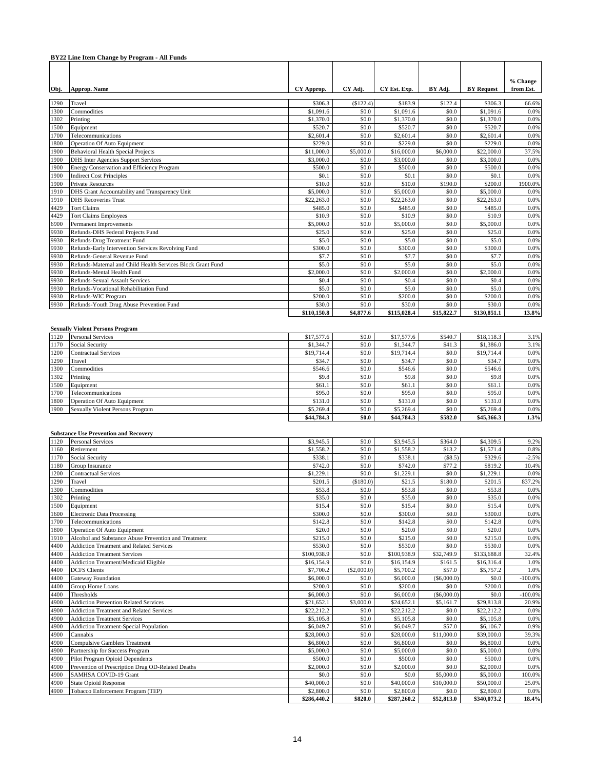**BY22 Line Item Change by Program - All Funds**

| Obj. | Approp. Name | CY Approp. | CY Adj. | CY Est. Exp. | BY Adj. | BY Request | % Change from Est. |
|---|---|---|---|---|---|---|---|
| 1290 | Travel | $306.3 | ($122.4) | $183.9 | $122.4 | $306.3 | 66.6% |
| 1300 | Commodities | $1,091.6 | $0.0 | $1,091.6 | $0.0 | $1,091.6 | 0.0% |
| 1302 | Printing | $1,370.0 | $0.0 | $1,370.0 | $0.0 | $1,370.0 | 0.0% |
| 1500 | Equipment | $520.7 | $0.0 | $520.7 | $0.0 | $520.7 | 0.0% |
| 1700 | Telecommunications | $2,601.4 | $0.0 | $2,601.4 | $0.0 | $2,601.4 | 0.0% |
| 1800 | Operation Of Auto Equipment | $229.0 | $0.0 | $229.0 | $0.0 | $229.0 | 0.0% |
| 1900 | Behavioral Health Special Projects | $11,000.0 | $5,000.0 | $16,000.0 | $6,000.0 | $22,000.0 | 37.5% |
| 1900 | DHS Inter Agencies Support Services | $3,000.0 | $0.0 | $3,000.0 | $0.0 | $3,000.0 | 0.0% |
| 1900 | Energy Conservation and Efficiency Program | $500.0 | $0.0 | $500.0 | $0.0 | $500.0 | 0.0% |
| 1900 | Indirect Cost Principles | $0.1 | $0.0 | $0.1 | $0.0 | $0.1 | 0.0% |
| 1900 | Private Resources | $10.0 | $0.0 | $10.0 | $190.0 | $200.0 | 1900.0% |
| 1910 | DHS Grant Accountability and Transparency Unit | $5,000.0 | $0.0 | $5,000.0 | $0.0 | $5,000.0 | 0.0% |
| 1910 | DHS Recoveries Trust | $22,263.0 | $0.0 | $22,263.0 | $0.0 | $22,263.0 | 0.0% |
| 4429 | Tort Claims | $485.0 | $0.0 | $485.0 | $0.0 | $485.0 | 0.0% |
| 4429 | Tort Claims Employees | $10.9 | $0.0 | $10.9 | $0.0 | $10.9 | 0.0% |
| 6900 | Permanent Improvements | $5,000.0 | $0.0 | $5,000.0 | $0.0 | $5,000.0 | 0.0% |
| 9930 | Refunds-DHS Federal Projects Fund | $25.0 | $0.0 | $25.0 | $0.0 | $25.0 | 0.0% |
| 9930 | Refunds-Drug Treatment Fund | $5.0 | $0.0 | $5.0 | $0.0 | $5.0 | 0.0% |
| 9930 | Refunds-Early Intervention Services Revolving Fund | $300.0 | $0.0 | $300.0 | $0.0 | $300.0 | 0.0% |
| 9930 | Refunds-General Revenue Fund | $7.7 | $0.0 | $7.7 | $0.0 | $7.7 | 0.0% |
| 9930 | Refunds-Maternal and Child Health Services Block Grant Fund | $5.0 | $0.0 | $5.0 | $0.0 | $5.0 | 0.0% |
| 9930 | Refunds-Mental Health Fund | $2,000.0 | $0.0 | $2,000.0 | $0.0 | $2,000.0 | 0.0% |
| 9930 | Refunds-Sexual Assault Services | $0.4 | $0.0 | $0.4 | $0.0 | $0.4 | 0.0% |
| 9930 | Refunds-Vocational Rehabilitation Fund | $5.0 | $0.0 | $5.0 | $0.0 | $5.0 | 0.0% |
| 9930 | Refunds-WIC Program | $200.0 | $0.0 | $200.0 | $0.0 | $200.0 | 0.0% |
| 9930 | Refunds-Youth Drug Abuse Prevention Fund | $30.0 | $0.0 | $30.0 | $0.0 | $30.0 | 0.0% |
| | | **$110,150.8** | **$4,877.6** | **$115,028.4** | **$15,822.7** | **$130,851.1** | **13.8%** |

**Sexually Violent Persons Program**

| Obj. | Approp. Name | CY Approp. | CY Adj. | CY Est. Exp. | BY Adj. | BY Request | % Change from Est. |
|---|---|---|---|---|---|---|---|
| 1120 | Personal Services | $17,577.6 | $0.0 | $17,577.6 | $540.7 | $18,118.3 | 3.1% |
| 1170 | Social Security | $1,344.7 | $0.0 | $1,344.7 | $41.3 | $1,386.0 | 3.1% |
| 1200 | Contractual Services | $19,714.4 | $0.0 | $19,714.4 | $0.0 | $19,714.4 | 0.0% |
| 1290 | Travel | $34.7 | $0.0 | $34.7 | $0.0 | $34.7 | 0.0% |
| 1300 | Commodities | $546.6 | $0.0 | $546.6 | $0.0 | $546.6 | 0.0% |
| 1302 | Printing | $9.8 | $0.0 | $9.8 | $0.0 | $9.8 | 0.0% |
| 1500 | Equipment | $61.1 | $0.0 | $61.1 | $0.0 | $61.1 | 0.0% |
| 1700 | Telecommunications | $95.0 | $0.0 | $95.0 | $0.0 | $95.0 | 0.0% |
| 1800 | Operation Of Auto Equipment | $131.0 | $0.0 | $131.0 | $0.0 | $131.0 | 0.0% |
| 1900 | Sexually Violent Persons Program | $5,269.4 | $0.0 | $5,269.4 | $0.0 | $5,269.4 | 0.0% |
| | | **$44,784.3** | **$0.0** | **$44,784.3** | **$582.0** | **$45,366.3** | **1.3%** |

**Substance Use Prevention and Recovery**

| Obj. | Approp. Name | CY Approp. | CY Adj. | CY Est. Exp. | BY Adj. | BY Request | % Change from Est. |
|---|---|---|---|---|---|---|---|
| 1120 | Personal Services | $3,945.5 | $0.0 | $3,945.5 | $364.0 | $4,309.5 | 9.2% |
| 1160 | Retirement | $1,558.2 | $0.0 | $1,558.2 | $13.2 | $1,571.4 | 0.8% |
| 1170 | Social Security | $338.1 | $0.0 | $338.1 | ($8.5) | $329.6 | -2.5% |
| 1180 | Group Insurance | $742.0 | $0.0 | $742.0 | $77.2 | $819.2 | 10.4% |
| 1200 | Contractual Services | $1,229.1 | $0.0 | $1,229.1 | $0.0 | $1,229.1 | 0.0% |
| 1290 | Travel | $201.5 | ($180.0) | $21.5 | $180.0 | $201.5 | 837.2% |
| 1300 | Commodities | $53.8 | $0.0 | $53.8 | $0.0 | $53.8 | 0.0% |
| 1302 | Printing | $35.0 | $0.0 | $35.0 | $0.0 | $35.0 | 0.0% |
| 1500 | Equipment | $15.4 | $0.0 | $15.4 | $0.0 | $15.4 | 0.0% |
| 1600 | Electronic Data Processing | $300.0 | $0.0 | $300.0 | $0.0 | $300.0 | 0.0% |
| 1700 | Telecommunications | $142.8 | $0.0 | $142.8 | $0.0 | $142.8 | 0.0% |
| 1800 | Operation Of Auto Equipment | $20.0 | $0.0 | $20.0 | $0.0 | $20.0 | 0.0% |
| 1910 | Alcohol and Substance Abuse Prevention and Treatment | $215.0 | $0.0 | $215.0 | $0.0 | $215.0 | 0.0% |
| 4400 | Addiction Treatment and Related Services | $530.0 | $0.0 | $530.0 | $0.0 | $530.0 | 0.0% |
| 4400 | Addiction Treatment Services | $100,938.9 | $0.0 | $100,938.9 | $32,749.9 | $133,688.8 | 32.4% |
| 4400 | Addiction Treatment/Medicaid Eligible | $16,154.9 | $0.0 | $16,154.9 | $161.5 | $16,316.4 | 1.0% |
| 4400 | DCFS Clients | $7,700.2 | ($2,000.0) | $5,700.2 | $57.0 | $5,757.2 | 1.0% |
| 4400 | Gateway Foundation | $6,000.0 | $0.0 | $6,000.0 | ($6,000.0) | $0.0 | -100.0% |
| 4400 | Group Home Loans | $200.0 | $0.0 | $200.0 | $0.0 | $200.0 | 0.0% |
| 4400 | Thresholds | $6,000.0 | $0.0 | $6,000.0 | ($6,000.0) | $0.0 | -100.0% |
| 4900 | Addiction Prevention Related Services | $21,652.1 | $3,000.0 | $24,652.1 | $5,161.7 | $29,813.8 | 20.9% |
| 4900 | Addiction Treatment and Related Services | $22,212.2 | $0.0 | $22,212.2 | $0.0 | $22,212.2 | 0.0% |
| 4900 | Addiction Treatment Services | $5,105.8 | $0.0 | $5,105.8 | $0.0 | $5,105.8 | 0.0% |
| 4900 | Addiction Treatment-Special Population | $6,049.7 | $0.0 | $6,049.7 | $57.0 | $6,106.7 | 0.9% |
| 4900 | Cannabis | $28,000.0 | $0.0 | $28,000.0 | $11,000.0 | $39,000.0 | 39.3% |
| 4900 | Compulsive Gamblers Treatment | $6,800.0 | $0.0 | $6,800.0 | $0.0 | $6,800.0 | 0.0% |
| 4900 | Partnership for Success Program | $5,000.0 | $0.0 | $5,000.0 | $0.0 | $5,000.0 | 0.0% |
| 4900 | Pilot Program Opioid Dependents | $500.0 | $0.0 | $500.0 | $0.0 | $500.0 | 0.0% |
| 4900 | Prevention of Prescription Drug OD-Related Deaths | $2,000.0 | $0.0 | $2,000.0 | $0.0 | $2,000.0 | 0.0% |
| 4900 | SAMHSA COVID-19 Grant | $0.0 | $0.0 | $0.0 | $5,000.0 | $5,000.0 | 100.0% |
| 4900 | State Opioid Response | $40,000.0 | $0.0 | $40,000.0 | $10,000.0 | $50,000.0 | 25.0% |
| 4900 | Tobacco Enforcement Program (TEP) | $2,800.0 | $0.0 | $2,800.0 | $0.0 | $2,800.0 | 0.0% |
| | | **$286,440.2** | **$820.0** | **$287,260.2** | **$52,813.0** | **$340,073.2** | **18.4%** |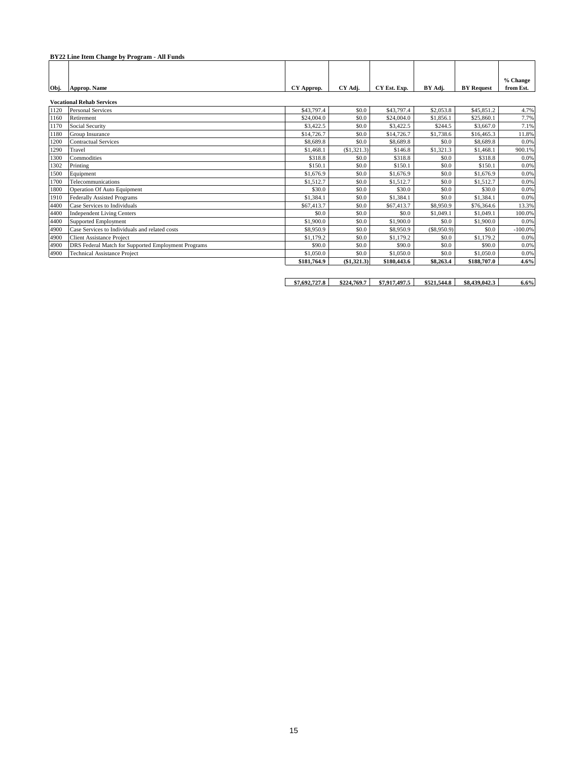**BY22 Line Item Change by Program - All Funds**

| Obj. | Approp. Name | CY Approp. | CY Adj. | CY Est. Exp. | BY Adj. | BY Request | % Change from Est. |
|---|---|---|---|---|---|---|---|
| | **Vocational Rehab Services** | | | | | | |
| 1120 | Personal Services | $43,797.4 | $0.0 | $43,797.4 | $2,053.8 | $45,851.2 | 4.7% |
| 1160 | Retirement | $24,004.0 | $0.0 | $24,004.0 | $1,856.1 | $25,860.1 | 7.7% |
| 1170 | Social Security | $3,422.5 | $0.0 | $3,422.5 | $244.5 | $3,667.0 | 7.1% |
| 1180 | Group Insurance | $14,726.7 | $0.0 | $14,726.7 | $1,738.6 | $16,465.3 | 11.8% |
| 1200 | Contractual Services | $8,689.8 | $0.0 | $8,689.8 | $0.0 | $8,689.8 | 0.0% |
| 1290 | Travel | $1,468.1 | ($1,321.3) | $146.8 | $1,321.3 | $1,468.1 | 900.1% |
| 1300 | Commodities | $318.8 | $0.0 | $318.8 | $0.0 | $318.8 | 0.0% |
| 1302 | Printing | $150.1 | $0.0 | $150.1 | $0.0 | $150.1 | 0.0% |
| 1500 | Equipment | $1,676.9 | $0.0 | $1,676.9 | $0.0 | $1,676.9 | 0.0% |
| 1700 | Telecommunications | $1,512.7 | $0.0 | $1,512.7 | $0.0 | $1,512.7 | 0.0% |
| 1800 | Operation Of Auto Equipment | $30.0 | $0.0 | $30.0 | $0.0 | $30.0 | 0.0% |
| 1910 | Federally Assisted Programs | $1,384.1 | $0.0 | $1,384.1 | $0.0 | $1,384.1 | 0.0% |
| 4400 | Case Services to Individuals | $67,413.7 | $0.0 | $67,413.7 | $8,950.9 | $76,364.6 | 13.3% |
| 4400 | Independent Living Centers | $0.0 | $0.0 | $0.0 | $1,049.1 | $1,049.1 | 100.0% |
| 4400 | Supported Employment | $1,900.0 | $0.0 | $1,900.0 | $0.0 | $1,900.0 | 0.0% |
| 4900 | Case Services to Individuals and related costs | $8,950.9 | $0.0 | $8,950.9 | ($8,950.9) | $0.0 | -100.0% |
| 4900 | Client Assistance Project | $1,179.2 | $0.0 | $1,179.2 | $0.0 | $1,179.2 | 0.0% |
| 4900 | DRS Federal Match for Supported Employment Programs | $90.0 | $0.0 | $90.0 | $0.0 | $90.0 | 0.0% |
| 4900 | Technical Assistance Project | $1,050.0 | $0.0 | $1,050.0 | $0.0 | $1,050.0 | 0.0% |
| | | **$181,764.9** | **($1,321.3)** | **$180,443.6** | **$8,263.4** | **$188,707.0** | **4.6%** |
| | | **$7,692,727.8** | **$224,769.7** | **$7,917,497.5** | **$521,544.8** | **$8,439,042.3** | **6.6%** |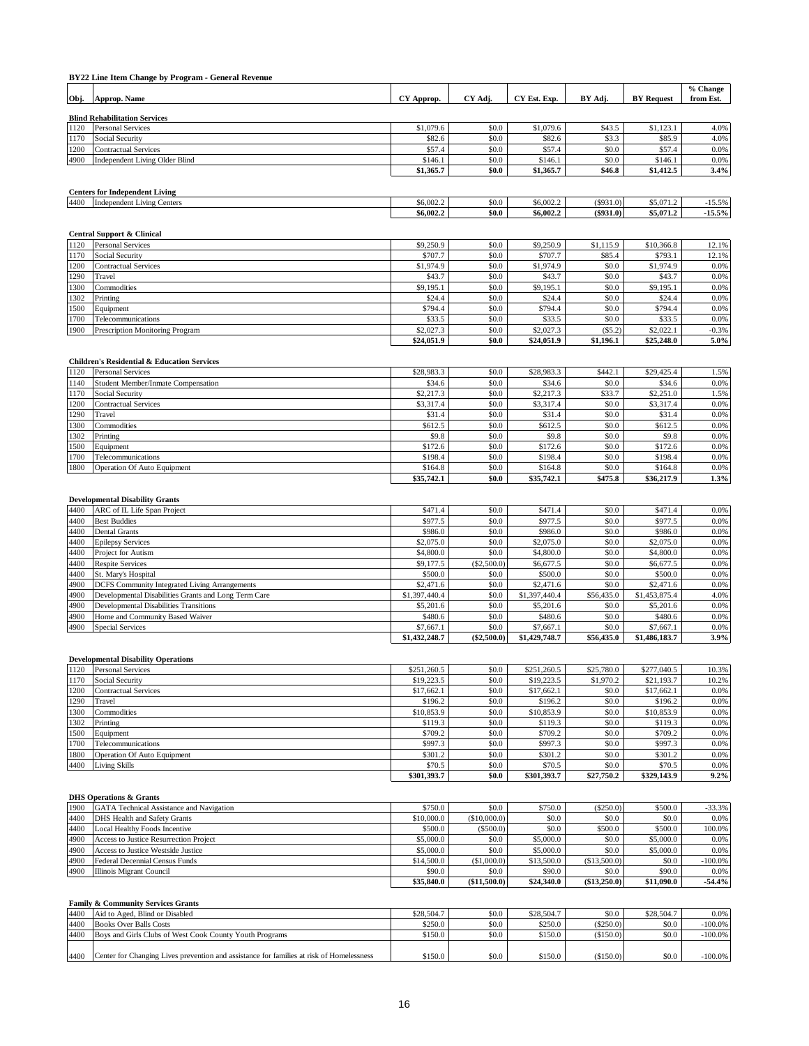**BY22 Line Item Change by Program - General Revenue**

| Obj. | Approp. Name | CY Approp. | CY Adj. | CY Est. Exp. | BY Adj. | BY Request | % Change from Est. |
|---|---|---|---|---|---|---|---|
| | **Blind Rehabilitation Services** | | | | | | |
| 1120 | Personal Services | $1,079.6 | $0.0 | $1,079.6 | $43.5 | $1,123.1 | 4.0% |
| 1170 | Social Security | $82.6 | $0.0 | $82.6 | $3.3 | $85.9 | 4.0% |
| 1200 | Contractual Services | $57.4 | $0.0 | $57.4 | $0.0 | $57.4 | 0.0% |
| 4900 | Independent Living Older Blind | $146.1 | $0.0 | $146.1 | $0.0 | $146.1 | 0.0% |
| | | **$1,365.7** | **$0.0** | **$1,365.7** | **$46.8** | **$1,412.5** | **3.4%** |
| | **Centers for Independent Living** | | | | | | |
| 4400 | Independent Living Centers | $6,002.2 | $0.0 | $6,002.2 | ($931.0) | $5,071.2 | -15.5% |
| | | **$6,002.2** | **$0.0** | **$6,002.2** | **($931.0)** | **$5,071.2** | **-15.5%** |
| | **Central Support & Clinical** | | | | | | |
| 1120 | Personal Services | $9,250.9 | $0.0 | $9,250.9 | $1,115.9 | $10,366.8 | 12.1% |
| 1170 | Social Security | $707.7 | $0.0 | $707.7 | $85.4 | $793.1 | 12.1% |
| 1200 | Contractual Services | $1,974.9 | $0.0 | $1,974.9 | $0.0 | $1,974.9 | 0.0% |
| 1290 | Travel | $43.7 | $0.0 | $43.7 | $0.0 | $43.7 | 0.0% |
| 1300 | Commodities | $9,195.1 | $0.0 | $9,195.1 | $0.0 | $9,195.1 | 0.0% |
| 1302 | Printing | $24.4 | $0.0 | $24.4 | $0.0 | $24.4 | 0.0% |
| 1500 | Equipment | $794.4 | $0.0 | $794.4 | $0.0 | $794.4 | 0.0% |
| 1700 | Telecommunications | $33.5 | $0.0 | $33.5 | $0.0 | $33.5 | 0.0% |
| 1900 | Prescription Monitoring Program | $2,027.3 | $0.0 | $2,027.3 | ($5.2) | $2,022.1 | -0.3% |
| | | **$24,051.9** | **$0.0** | **$24,051.9** | **$1,196.1** | **$25,248.0** | **5.0%** |
| | **Children's Residential & Education Services** | | | | | | |
| 1120 | Personal Services | $28,983.3 | $0.0 | $28,983.3 | $442.1 | $29,425.4 | 1.5% |
| 1140 | Student Member/Inmate Compensation | $34.6 | $0.0 | $34.6 | $0.0 | $34.6 | 0.0% |
| 1170 | Social Security | $2,217.3 | $0.0 | $2,217.3 | $33.7 | $2,251.0 | 1.5% |
| 1200 | Contractual Services | $3,317.4 | $0.0 | $3,317.4 | $0.0 | $3,317.4 | 0.0% |
| 1290 | Travel | $31.4 | $0.0 | $31.4 | $0.0 | $31.4 | 0.0% |
| 1300 | Commodities | $612.5 | $0.0 | $612.5 | $0.0 | $612.5 | 0.0% |
| 1302 | Printing | $9.8 | $0.0 | $9.8 | $0.0 | $9.8 | 0.0% |
| 1500 | Equipment | $172.6 | $0.0 | $172.6 | $0.0 | $172.6 | 0.0% |
| 1700 | Telecommunications | $198.4 | $0.0 | $198.4 | $0.0 | $198.4 | 0.0% |
| 1800 | Operation Of Auto Equipment | $164.8 | $0.0 | $164.8 | $0.0 | $164.8 | 0.0% |
| | | **$35,742.1** | **$0.0** | **$35,742.1** | **$475.8** | **$36,217.9** | **1.3%** |
| | **Developmental Disability Grants** | | | | | | |
| 4400 | ARC of IL Life Span Project | $471.4 | $0.0 | $471.4 | $0.0 | $471.4 | 0.0% |
| 4400 | Best Buddies | $977.5 | $0.0 | $977.5 | $0.0 | $977.5 | 0.0% |
| 4400 | Dental Grants | $986.0 | $0.0 | $986.0 | $0.0 | $986.0 | 0.0% |
| 4400 | Epilepsy Services | $2,075.0 | $0.0 | $2,075.0 | $0.0 | $2,075.0 | 0.0% |
| 4400 | Project for Autism | $4,800.0 | $0.0 | $4,800.0 | $0.0 | $4,800.0 | 0.0% |
| 4400 | Respite Services | $9,177.5 | ($2,500.0) | $6,677.5 | $0.0 | $6,677.5 | 0.0% |
| 4400 | St. Mary's Hospital | $500.0 | $0.0 | $500.0 | $0.0 | $500.0 | 0.0% |
| 4900 | DCFS Community Integrated Living Arrangements | $2,471.6 | $0.0 | $2,471.6 | $0.0 | $2,471.6 | 0.0% |
| 4900 | Developmental Disabilities Grants and Long Term Care | $1,397,440.4 | $0.0 | $1,397,440.4 | $56,435.0 | $1,453,875.4 | 4.0% |
| 4900 | Developmental Disabilities Transitions | $5,201.6 | $0.0 | $5,201.6 | $0.0 | $5,201.6 | 0.0% |
| 4900 | Home and Community Based Waiver | $480.6 | $0.0 | $480.6 | $0.0 | $480.6 | 0.0% |
| 4900 | Special Services | $7,667.1 | $0.0 | $7,667.1 | $0.0 | $7,667.1 | 0.0% |
| | | **$1,432,248.7** | **($2,500.0)** | **$1,429,748.7** | **$56,435.0** | **$1,486,183.7** | **3.9%** |
| | **Developmental Disability Operations** | | | | | | |
| 1120 | Personal Services | $251,260.5 | $0.0 | $251,260.5 | $25,780.0 | $277,040.5 | 10.3% |
| 1170 | Social Security | $19,223.5 | $0.0 | $19,223.5 | $1,970.2 | $21,193.7 | 10.2% |
| 1200 | Contractual Services | $17,662.1 | $0.0 | $17,662.1 | $0.0 | $17,662.1 | 0.0% |
| 1290 | Travel | $196.2 | $0.0 | $196.2 | $0.0 | $196.2 | 0.0% |
| 1300 | Commodities | $10,853.9 | $0.0 | $10,853.9 | $0.0 | $10,853.9 | 0.0% |
| 1302 | Printing | $119.3 | $0.0 | $119.3 | $0.0 | $119.3 | 0.0% |
| 1500 | Equipment | $709.2 | $0.0 | $709.2 | $0.0 | $709.2 | 0.0% |
| 1700 | Telecommunications | $997.3 | $0.0 | $997.3 | $0.0 | $997.3 | 0.0% |
| 1800 | Operation Of Auto Equipment | $301.2 | $0.0 | $301.2 | $0.0 | $301.2 | 0.0% |
| 4400 | Living Skills | $70.5 | $0.0 | $70.5 | $0.0 | $70.5 | 0.0% |
| | | **$301,393.7** | **$0.0** | **$301,393.7** | **$27,750.2** | **$329,143.9** | **9.2%** |
| | **DHS Operations & Grants** | | | | | | |
| 1900 | GATA Technical Assistance and Navigation | $750.0 | $0.0 | $750.0 | ($250.0) | $500.0 | -33.3% |
| 4400 | DHS Health and Safety Grants | $10,000.0 | ($10,000.0) | $0.0 | $0.0 | $0.0 | 0.0% |
| 4400 | Local Healthy Foods Incentive | $500.0 | ($500.0) | $0.0 | $500.0 | $500.0 | 100.0% |
| 4900 | Access to Justice Resurrection Project | $5,000.0 | $0.0 | $5,000.0 | $0.0 | $5,000.0 | 0.0% |
| 4900 | Access to Justice Westside Justice | $5,000.0 | $0.0 | $5,000.0 | $0.0 | $5,000.0 | 0.0% |
| 4900 | Federal Decennial Census Funds | $14,500.0 | ($1,000.0) | $13,500.0 | ($13,500.0) | $0.0 | -100.0% |
| 4900 | Illinois Migrant Council | $90.0 | $0.0 | $90.0 | $0.0 | $90.0 | 0.0% |
| | | **$35,840.0** | **($11,500.0)** | **$24,340.0** | **($13,250.0)** | **$11,090.0** | **-54.4%** |
| | **Family & Community Services Grants** | | | | | | |
| 4400 | Aid to Aged, Blind or Disabled | $28,504.7 | $0.0 | $28,504.7 | $0.0 | $28,504.7 | 0.0% |
| 4400 | Books Over Balls Costs | $250.0 | $0.0 | $250.0 | ($250.0) | $0.0 | -100.0% |
| 4400 | Boys and Girls Clubs of West Cook County Youth Programs | $150.0 | $0.0 | $150.0 | ($150.0) | $0.0 | -100.0% |
| 4400 | Center for Changing Lives prevention and assistance for families at risk of Homelessness | $150.0 | $0.0 | $150.0 | ($150.0) | $0.0 | -100.0% |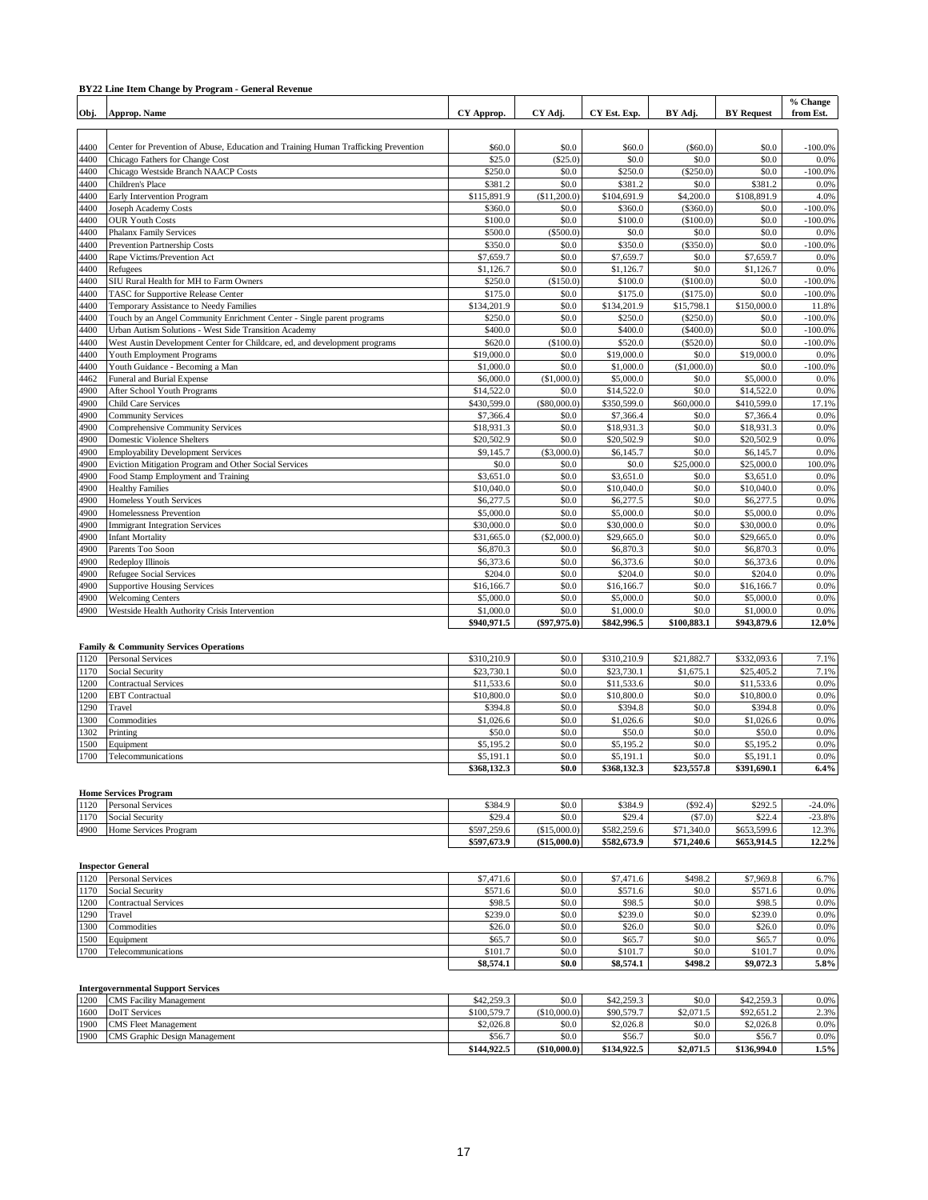**BY22 Line Item Change by Program - General Revenue**

| Obj. | Approp. Name | CY Approp. | CY Adj. | CY Est. Exp. | BY Adj. | BY Request | % Change from Est. |
|---|---|---|---|---|---|---|---|
| 4400 | Center for Prevention of Abuse, Education and Training Human Trafficking Prevention | $60.0 | $0.0 | $60.0 | ($60.0) | $0.0 | -100.0% |
| 4400 | Chicago Fathers for Change Cost | $25.0 | ($25.0) | $0.0 | $0.0 | $0.0 | 0.0% |
| 4400 | Chicago Westside Branch NAACP Costs | $250.0 | $0.0 | $250.0 | ($250.0) | $0.0 | -100.0% |
| 4400 | Children's Place | $381.2 | $0.0 | $381.2 | $0.0 | $381.2 | 0.0% |
| 4400 | Early Intervention Program | $115,891.9 | ($11,200.0) | $104,691.9 | $4,200.0 | $108,891.9 | 4.0% |
| 4400 | Joseph Academy Costs | $360.0 | $0.0 | $360.0 | ($360.0) | $0.0 | -100.0% |
| 4400 | OUR Youth Costs | $100.0 | $0.0 | $100.0 | ($100.0) | $0.0 | -100.0% |
| 4400 | Phalanx Family Services | $500.0 | ($500.0) | $0.0 | $0.0 | $0.0 | 0.0% |
| 4400 | Prevention Partnership Costs | $350.0 | $0.0 | $350.0 | ($350.0) | $0.0 | -100.0% |
| 4400 | Rape Victims/Prevention Act | $7,659.7 | $0.0 | $7,659.7 | $0.0 | $7,659.7 | 0.0% |
| 4400 | Refugees | $1,126.7 | $0.0 | $1,126.7 | $0.0 | $1,126.7 | 0.0% |
| 4400 | SIU Rural Health for MH to Farm Owners | $250.0 | ($150.0) | $100.0 | ($100.0) | $0.0 | -100.0% |
| 4400 | TASC for Supportive Release Center | $175.0 | $0.0 | $175.0 | ($175.0) | $0.0 | -100.0% |
| 4400 | Temporary Assistance to Needy Families | $134,201.9 | $0.0 | $134,201.9 | $15,798.1 | $150,000.0 | 11.8% |
| 4400 | Touch by an Angel Community Enrichment Center - Single parent programs | $250.0 | $0.0 | $250.0 | ($250.0) | $0.0 | -100.0% |
| 4400 | Urban Autism Solutions - West Side Transition Academy | $400.0 | $0.0 | $400.0 | ($400.0) | $0.0 | -100.0% |
| 4400 | West Austin Development Center for Childcare, ed, and development programs | $620.0 | ($100.0) | $520.0 | ($520.0) | $0.0 | -100.0% |
| 4400 | Youth Employment Programs | $19,000.0 | $0.0 | $19,000.0 | $0.0 | $19,000.0 | 0.0% |
| 4400 | Youth Guidance - Becoming a Man | $1,000.0 | $0.0 | $1,000.0 | ($1,000.0) | $0.0 | -100.0% |
| 4462 | Funeral and Burial Expense | $6,000.0 | ($1,000.0) | $5,000.0 | $0.0 | $5,000.0 | 0.0% |
| 4900 | After School Youth Programs | $14,522.0 | $0.0 | $14,522.0 | $0.0 | $14,522.0 | 0.0% |
| 4900 | Child Care Services | $430,599.0 | ($80,000.0) | $350,599.0 | $60,000.0 | $410,599.0 | 17.1% |
| 4900 | Community Services | $7,366.4 | $0.0 | $7,366.4 | $0.0 | $7,366.4 | 0.0% |
| 4900 | Comprehensive Community Services | $18,931.3 | $0.0 | $18,931.3 | $0.0 | $18,931.3 | 0.0% |
| 4900 | Domestic Violence Shelters | $20,502.9 | $0.0 | $20,502.9 | $0.0 | $20,502.9 | 0.0% |
| 4900 | Employability Development Services | $9,145.7 | ($3,000.0) | $6,145.7 | $0.0 | $6,145.7 | 0.0% |
| 4900 | Eviction Mitigation Program and Other Social Services | $0.0 | $0.0 | $0.0 | $25,000.0 | $25,000.0 | 100.0% |
| 4900 | Food Stamp Employment and Training | $3,651.0 | $0.0 | $3,651.0 | $0.0 | $3,651.0 | 0.0% |
| 4900 | Healthy Families | $10,040.0 | $0.0 | $10,040.0 | $0.0 | $10,040.0 | 0.0% |
| 4900 | Homeless Youth Services | $6,277.5 | $0.0 | $6,277.5 | $0.0 | $6,277.5 | 0.0% |
| 4900 | Homelessness Prevention | $5,000.0 | $0.0 | $5,000.0 | $0.0 | $5,000.0 | 0.0% |
| 4900 | Immigrant Integration Services | $30,000.0 | $0.0 | $30,000.0 | $0.0 | $30,000.0 | 0.0% |
| 4900 | Infant Mortality | $31,665.0 | ($2,000.0) | $29,665.0 | $0.0 | $29,665.0 | 0.0% |
| 4900 | Parents Too Soon | $6,870.3 | $0.0 | $6,870.3 | $0.0 | $6,870.3 | 0.0% |
| 4900 | Redeploy Illinois | $6,373.6 | $0.0 | $6,373.6 | $0.0 | $6,373.6 | 0.0% |
| 4900 | Refugee Social Services | $204.0 | $0.0 | $204.0 | $0.0 | $204.0 | 0.0% |
| 4900 | Supportive Housing Services | $16,166.7 | $0.0 | $16,166.7 | $0.0 | $16,166.7 | 0.0% |
| 4900 | Welcoming Centers | $5,000.0 | $0.0 | $5,000.0 | $0.0 | $5,000.0 | 0.0% |
| 4900 | Westside Health Authority Crisis Intervention | $1,000.0 | $0.0 | $1,000.0 | $0.0 | $1,000.0 | 0.0% |
| | | **$940,971.5** | **($97,975.0)** | **$842,996.5** | **$100,883.1** | **$943,879.6** | **12.0%** |

**Family & Community Services Operations**

| Obj. | Approp. Name | CY Approp. | CY Adj. | CY Est. Exp. | BY Adj. | BY Request | % Change from Est. |
|---|---|---|---|---|---|---|---|
| 1120 | Personal Services | $310,210.9 | $0.0 | $310,210.9 | $21,882.7 | $332,093.6 | 7.1% |
| 1170 | Social Security | $23,730.1 | $0.0 | $23,730.1 | $1,675.1 | $25,405.2 | 7.1% |
| 1200 | Contractual Services | $11,533.6 | $0.0 | $11,533.6 | $0.0 | $11,533.6 | 0.0% |
| 1200 | EBT Contractual | $10,800.0 | $0.0 | $10,800.0 | $0.0 | $10,800.0 | 0.0% |
| 1290 | Travel | $394.8 | $0.0 | $394.8 | $0.0 | $394.8 | 0.0% |
| 1300 | Commodities | $1,026.6 | $0.0 | $1,026.6 | $0.0 | $1,026.6 | 0.0% |
| 1302 | Printing | $50.0 | $0.0 | $50.0 | $0.0 | $50.0 | 0.0% |
| 1500 | Equipment | $5,195.2 | $0.0 | $5,195.2 | $0.0 | $5,195.2 | 0.0% |
| 1700 | Telecommunications | $5,191.1 | $0.0 | $5,191.1 | $0.0 | $5,191.1 | 0.0% |
| | | **$368,132.3** | **$0.0** | **$368,132.3** | **$23,557.8** | **$391,690.1** | **6.4%** |

**Home Services Program**

| Obj. | Approp. Name | CY Approp. | CY Adj. | CY Est. Exp. | BY Adj. | BY Request | % Change from Est. |
|---|---|---|---|---|---|---|---|
| 1120 | Personal Services | $384.9 | $0.0 | $384.9 | ($92.4) | $292.5 | -24.0% |
| 1170 | Social Security | $29.4 | $0.0 | $29.4 | ($7.0) | $22.4 | -23.8% |
| 4900 | Home Services Program | $597,259.6 | ($15,000.0) | $582,259.6 | $71,340.0 | $653,599.6 | 12.3% |
| | | **$597,673.9** | **($15,000.0)** | **$582,673.9** | **$71,240.6** | **$653,914.5** | **12.2%** |

**Inspector General**

| Obj. | Approp. Name | CY Approp. | CY Adj. | CY Est. Exp. | BY Adj. | BY Request | % Change from Est. |
|---|---|---|---|---|---|---|---|
| 1120 | Personal Services | $7,471.6 | $0.0 | $7,471.6 | $498.2 | $7,969.8 | 6.7% |
| 1170 | Social Security | $571.6 | $0.0 | $571.6 | $0.0 | $571.6 | 0.0% |
| 1200 | Contractual Services | $98.5 | $0.0 | $98.5 | $0.0 | $98.5 | 0.0% |
| 1290 | Travel | $239.0 | $0.0 | $239.0 | $0.0 | $239.0 | 0.0% |
| 1300 | Commodities | $26.0 | $0.0 | $26.0 | $0.0 | $26.0 | 0.0% |
| 1500 | Equipment | $65.7 | $0.0 | $65.7 | $0.0 | $65.7 | 0.0% |
| 1700 | Telecommunications | $101.7 | $0.0 | $101.7 | $0.0 | $101.7 | 0.0% |
| | | **$8,574.1** | **$0.0** | **$8,574.1** | **$498.2** | **$9,072.3** | **5.8%** |

**Intergovernmental Support Services**

| Obj. | Approp. Name | CY Approp. | CY Adj. | CY Est. Exp. | BY Adj. | BY Request | % Change from Est. |
|---|---|---|---|---|---|---|---|
| 1200 | CMS Facility Management | $42,259.3 | $0.0 | $42,259.3 | $0.0 | $42,259.3 | 0.0% |
| 1600 | DoIT Services | $100,579.7 | ($10,000.0) | $90,579.7 | $2,071.5 | $92,651.2 | 2.3% |
| 1900 | CMS Fleet Management | $2,026.8 | $0.0 | $2,026.8 | $0.0 | $2,026.8 | 0.0% |
| 1900 | CMS Graphic Design Management | $56.7 | $0.0 | $56.7 | $0.0 | $56.7 | 0.0% |
| | | **$144,922.5** | **($10,000.0)** | **$134,922.5** | **$2,071.5** | **$136,994.0** | **1.5%** |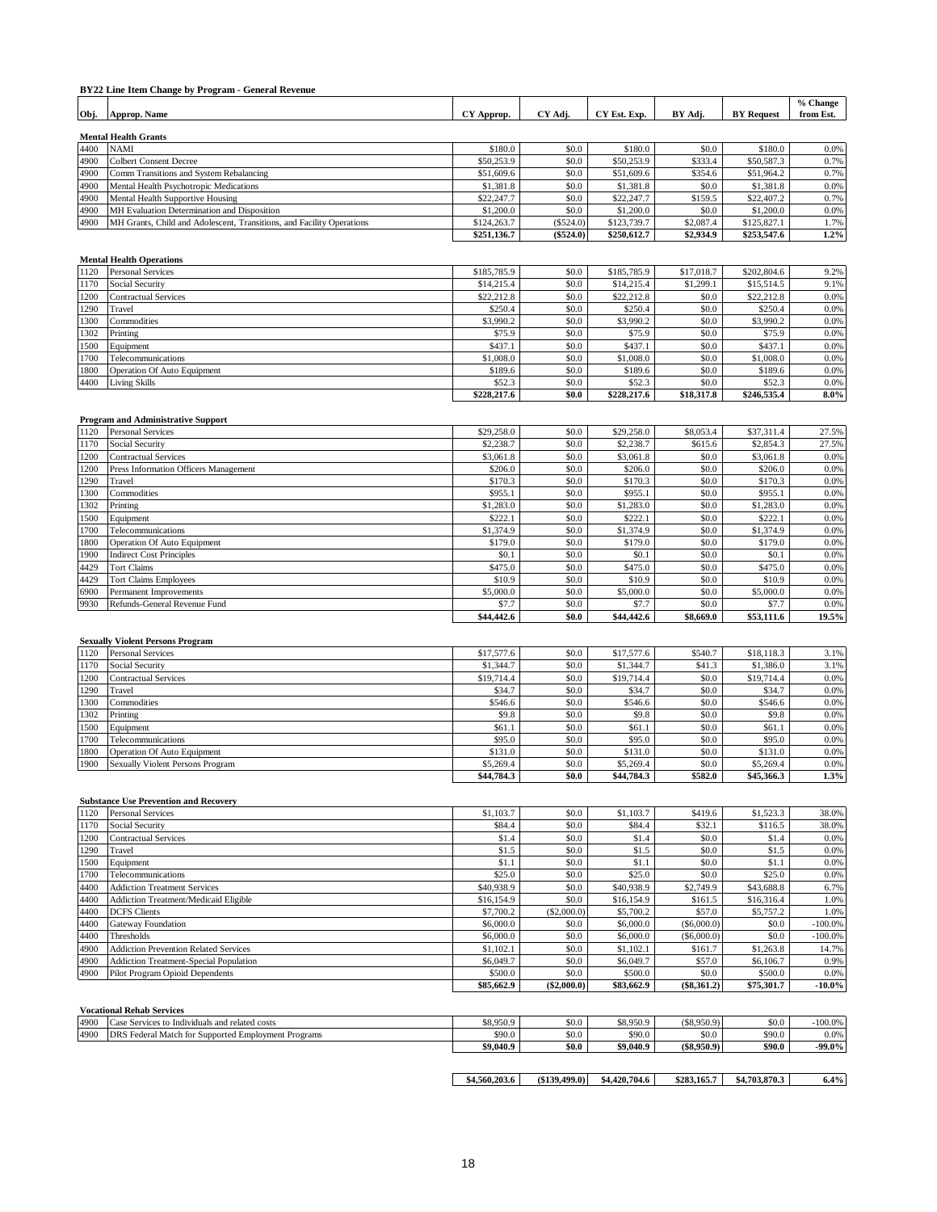**BY22 Line Item Change by Program - General Revenue**

| Obj. | Approp. Name | CY Approp. | CY Adj. | CY Est. Exp. | BY Adj. | BY Request | % Change from Est. |
|---|---|---|---|---|---|---|---|
| | **Mental Health Grants** | | | | | | |
| 4400 | NAMI | $180.0 | $0.0 | $180.0 | $0.0 | $180.0 | 0.0% |
| 4900 | Colbert Consent Decree | $50,253.9 | $0.0 | $50,253.9 | $333.4 | $50,587.3 | 0.7% |
| 4900 | Comm Transitions and System Rebalancing | $51,609.6 | $0.0 | $51,609.6 | $354.6 | $51,964.2 | 0.7% |
| 4900 | Mental Health Psychotropic Medications | $1,381.8 | $0.0 | $1,381.8 | $0.0 | $1,381.8 | 0.0% |
| 4900 | Mental Health Supportive Housing | $22,247.7 | $0.0 | $22,247.7 | $159.5 | $22,407.2 | 0.7% |
| 4900 | MH Evaluation Determination and Disposition | $1,200.0 | $0.0 | $1,200.0 | $0.0 | $1,200.0 | 0.0% |
| 4900 | MH Grants, Child and Adolescent, Transitions, and Facility Operations | $124,263.7 | ($524.0) | $123,739.7 | $2,087.4 | $125,827.1 | 1.7% |
| | | **$251,136.7** | **($524.0)** | **$250,612.7** | **$2,934.9** | **$253,547.6** | **1.2%** |
| | **Mental Health Operations** | | | | | | |
| 1120 | Personal Services | $185,785.9 | $0.0 | $185,785.9 | $17,018.7 | $202,804.6 | 9.2% |
| 1170 | Social Security | $14,215.4 | $0.0 | $14,215.4 | $1,299.1 | $15,514.5 | 9.1% |
| 1200 | Contractual Services | $22,212.8 | $0.0 | $22,212.8 | $0.0 | $22,212.8 | 0.0% |
| 1290 | Travel | $250.4 | $0.0 | $250.4 | $0.0 | $250.4 | 0.0% |
| 1300 | Commodities | $3,990.2 | $0.0 | $3,990.2 | $0.0 | $3,990.2 | 0.0% |
| 1302 | Printing | $75.9 | $0.0 | $75.9 | $0.0 | $75.9 | 0.0% |
| 1500 | Equipment | $437.1 | $0.0 | $437.1 | $0.0 | $437.1 | 0.0% |
| 1700 | Telecommunications | $1,008.0 | $0.0 | $1,008.0 | $0.0 | $1,008.0 | 0.0% |
| 1800 | Operation Of Auto Equipment | $189.6 | $0.0 | $189.6 | $0.0 | $189.6 | 0.0% |
| 4400 | Living Skills | $52.3 | $0.0 | $52.3 | $0.0 | $52.3 | 0.0% |
| | | **$228,217.6** | **$0.0** | **$228,217.6** | **$18,317.8** | **$246,535.4** | **8.0%** |
| | **Program and Administrative Support** | | | | | | |
| 1120 | Personal Services | $29,258.0 | $0.0 | $29,258.0 | $8,053.4 | $37,311.4 | 27.5% |
| 1170 | Social Security | $2,238.7 | $0.0 | $2,238.7 | $615.6 | $2,854.3 | 27.5% |
| 1200 | Contractual Services | $3,061.8 | $0.0 | $3,061.8 | $0.0 | $3,061.8 | 0.0% |
| 1200 | Press Information Officers Management | $206.0 | $0.0 | $206.0 | $0.0 | $206.0 | 0.0% |
| 1290 | Travel | $170.3 | $0.0 | $170.3 | $0.0 | $170.3 | 0.0% |
| 1300 | Commodities | $955.1 | $0.0 | $955.1 | $0.0 | $955.1 | 0.0% |
| 1302 | Printing | $1,283.0 | $0.0 | $1,283.0 | $0.0 | $1,283.0 | 0.0% |
| 1500 | Equipment | $222.1 | $0.0 | $222.1 | $0.0 | $222.1 | 0.0% |
| 1700 | Telecommunications | $1,374.9 | $0.0 | $1,374.9 | $0.0 | $1,374.9 | 0.0% |
| 1800 | Operation Of Auto Equipment | $179.0 | $0.0 | $179.0 | $0.0 | $179.0 | 0.0% |
| 1900 | Indirect Cost Principles | $0.1 | $0.0 | $0.1 | $0.0 | $0.1 | 0.0% |
| 4429 | Tort Claims | $475.0 | $0.0 | $475.0 | $0.0 | $475.0 | 0.0% |
| 4429 | Tort Claims Employees | $10.9 | $0.0 | $10.9 | $0.0 | $10.9 | 0.0% |
| 6900 | Permanent Improvements | $5,000.0 | $0.0 | $5,000.0 | $0.0 | $5,000.0 | 0.0% |
| 9930 | Refunds-General Revenue Fund | $7.7 | $0.0 | $7.7 | $0.0 | $7.7 | 0.0% |
| | | **$44,442.6** | **$0.0** | **$44,442.6** | **$8,669.0** | **$53,111.6** | **19.5%** |
| | **Sexually Violent Persons Program** | | | | | | |
| 1120 | Personal Services | $17,577.6 | $0.0 | $17,577.6 | $540.7 | $18,118.3 | 3.1% |
| 1170 | Social Security | $1,344.7 | $0.0 | $1,344.7 | $41.3 | $1,386.0 | 3.1% |
| 1200 | Contractual Services | $19,714.4 | $0.0 | $19,714.4 | $0.0 | $19,714.4 | 0.0% |
| 1290 | Travel | $34.7 | $0.0 | $34.7 | $0.0 | $34.7 | 0.0% |
| 1300 | Commodities | $546.6 | $0.0 | $546.6 | $0.0 | $546.6 | 0.0% |
| 1302 | Printing | $9.8 | $0.0 | $9.8 | $0.0 | $9.8 | 0.0% |
| 1500 | Equipment | $61.1 | $0.0 | $61.1 | $0.0 | $61.1 | 0.0% |
| 1700 | Telecommunications | $95.0 | $0.0 | $95.0 | $0.0 | $95.0 | 0.0% |
| 1800 | Operation Of Auto Equipment | $131.0 | $0.0 | $131.0 | $0.0 | $131.0 | 0.0% |
| 1900 | Sexually Violent Persons Program | $5,269.4 | $0.0 | $5,269.4 | $0.0 | $5,269.4 | 0.0% |
| | | **$44,784.3** | **$0.0** | **$44,784.3** | **$582.0** | **$45,366.3** | **1.3%** |
| | **Substance Use Prevention and Recovery** | | | | | | |
| 1120 | Personal Services | $1,103.7 | $0.0 | $1,103.7 | $419.6 | $1,523.3 | 38.0% |
| 1170 | Social Security | $84.4 | $0.0 | $84.4 | $32.1 | $116.5 | 38.0% |
| 1200 | Contractual Services | $1.4 | $0.0 | $1.4 | $0.0 | $1.4 | 0.0% |
| 1290 | Travel | $1.5 | $0.0 | $1.5 | $0.0 | $1.5 | 0.0% |
| 1500 | Equipment | $1.1 | $0.0 | $1.1 | $0.0 | $1.1 | 0.0% |
| 1700 | Telecommunications | $25.0 | $0.0 | $25.0 | $0.0 | $25.0 | 0.0% |
| 4400 | Addiction Treatment Services | $40,938.9 | $0.0 | $40,938.9 | $2,749.9 | $43,688.8 | 6.7% |
| 4400 | Addiction Treatment/Medicaid Eligible | $16,154.9 | $0.0 | $16,154.9 | $161.5 | $16,316.4 | 1.0% |
| 4400 | DCFS Clients | $7,700.2 | ($2,000.0) | $5,700.2 | $57.0 | $5,757.2 | 1.0% |
| 4400 | Gateway Foundation | $6,000.0 | $0.0 | $6,000.0 | ($6,000.0) | $0.0 | -100.0% |
| 4400 | Thresholds | $6,000.0 | $0.0 | $6,000.0 | ($6,000.0) | $0.0 | -100.0% |
| 4900 | Addiction Prevention Related Services | $1,102.1 | $0.0 | $1,102.1 | $161.7 | $1,263.8 | 14.7% |
| 4900 | Addiction Treatment-Special Population | $6,049.7 | $0.0 | $6,049.7 | $57.0 | $6,106.7 | 0.9% |
| 4900 | Pilot Program Opioid Dependents | $500.0 | $0.0 | $500.0 | $0.0 | $500.0 | 0.0% |
| | | **$85,662.9** | **($2,000.0)** | **$83,662.9** | **($8,361.2)** | **$75,301.7** | **-10.0%** |
| | **Vocational Rehab Services** | | | | | | |
| 4900 | Case Services to Individuals and related costs | $8,950.9 | $0.0 | $8,950.9 | ($8,950.9) | $0.0 | -100.0% |
| 4900 | DRS Federal Match for Supported Employment Programs | $90.0 | $0.0 | $90.0 | $0.0 | $90.0 | 0.0% |
| | | **$9,040.9** | **$0.0** | **$9,040.9** | **($8,950.9)** | **$90.0** | **-99.0%** |
| | | **$4,560,203.6** | **($139,499.0)** | **$4,420,704.6** | **$283,165.7** | **$4,703,870.3** | **6.4%** |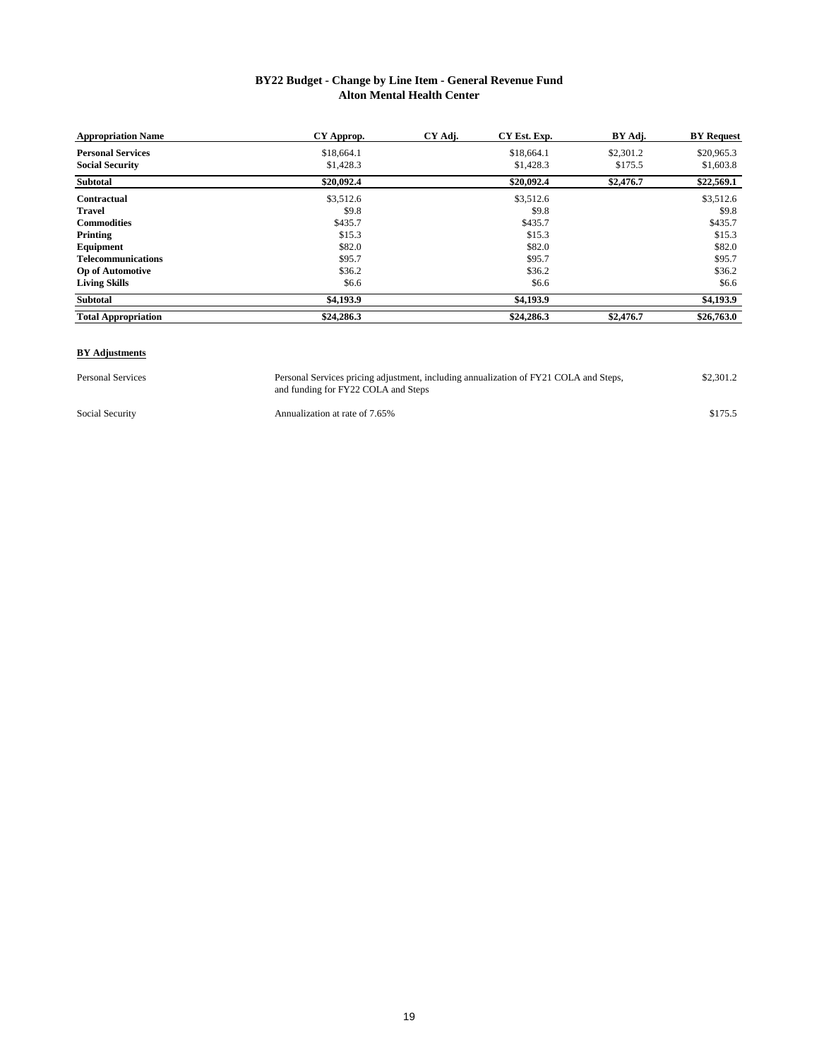# BY22 Budget - Change by Line Item - General Revenue Fund
## Alton Mental Health Center

| Appropriation Name | CY Approp. | CY Adj. | CY Est. Exp. | BY Adj. | BY Request |
|---|---|---|---|---|---|
| **Personal Services** | $18,664.1 | | $18,664.1 | $2,301.2 | $20,965.3 |
| **Social Security** | $1,428.3 | | $1,428.3 | $175.5 | $1,603.8 |
| **Subtotal** | **$20,092.4** | | **$20,092.4** | **$2,476.7** | **$22,569.1** |
| **Contractual** | $3,512.6 | | $3,512.6 | | $3,512.6 |
| **Travel** | $9.8 | | $9.8 | | $9.8 |
| **Commodities** | $435.7 | | $435.7 | | $435.7 |
| **Printing** | $15.3 | | $15.3 | | $15.3 |
| **Equipment** | $82.0 | | $82.0 | | $82.0 |
| **Telecommunications** | $95.7 | | $95.7 | | $95.7 |
| **Op of Automotive** | $36.2 | | $36.2 | | $36.2 |
| **Living Skills** | $6.6 | | $6.6 | | $6.6 |
| **Subtotal** | **$4,193.9** | | **$4,193.9** | | **$4,193.9** |
| **Total Appropriation** | **$24,286.3** | | **$24,286.3** | **$2,476.7** | **$26,763.0** |

**BY Adjustments**

| | | |
|---|---|---|
| Personal Services | Personal Services pricing adjustment, including annualization of FY21 COLA and Steps, and funding for FY22 COLA and Steps | $2,301.2 |
| Social Security | Annualization at rate of 7.65% | $175.5 |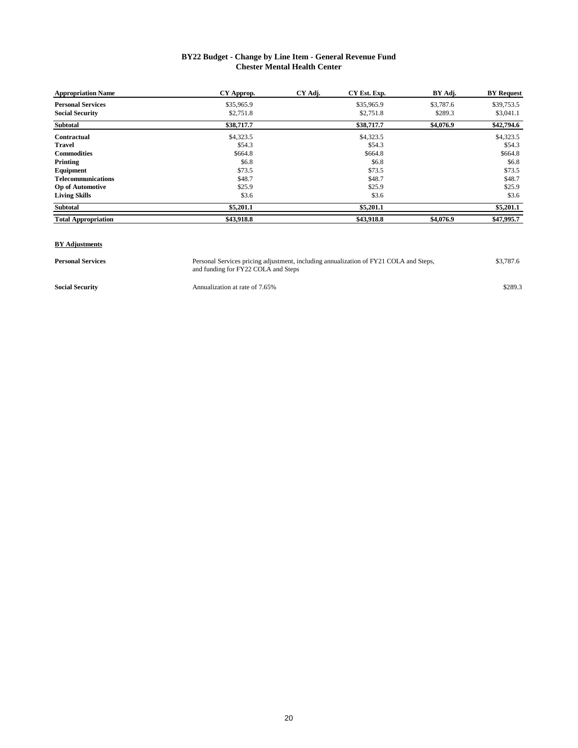## BY22 Budget - Change by Line Item - General Revenue Fund
## Chester Mental Health Center

| Appropriation Name | CY Approp. | CY Adj. | CY Est. Exp. | BY Adj. | BY Request |
|---|---|---|---|---|---|
| **Personal Services** | $35,965.9 | | $35,965.9 | $3,787.6 | $39,753.5 |
| **Social Security** | $2,751.8 | | $2,751.8 | $289.3 | $3,041.1 |
| **Subtotal** | **$38,717.7** | | **$38,717.7** | **$4,076.9** | **$42,794.6** |
| **Contractual** | $4,323.5 | | $4,323.5 | | $4,323.5 |
| **Travel** | $54.3 | | $54.3 | | $54.3 |
| **Commodities** | $664.8 | | $664.8 | | $664.8 |
| **Printing** | $6.8 | | $6.8 | | $6.8 |
| **Equipment** | $73.5 | | $73.5 | | $73.5 |
| **Telecommunications** | $48.7 | | $48.7 | | $48.7 |
| **Op of Automotive** | $25.9 | | $25.9 | | $25.9 |
| **Living Skills** | $3.6 | | $3.6 | | $3.6 |
| **Subtotal** | **$5,201.1** | | **$5,201.1** | | **$5,201.1** |
| **Total Appropriation** | **$43,918.8** | | **$43,918.8** | **$4,076.9** | **$47,995.7** |

**BY Adjustments**

| | | |
|---|---|---|
| **Personal Services** | Personal Services pricing adjustment, including annualization of FY21 COLA and Steps, and funding for FY22 COLA and Steps | $3,787.6 |
| **Social Security** | Annualization at rate of 7.65% | $289.3 |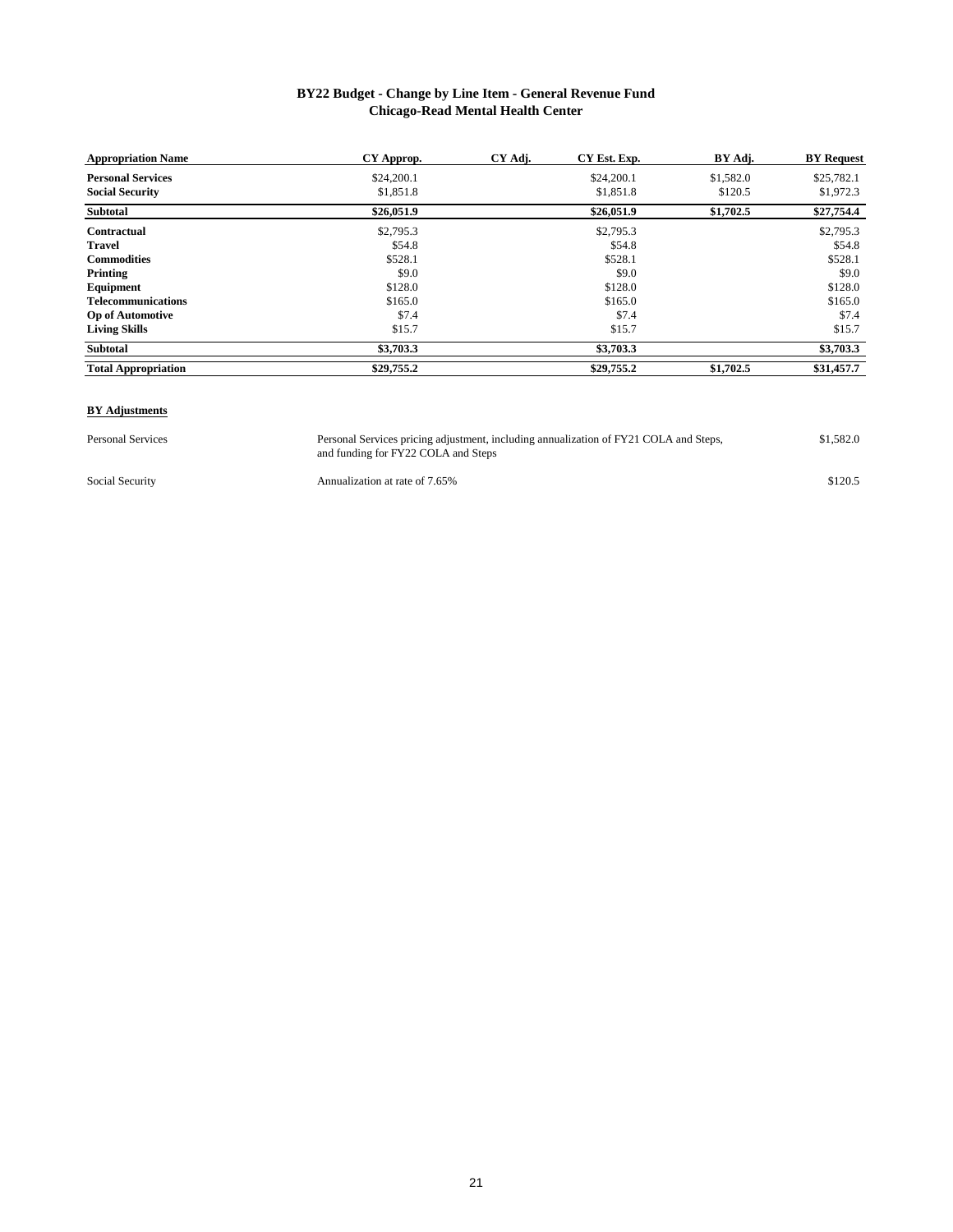# BY22 Budget - Change by Line Item - General Revenue Fund
## Chicago-Read Mental Health Center

| Appropriation Name | CY Approp. | CY Adj. | CY Est. Exp. | BY Adj. | BY Request |
|---|---|---|---|---|---|
| **Personal Services** | $24,200.1 | | $24,200.1 | $1,582.0 | $25,782.1 |
| **Social Security** | $1,851.8 | | $1,851.8 | $120.5 | $1,972.3 |
| **Subtotal** | **$26,051.9** | | **$26,051.9** | **$1,702.5** | **$27,754.4** |
| **Contractual** | $2,795.3 | | $2,795.3 | | $2,795.3 |
| **Travel** | $54.8 | | $54.8 | | $54.8 |
| **Commodities** | $528.1 | | $528.1 | | $528.1 |
| **Printing** | $9.0 | | $9.0 | | $9.0 |
| **Equipment** | $128.0 | | $128.0 | | $128.0 |
| **Telecommunications** | $165.0 | | $165.0 | | $165.0 |
| **Op of Automotive** | $7.4 | | $7.4 | | $7.4 |
| **Living Skills** | $15.7 | | $15.7 | | $15.7 |
| **Subtotal** | **$3,703.3** | | **$3,703.3** | | **$3,703.3** |
| **Total Appropriation** | **$29,755.2** | | **$29,755.2** | **$1,702.5** | **$31,457.7** |

**BY Adjustments**

| | | |
|---|---|---|
| Personal Services | Personal Services pricing adjustment, including annualization of FY21 COLA and Steps, and funding for FY22 COLA and Steps | $1,582.0 |
| Social Security | Annualization at rate of 7.65% | $120.5 |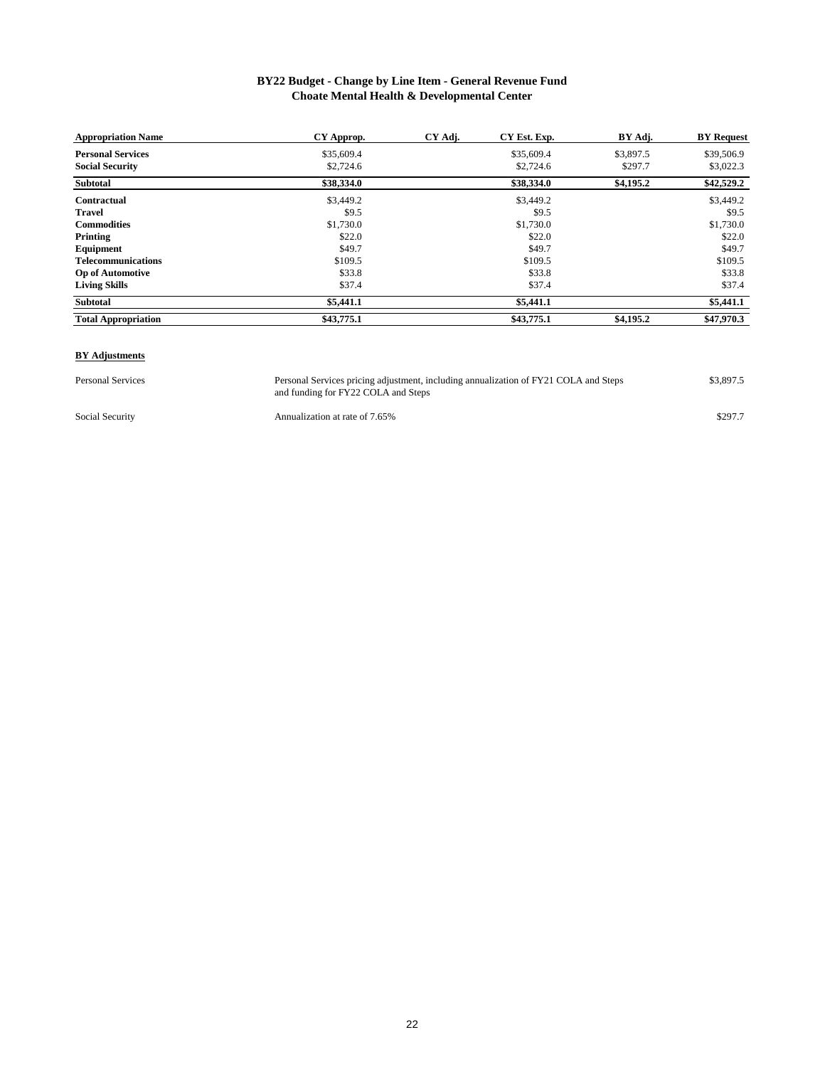## BY22 Budget - Change by Line Item - General Revenue Fund
## Choate Mental Health & Developmental Center

| Appropriation Name | CY Approp. | CY Adj. | CY Est. Exp. | BY Adj. | BY Request |
|---|---|---|---|---|---|
| **Personal Services** | $35,609.4 | | $35,609.4 | $3,897.5 | $39,506.9 |
| **Social Security** | $2,724.6 | | $2,724.6 | $297.7 | $3,022.3 |
| **Subtotal** | **$38,334.0** | | **$38,334.0** | **$4,195.2** | **$42,529.2** |
| **Contractual** | $3,449.2 | | $3,449.2 | | $3,449.2 |
| **Travel** | $9.5 | | $9.5 | | $9.5 |
| **Commodities** | $1,730.0 | | $1,730.0 | | $1,730.0 |
| **Printing** | $22.0 | | $22.0 | | $22.0 |
| **Equipment** | $49.7 | | $49.7 | | $49.7 |
| **Telecommunications** | $109.5 | | $109.5 | | $109.5 |
| **Op of Automotive** | $33.8 | | $33.8 | | $33.8 |
| **Living Skills** | $37.4 | | $37.4 | | $37.4 |
| **Subtotal** | **$5,441.1** | | **$5,441.1** | | **$5,441.1** |
| **Total Appropriation** | **$43,775.1** | | **$43,775.1** | **$4,195.2** | **$47,970.3** |

**BY Adjustments**

| | | |
|---|---|---|
| Personal Services | Personal Services pricing adjustment, including annualization of FY21 COLA and Steps and funding for FY22 COLA and Steps | $3,897.5 |
| Social Security | Annualization at rate of 7.65% | $297.7 |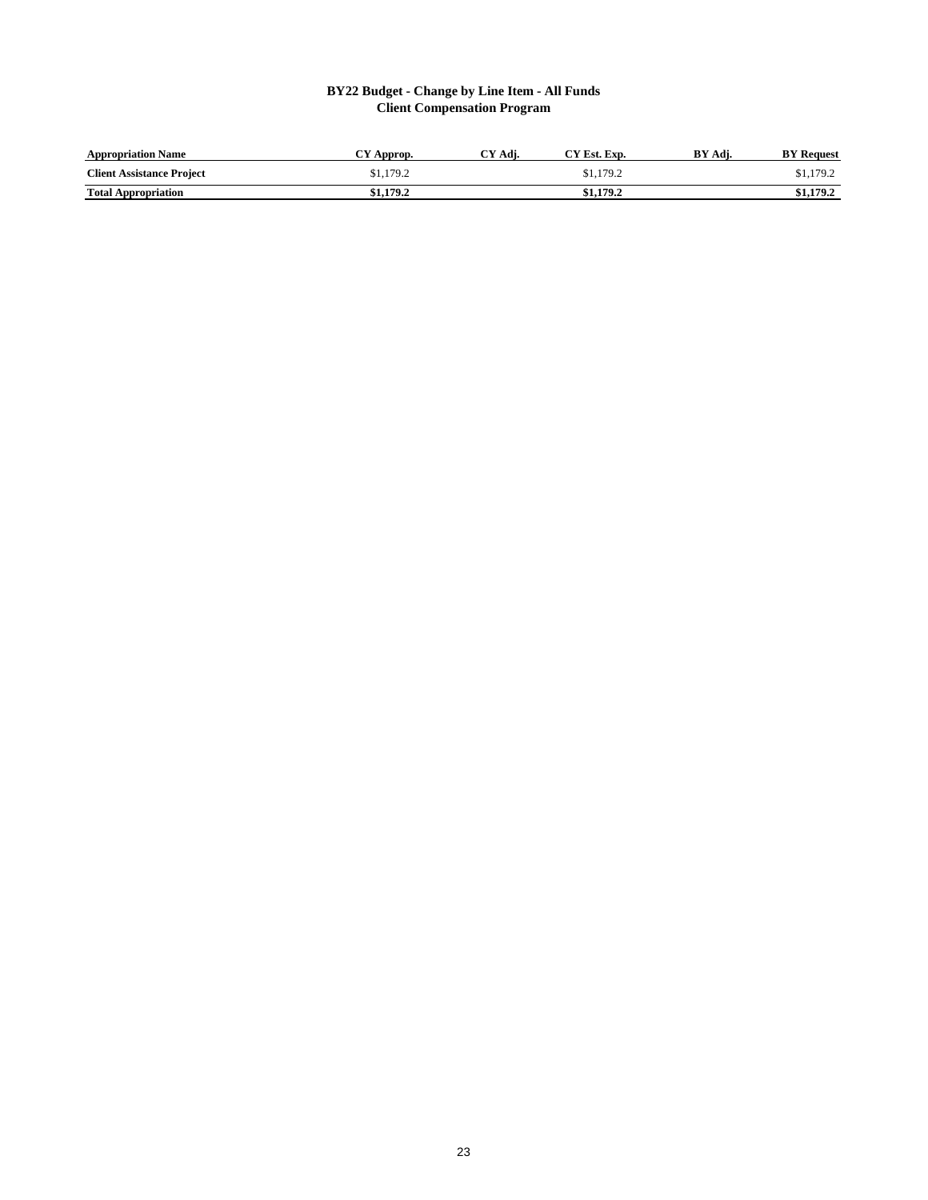**BY22 Budget - Change by Line Item - All Funds**
**Client Compensation Program**

| Appropriation Name | CY Approp. | CY Adj. | CY Est. Exp. | BY Adj. | BY Request |
|---|---|---|---|---|---|
| **Client Assistance Project** | $1,179.2 | | $1,179.2 | | $1,179.2 |
| **Total Appropriation** | **$1,179.2** | | **$1,179.2** | | **$1,179.2** |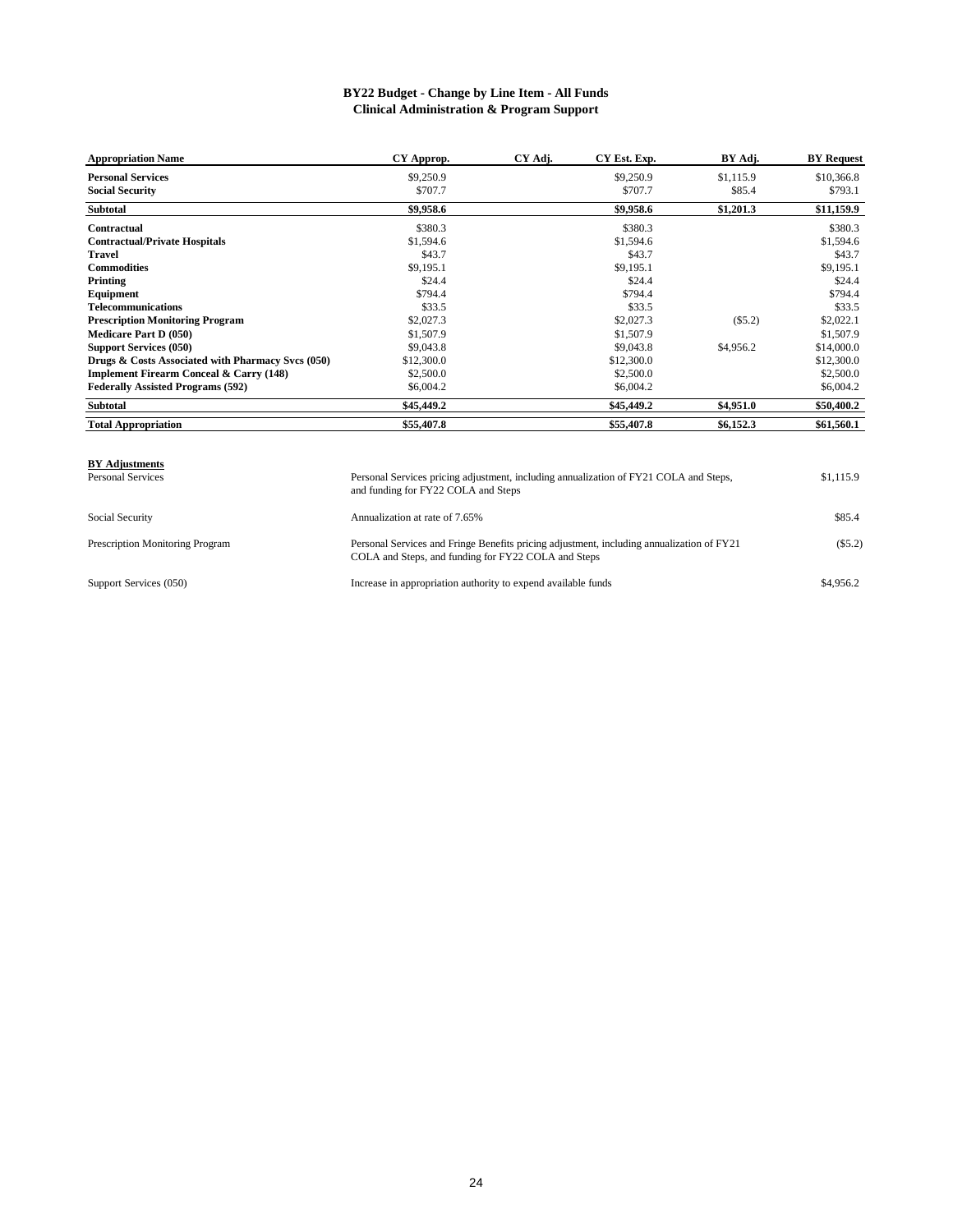# BY22 Budget - Change by Line Item - All Funds
## Clinical Administration & Program Support

| Appropriation Name | CY Approp. | CY Adj. | CY Est. Exp. | BY Adj. | BY Request |
|---|---|---|---|---|---|
| **Personal Services** | $9,250.9 | | $9,250.9 | $1,115.9 | $10,366.8 |
| **Social Security** | $707.7 | | $707.7 | $85.4 | $793.1 |
| **Subtotal** | **$9,958.6** | | **$9,958.6** | **$1,201.3** | **$11,159.9** |
| **Contractual** | $380.3 | | $380.3 | | $380.3 |
| **Contractual/Private Hospitals** | $1,594.6 | | $1,594.6 | | $1,594.6 |
| **Travel** | $43.7 | | $43.7 | | $43.7 |
| **Commodities** | $9,195.1 | | $9,195.1 | | $9,195.1 |
| **Printing** | $24.4 | | $24.4 | | $24.4 |
| **Equipment** | $794.4 | | $794.4 | | $794.4 |
| **Telecommunications** | $33.5 | | $33.5 | | $33.5 |
| **Prescription Monitoring Program** | $2,027.3 | | $2,027.3 | ($5.2) | $2,022.1 |
| **Medicare Part D (050)** | $1,507.9 | | $1,507.9 | | $1,507.9 |
| **Support Services (050)** | $9,043.8 | | $9,043.8 | $4,956.2 | $14,000.0 |
| **Drugs & Costs Associated with Pharmacy Svcs (050)** | $12,300.0 | | $12,300.0 | | $12,300.0 |
| **Implement Firearm Conceal & Carry (148)** | $2,500.0 | | $2,500.0 | | $2,500.0 |
| **Federally Assisted Programs (592)** | $6,004.2 | | $6,004.2 | | $6,004.2 |
| **Subtotal** | **$45,449.2** | | **$45,449.2** | **$4,951.0** | **$50,400.2** |
| **Total Appropriation** | **$55,407.8** | | **$55,407.8** | **$6,152.3** | **$61,560.1** |

**BY Adjustments**

| | | |
|---|---|---|
| Personal Services | Personal Services pricing adjustment, including annualization of FY21 COLA and Steps, and funding for FY22 COLA and Steps | $1,115.9 |
| Social Security | Annualization at rate of 7.65% | $85.4 |
| Prescription Monitoring Program | Personal Services and Fringe Benefits pricing adjustment, including annualization of FY21 COLA and Steps, and funding for FY22 COLA and Steps | ($5.2) |
| Support Services (050) | Increase in appropriation authority to expend available funds | $4,956.2 |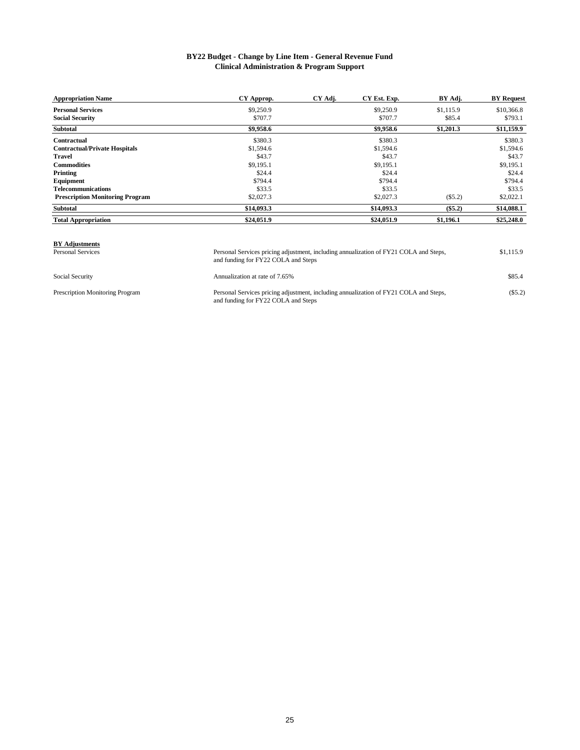## BY22 Budget - Change by Line Item - General Revenue Fund
## Clinical Administration & Program Support

| Appropriation Name | CY Approp. | CY Adj. | CY Est. Exp. | BY Adj. | BY Request |
|---|---|---|---|---|---|
| **Personal Services** | $9,250.9 | | $9,250.9 | $1,115.9 | $10,366.8 |
| **Social Security** | $707.7 | | $707.7 | $85.4 | $793.1 |
| **Subtotal** | **$9,958.6** | | **$9,958.6** | **$1,201.3** | **$11,159.9** |
| **Contractual** | $380.3 | | $380.3 | | $380.3 |
| **Contractual/Private Hospitals** | $1,594.6 | | $1,594.6 | | $1,594.6 |
| **Travel** | $43.7 | | $43.7 | | $43.7 |
| **Commodities** | $9,195.1 | | $9,195.1 | | $9,195.1 |
| **Printing** | $24.4 | | $24.4 | | $24.4 |
| **Equipment** | $794.4 | | $794.4 | | $794.4 |
| **Telecommunications** | $33.5 | | $33.5 | | $33.5 |
| **Prescription Monitoring Program** | $2,027.3 | | $2,027.3 | ($5.2) | $2,022.1 |
| **Subtotal** | **$14,093.3** | | **$14,093.3** | **($5.2)** | **$14,088.1** |
| **Total Appropriation** | **$24,051.9** | | **$24,051.9** | **$1,196.1** | **$25,248.0** |

**BY Adjustments**

| | | |
|---|---|---|
| Personal Services | Personal Services pricing adjustment, including annualization of FY21 COLA and Steps, and funding for FY22 COLA and Steps | $1,115.9 |
| Social Security | Annualization at rate of 7.65% | $85.4 |
| Prescription Monitoring Program | Personal Services pricing adjustment, including annualization of FY21 COLA and Steps, and funding for FY22 COLA and Steps | ($5.2) |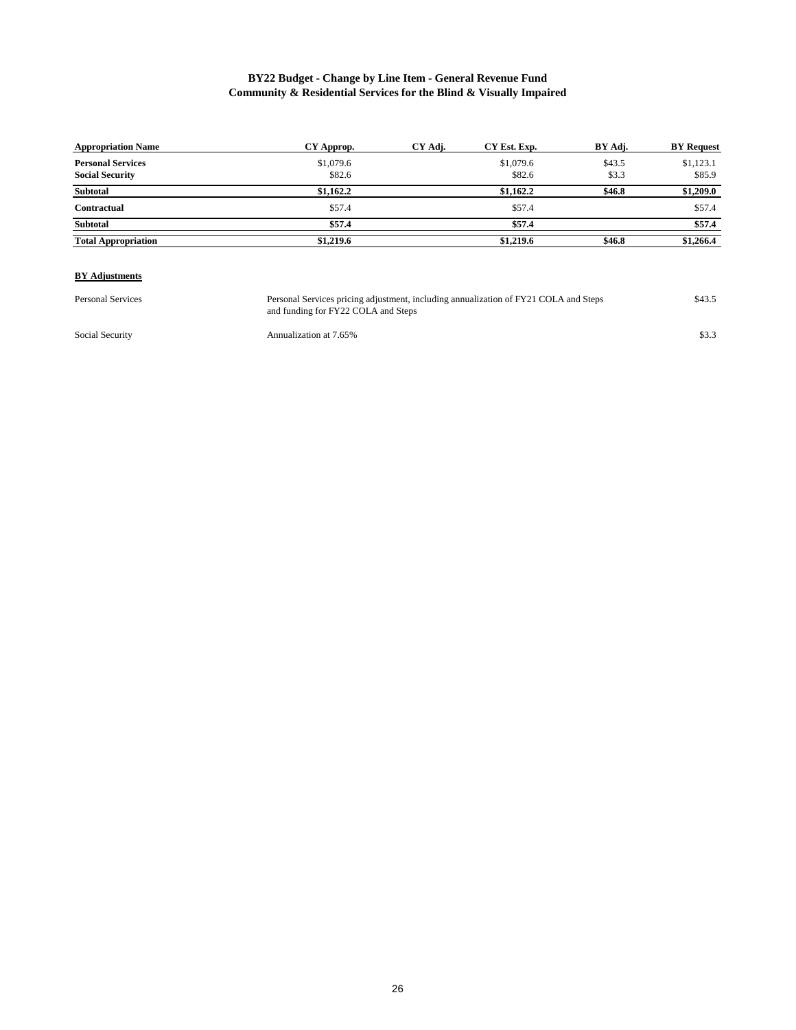**BY22 Budget - Change by Line Item - General Revenue Fund**
**Community & Residential Services for the Blind & Visually Impaired**

| Appropriation Name | CY Approp. | CY Adj. | CY Est. Exp. | BY Adj. | BY Request |
|---|---|---|---|---|---|
| **Personal Services** | $1,079.6 | | $1,079.6 | $43.5 | $1,123.1 |
| **Social Security** | $82.6 | | $82.6 | $3.3 | $85.9 |
| **Subtotal** | **$1,162.2** | | **$1,162.2** | **$46.8** | **$1,209.0** |
| **Contractual** | $57.4 | | $57.4 | | $57.4 |
| **Subtotal** | **$57.4** | | **$57.4** | | **$57.4** |
| **Total Appropriation** | **$1,219.6** | | **$1,219.6** | **$46.8** | **$1,266.4** |

**BY Adjustments**

| | | |
|---|---|---|
| Personal Services | Personal Services pricing adjustment, including annualization of FY21 COLA and Steps and funding for FY22 COLA and Steps | $43.5 |
| Social Security | Annualization at 7.65% | $3.3 |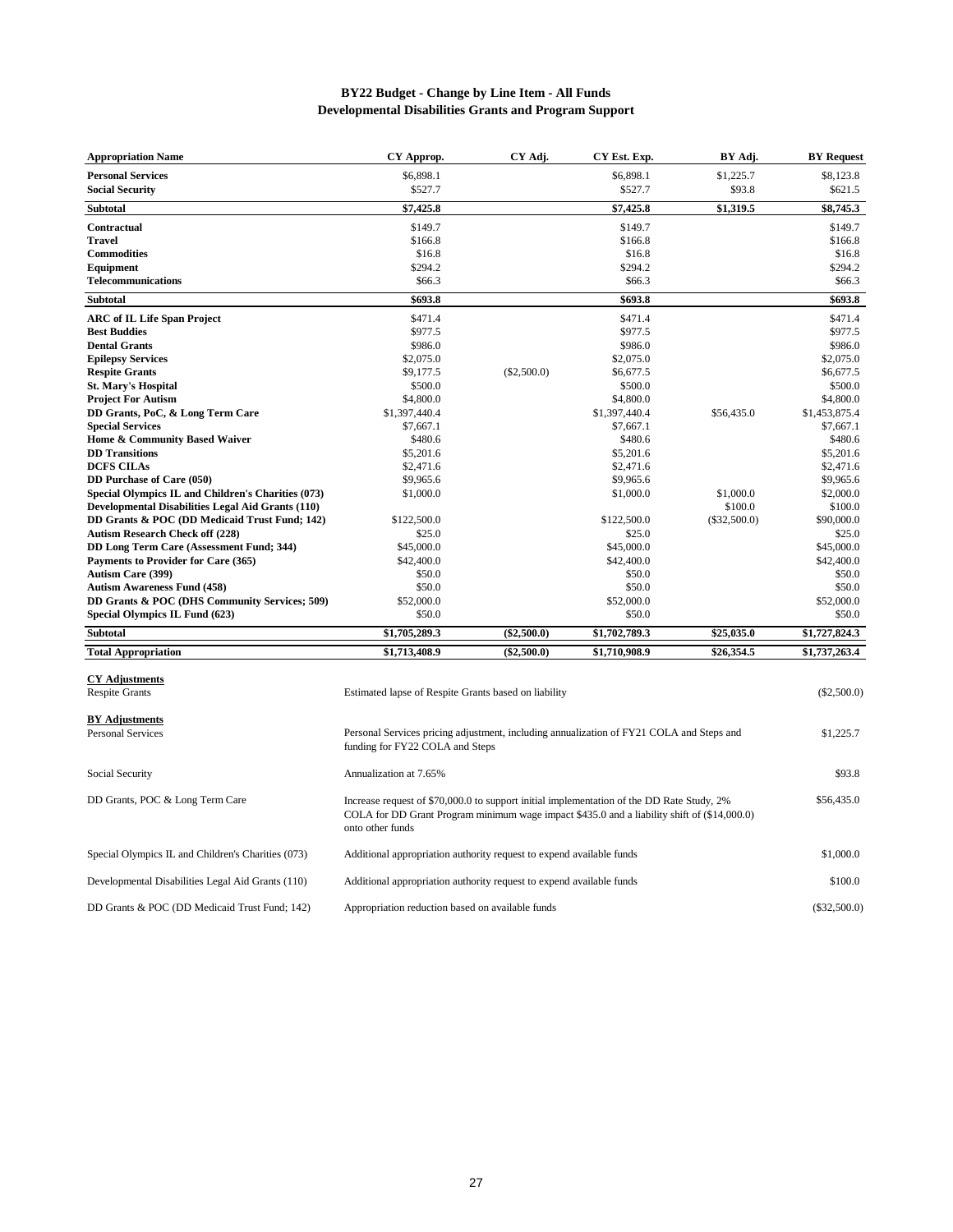# BY22 Budget - Change by Line Item - All Funds
## Developmental Disabilities Grants and Program Support

| Appropriation Name | CY Approp. | CY Adj. | CY Est. Exp. | BY Adj. | BY Request |
|---|---|---|---|---|---|
| **Personal Services** | $6,898.1 | | $6,898.1 | $1,225.7 | $8,123.8 |
| **Social Security** | $527.7 | | $527.7 | $93.8 | $621.5 |
| **Subtotal** | **$7,425.8** | | **$7,425.8** | **$1,319.5** | **$8,745.3** |
| **Contractual** | $149.7 | | $149.7 | | $149.7 |
| **Travel** | $166.8 | | $166.8 | | $166.8 |
| **Commodities** | $16.8 | | $16.8 | | $16.8 |
| **Equipment** | $294.2 | | $294.2 | | $294.2 |
| **Telecommunications** | $66.3 | | $66.3 | | $66.3 |
| **Subtotal** | **$693.8** | | **$693.8** | | **$693.8** |
| **ARC of IL Life Span Project** | $471.4 | | $471.4 | | $471.4 |
| **Best Buddies** | $977.5 | | $977.5 | | $977.5 |
| **Dental Grants** | $986.0 | | $986.0 | | $986.0 |
| **Epilepsy Services** | $2,075.0 | | $2,075.0 | | $2,075.0 |
| **Respite Grants** | $9,177.5 | ($2,500.0) | $6,677.5 | | $6,677.5 |
| **St. Mary's Hospital** | $500.0 | | $500.0 | | $500.0 |
| **Project For Autism** | $4,800.0 | | $4,800.0 | | $4,800.0 |
| **DD Grants, PoC, & Long Term Care** | $1,397,440.4 | | $1,397,440.4 | $56,435.0 | $1,453,875.4 |
| **Special Services** | $7,667.1 | | $7,667.1 | | $7,667.1 |
| **Home & Community Based Waiver** | $480.6 | | $480.6 | | $480.6 |
| **DD Transitions** | $5,201.6 | | $5,201.6 | | $5,201.6 |
| **DCFS CILAs** | $2,471.6 | | $2,471.6 | | $2,471.6 |
| **DD Purchase of Care (050)** | $9,965.6 | | $9,965.6 | | $9,965.6 |
| **Special Olympics IL and Children's Charities (073)** | $1,000.0 | | $1,000.0 | $1,000.0 | $2,000.0 |
| **Developmental Disabilities Legal Aid Grants (110)** | | | | $100.0 | $100.0 |
| **DD Grants & POC (DD Medicaid Trust Fund; 142)** | $122,500.0 | | $122,500.0 | ($32,500.0) | $90,000.0 |
| **Autism Research Check off (228)** | $25.0 | | $25.0 | | $25.0 |
| **DD Long Term Care (Assessment Fund; 344)** | $45,000.0 | | $45,000.0 | | $45,000.0 |
| **Payments to Provider for Care (365)** | $42,400.0 | | $42,400.0 | | $42,400.0 |
| **Autism Care (399)** | $50.0 | | $50.0 | | $50.0 |
| **Autism Awareness Fund (458)** | $50.0 | | $50.0 | | $50.0 |
| **DD Grants & POC (DHS Community Services; 509)** | $52,000.0 | | $52,000.0 | | $52,000.0 |
| **Special Olympics IL Fund (623)** | $50.0 | | $50.0 | | $50.0 |
| **Subtotal** | **$1,705,289.3** | **($2,500.0)** | **$1,702,789.3** | **$25,035.0** | **$1,727,824.3** |
| **Total Appropriation** | **$1,713,408.9** | **($2,500.0)** | **$1,710,908.9** | **$26,354.5** | **$1,737,263.4** |

**CY Adjustments**

| Item | Description | Amount |
|---|---|---|
| Respite Grants | Estimated lapse of Respite Grants based on liability | ($2,500.0) |

**BY Adjustments**

| Item | Description | Amount |
|---|---|---|
| Personal Services | Personal Services pricing adjustment, including annualization of FY21 COLA and Steps and funding for FY22 COLA and Steps | $1,225.7 |
| Social Security | Annualization at 7.65% | $93.8 |
| DD Grants, POC & Long Term Care | Increase request of $70,000.0 to support initial implementation of the DD Rate Study, 2% COLA for DD Grant Program minimum wage impact $435.0 and a liability shift of ($14,000.0) onto other funds | $56,435.0 |
| Special Olympics IL and Children's Charities (073) | Additional appropriation authority request to expend available funds | $1,000.0 |
| Developmental Disabilities Legal Aid Grants (110) | Additional appropriation authority request to expend available funds | $100.0 |
| DD Grants & POC (DD Medicaid Trust Fund; 142) | Appropriation reduction based on available funds | ($32,500.0) |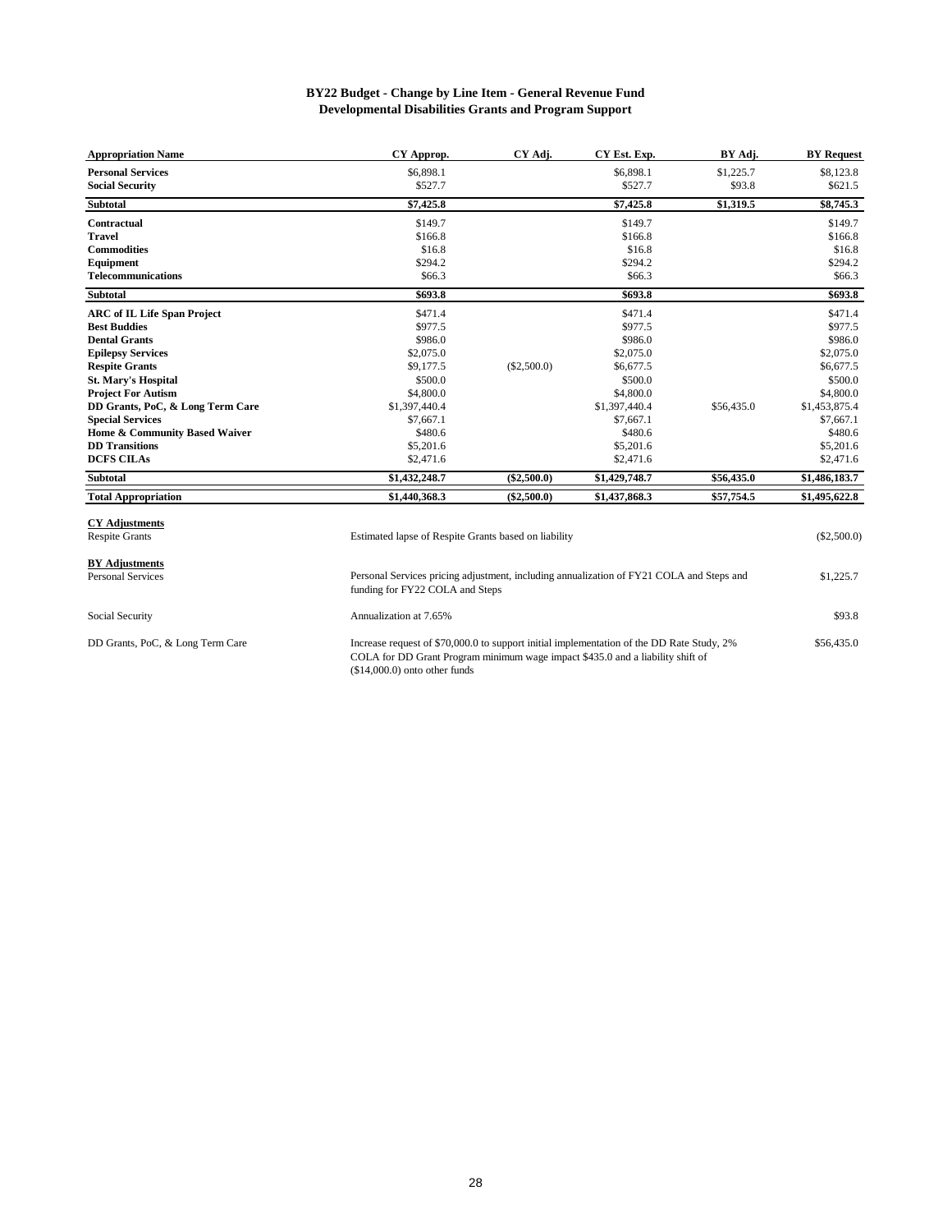# BY22 Budget - Change by Line Item - General Revenue Fund
## Developmental Disabilities Grants and Program Support

| Appropriation Name | CY Approp. | CY Adj. | CY Est. Exp. | BY Adj. | BY Request |
|---|---|---|---|---|---|
| **Personal Services** | $6,898.1 | | $6,898.1 | $1,225.7 | $8,123.8 |
| **Social Security** | $527.7 | | $527.7 | $93.8 | $621.5 |
| **Subtotal** | **$7,425.8** | | **$7,425.8** | **$1,319.5** | **$8,745.3** |
| **Contractual** | $149.7 | | $149.7 | | $149.7 |
| **Travel** | $166.8 | | $166.8 | | $166.8 |
| **Commodities** | $16.8 | | $16.8 | | $16.8 |
| **Equipment** | $294.2 | | $294.2 | | $294.2 |
| **Telecommunications** | $66.3 | | $66.3 | | $66.3 |
| **Subtotal** | **$693.8** | | **$693.8** | | **$693.8** |
| **ARC of IL Life Span Project** | $471.4 | | $471.4 | | $471.4 |
| **Best Buddies** | $977.5 | | $977.5 | | $977.5 |
| **Dental Grants** | $986.0 | | $986.0 | | $986.0 |
| **Epilepsy Services** | $2,075.0 | | $2,075.0 | | $2,075.0 |
| **Respite Grants** | $9,177.5 | ($2,500.0) | $6,677.5 | | $6,677.5 |
| **St. Mary's Hospital** | $500.0 | | $500.0 | | $500.0 |
| **Project For Autism** | $4,800.0 | | $4,800.0 | | $4,800.0 |
| **DD Grants, PoC, & Long Term Care** | $1,397,440.4 | | $1,397,440.4 | $56,435.0 | $1,453,875.4 |
| **Special Services** | $7,667.1 | | $7,667.1 | | $7,667.1 |
| **Home & Community Based Waiver** | $480.6 | | $480.6 | | $480.6 |
| **DD Transitions** | $5,201.6 | | $5,201.6 | | $5,201.6 |
| **DCFS CILAs** | $2,471.6 | | $2,471.6 | | $2,471.6 |
| **Subtotal** | **$1,432,248.7** | **($2,500.0)** | **$1,429,748.7** | **$56,435.0** | **$1,486,183.7** |
| **Total Appropriation** | **$1,440,368.3** | **($2,500.0)** | **$1,437,868.3** | **$57,754.5** | **$1,495,622.8** |

**CY Adjustments**

| | | |
|---|---|---|
| Respite Grants | Estimated lapse of Respite Grants based on liability | ($2,500.0) |

**BY Adjustments**

| | | |
|---|---|---|
| Personal Services | Personal Services pricing adjustment, including annualization of FY21 COLA and Steps and funding for FY22 COLA and Steps | $1,225.7 |
| Social Security | Annualization at 7.65% | $93.8 |
| DD Grants, PoC, & Long Term Care | Increase request of $70,000.0 to support initial implementation of the DD Rate Study, 2% COLA for DD Grant Program minimum wage impact $435.0 and a liability shift of ($14,000.0) onto other funds | $56,435.0 |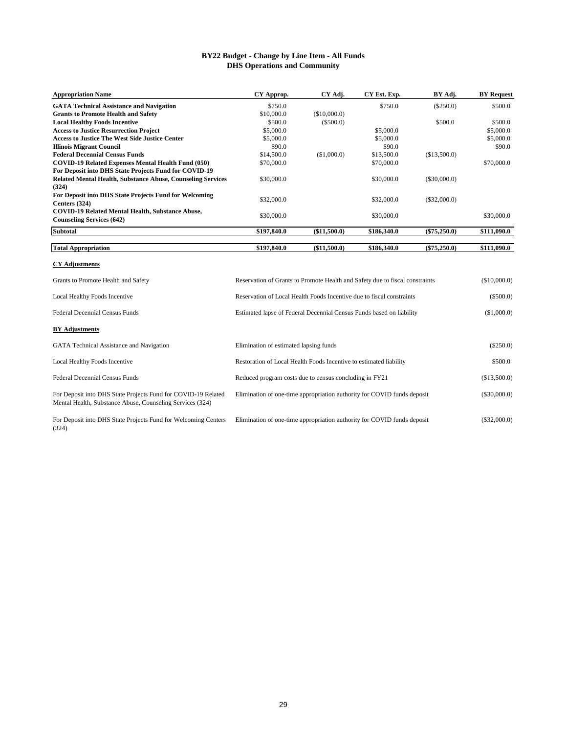# BY22 Budget - Change by Line Item - All Funds
## DHS Operations and Community

| Appropriation Name | CY Approp. | CY Adj. | CY Est. Exp. | BY Adj. | BY Request |
|---|---|---|---|---|---|
| **GATA Technical Assistance and Navigation** | $750.0 | | $750.0 | ($250.0) | $500.0 |
| **Grants to Promote Health and Safety** | $10,000.0 | ($10,000.0) | | | |
| **Local Healthy Foods Incentive** | $500.0 | ($500.0) | | $500.0 | $500.0 |
| **Access to Justice Resurrection Project** | $5,000.0 | | $5,000.0 | | $5,000.0 |
| **Access to Justice The West Side Justice Center** | $5,000.0 | | $5,000.0 | | $5,000.0 |
| **Illinois Migrant Council** | $90.0 | | $90.0 | | $90.0 |
| **Federal Decennial Census Funds** | $14,500.0 | ($1,000.0) | $13,500.0 | ($13,500.0) | |
| **COVID-19 Related Expenses Mental Health Fund (050)** | $70,000.0 | | $70,000.0 | | $70,000.0 |
| **For Deposit into DHS State Projects Fund for COVID-19 Related Mental Health, Substance Abuse, Counseling Services (324)** | $30,000.0 | | $30,000.0 | ($30,000.0) | |
| **For Deposit into DHS State Projects Fund for Welcoming Centers (324)** | $32,000.0 | | $32,000.0 | ($32,000.0) | |
| **COVID-19 Related Mental Health, Substance Abuse, Counseling Services (642)** | $30,000.0 | | $30,000.0 | | $30,000.0 |
| **Subtotal** | **$197,840.0** | **($11,500.0)** | **$186,340.0** | **($75,250.0)** | **$111,090.0** |
| **Total Appropriation** | **$197,840.0** | **($11,500.0)** | **$186,340.0** | **($75,250.0)** | **$111,090.0** |

**CY Adjustments**

| | | |
|---|---|---|
| Grants to Promote Health and Safety | Reservation of Grants to Promote Health and Safety due to fiscal constraints | ($10,000.0) |
| Local Healthy Foods Incentive | Reservation of Local Health Foods Incentive due to fiscal constraints | ($500.0) |
| Federal Decennial Census Funds | Estimated lapse of Federal Decennial Census Funds based on liability | ($1,000.0) |

**BY Adjustments**

| | | |
|---|---|---|
| GATA Technical Assistance and Navigation | Elimination of estimated lapsing funds | ($250.0) |
| Local Healthy Foods Incentive | Restoration of Local Health Foods Incentive to estimated liability | $500.0 |
| Federal Decennial Census Funds | Reduced program costs due to census concluding in FY21 | ($13,500.0) |
| For Deposit into DHS State Projects Fund for COVID-19 Related Mental Health, Substance Abuse, Counseling Services (324) | Elimination of one-time appropriation authority for COVID funds deposit | ($30,000.0) |
| For Deposit into DHS State Projects Fund for Welcoming Centers (324) | Elimination of one-time appropriation authority for COVID funds deposit | ($32,000.0) |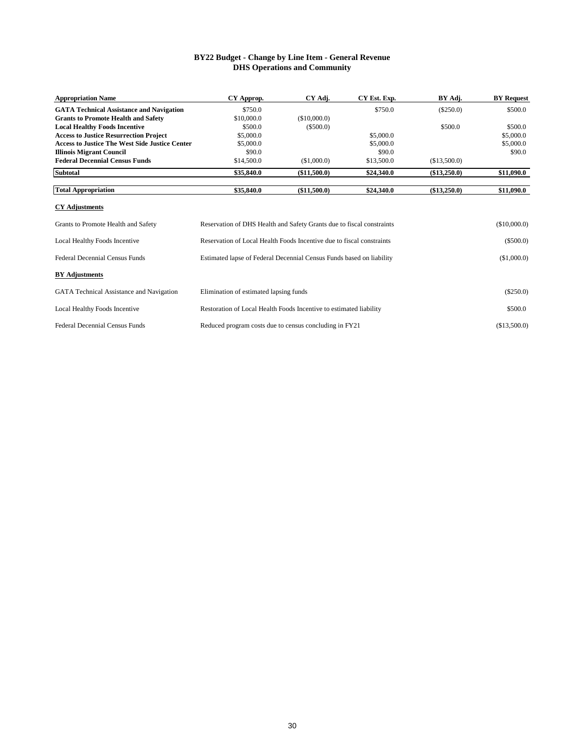**BY22 Budget - Change by Line Item - General Revenue**
**DHS Operations and Community**

| Appropriation Name | CY Approp. | CY Adj. | CY Est. Exp. | BY Adj. | BY Request |
|---|---|---|---|---|---|
| **GATA Technical Assistance and Navigation** | $750.0 | | $750.0 | ($250.0) | $500.0 |
| **Grants to Promote Health and Safety** | $10,000.0 | ($10,000.0) | | | |
| **Local Healthy Foods Incentive** | $500.0 | ($500.0) | | $500.0 | $500.0 |
| **Access to Justice Resurrection Project** | $5,000.0 | | $5,000.0 | | $5,000.0 |
| **Access to Justice The West Side Justice Center** | $5,000.0 | | $5,000.0 | | $5,000.0 |
| **Illinois Migrant Council** | $90.0 | | $90.0 | | $90.0 |
| **Federal Decennial Census Funds** | $14,500.0 | ($1,000.0) | $13,500.0 | ($13,500.0) | |
| **Subtotal** | **$35,840.0** | **($11,500.0)** | **$24,340.0** | **($13,250.0)** | **$11,090.0** |
| **Total Appropriation** | **$35,840.0** | **($11,500.0)** | **$24,340.0** | **($13,250.0)** | **$11,090.0** |

**CY Adjustments**

| | | |
|---|---|---|
| Grants to Promote Health and Safety | Reservation of DHS Health and Safety Grants due to fiscal constraints | ($10,000.0) |
| Local Healthy Foods Incentive | Reservation of Local Health Foods Incentive due to fiscal constraints | ($500.0) |
| Federal Decennial Census Funds | Estimated lapse of Federal Decennial Census Funds based on liability | ($1,000.0) |

**BY Adjustments**

| | | |
|---|---|---|
| GATA Technical Assistance and Navigation | Elimination of estimated lapsing funds | ($250.0) |
| Local Healthy Foods Incentive | Restoration of Local Health Foods Incentive to estimated liability | $500.0 |
| Federal Decennial Census Funds | Reduced program costs due to census concluding in FY21 | ($13,500.0) |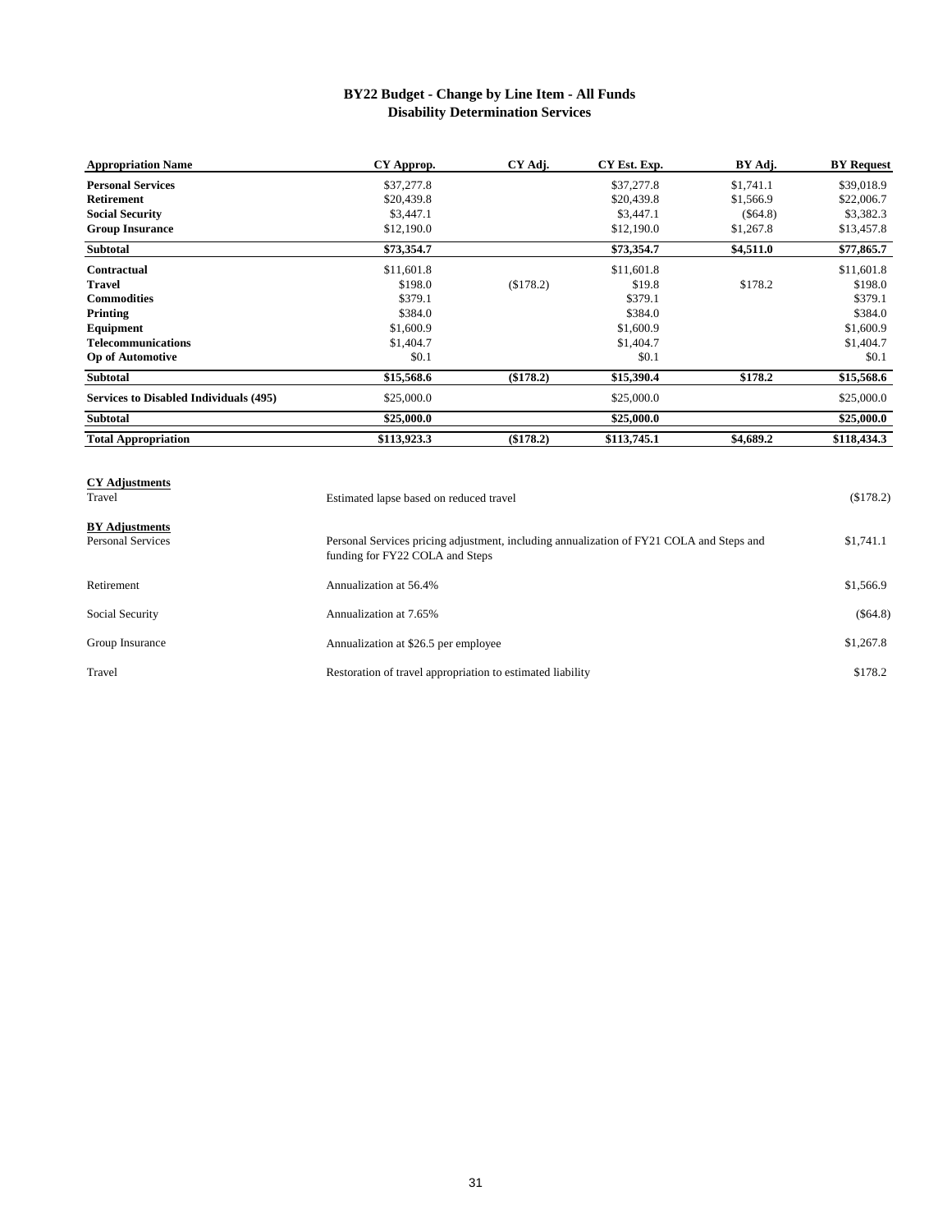## BY22 Budget - Change by Line Item - All Funds
## Disability Determination Services

| Appropriation Name | CY Approp. | CY Adj. | CY Est. Exp. | BY Adj. | BY Request |
|---|---|---|---|---|---|
| **Personal Services** | $37,277.8 | | $37,277.8 | $1,741.1 | $39,018.9 |
| **Retirement** | $20,439.8 | | $20,439.8 | $1,566.9 | $22,006.7 |
| **Social Security** | $3,447.1 | | $3,447.1 | ($64.8) | $3,382.3 |
| **Group Insurance** | $12,190.0 | | $12,190.0 | $1,267.8 | $13,457.8 |
| **Subtotal** | **$73,354.7** | | **$73,354.7** | **$4,511.0** | **$77,865.7** |
| **Contractual** | $11,601.8 | | $11,601.8 | | $11,601.8 |
| **Travel** | $198.0 | ($178.2) | $19.8 | $178.2 | $198.0 |
| **Commodities** | $379.1 | | $379.1 | | $379.1 |
| **Printing** | $384.0 | | $384.0 | | $384.0 |
| **Equipment** | $1,600.9 | | $1,600.9 | | $1,600.9 |
| **Telecommunications** | $1,404.7 | | $1,404.7 | | $1,404.7 |
| **Op of Automotive** | $0.1 | | $0.1 | | $0.1 |
| **Subtotal** | **$15,568.6** | **($178.2)** | **$15,390.4** | **$178.2** | **$15,568.6** |
| **Services to Disabled Individuals (495)** | $25,000.0 | | $25,000.0 | | $25,000.0 |
| **Subtotal** | **$25,000.0** | | **$25,000.0** | | **$25,000.0** |
| **Total Appropriation** | **$113,923.3** | **($178.2)** | **$113,745.1** | **$4,689.2** | **$118,434.3** |

**CY Adjustments**

| | | |
|---|---|---|
| Travel | Estimated lapse based on reduced travel | ($178.2) |

**BY Adjustments**

| | | |
|---|---|---|
| Personal Services | Personal Services pricing adjustment, including annualization of FY21 COLA and Steps and funding for FY22 COLA and Steps | $1,741.1 |
| Retirement | Annualization at 56.4% | $1,566.9 |
| Social Security | Annualization at 7.65% | ($64.8) |
| Group Insurance | Annualization at $26.5 per employee | $1,267.8 |
| Travel | Restoration of travel appropriation to estimated liability | $178.2 |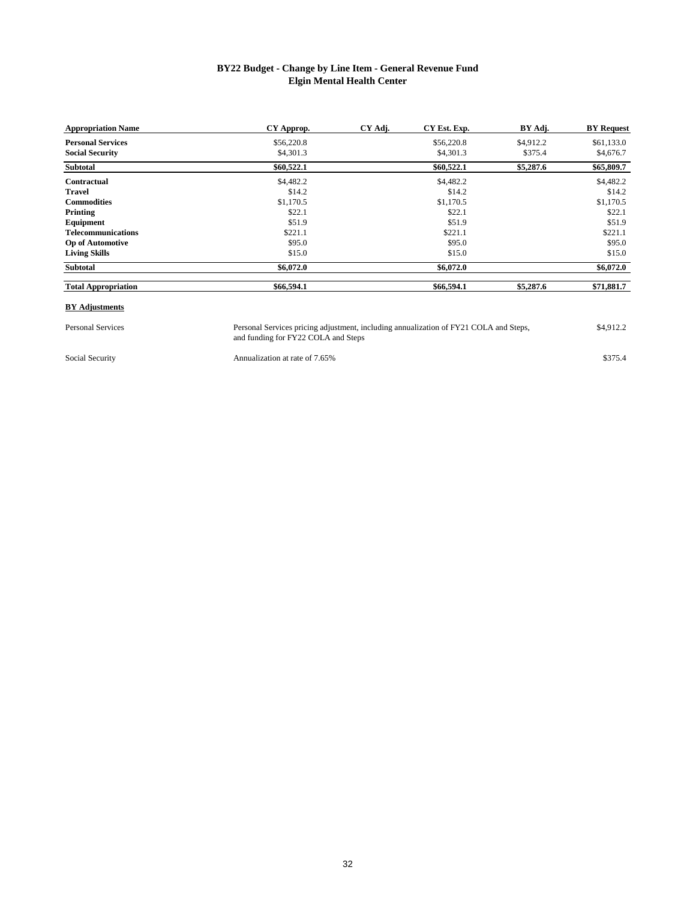## BY22 Budget - Change by Line Item - General Revenue Fund
## Elgin Mental Health Center

| Appropriation Name | CY Approp. | CY Adj. | CY Est. Exp. | BY Adj. | BY Request |
|---|---|---|---|---|---|
| **Personal Services** | $56,220.8 | | $56,220.8 | $4,912.2 | $61,133.0 |
| **Social Security** | $4,301.3 | | $4,301.3 | $375.4 | $4,676.7 |
| **Subtotal** | **$60,522.1** | | **$60,522.1** | **$5,287.6** | **$65,809.7** |
| **Contractual** | $4,482.2 | | $4,482.2 | | $4,482.2 |
| **Travel** | $14.2 | | $14.2 | | $14.2 |
| **Commodities** | $1,170.5 | | $1,170.5 | | $1,170.5 |
| **Printing** | $22.1 | | $22.1 | | $22.1 |
| **Equipment** | $51.9 | | $51.9 | | $51.9 |
| **Telecommunications** | $221.1 | | $221.1 | | $221.1 |
| **Op of Automotive** | $95.0 | | $95.0 | | $95.0 |
| **Living Skills** | $15.0 | | $15.0 | | $15.0 |
| **Subtotal** | **$6,072.0** | | **$6,072.0** | | **$6,072.0** |
| **Total Appropriation** | **$66,594.1** | | **$66,594.1** | **$5,287.6** | **$71,881.7** |

**BY Adjustments**

| | | |
|---|---|---|
| Personal Services | Personal Services pricing adjustment, including annualization of FY21 COLA and Steps, and funding for FY22 COLA and Steps | $4,912.2 |
| Social Security | Annualization at rate of 7.65% | $375.4 |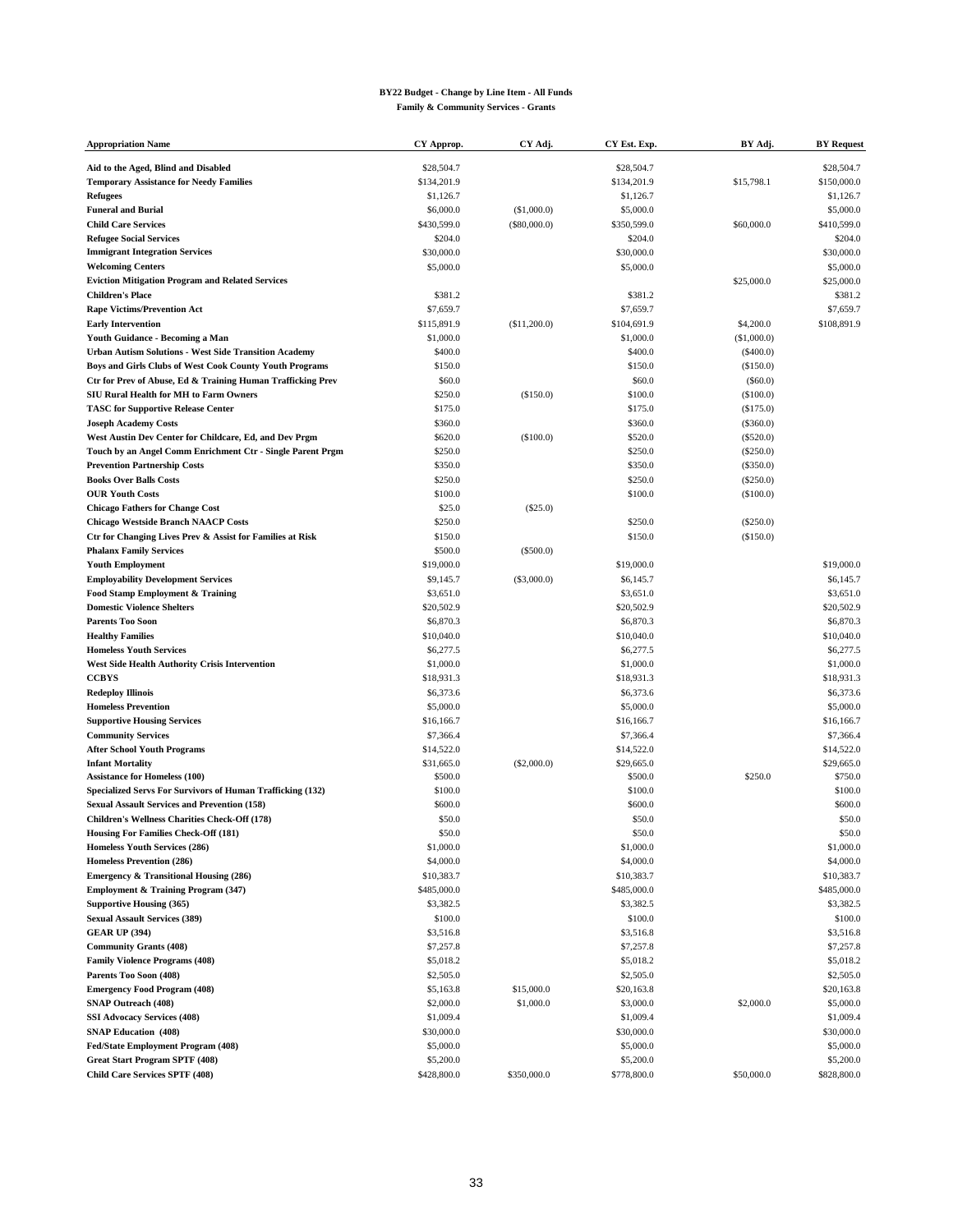**BY22 Budget - Change by Line Item - All Funds**

**Family & Community Services - Grants**

| Appropriation Name | CY Approp. | CY Adj. | CY Est. Exp. | BY Adj. | BY Request |
|---|---|---|---|---|---|
| **Aid to the Aged, Blind and Disabled** | $28,504.7 | | $28,504.7 | | $28,504.7 |
| **Temporary Assistance for Needy Families** | $134,201.9 | | $134,201.9 | $15,798.1 | $150,000.0 |
| **Refugees** | $1,126.7 | | $1,126.7 | | $1,126.7 |
| **Funeral and Burial** | $6,000.0 | ($1,000.0) | $5,000.0 | | $5,000.0 |
| **Child Care Services** | $430,599.0 | ($80,000.0) | $350,599.0 | $60,000.0 | $410,599.0 |
| **Refugee Social Services** | $204.0 | | $204.0 | | $204.0 |
| **Immigrant Integration Services** | $30,000.0 | | $30,000.0 | | $30,000.0 |
| **Welcoming Centers** | $5,000.0 | | $5,000.0 | | $5,000.0 |
| **Eviction Mitigation Program and Related Services** | | | | $25,000.0 | $25,000.0 |
| **Children's Place** | $381.2 | | $381.2 | | $381.2 |
| **Rape Victims/Prevention Act** | $7,659.7 | | $7,659.7 | | $7,659.7 |
| **Early Intervention** | $115,891.9 | ($11,200.0) | $104,691.9 | $4,200.0 | $108,891.9 |
| **Youth Guidance - Becoming a Man** | $1,000.0 | | $1,000.0 | ($1,000.0) | |
| **Urban Autism Solutions - West Side Transition Academy** | $400.0 | | $400.0 | ($400.0) | |
| **Boys and Girls Clubs of West Cook County Youth Programs** | $150.0 | | $150.0 | ($150.0) | |
| **Ctr for Prev of Abuse, Ed & Training Human Trafficking Prev** | $60.0 | | $60.0 | ($60.0) | |
| **SIU Rural Health for MH to Farm Owners** | $250.0 | ($150.0) | $100.0 | ($100.0) | |
| **TASC for Supportive Release Center** | $175.0 | | $175.0 | ($175.0) | |
| **Joseph Academy Costs** | $360.0 | | $360.0 | ($360.0) | |
| **West Austin Dev Center for Childcare, Ed, and Dev Prgm** | $620.0 | ($100.0) | $520.0 | ($520.0) | |
| **Touch by an Angel Comm Enrichment Ctr - Single Parent Prgm** | $250.0 | | $250.0 | ($250.0) | |
| **Prevention Partnership Costs** | $350.0 | | $350.0 | ($350.0) | |
| **Books Over Balls Costs** | $250.0 | | $250.0 | ($250.0) | |
| **OUR Youth Costs** | $100.0 | | $100.0 | ($100.0) | |
| **Chicago Fathers for Change Cost** | $25.0 | ($25.0) | | | |
| **Chicago Westside Branch NAACP Costs** | $250.0 | | $250.0 | ($250.0) | |
| **Ctr for Changing Lives Prev & Assist for Families at Risk** | $150.0 | | $150.0 | ($150.0) | |
| **Phalanx Family Services** | $500.0 | ($500.0) | | | |
| **Youth Employment** | $19,000.0 | | $19,000.0 | | $19,000.0 |
| **Employability Development Services** | $9,145.7 | ($3,000.0) | $6,145.7 | | $6,145.7 |
| **Food Stamp Employment & Training** | $3,651.0 | | $3,651.0 | | $3,651.0 |
| **Domestic Violence Shelters** | $20,502.9 | | $20,502.9 | | $20,502.9 |
| **Parents Too Soon** | $6,870.3 | | $6,870.3 | | $6,870.3 |
| **Healthy Families** | $10,040.0 | | $10,040.0 | | $10,040.0 |
| **Homeless Youth Services** | $6,277.5 | | $6,277.5 | | $6,277.5 |
| **West Side Health Authority Crisis Intervention** | $1,000.0 | | $1,000.0 | | $1,000.0 |
| **CCBYS** | $18,931.3 | | $18,931.3 | | $18,931.3 |
| **Redeploy Illinois** | $6,373.6 | | $6,373.6 | | $6,373.6 |
| **Homeless Prevention** | $5,000.0 | | $5,000.0 | | $5,000.0 |
| **Supportive Housing Services** | $16,166.7 | | $16,166.7 | | $16,166.7 |
| **Community Services** | $7,366.4 | | $7,366.4 | | $7,366.4 |
| **After School Youth Programs** | $14,522.0 | | $14,522.0 | | $14,522.0 |
| **Infant Mortality** | $31,665.0 | ($2,000.0) | $29,665.0 | | $29,665.0 |
| **Assistance for Homeless (100)** | $500.0 | | $500.0 | $250.0 | $750.0 |
| **Specialized Servs For Survivors of Human Trafficking (132)** | $100.0 | | $100.0 | | $100.0 |
| **Sexual Assault Services and Prevention (158)** | $600.0 | | $600.0 | | $600.0 |
| **Children's Wellness Charities Check-Off (178)** | $50.0 | | $50.0 | | $50.0 |
| **Housing For Families Check-Off (181)** | $50.0 | | $50.0 | | $50.0 |
| **Homeless Youth Services (286)** | $1,000.0 | | $1,000.0 | | $1,000.0 |
| **Homeless Prevention (286)** | $4,000.0 | | $4,000.0 | | $4,000.0 |
| **Emergency & Transitional Housing (286)** | $10,383.7 | | $10,383.7 | | $10,383.7 |
| **Employment & Training Program (347)** | $485,000.0 | | $485,000.0 | | $485,000.0 |
| **Supportive Housing (365)** | $3,382.5 | | $3,382.5 | | $3,382.5 |
| **Sexual Assault Services (389)** | $100.0 | | $100.0 | | $100.0 |
| **GEAR UP (394)** | $3,516.8 | | $3,516.8 | | $3,516.8 |
| **Community Grants (408)** | $7,257.8 | | $7,257.8 | | $7,257.8 |
| **Family Violence Programs (408)** | $5,018.2 | | $5,018.2 | | $5,018.2 |
| **Parents Too Soon (408)** | $2,505.0 | | $2,505.0 | | $2,505.0 |
| **Emergency Food Program (408)** | $5,163.8 | $15,000.0 | $20,163.8 | | $20,163.8 |
| **SNAP Outreach (408)** | $2,000.0 | $1,000.0 | $3,000.0 | $2,000.0 | $5,000.0 |
| **SSI Advocacy Services (408)** | $1,009.4 | | $1,009.4 | | $1,009.4 |
| **SNAP Education (408)** | $30,000.0 | | $30,000.0 | | $30,000.0 |
| **Fed/State Employment Program (408)** | $5,000.0 | | $5,000.0 | | $5,000.0 |
| **Great Start Program SPTF (408)** | $5,200.0 | | $5,200.0 | | $5,200.0 |
| **Child Care Services SPTF (408)** | $428,800.0 | $350,000.0 | $778,800.0 | $50,000.0 | $828,800.0 |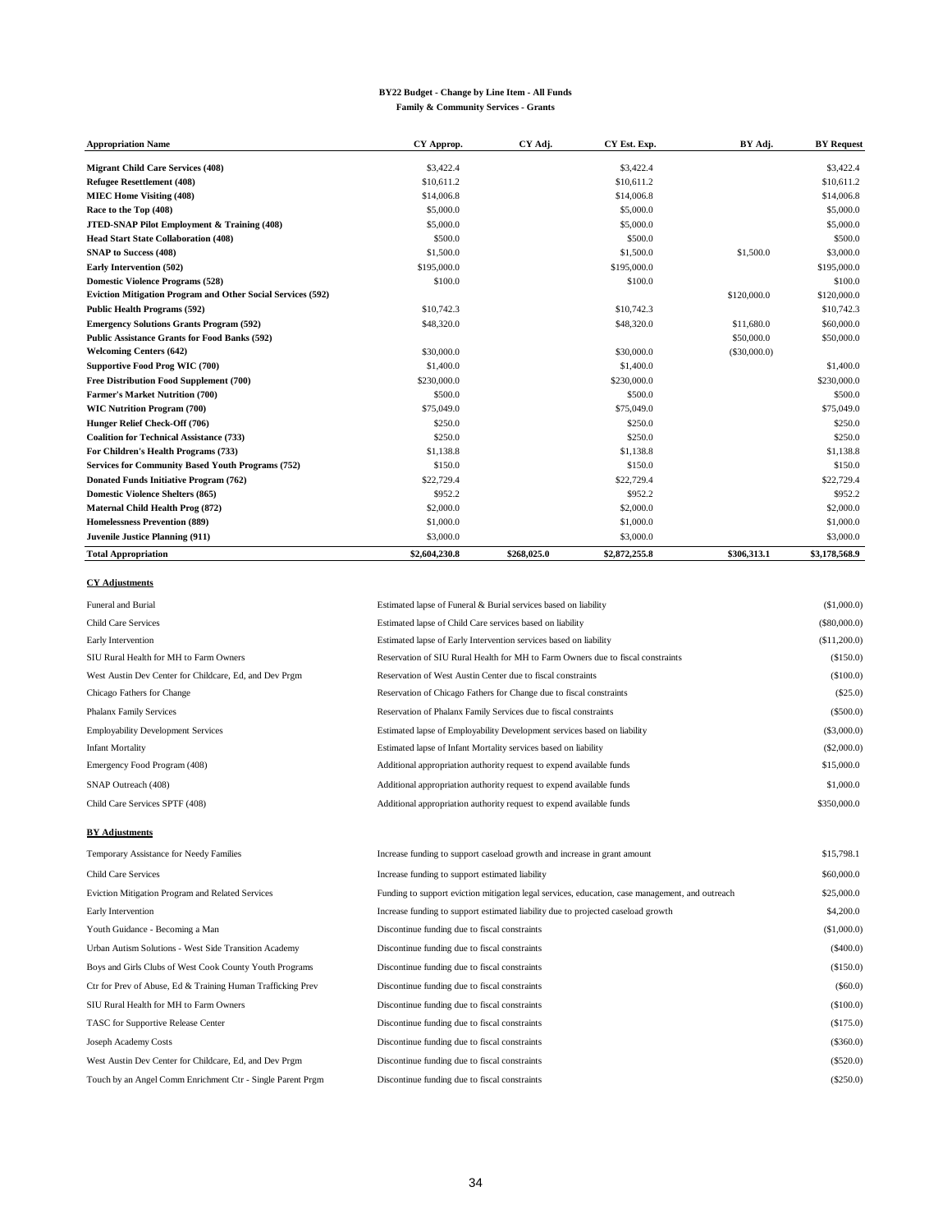**BY22 Budget - Change by Line Item - All Funds**

**Family & Community Services - Grants**

| Appropriation Name | CY Approp. | CY Adj. | CY Est. Exp. | BY Adj. | BY Request |
|---|---|---|---|---|---|
| **Migrant Child Care Services (408)** | $3,422.4 | | $3,422.4 | | $3,422.4 |
| **Refugee Resettlement (408)** | $10,611.2 | | $10,611.2 | | $10,611.2 |
| **MIEC Home Visiting (408)** | $14,006.8 | | $14,006.8 | | $14,006.8 |
| **Race to the Top (408)** | $5,000.0 | | $5,000.0 | | $5,000.0 |
| **JTED-SNAP Pilot Employment & Training (408)** | $5,000.0 | | $5,000.0 | | $5,000.0 |
| **Head Start State Collaboration (408)** | $500.0 | | $500.0 | | $500.0 |
| **SNAP to Success (408)** | $1,500.0 | | $1,500.0 | $1,500.0 | $3,000.0 |
| **Early Intervention (502)** | $195,000.0 | | $195,000.0 | | $195,000.0 |
| **Domestic Violence Programs (528)** | $100.0 | | $100.0 | | $100.0 |
| **Eviction Mitigation Program and Other Social Services (592)** | | | | $120,000.0 | $120,000.0 |
| **Public Health Programs (592)** | $10,742.3 | | $10,742.3 | | $10,742.3 |
| **Emergency Solutions Grants Program (592)** | $48,320.0 | | $48,320.0 | $11,680.0 | $60,000.0 |
| **Public Assistance Grants for Food Banks (592)** | | | | $50,000.0 | $50,000.0 |
| **Welcoming Centers (642)** | $30,000.0 | | $30,000.0 | ($30,000.0) | |
| **Supportive Food Prog WIC (700)** | $1,400.0 | | $1,400.0 | | $1,400.0 |
| **Free Distribution Food Supplement (700)** | $230,000.0 | | $230,000.0 | | $230,000.0 |
| **Farmer's Market Nutrition (700)** | $500.0 | | $500.0 | | $500.0 |
| **WIC Nutrition Program (700)** | $75,049.0 | | $75,049.0 | | $75,049.0 |
| **Hunger Relief Check-Off (706)** | $250.0 | | $250.0 | | $250.0 |
| **Coalition for Technical Assistance (733)** | $250.0 | | $250.0 | | $250.0 |
| **For Children's Health Programs (733)** | $1,138.8 | | $1,138.8 | | $1,138.8 |
| **Services for Community Based Youth Programs (752)** | $150.0 | | $150.0 | | $150.0 |
| **Donated Funds Initiative Program (762)** | $22,729.4 | | $22,729.4 | | $22,729.4 |
| **Domestic Violence Shelters (865)** | $952.2 | | $952.2 | | $952.2 |
| **Maternal Child Health Prog (872)** | $2,000.0 | | $2,000.0 | | $2,000.0 |
| **Homelessness Prevention (889)** | $1,000.0 | | $1,000.0 | | $1,000.0 |
| **Juvenile Justice Planning (911)** | $3,000.0 | | $3,000.0 | | $3,000.0 |
| **Total Appropriation** | **$2,604,230.8** | **$268,025.0** | **$2,872,255.8** | **$306,313.1** | **$3,178,568.9** |

**CY Adjustments**

| | | |
|---|---|---|
| Funeral and Burial | Estimated lapse of Funeral & Burial services based on liability | ($1,000.0) |
| Child Care Services | Estimated lapse of Child Care services based on liability | ($80,000.0) |
| Early Intervention | Estimated lapse of Early Intervention services based on liability | ($11,200.0) |
| SIU Rural Health for MH to Farm Owners | Reservation of SIU Rural Health for MH to Farm Owners due to fiscal constraints | ($150.0) |
| West Austin Dev Center for Childcare, Ed, and Dev Prgm | Reservation of West Austin Center due to fiscal constraints | ($100.0) |
| Chicago Fathers for Change | Reservation of Chicago Fathers for Change due to fiscal constraints | ($25.0) |
| Phalanx Family Services | Reservation of Phalanx Family Services due to fiscal constraints | ($500.0) |
| Employability Development Services | Estimated lapse of Employability Development services based on liability | ($3,000.0) |
| Infant Mortality | Estimated lapse of Infant Mortality services based on liability | ($2,000.0) |
| Emergency Food Program (408) | Additional appropriation authority request to expend available funds | $15,000.0 |
| SNAP Outreach (408) | Additional appropriation authority request to expend available funds | $1,000.0 |
| Child Care Services SPTF (408) | Additional appropriation authority request to expend available funds | $350,000.0 |

**BY Adjustments**

| | | |
|---|---|---|
| Temporary Assistance for Needy Families | Increase funding to support caseload growth and increase in grant amount | $15,798.1 |
| Child Care Services | Increase funding to support estimated liability | $60,000.0 |
| Eviction Mitigation Program and Related Services | Funding to support eviction mitigation legal services, education, case management, and outreach | $25,000.0 |
| Early Intervention | Increase funding to support estimated liability due to projected caseload growth | $4,200.0 |
| Youth Guidance - Becoming a Man | Discontinue funding due to fiscal constraints | ($1,000.0) |
| Urban Autism Solutions - West Side Transition Academy | Discontinue funding due to fiscal constraints | ($400.0) |
| Boys and Girls Clubs of West Cook County Youth Programs | Discontinue funding due to fiscal constraints | ($150.0) |
| Ctr for Prev of Abuse, Ed & Training Human Trafficking Prev | Discontinue funding due to fiscal constraints | ($60.0) |
| SIU Rural Health for MH to Farm Owners | Discontinue funding due to fiscal constraints | ($100.0) |
| TASC for Supportive Release Center | Discontinue funding due to fiscal constraints | ($175.0) |
| Joseph Academy Costs | Discontinue funding due to fiscal constraints | ($360.0) |
| West Austin Dev Center for Childcare, Ed, and Dev Prgm | Discontinue funding due to fiscal constraints | ($520.0) |
| Touch by an Angel Comm Enrichment Ctr - Single Parent Prgm | Discontinue funding due to fiscal constraints | ($250.0) |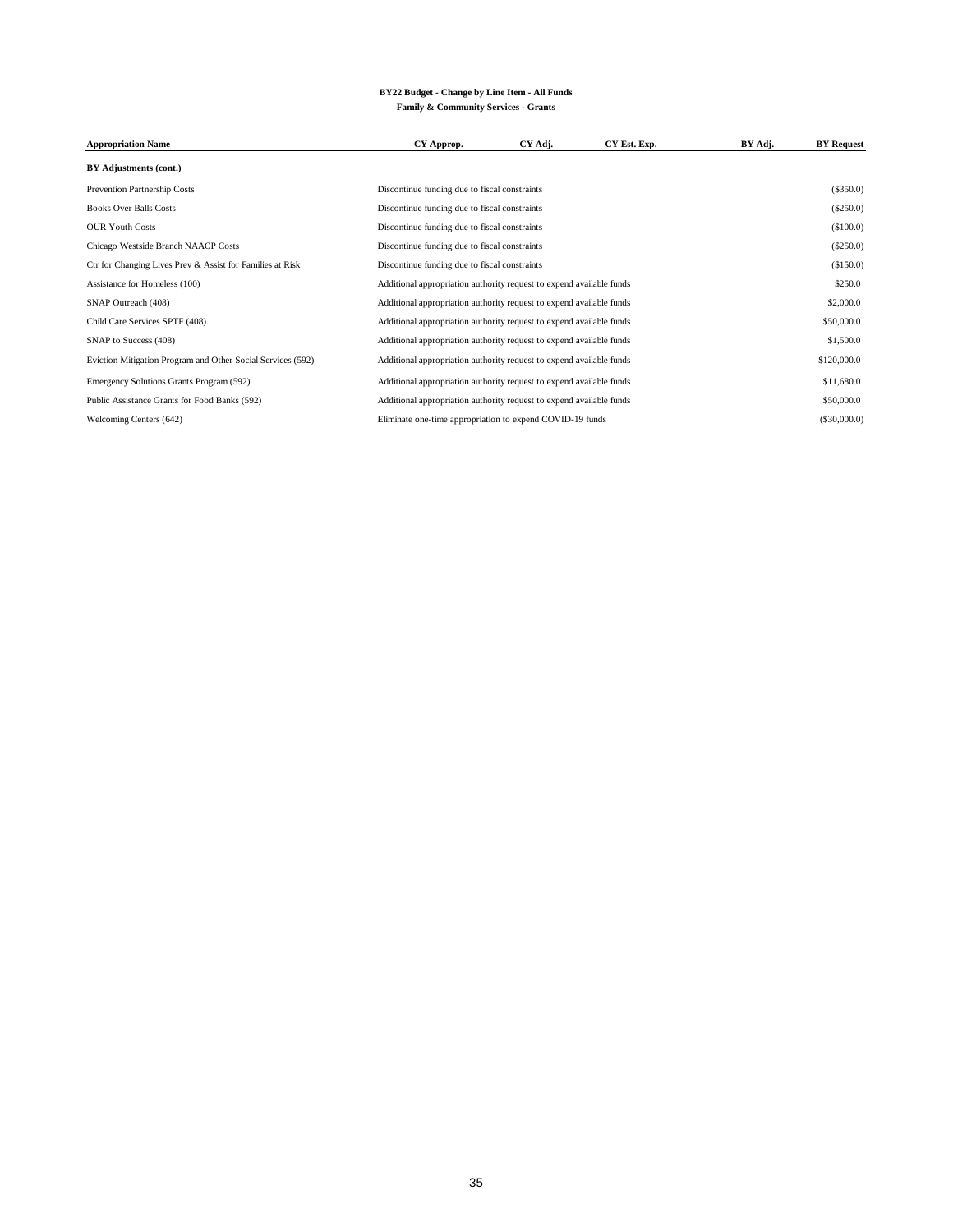**BY22 Budget - Change by Line Item - All Funds**
**Family & Community Services - Grants**

| Appropriation Name | CY Approp. | CY Adj. | CY Est. Exp. | BY Adj. | BY Request |
|---|---|---|---|---|---|
| **BY Adjustments (cont.)** | | | | | |
| Prevention Partnership Costs | Discontinue funding due to fiscal constraints | | | | ($350.0) |
| Books Over Balls Costs | Discontinue funding due to fiscal constraints | | | | ($250.0) |
| OUR Youth Costs | Discontinue funding due to fiscal constraints | | | | ($100.0) |
| Chicago Westside Branch NAACP Costs | Discontinue funding due to fiscal constraints | | | | ($250.0) |
| Ctr for Changing Lives Prev & Assist for Families at Risk | Discontinue funding due to fiscal constraints | | | | ($150.0) |
| Assistance for Homeless (100) | Additional appropriation authority request to expend available funds | | | | $250.0 |
| SNAP Outreach (408) | Additional appropriation authority request to expend available funds | | | | $2,000.0 |
| Child Care Services SPTF (408) | Additional appropriation authority request to expend available funds | | | | $50,000.0 |
| SNAP to Success (408) | Additional appropriation authority request to expend available funds | | | | $1,500.0 |
| Eviction Mitigation Program and Other Social Services (592) | Additional appropriation authority request to expend available funds | | | | $120,000.0 |
| Emergency Solutions Grants Program (592) | Additional appropriation authority request to expend available funds | | | | $11,680.0 |
| Public Assistance Grants for Food Banks (592) | Additional appropriation authority request to expend available funds | | | | $50,000.0 |
| Welcoming Centers (642) | Eliminate one-time appropriation to expend COVID-19 funds | | | | ($30,000.0) |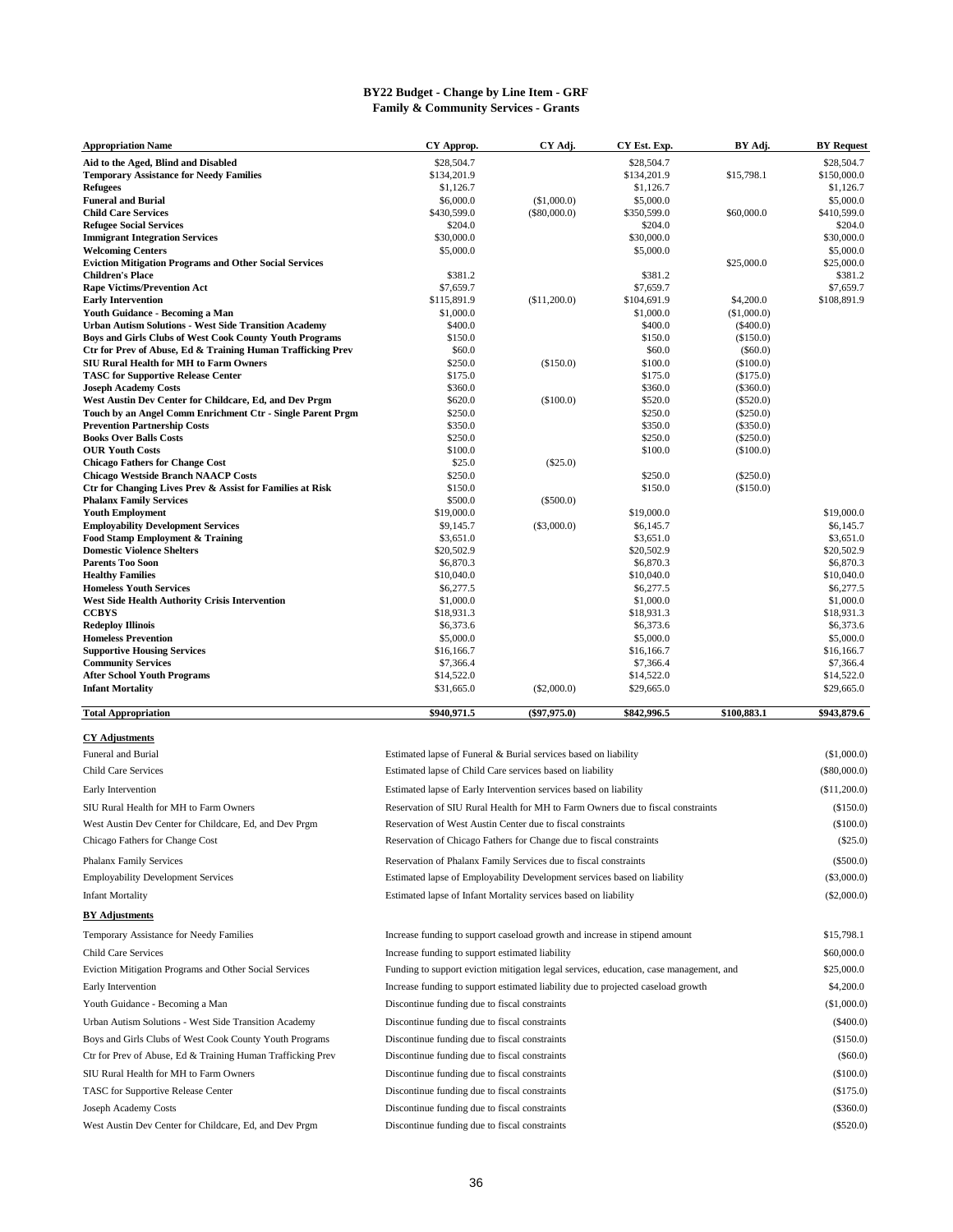# BY22 Budget - Change by Line Item - GRF
## Family & Community Services - Grants

| Appropriation Name | CY Approp. | CY Adj. | CY Est. Exp. | BY Adj. | BY Request |
|---|---|---|---|---|---|
| **Aid to the Aged, Blind and Disabled** | $28,504.7 | | $28,504.7 | | $28,504.7 |
| **Temporary Assistance for Needy Families** | $134,201.9 | | $134,201.9 | $15,798.1 | $150,000.0 |
| **Refugees** | $1,126.7 | | $1,126.7 | | $1,126.7 |
| **Funeral and Burial** | $6,000.0 | ($1,000.0) | $5,000.0 | | $5,000.0 |
| **Child Care Services** | $430,599.0 | ($80,000.0) | $350,599.0 | $60,000.0 | $410,599.0 |
| **Refugee Social Services** | $204.0 | | $204.0 | | $204.0 |
| **Immigrant Integration Services** | $30,000.0 | | $30,000.0 | | $30,000.0 |
| **Welcoming Centers** | $5,000.0 | | $5,000.0 | | $5,000.0 |
| **Eviction Mitigation Programs and Other Social Services** | | | | $25,000.0 | $25,000.0 |
| **Children's Place** | $381.2 | | $381.2 | | $381.2 |
| **Rape Victims/Prevention Act** | $7,659.7 | | $7,659.7 | | $7,659.7 |
| **Early Intervention** | $115,891.9 | ($11,200.0) | $104,691.9 | $4,200.0 | $108,891.9 |
| **Youth Guidance - Becoming a Man** | $1,000.0 | | $1,000.0 | ($1,000.0) | |
| **Urban Autism Solutions - West Side Transition Academy** | $400.0 | | $400.0 | ($400.0) | |
| **Boys and Girls Clubs of West Cook County Youth Programs** | $150.0 | | $150.0 | ($150.0) | |
| **Ctr for Prev of Abuse, Ed & Training Human Trafficking Prev** | $60.0 | | $60.0 | ($60.0) | |
| **SIU Rural Health for MH to Farm Owners** | $250.0 | ($150.0) | $100.0 | ($100.0) | |
| **TASC for Supportive Release Center** | $175.0 | | $175.0 | ($175.0) | |
| **Joseph Academy Costs** | $360.0 | | $360.0 | ($360.0) | |
| **West Austin Dev Center for Childcare, Ed, and Dev Prgm** | $620.0 | ($100.0) | $520.0 | ($520.0) | |
| **Touch by an Angel Comm Enrichment Ctr - Single Parent Prgm** | $250.0 | | $250.0 | ($250.0) | |
| **Prevention Partnership Costs** | $350.0 | | $350.0 | ($350.0) | |
| **Books Over Balls Costs** | $250.0 | | $250.0 | ($250.0) | |
| **OUR Youth Costs** | $100.0 | | $100.0 | ($100.0) | |
| **Chicago Fathers for Change Cost** | $25.0 | ($25.0) | | | |
| **Chicago Westside Branch NAACP Costs** | $250.0 | | $250.0 | ($250.0) | |
| **Ctr for Changing Lives Prev & Assist for Families at Risk** | $150.0 | | $150.0 | ($150.0) | |
| **Phalanx Family Services** | $500.0 | ($500.0) | | | |
| **Youth Employment** | $19,000.0 | | $19,000.0 | | $19,000.0 |
| **Employability Development Services** | $9,145.7 | ($3,000.0) | $6,145.7 | | $6,145.7 |
| **Food Stamp Employment & Training** | $3,651.0 | | $3,651.0 | | $3,651.0 |
| **Domestic Violence Shelters** | $20,502.9 | | $20,502.9 | | $20,502.9 |
| **Parents Too Soon** | $6,870.3 | | $6,870.3 | | $6,870.3 |
| **Healthy Families** | $10,040.0 | | $10,040.0 | | $10,040.0 |
| **Homeless Youth Services** | $6,277.5 | | $6,277.5 | | $6,277.5 |
| **West Side Health Authority Crisis Intervention** | $1,000.0 | | $1,000.0 | | $1,000.0 |
| **CCBYS** | $18,931.3 | | $18,931.3 | | $18,931.3 |
| **Redeploy Illinois** | $6,373.6 | | $6,373.6 | | $6,373.6 |
| **Homeless Prevention** | $5,000.0 | | $5,000.0 | | $5,000.0 |
| **Supportive Housing Services** | $16,166.7 | | $16,166.7 | | $16,166.7 |
| **Community Services** | $7,366.4 | | $7,366.4 | | $7,366.4 |
| **After School Youth Programs** | $14,522.0 | | $14,522.0 | | $14,522.0 |
| **Infant Mortality** | $31,665.0 | ($2,000.0) | $29,665.0 | | $29,665.0 |
| **Total Appropriation** | **$940,971.5** | **($97,975.0)** | **$842,996.5** | **$100,883.1** | **$943,879.6** |

**CY Adjustments**

| | | |
|---|---|---|
| Funeral and Burial | Estimated lapse of Funeral & Burial services based on liability | ($1,000.0) |
| Child Care Services | Estimated lapse of Child Care services based on liability | ($80,000.0) |
| Early Intervention | Estimated lapse of Early Intervention services based on liability | ($11,200.0) |
| SIU Rural Health for MH to Farm Owners | Reservation of SIU Rural Health for MH to Farm Owners due to fiscal constraints | ($150.0) |
| West Austin Dev Center for Childcare, Ed, and Dev Prgm | Reservation of West Austin Center due to fiscal constraints | ($100.0) |
| Chicago Fathers for Change Cost | Reservation of Chicago Fathers for Change due to fiscal constraints | ($25.0) |
| Phalanx Family Services | Reservation of Phalanx Family Services due to fiscal constraints | ($500.0) |
| Employability Development Services | Estimated lapse of Employability Development services based on liability | ($3,000.0) |
| Infant Mortality | Estimated lapse of Infant Mortality services based on liability | ($2,000.0) |

**BY Adjustments**

| | | |
|---|---|---|
| Temporary Assistance for Needy Families | Increase funding to support caseload growth and increase in stipend amount | $15,798.1 |
| Child Care Services | Increase funding to support estimated liability | $60,000.0 |
| Eviction Mitigation Programs and Other Social Services | Funding to support eviction mitigation legal services, education, case management, and | $25,000.0 |
| Early Intervention | Increase funding to support estimated liability due to projected caseload growth | $4,200.0 |
| Youth Guidance - Becoming a Man | Discontinue funding due to fiscal constraints | ($1,000.0) |
| Urban Autism Solutions - West Side Transition Academy | Discontinue funding due to fiscal constraints | ($400.0) |
| Boys and Girls Clubs of West Cook County Youth Programs | Discontinue funding due to fiscal constraints | ($150.0) |
| Ctr for Prev of Abuse, Ed & Training Human Trafficking Prev | Discontinue funding due to fiscal constraints | ($60.0) |
| SIU Rural Health for MH to Farm Owners | Discontinue funding due to fiscal constraints | ($100.0) |
| TASC for Supportive Release Center | Discontinue funding due to fiscal constraints | ($175.0) |
| Joseph Academy Costs | Discontinue funding due to fiscal constraints | ($360.0) |
| West Austin Dev Center for Childcare, Ed, and Dev Prgm | Discontinue funding due to fiscal constraints | ($520.0) |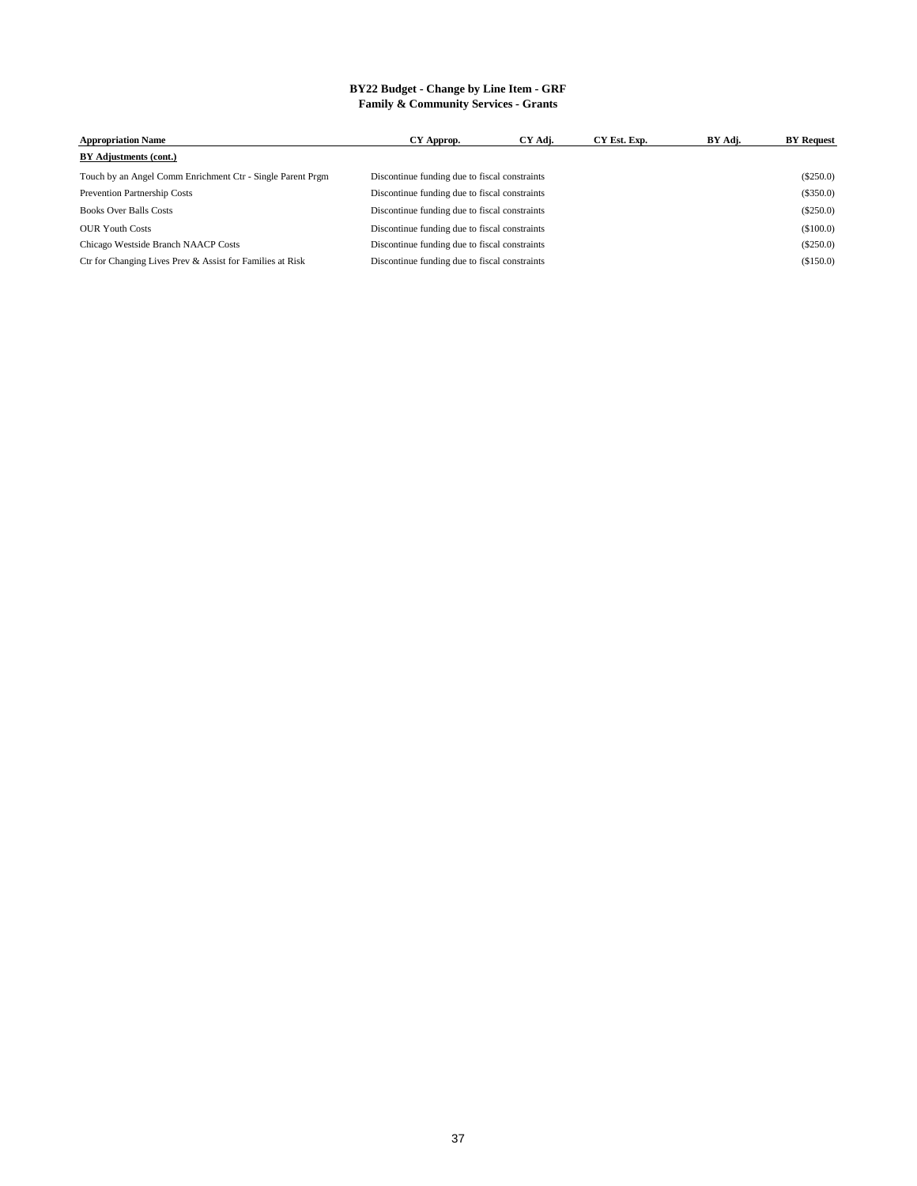# BY22 Budget - Change by Line Item - GRF
## Family & Community Services - Grants

| Appropriation Name | CY Approp. | CY Adj. | CY Est. Exp. | BY Adj. | BY Request |
|---|---|---|---|---|---|
| **BY Adjustments (cont.)** | | | | | |
| Touch by an Angel Comm Enrichment Ctr - Single Parent Prgm | Discontinue funding due to fiscal constraints | | | | ($250.0) |
| Prevention Partnership Costs | Discontinue funding due to fiscal constraints | | | | ($350.0) |
| Books Over Balls Costs | Discontinue funding due to fiscal constraints | | | | ($250.0) |
| OUR Youth Costs | Discontinue funding due to fiscal constraints | | | | ($100.0) |
| Chicago Westside Branch NAACP Costs | Discontinue funding due to fiscal constraints | | | | ($250.0) |
| Ctr for Changing Lives Prev & Assist for Families at Risk | Discontinue funding due to fiscal constraints | | | | ($150.0) |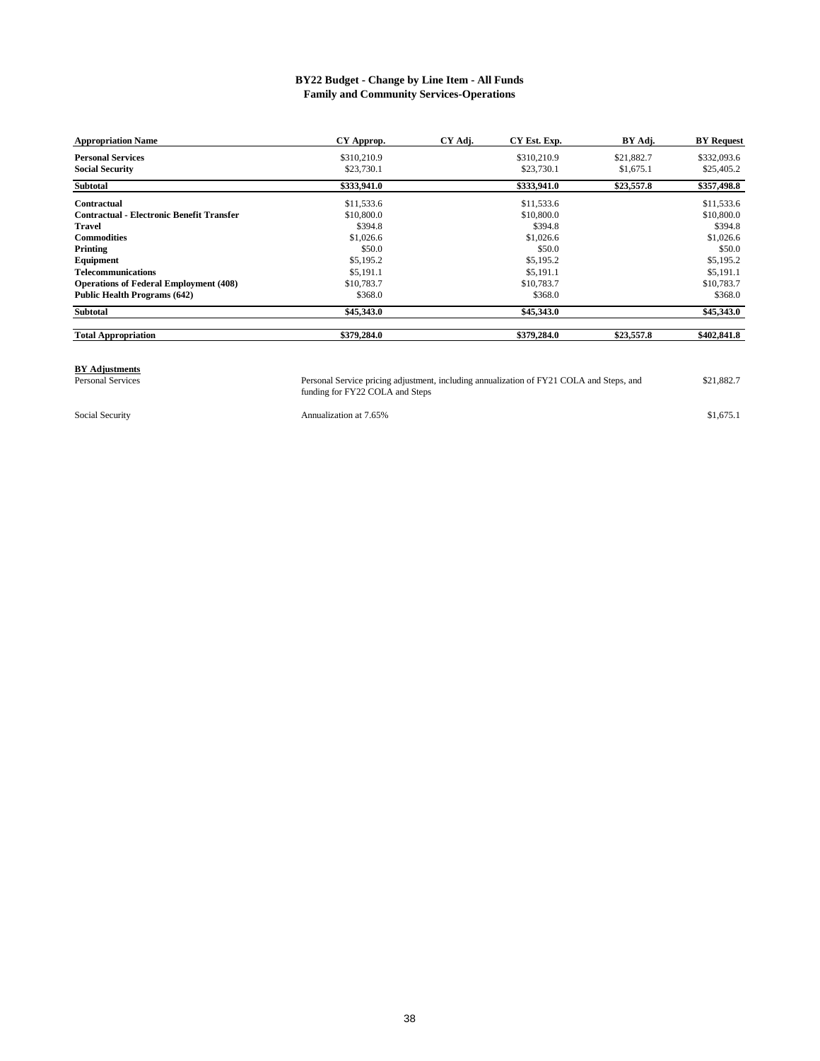**BY22 Budget - Change by Line Item - All Funds**
**Family and Community Services-Operations**

| Appropriation Name | CY Approp. | CY Adj. | CY Est. Exp. | BY Adj. | BY Request |
|---|---|---|---|---|---|
| **Personal Services** | $310,210.9 | | $310,210.9 | $21,882.7 | $332,093.6 |
| **Social Security** | $23,730.1 | | $23,730.1 | $1,675.1 | $25,405.2 |
| **Subtotal** | **$333,941.0** | | **$333,941.0** | **$23,557.8** | **$357,498.8** |
| **Contractual** | $11,533.6 | | $11,533.6 | | $11,533.6 |
| **Contractual - Electronic Benefit Transfer** | $10,800.0 | | $10,800.0 | | $10,800.0 |
| **Travel** | $394.8 | | $394.8 | | $394.8 |
| **Commodities** | $1,026.6 | | $1,026.6 | | $1,026.6 |
| **Printing** | $50.0 | | $50.0 | | $50.0 |
| **Equipment** | $5,195.2 | | $5,195.2 | | $5,195.2 |
| **Telecommunications** | $5,191.1 | | $5,191.1 | | $5,191.1 |
| **Operations of Federal Employment (408)** | $10,783.7 | | $10,783.7 | | $10,783.7 |
| **Public Health Programs (642)** | $368.0 | | $368.0 | | $368.0 |
| **Subtotal** | **$45,343.0** | | **$45,343.0** | | **$45,343.0** |
| **Total Appropriation** | **$379,284.0** | | **$379,284.0** | **$23,557.8** | **$402,841.8** |

**BY Adjustments**

| | | |
|---|---|---|
| Personal Services | Personal Service pricing adjustment, including annualization of FY21 COLA and Steps, and funding for FY22 COLA and Steps | $21,882.7 |
| Social Security | Annualization at 7.65% | $1,675.1 |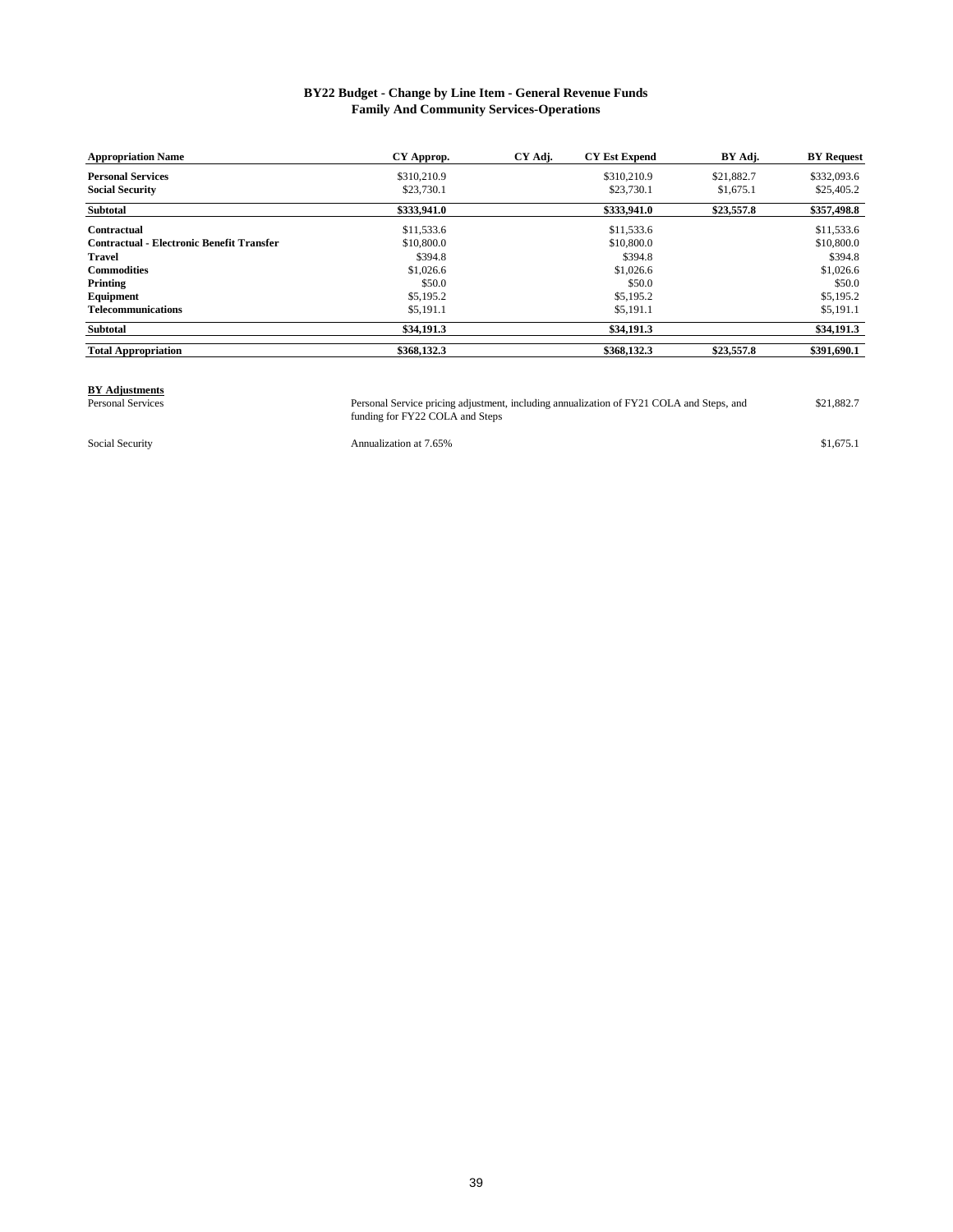**BY22 Budget - Change by Line Item - General Revenue Funds**
**Family And Community Services-Operations**

| Appropriation Name | CY Approp. | CY Adj. | CY Est Expend | BY Adj. | BY Request |
|---|---|---|---|---|---|
| **Personal Services** | $310,210.9 | | $310,210.9 | $21,882.7 | $332,093.6 |
| **Social Security** | $23,730.1 | | $23,730.1 | $1,675.1 | $25,405.2 |
| **Subtotal** | **$333,941.0** | | **$333,941.0** | **$23,557.8** | **$357,498.8** |
| **Contractual** | $11,533.6 | | $11,533.6 | | $11,533.6 |
| **Contractual - Electronic Benefit Transfer** | $10,800.0 | | $10,800.0 | | $10,800.0 |
| **Travel** | $394.8 | | $394.8 | | $394.8 |
| **Commodities** | $1,026.6 | | $1,026.6 | | $1,026.6 |
| **Printing** | $50.0 | | $50.0 | | $50.0 |
| **Equipment** | $5,195.2 | | $5,195.2 | | $5,195.2 |
| **Telecommunications** | $5,191.1 | | $5,191.1 | | $5,191.1 |
| **Subtotal** | **$34,191.3** | | **$34,191.3** | | **$34,191.3** |
| **Total Appropriation** | **$368,132.3** | | **$368,132.3** | **$23,557.8** | **$391,690.1** |

**BY Adjustments**

| | | |
|---|---|---|
| Personal Services | Personal Service pricing adjustment, including annualization of FY21 COLA and Steps, and funding for FY22 COLA and Steps | $21,882.7 |
| Social Security | Annualization at 7.65% | $1,675.1 |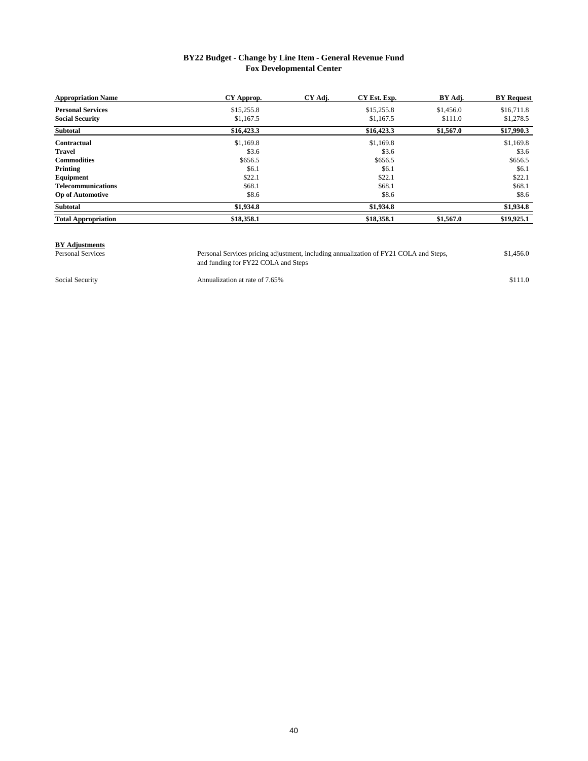## BY22 Budget - Change by Line Item - General Revenue Fund
## Fox Developmental Center

| Appropriation Name | CY Approp. | CY Adj. | CY Est. Exp. | BY Adj. | BY Request |
|---|---|---|---|---|---|
| **Personal Services** | $15,255.8 | | $15,255.8 | $1,456.0 | $16,711.8 |
| **Social Security** | $1,167.5 | | $1,167.5 | $111.0 | $1,278.5 |
| **Subtotal** | **$16,423.3** | | **$16,423.3** | **$1,567.0** | **$17,990.3** |
| **Contractual** | $1,169.8 | | $1,169.8 | | $1,169.8 |
| **Travel** | $3.6 | | $3.6 | | $3.6 |
| **Commodities** | $656.5 | | $656.5 | | $656.5 |
| **Printing** | $6.1 | | $6.1 | | $6.1 |
| **Equipment** | $22.1 | | $22.1 | | $22.1 |
| **Telecommunications** | $68.1 | | $68.1 | | $68.1 |
| **Op of Automotive** | $8.6 | | $8.6 | | $8.6 |
| **Subtotal** | **$1,934.8** | | **$1,934.8** | | **$1,934.8** |
| **Total Appropriation** | **$18,358.1** | | **$18,358.1** | **$1,567.0** | **$19,925.1** |

**BY Adjustments**

| | | |
|---|---|---|
| Personal Services | Personal Services pricing adjustment, including annualization of FY21 COLA and Steps, and funding for FY22 COLA and Steps | $1,456.0 |
| Social Security | Annualization at rate of 7.65% | $111.0 |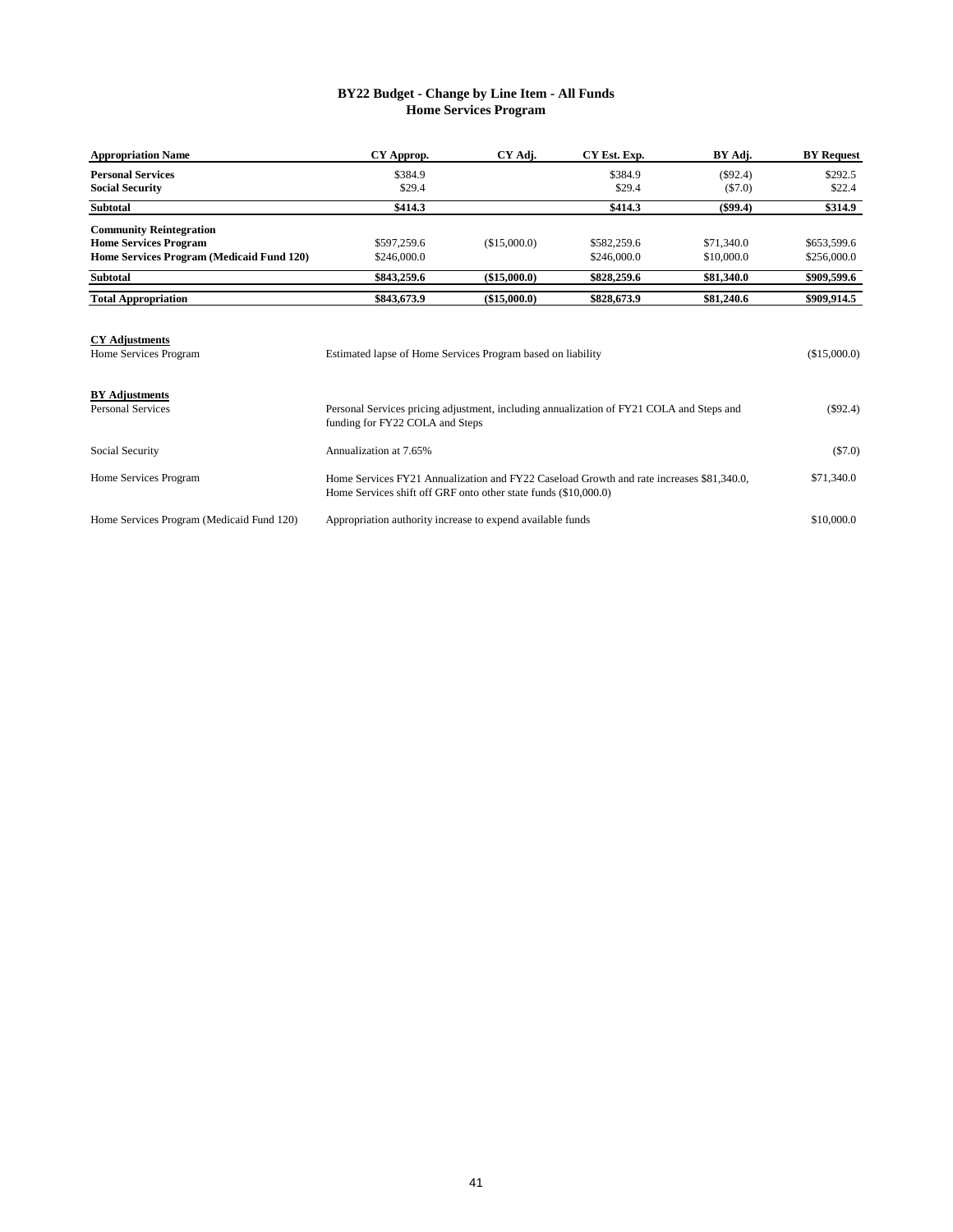# BY22 Budget - Change by Line Item - All Funds
## Home Services Program

| Appropriation Name | CY Approp. | CY Adj. | CY Est. Exp. | BY Adj. | BY Request |
|---|---|---|---|---|---|
| **Personal Services** | $384.9 | | $384.9 | ($92.4) | $292.5 |
| **Social Security** | $29.4 | | $29.4 | ($7.0) | $22.4 |
| **Subtotal** | **$414.3** | | **$414.3** | **($99.4)** | **$314.9** |
| **Community Reintegration** | | | | | |
| **Home Services Program** | $597,259.6 | ($15,000.0) | $582,259.6 | $71,340.0 | $653,599.6 |
| **Home Services Program (Medicaid Fund 120)** | $246,000.0 | | $246,000.0 | $10,000.0 | $256,000.0 |
| **Subtotal** | **$843,259.6** | **($15,000.0)** | **$828,259.6** | **$81,340.0** | **$909,599.6** |
| **Total Appropriation** | **$843,673.9** | **($15,000.0)** | **$828,673.9** | **$81,240.6** | **$909,914.5** |

**CY Adjustments**

| | | |
|---|---|---|
| Home Services Program | Estimated lapse of Home Services Program based on liability | ($15,000.0) |

**BY Adjustments**

| | | |
|---|---|---|
| Personal Services | Personal Services pricing adjustment, including annualization of FY21 COLA and Steps and funding for FY22 COLA and Steps | ($92.4) |
| Social Security | Annualization at 7.65% | ($7.0) |
| Home Services Program | Home Services FY21 Annualization and FY22 Caseload Growth and rate increases $81,340.0, Home Services shift off GRF onto other state funds ($10,000.0) | $71,340.0 |
| Home Services Program (Medicaid Fund 120) | Appropriation authority increase to expend available funds | $10,000.0 |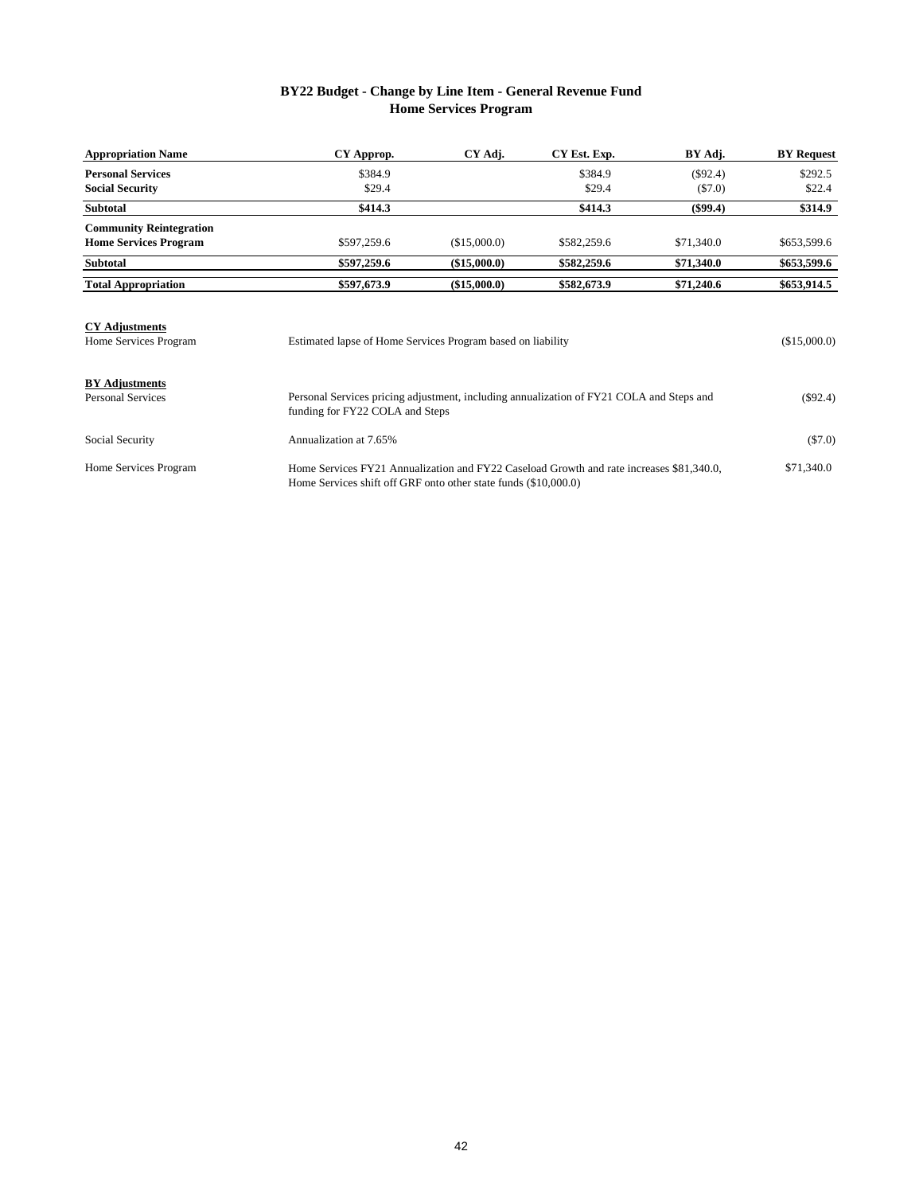## BY22 Budget - Change by Line Item - General Revenue Fund
## Home Services Program

| Appropriation Name | CY Approp. | CY Adj. | CY Est. Exp. | BY Adj. | BY Request |
|---|---|---|---|---|---|
| **Personal Services** | $384.9 | | $384.9 | ($92.4) | $292.5 |
| **Social Security** | $29.4 | | $29.4 | ($7.0) | $22.4 |
| **Subtotal** | **$414.3** | | **$414.3** | **($99.4)** | **$314.9** |
| **Community Reintegration** | | | | | |
| **Home Services Program** | $597,259.6 | ($15,000.0) | $582,259.6 | $71,340.0 | $653,599.6 |
| **Subtotal** | **$597,259.6** | **($15,000.0)** | **$582,259.6** | **$71,340.0** | **$653,599.6** |
| **Total Appropriation** | **$597,673.9** | **($15,000.0)** | **$582,673.9** | **$71,240.6** | **$653,914.5** |

**CY Adjustments**

| | | |
|---|---|---|
| Home Services Program | Estimated lapse of Home Services Program based on liability | ($15,000.0) |

**BY Adjustments**

| | | |
|---|---|---|
| Personal Services | Personal Services pricing adjustment, including annualization of FY21 COLA and Steps and funding for FY22 COLA and Steps | ($92.4) |
| Social Security | Annualization at 7.65% | ($7.0) |
| Home Services Program | Home Services FY21 Annualization and FY22 Caseload Growth and rate increases $81,340.0, Home Services shift off GRF onto other state funds ($10,000.0) | $71,340.0 |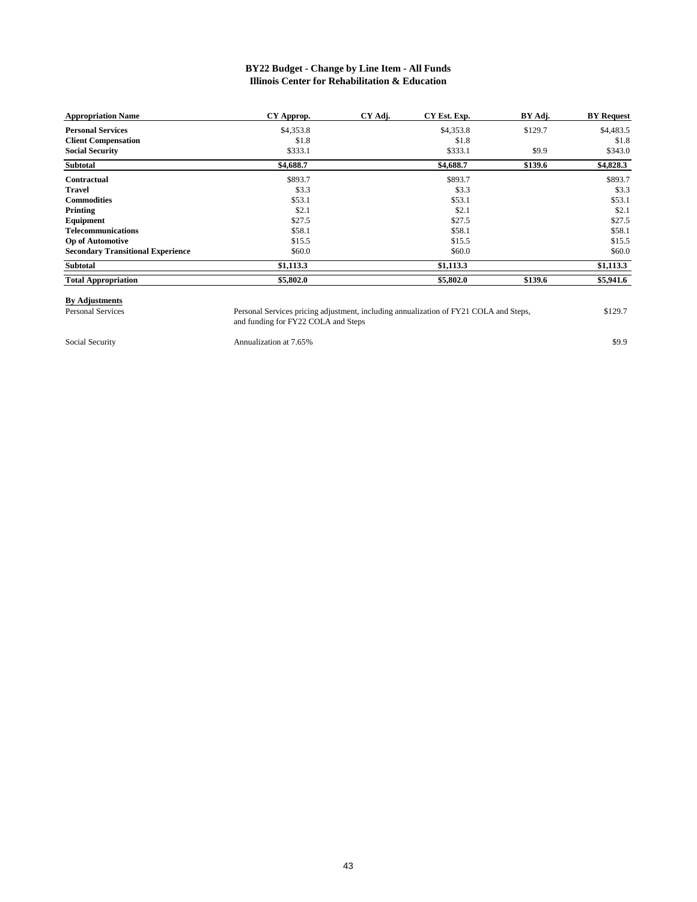# BY22 Budget - Change by Line Item - All Funds
## Illinois Center for Rehabilitation & Education

| Appropriation Name | CY Approp. | CY Adj. | CY Est. Exp. | BY Adj. | BY Request |
|---|---|---|---|---|---|
| **Personal Services** | $4,353.8 | | $4,353.8 | $129.7 | $4,483.5 |
| **Client Compensation** | $1.8 | | $1.8 | | $1.8 |
| **Social Security** | $333.1 | | $333.1 | $9.9 | $343.0 |
| **Subtotal** | **$4,688.7** | | **$4,688.7** | **$139.6** | **$4,828.3** |
| **Contractual** | $893.7 | | $893.7 | | $893.7 |
| **Travel** | $3.3 | | $3.3 | | $3.3 |
| **Commodities** | $53.1 | | $53.1 | | $53.1 |
| **Printing** | $2.1 | | $2.1 | | $2.1 |
| **Equipment** | $27.5 | | $27.5 | | $27.5 |
| **Telecommunications** | $58.1 | | $58.1 | | $58.1 |
| **Op of Automotive** | $15.5 | | $15.5 | | $15.5 |
| **Secondary Transitional Experience** | $60.0 | | $60.0 | | $60.0 |
| **Subtotal** | **$1,113.3** | | **$1,113.3** | | **$1,113.3** |
| **Total Appropriation** | **$5,802.0** | | **$5,802.0** | **$139.6** | **$5,941.6** |

**By Adjustments**

| | | |
|---|---|---|
| Personal Services | Personal Services pricing adjustment, including annualization of FY21 COLA and Steps, and funding for FY22 COLA and Steps | $129.7 |
| Social Security | Annualization at 7.65% | $9.9 |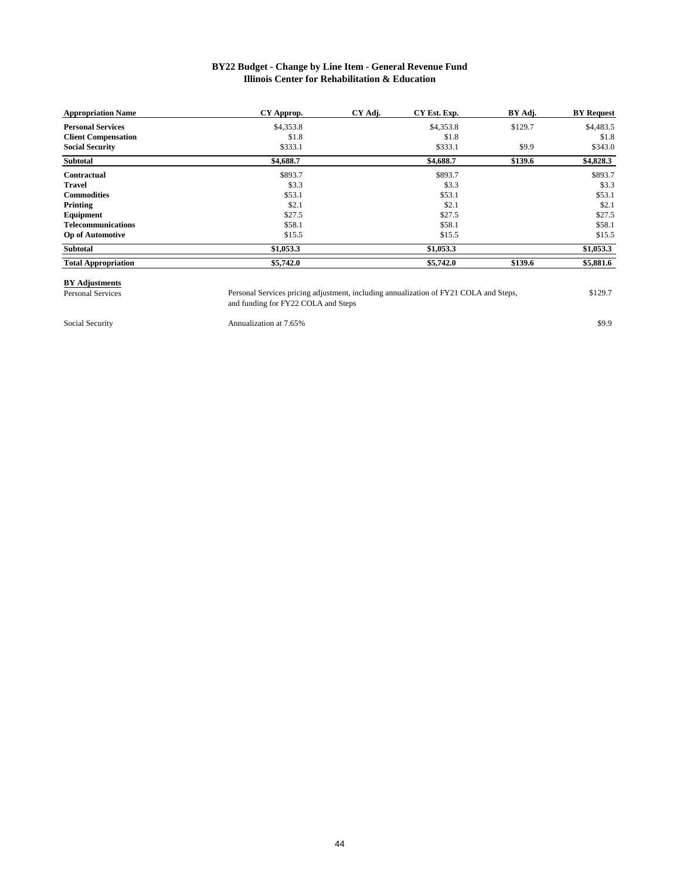## BY22 Budget - Change by Line Item - General Revenue Fund
## Illinois Center for Rehabilitation & Education

| Appropriation Name | CY Approp. | CY Adj. | CY Est. Exp. | BY Adj. | BY Request |
|---|---|---|---|---|---|
| **Personal Services** | $4,353.8 | | $4,353.8 | $129.7 | $4,483.5 |
| **Client Compensation** | $1.8 | | $1.8 | | $1.8 |
| **Social Security** | $333.1 | | $333.1 | $9.9 | $343.0 |
| **Subtotal** | **$4,688.7** | | **$4,688.7** | **$139.6** | **$4,828.3** |
| **Contractual** | $893.7 | | $893.7 | | $893.7 |
| **Travel** | $3.3 | | $3.3 | | $3.3 |
| **Commodities** | $53.1 | | $53.1 | | $53.1 |
| **Printing** | $2.1 | | $2.1 | | $2.1 |
| **Equipment** | $27.5 | | $27.5 | | $27.5 |
| **Telecommunications** | $58.1 | | $58.1 | | $58.1 |
| **Op of Automotive** | $15.5 | | $15.5 | | $15.5 |
| **Subtotal** | **$1,053.3** | | **$1,053.3** | | **$1,053.3** |
| **Total Appropriation** | **$5,742.0** | | **$5,742.0** | **$139.6** | **$5,881.6** |

**BY Adjustments**

| | | |
|---|---|---|
| Personal Services | Personal Services pricing adjustment, including annualization of FY21 COLA and Steps, and funding for FY22 COLA and Steps | $129.7 |
| Social Security | Annualization at 7.65% | $9.9 |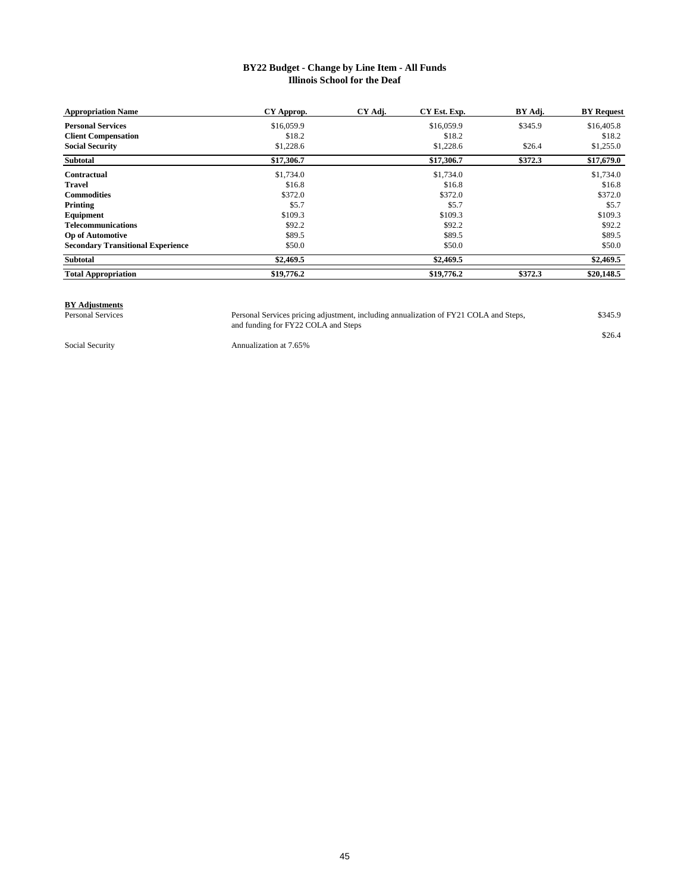**BY22 Budget - Change by Line Item - All Funds**
**Illinois School for the Deaf**

| Appropriation Name | CY Approp. | CY Adj. | CY Est. Exp. | BY Adj. | BY Request |
|---|---|---|---|---|---|
| **Personal Services** | $16,059.9 | | $16,059.9 | $345.9 | $16,405.8 |
| **Client Compensation** | $18.2 | | $18.2 | | $18.2 |
| **Social Security** | $1,228.6 | | $1,228.6 | $26.4 | $1,255.0 |
| **Subtotal** | **$17,306.7** | | **$17,306.7** | **$372.3** | **$17,679.0** |
| **Contractual** | $1,734.0 | | $1,734.0 | | $1,734.0 |
| **Travel** | $16.8 | | $16.8 | | $16.8 |
| **Commodities** | $372.0 | | $372.0 | | $372.0 |
| **Printing** | $5.7 | | $5.7 | | $5.7 |
| **Equipment** | $109.3 | | $109.3 | | $109.3 |
| **Telecommunications** | $92.2 | | $92.2 | | $92.2 |
| **Op of Automotive** | $89.5 | | $89.5 | | $89.5 |
| **Secondary Transitional Experience** | $50.0 | | $50.0 | | $50.0 |
| **Subtotal** | **$2,469.5** | | **$2,469.5** | | **$2,469.5** |
| **Total Appropriation** | **$19,776.2** | | **$19,776.2** | **$372.3** | **$20,148.5** |

**BY Adjustments**

| | | |
|---|---|---|
| Personal Services | Personal Services pricing adjustment, including annualization of FY21 COLA and Steps, and funding for FY22 COLA and Steps | $345.9 |
| Social Security | Annualization at 7.65% | $26.4 |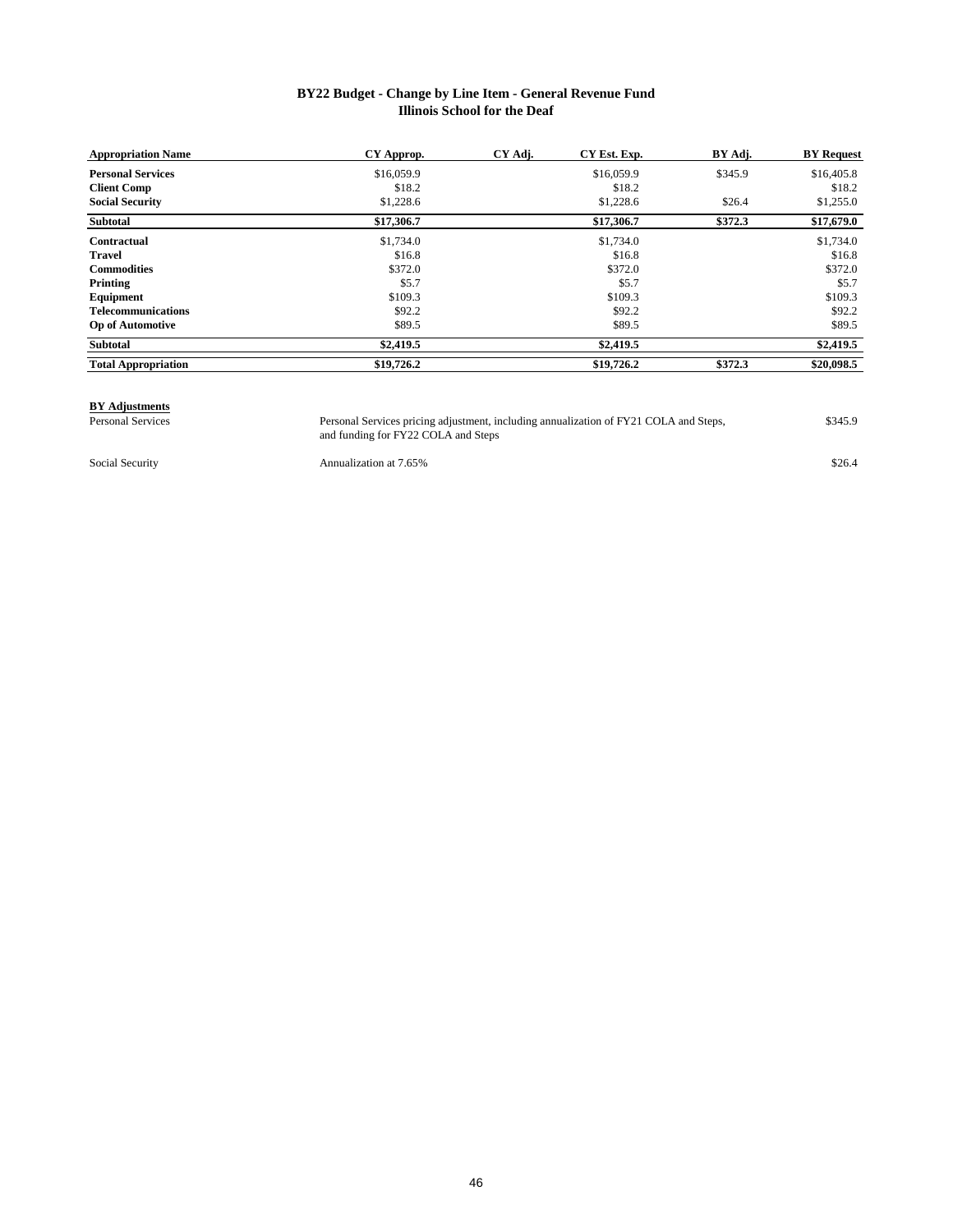# BY22 Budget - Change by Line Item - General Revenue Fund
## Illinois School for the Deaf

| Appropriation Name | CY Approp. | CY Adj. | CY Est. Exp. | BY Adj. | BY Request |
|---|---|---|---|---|---|
| **Personal Services** | $16,059.9 | | $16,059.9 | $345.9 | $16,405.8 |
| **Client Comp** | $18.2 | | $18.2 | | $18.2 |
| **Social Security** | $1,228.6 | | $1,228.6 | $26.4 | $1,255.0 |
| **Subtotal** | **$17,306.7** | | **$17,306.7** | **$372.3** | **$17,679.0** |
| **Contractual** | $1,734.0 | | $1,734.0 | | $1,734.0 |
| **Travel** | $16.8 | | $16.8 | | $16.8 |
| **Commodities** | $372.0 | | $372.0 | | $372.0 |
| **Printing** | $5.7 | | $5.7 | | $5.7 |
| **Equipment** | $109.3 | | $109.3 | | $109.3 |
| **Telecommunications** | $92.2 | | $92.2 | | $92.2 |
| **Op of Automotive** | $89.5 | | $89.5 | | $89.5 |
| **Subtotal** | **$2,419.5** | | **$2,419.5** | | **$2,419.5** |
| **Total Appropriation** | **$19,726.2** | | **$19,726.2** | **$372.3** | **$20,098.5** |

**BY Adjustments**

| | | |
|---|---|---|
| Personal Services | Personal Services pricing adjustment, including annualization of FY21 COLA and Steps, and funding for FY22 COLA and Steps | $345.9 |
| Social Security | Annualization at 7.65% | $26.4 |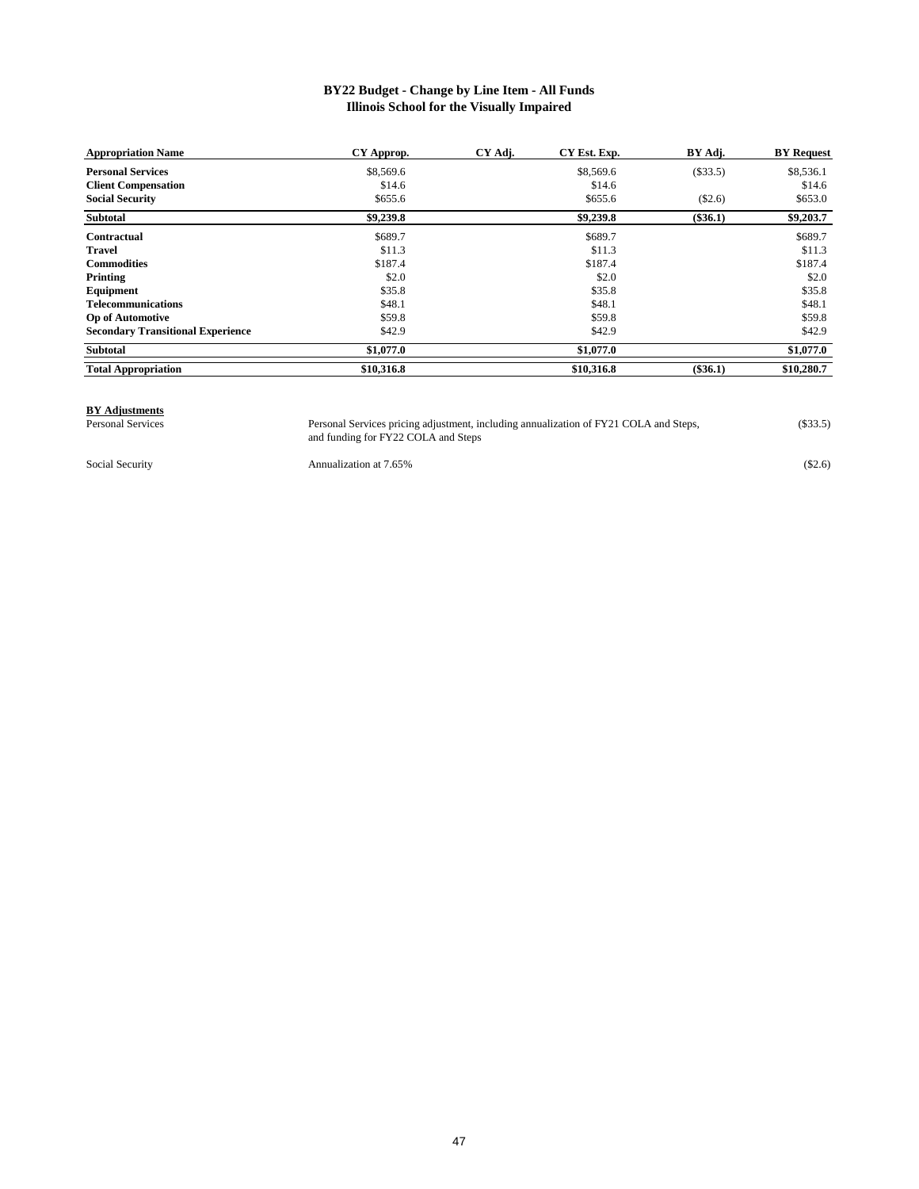## BY22 Budget - Change by Line Item - All Funds
## Illinois School for the Visually Impaired

| Appropriation Name | CY Approp. | CY Adj. | CY Est. Exp. | BY Adj. | BY Request |
|---|---|---|---|---|---|
| **Personal Services** | $8,569.6 | | $8,569.6 | ($33.5) | $8,536.1 |
| **Client Compensation** | $14.6 | | $14.6 | | $14.6 |
| **Social Security** | $655.6 | | $655.6 | ($2.6) | $653.0 |
| **Subtotal** | **$9,239.8** | | **$9,239.8** | **($36.1)** | **$9,203.7** |
| **Contractual** | $689.7 | | $689.7 | | $689.7 |
| **Travel** | $11.3 | | $11.3 | | $11.3 |
| **Commodities** | $187.4 | | $187.4 | | $187.4 |
| **Printing** | $2.0 | | $2.0 | | $2.0 |
| **Equipment** | $35.8 | | $35.8 | | $35.8 |
| **Telecommunications** | $48.1 | | $48.1 | | $48.1 |
| **Op of Automotive** | $59.8 | | $59.8 | | $59.8 |
| **Secondary Transitional Experience** | $42.9 | | $42.9 | | $42.9 |
| **Subtotal** | **$1,077.0** | | **$1,077.0** | | **$1,077.0** |
| **Total Appropriation** | **$10,316.8** | | **$10,316.8** | **($36.1)** | **$10,280.7** |

**BY Adjustments**

| | | |
|---|---|---|
| Personal Services | Personal Services pricing adjustment, including annualization of FY21 COLA and Steps, and funding for FY22 COLA and Steps | ($33.5) |
| Social Security | Annualization at 7.65% | ($2.6) |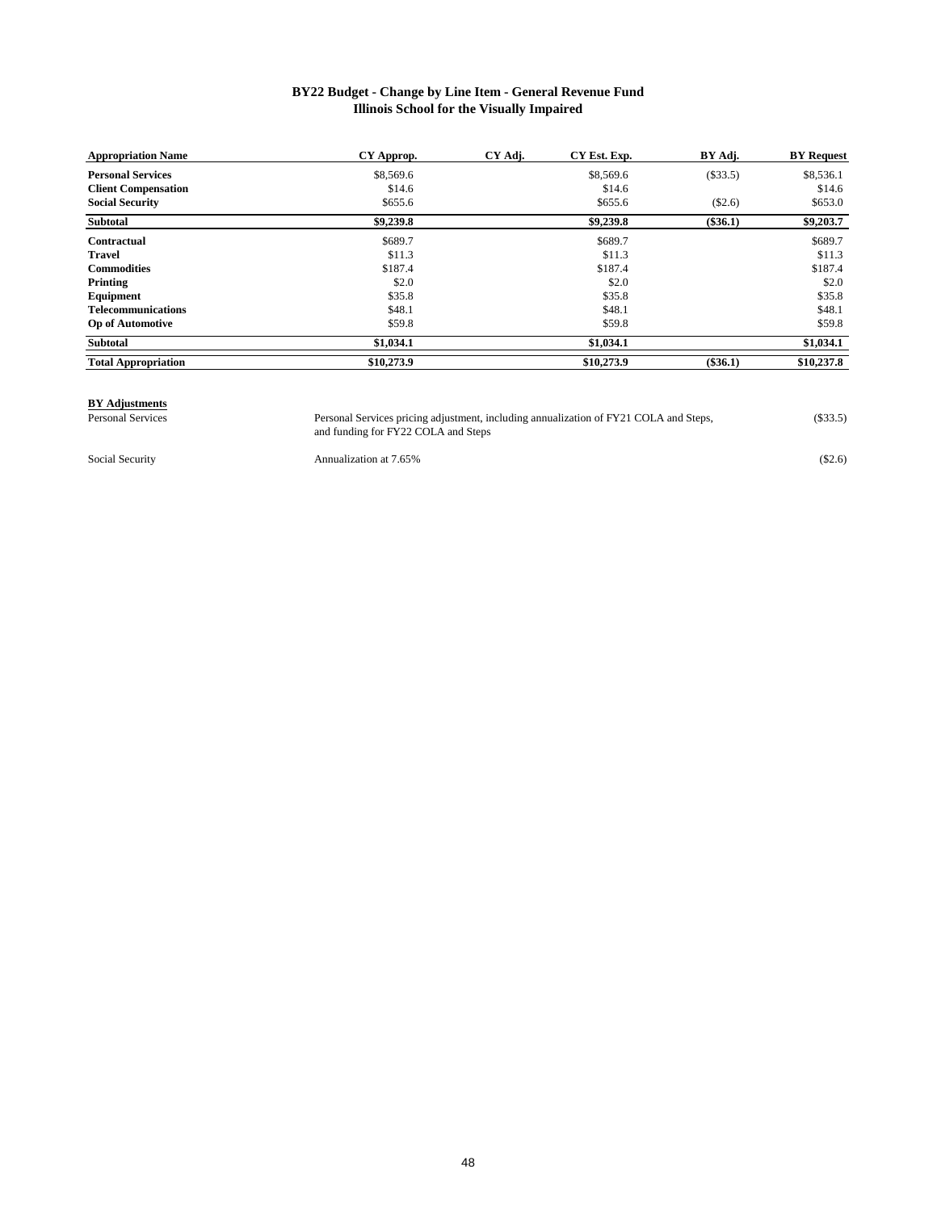**BY22 Budget - Change by Line Item - General Revenue Fund**
**Illinois School for the Visually Impaired**

| Appropriation Name | CY Approp. | CY Adj. | CY Est. Exp. | BY Adj. | BY Request |
|---|---|---|---|---|---|
| **Personal Services** | $8,569.6 | | $8,569.6 | ($33.5) | $8,536.1 |
| **Client Compensation** | $14.6 | | $14.6 | | $14.6 |
| **Social Security** | $655.6 | | $655.6 | ($2.6) | $653.0 |
| **Subtotal** | **$9,239.8** | | **$9,239.8** | **($36.1)** | **$9,203.7** |
| **Contractual** | $689.7 | | $689.7 | | $689.7 |
| **Travel** | $11.3 | | $11.3 | | $11.3 |
| **Commodities** | $187.4 | | $187.4 | | $187.4 |
| **Printing** | $2.0 | | $2.0 | | $2.0 |
| **Equipment** | $35.8 | | $35.8 | | $35.8 |
| **Telecommunications** | $48.1 | | $48.1 | | $48.1 |
| **Op of Automotive** | $59.8 | | $59.8 | | $59.8 |
| **Subtotal** | **$1,034.1** | | **$1,034.1** | | **$1,034.1** |
| **Total Appropriation** | **$10,273.9** | | **$10,273.9** | **($36.1)** | **$10,237.8** |

**BY Adjustments**

| | | |
|---|---|---|
| Personal Services | Personal Services pricing adjustment, including annualization of FY21 COLA and Steps, and funding for FY22 COLA and Steps | ($33.5) |
| Social Security | Annualization at 7.65% | ($2.6) |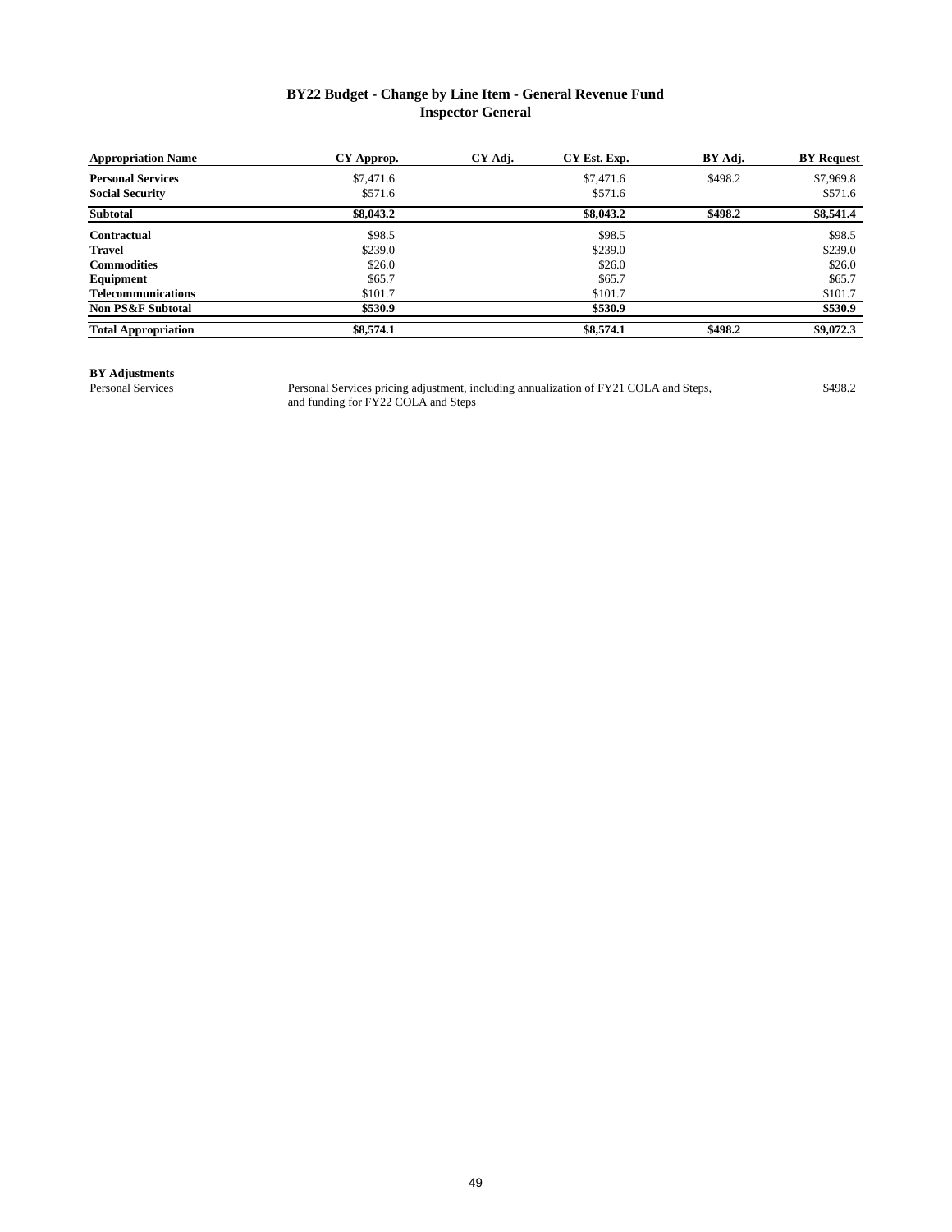## BY22 Budget - Change by Line Item - General Revenue Fund
## Inspector General

| Appropriation Name | CY Approp. | CY Adj. | CY Est. Exp. | BY Adj. | BY Request |
|---|---|---|---|---|---|
| **Personal Services** | $7,471.6 | | $7,471.6 | $498.2 | $7,969.8 |
| **Social Security** | $571.6 | | $571.6 | | $571.6 |
| **Subtotal** | **$8,043.2** | | **$8,043.2** | **$498.2** | **$8,541.4** |
| **Contractual** | $98.5 | | $98.5 | | $98.5 |
| **Travel** | $239.0 | | $239.0 | | $239.0 |
| **Commodities** | $26.0 | | $26.0 | | $26.0 |
| **Equipment** | $65.7 | | $65.7 | | $65.7 |
| **Telecommunications** | $101.7 | | $101.7 | | $101.7 |
| **Non PS&F Subtotal** | **$530.9** | | **$530.9** | | **$530.9** |
| **Total Appropriation** | **$8,574.1** | | **$8,574.1** | **$498.2** | **$9,072.3** |

**BY Adjustments**

| | | |
|---|---|---|
| Personal Services | Personal Services pricing adjustment, including annualization of FY21 COLA and Steps, and funding for FY22 COLA and Steps | $498.2 |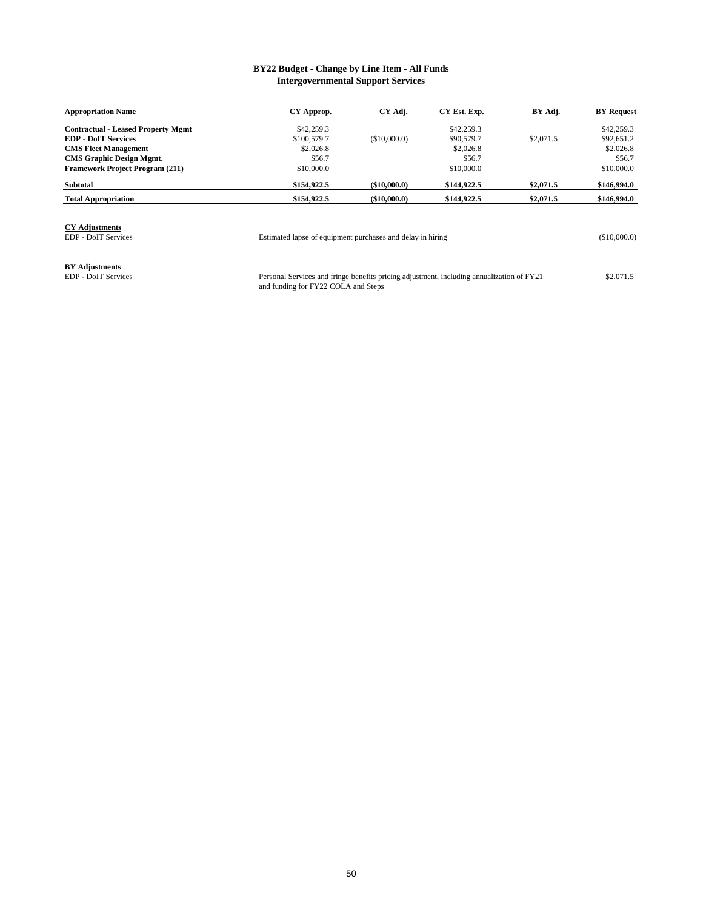## BY22 Budget - Change by Line Item - All Funds
### Intergovernmental Support Services

| Appropriation Name | CY Approp. | CY Adj. | CY Est. Exp. | BY Adj. | BY Request |
|---|---|---|---|---|---|
| **Contractual - Leased Property Mgmt** | $42,259.3 | | $42,259.3 | | $42,259.3 |
| **EDP - DoIT Services** | $100,579.7 | ($10,000.0) | $90,579.7 | $2,071.5 | $92,651.2 |
| **CMS Fleet Management** | $2,026.8 | | $2,026.8 | | $2,026.8 |
| **CMS Graphic Design Mgmt.** | $56.7 | | $56.7 | | $56.7 |
| **Framework Project Program (211)** | $10,000.0 | | $10,000.0 | | $10,000.0 |
| **Subtotal** | **$154,922.5** | **($10,000.0)** | **$144,922.5** | **$2,071.5** | **$146,994.0** |
| **Total Appropriation** | **$154,922.5** | **($10,000.0)** | **$144,922.5** | **$2,071.5** | **$146,994.0** |

**CY Adjustments**

| | | |
|---|---|---|
| EDP - DoIT Services | Estimated lapse of equipment purchases and delay in hiring | ($10,000.0) |

**BY Adjustments**

| | | |
|---|---|---|
| EDP - DoIT Services | Personal Services and fringe benefits pricing adjustment, including annualization of FY21 and funding for FY22 COLA and Steps | $2,071.5 |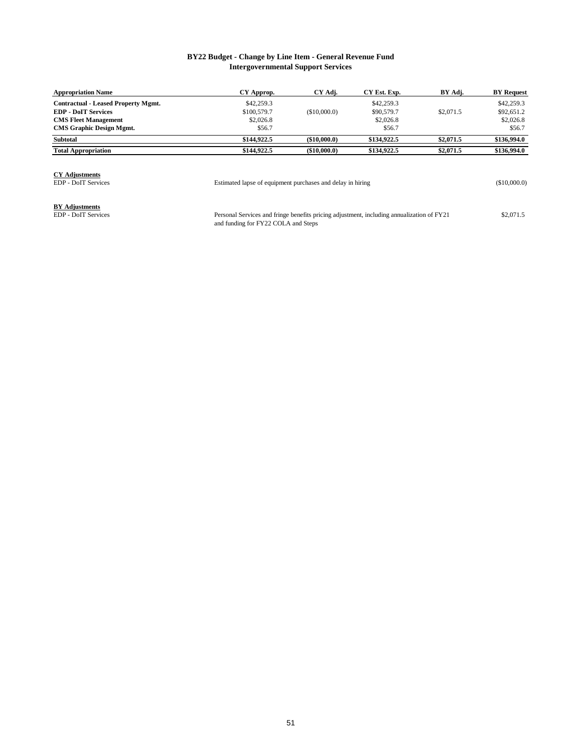## BY22 Budget - Change by Line Item - General Revenue Fund
### Intergovernmental Support Services

| Appropriation Name | CY Approp. | CY Adj. | CY Est. Exp. | BY Adj. | BY Request |
|---|---|---|---|---|---|
| **Contractual - Leased Property Mgmt.** | $42,259.3 | | $42,259.3 | | $42,259.3 |
| **EDP - DoIT Services** | $100,579.7 | ($10,000.0) | $90,579.7 | $2,071.5 | $92,651.2 |
| **CMS Fleet Management** | $2,026.8 | | $2,026.8 | | $2,026.8 |
| **CMS Graphic Design Mgmt.** | $56.7 | | $56.7 | | $56.7 |
| **Subtotal** | **$144,922.5** | **($10,000.0)** | **$134,922.5** | **$2,071.5** | **$136,994.0** |
| **Total Appropriation** | **$144,922.5** | **($10,000.0)** | **$134,922.5** | **$2,071.5** | **$136,994.0** |

**CY Adjustments**

| | | |
|---|---|---|
| EDP - DoIT Services | Estimated lapse of equipment purchases and delay in hiring | ($10,000.0) |

**BY Adjustments**

| | | |
|---|---|---|
| EDP - DoIT Services | Personal Services and fringe benefits pricing adjustment, including annualization of FY21 and funding for FY22 COLA and Steps | $2,071.5 |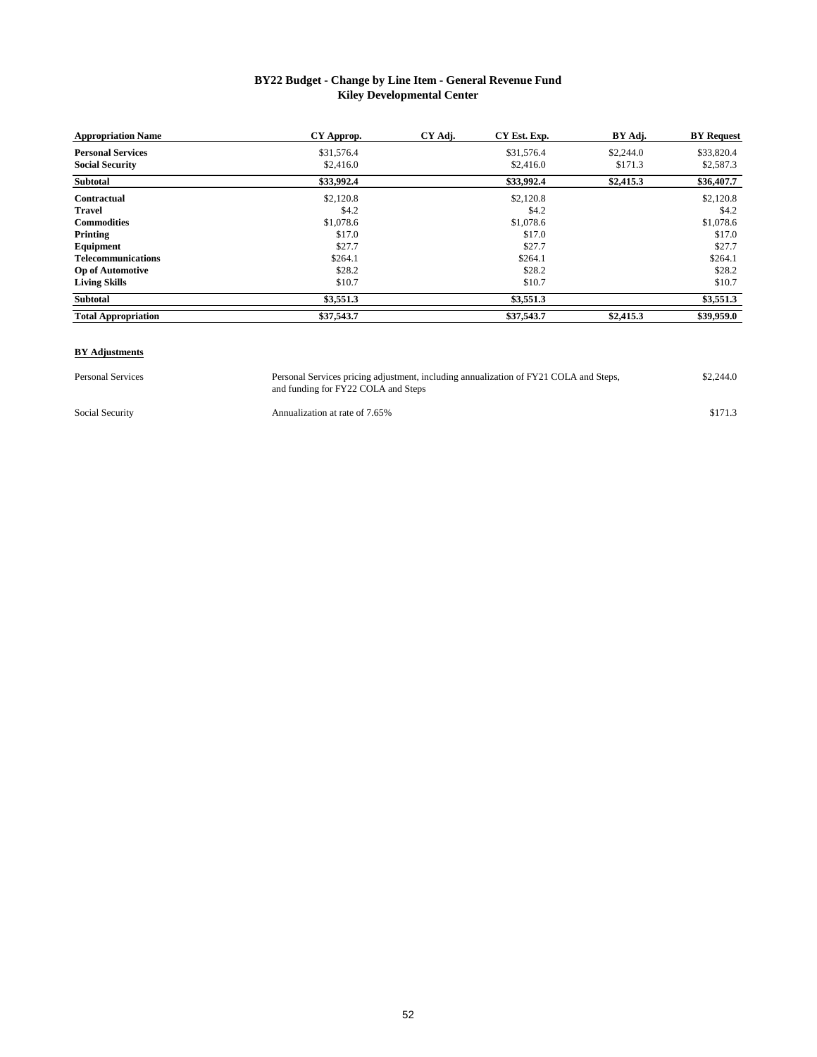# BY22 Budget - Change by Line Item - General Revenue Fund
## Kiley Developmental Center

| Appropriation Name | CY Approp. | CY Adj. | CY Est. Exp. | BY Adj. | BY Request |
|---|---|---|---|---|---|
| **Personal Services** | $31,576.4 | | $31,576.4 | $2,244.0 | $33,820.4 |
| **Social Security** | $2,416.0 | | $2,416.0 | $171.3 | $2,587.3 |
| **Subtotal** | **$33,992.4** | | **$33,992.4** | **$2,415.3** | **$36,407.7** |
| **Contractual** | $2,120.8 | | $2,120.8 | | $2,120.8 |
| **Travel** | $4.2 | | $4.2 | | $4.2 |
| **Commodities** | $1,078.6 | | $1,078.6 | | $1,078.6 |
| **Printing** | $17.0 | | $17.0 | | $17.0 |
| **Equipment** | $27.7 | | $27.7 | | $27.7 |
| **Telecommunications** | $264.1 | | $264.1 | | $264.1 |
| **Op of Automotive** | $28.2 | | $28.2 | | $28.2 |
| **Living Skills** | $10.7 | | $10.7 | | $10.7 |
| **Subtotal** | **$3,551.3** | | **$3,551.3** | | **$3,551.3** |
| **Total Appropriation** | **$37,543.7** | | **$37,543.7** | **$2,415.3** | **$39,959.0** |

**BY Adjustments**

| | | |
|---|---|---|
| Personal Services | Personal Services pricing adjustment, including annualization of FY21 COLA and Steps, and funding for FY22 COLA and Steps | $2,244.0 |
| Social Security | Annualization at rate of 7.65% | $171.3 |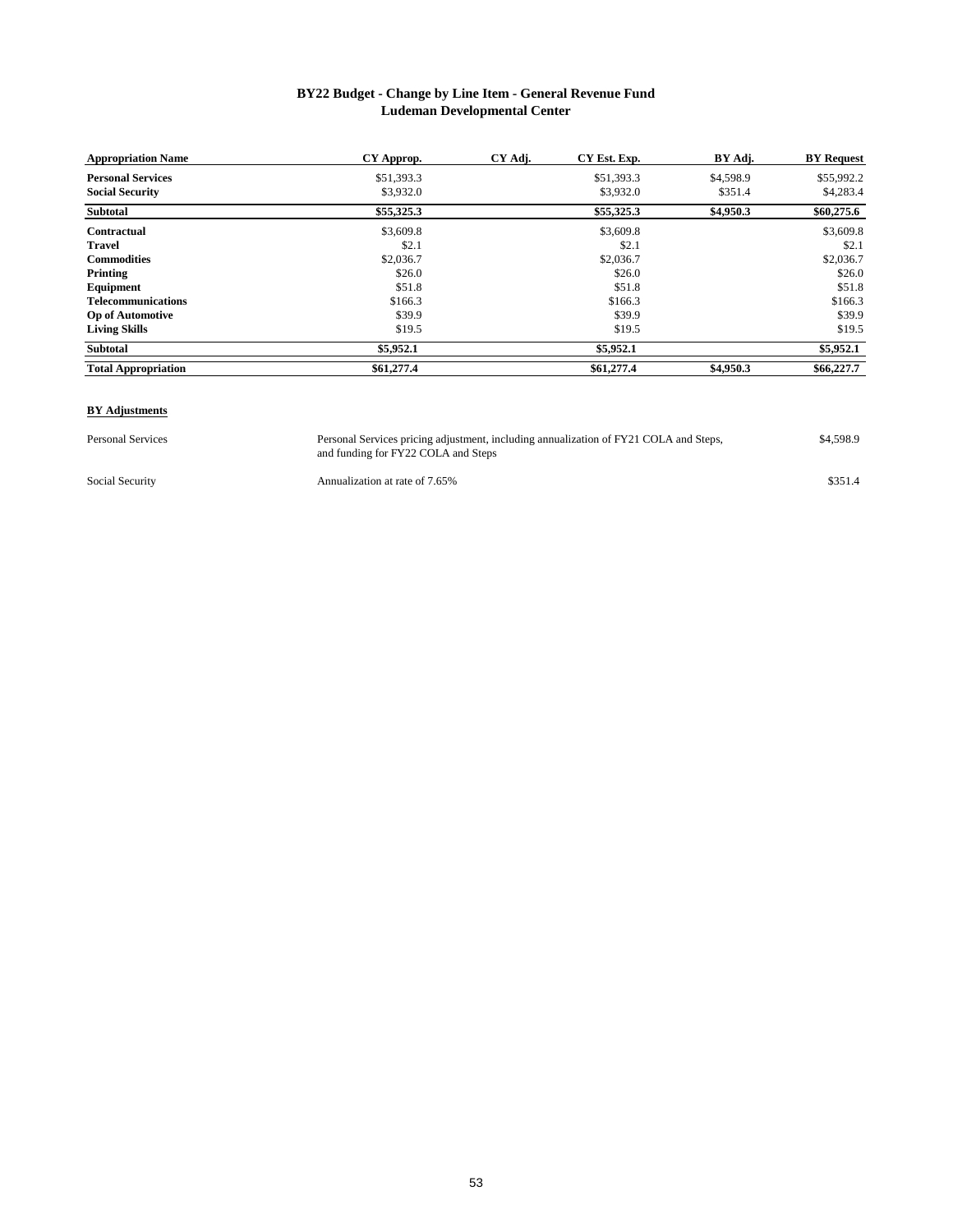## BY22 Budget - Change by Line Item - General Revenue Fund
## Ludeman Developmental Center

| Appropriation Name | CY Approp. | CY Adj. | CY Est. Exp. | BY Adj. | BY Request |
|---|---|---|---|---|---|
| **Personal Services** | $51,393.3 | | $51,393.3 | $4,598.9 | $55,992.2 |
| **Social Security** | $3,932.0 | | $3,932.0 | $351.4 | $4,283.4 |
| **Subtotal** | **$55,325.3** | | **$55,325.3** | **$4,950.3** | **$60,275.6** |
| **Contractual** | $3,609.8 | | $3,609.8 | | $3,609.8 |
| **Travel** | $2.1 | | $2.1 | | $2.1 |
| **Commodities** | $2,036.7 | | $2,036.7 | | $2,036.7 |
| **Printing** | $26.0 | | $26.0 | | $26.0 |
| **Equipment** | $51.8 | | $51.8 | | $51.8 |
| **Telecommunications** | $166.3 | | $166.3 | | $166.3 |
| **Op of Automotive** | $39.9 | | $39.9 | | $39.9 |
| **Living Skills** | $19.5 | | $19.5 | | $19.5 |
| **Subtotal** | **$5,952.1** | | **$5,952.1** | | **$5,952.1** |
| **Total Appropriation** | **$61,277.4** | | **$61,277.4** | **$4,950.3** | **$66,227.7** |

**BY Adjustments**

| | | |
|---|---|---|
| Personal Services | Personal Services pricing adjustment, including annualization of FY21 COLA and Steps, and funding for FY22 COLA and Steps | $4,598.9 |
| Social Security | Annualization at rate of 7.65% | $351.4 |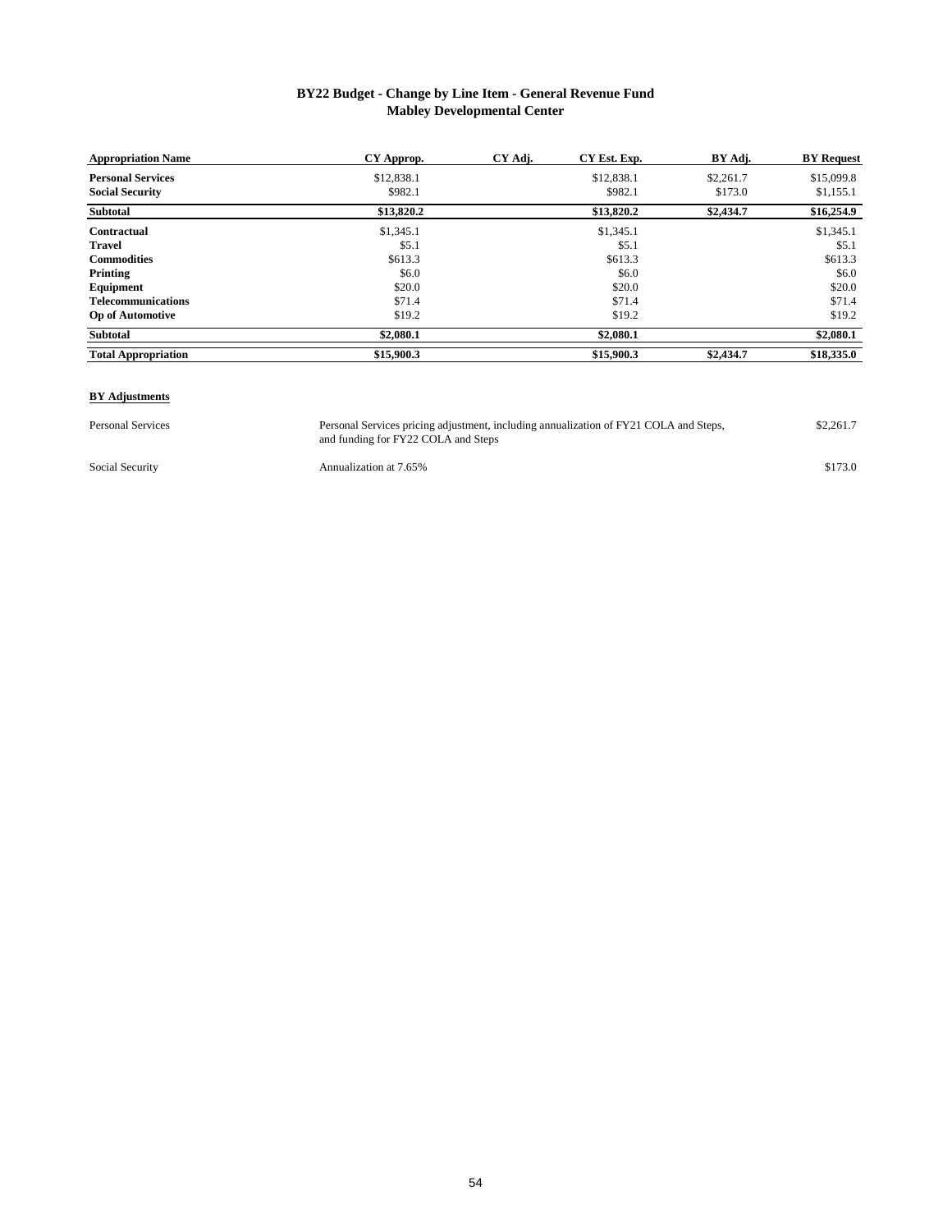# BY22 Budget - Change by Line Item - General Revenue Fund
## Mabley Developmental Center

| Appropriation Name | CY Approp. | CY Adj. | CY Est. Exp. | BY Adj. | BY Request |
|---|---|---|---|---|---|
| **Personal Services** | $12,838.1 | | $12,838.1 | $2,261.7 | $15,099.8 |
| **Social Security** | $982.1 | | $982.1 | $173.0 | $1,155.1 |
| **Subtotal** | **$13,820.2** | | **$13,820.2** | **$2,434.7** | **$16,254.9** |
| **Contractual** | $1,345.1 | | $1,345.1 | | $1,345.1 |
| **Travel** | $5.1 | | $5.1 | | $5.1 |
| **Commodities** | $613.3 | | $613.3 | | $613.3 |
| **Printing** | $6.0 | | $6.0 | | $6.0 |
| **Equipment** | $20.0 | | $20.0 | | $20.0 |
| **Telecommunications** | $71.4 | | $71.4 | | $71.4 |
| **Op of Automotive** | $19.2 | | $19.2 | | $19.2 |
| **Subtotal** | **$2,080.1** | | **$2,080.1** | | **$2,080.1** |
| **Total Appropriation** | **$15,900.3** | | **$15,900.3** | **$2,434.7** | **$18,335.0** |

**BY Adjustments**

| | | |
|---|---|---|
| Personal Services | Personal Services pricing adjustment, including annualization of FY21 COLA and Steps, and funding for FY22 COLA and Steps | $2,261.7 |
| Social Security | Annualization at 7.65% | $173.0 |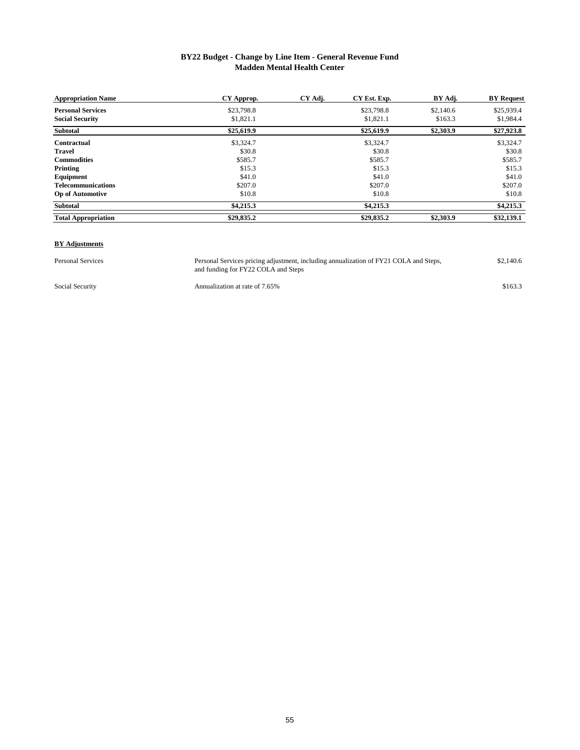## BY22 Budget - Change by Line Item - General Revenue Fund
## Madden Mental Health Center

| Appropriation Name | CY Approp. | CY Adj. | CY Est. Exp. | BY Adj. | BY Request |
|---|---|---|---|---|---|
| **Personal Services** | $23,798.8 | | $23,798.8 | $2,140.6 | $25,939.4 |
| **Social Security** | $1,821.1 | | $1,821.1 | $163.3 | $1,984.4 |
| **Subtotal** | **$25,619.9** | | **$25,619.9** | **$2,303.9** | **$27,923.8** |
| **Contractual** | $3,324.7 | | $3,324.7 | | $3,324.7 |
| **Travel** | $30.8 | | $30.8 | | $30.8 |
| **Commodities** | $585.7 | | $585.7 | | $585.7 |
| **Printing** | $15.3 | | $15.3 | | $15.3 |
| **Equipment** | $41.0 | | $41.0 | | $41.0 |
| **Telecommunications** | $207.0 | | $207.0 | | $207.0 |
| **Op of Automotive** | $10.8 | | $10.8 | | $10.8 |
| **Subtotal** | **$4,215.3** | | **$4,215.3** | | **$4,215.3** |
| **Total Appropriation** | **$29,835.2** | | **$29,835.2** | **$2,303.9** | **$32,139.1** |

**BY Adjustments**

| | | |
|---|---|---|
| Personal Services | Personal Services pricing adjustment, including annualization of FY21 COLA and Steps, and funding for FY22 COLA and Steps | $2,140.6 |
| Social Security | Annualization at rate of 7.65% | $163.3 |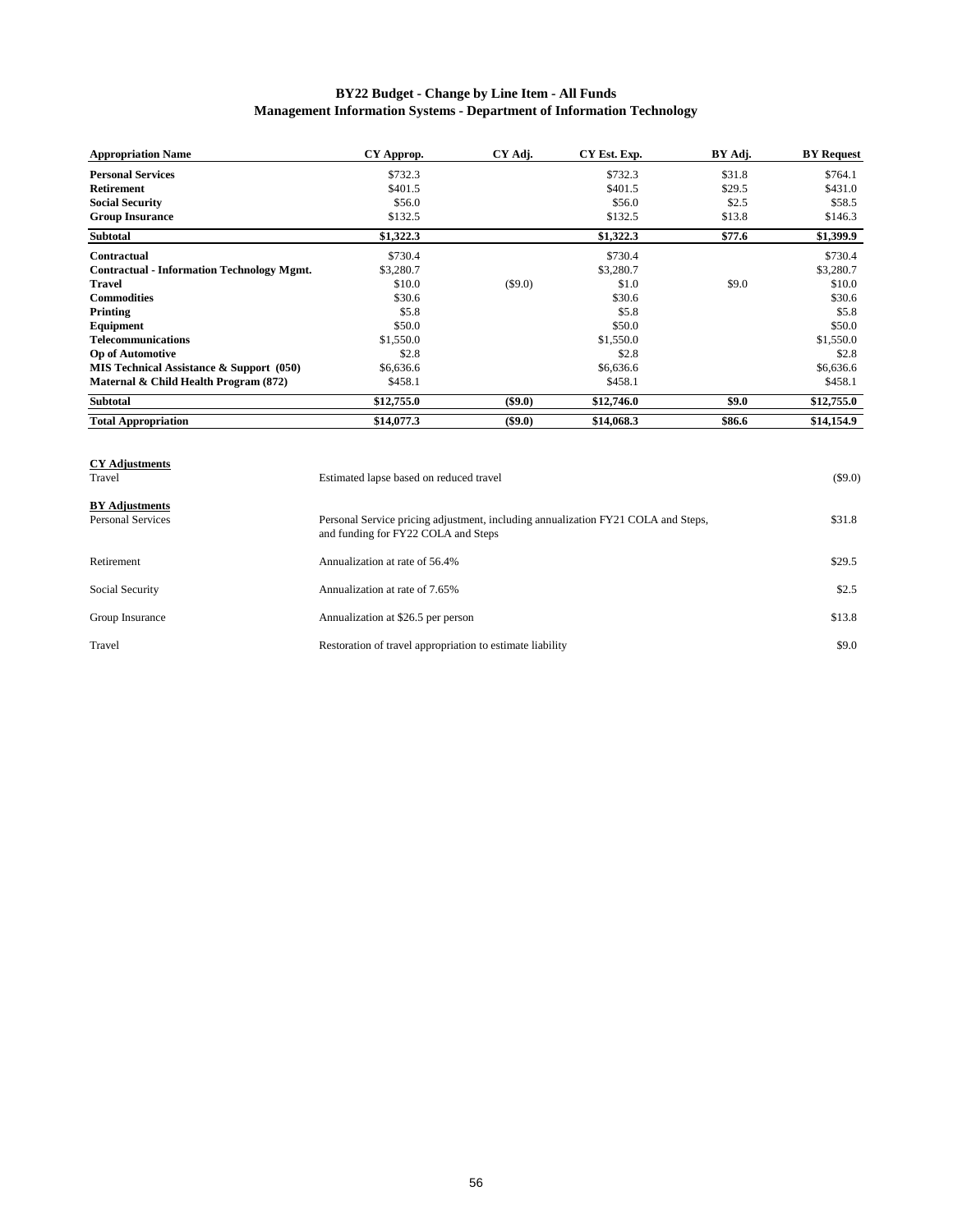## BY22 Budget - Change by Line Item - All Funds
## Management Information Systems - Department of Information Technology

| Appropriation Name | CY Approp. | CY Adj. | CY Est. Exp. | BY Adj. | BY Request |
|---|---|---|---|---|---|
| **Personal Services** | $732.3 | | $732.3 | $31.8 | $764.1 |
| **Retirement** | $401.5 | | $401.5 | $29.5 | $431.0 |
| **Social Security** | $56.0 | | $56.0 | $2.5 | $58.5 |
| **Group Insurance** | $132.5 | | $132.5 | $13.8 | $146.3 |
| **Subtotal** | **$1,322.3** | | **$1,322.3** | **$77.6** | **$1,399.9** |
| **Contractual** | $730.4 | | $730.4 | | $730.4 |
| **Contractual - Information Technology Mgmt.** | $3,280.7 | | $3,280.7 | | $3,280.7 |
| **Travel** | $10.0 | ($9.0) | $1.0 | $9.0 | $10.0 |
| **Commodities** | $30.6 | | $30.6 | | $30.6 |
| **Printing** | $5.8 | | $5.8 | | $5.8 |
| **Equipment** | $50.0 | | $50.0 | | $50.0 |
| **Telecommunications** | $1,550.0 | | $1,550.0 | | $1,550.0 |
| **Op of Automotive** | $2.8 | | $2.8 | | $2.8 |
| **MIS Technical Assistance & Support (050)** | $6,636.6 | | $6,636.6 | | $6,636.6 |
| **Maternal & Child Health Program (872)** | $458.1 | | $458.1 | | $458.1 |
| **Subtotal** | **$12,755.0** | **($9.0)** | **$12,746.0** | **$9.0** | **$12,755.0** |
| **Total Appropriation** | **$14,077.3** | **($9.0)** | **$14,068.3** | **$86.6** | **$14,154.9** |

**CY Adjustments**

| | | |
|---|---|---|
| Travel | Estimated lapse based on reduced travel | ($9.0) |

**BY Adjustments**

| | | |
|---|---|---|
| Personal Services | Personal Service pricing adjustment, including annualization FY21 COLA and Steps, and funding for FY22 COLA and Steps | $31.8 |
| Retirement | Annualization at rate of 56.4% | $29.5 |
| Social Security | Annualization at rate of 7.65% | $2.5 |
| Group Insurance | Annualization at $26.5 per person | $13.8 |
| Travel | Restoration of travel appropriation to estimate liability | $9.0 |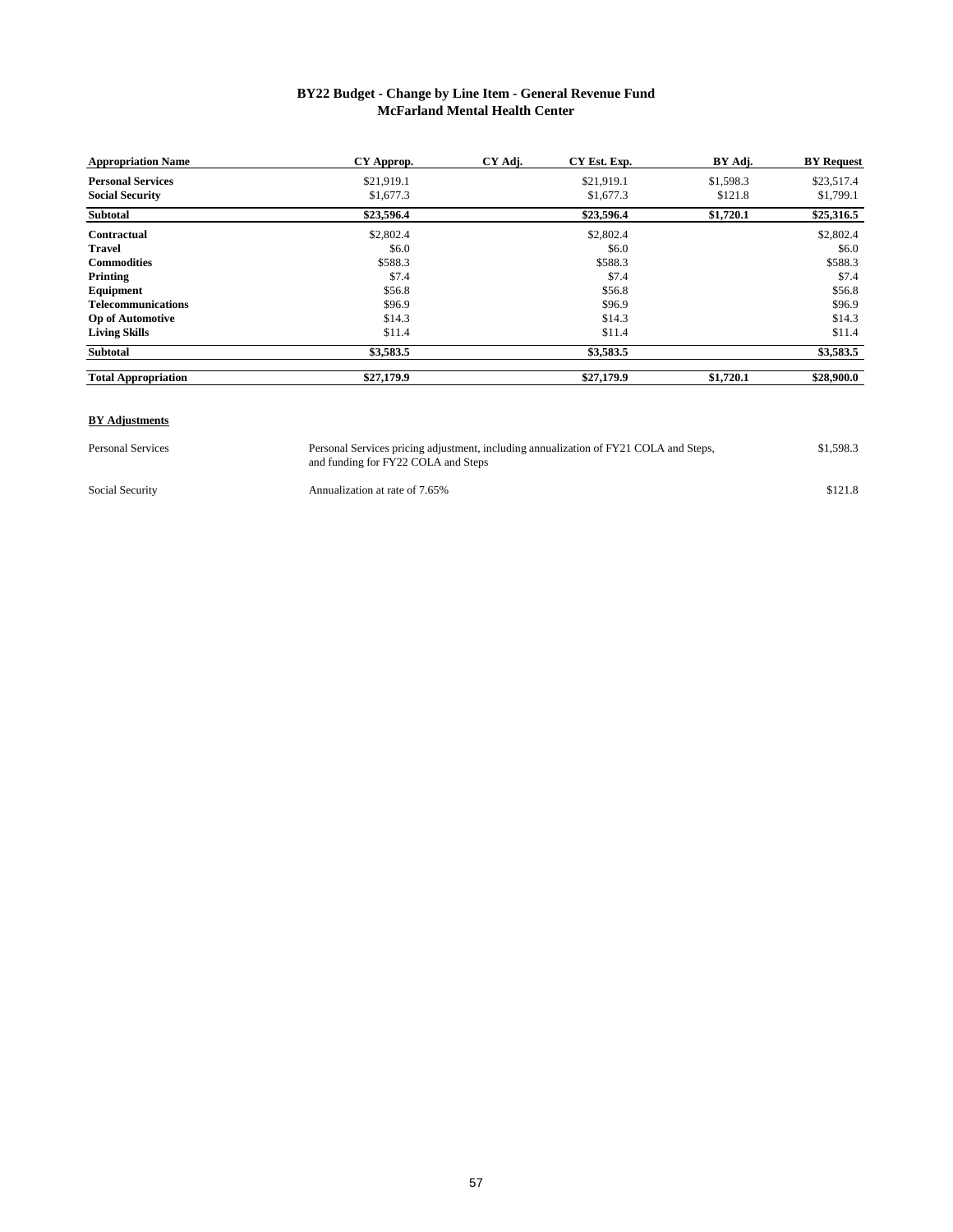**BY22 Budget - Change by Line Item - General Revenue Fund**
**McFarland Mental Health Center**

| Appropriation Name | CY Approp. | CY Adj. | CY Est. Exp. | BY Adj. | BY Request |
|---|---|---|---|---|---|
| **Personal Services** | $21,919.1 | | $21,919.1 | $1,598.3 | $23,517.4 |
| **Social Security** | $1,677.3 | | $1,677.3 | $121.8 | $1,799.1 |
| **Subtotal** | **$23,596.4** | | **$23,596.4** | **$1,720.1** | **$25,316.5** |
| **Contractual** | $2,802.4 | | $2,802.4 | | $2,802.4 |
| **Travel** | $6.0 | | $6.0 | | $6.0 |
| **Commodities** | $588.3 | | $588.3 | | $588.3 |
| **Printing** | $7.4 | | $7.4 | | $7.4 |
| **Equipment** | $56.8 | | $56.8 | | $56.8 |
| **Telecommunications** | $96.9 | | $96.9 | | $96.9 |
| **Op of Automotive** | $14.3 | | $14.3 | | $14.3 |
| **Living Skills** | $11.4 | | $11.4 | | $11.4 |
| **Subtotal** | **$3,583.5** | | **$3,583.5** | | **$3,583.5** |
| **Total Appropriation** | **$27,179.9** | | **$27,179.9** | **$1,720.1** | **$28,900.0** |

**BY Adjustments**

| | | |
|---|---|---|
| Personal Services | Personal Services pricing adjustment, including annualization of FY21 COLA and Steps, and funding for FY22 COLA and Steps | $1,598.3 |
| Social Security | Annualization at rate of 7.65% | $121.8 |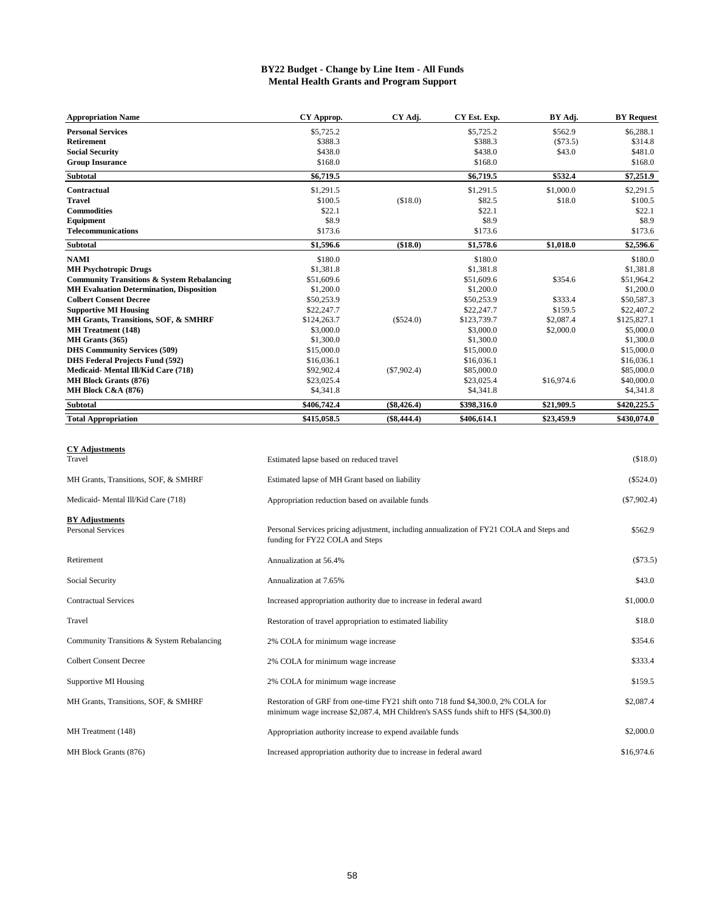# BY22 Budget - Change by Line Item - All Funds
## Mental Health Grants and Program Support

| Appropriation Name | CY Approp. | CY Adj. | CY Est. Exp. | BY Adj. | BY Request |
|---|---|---|---|---|---|
| **Personal Services** | $5,725.2 | | $5,725.2 | $562.9 | $6,288.1 |
| **Retirement** | $388.3 | | $388.3 | ($73.5) | $314.8 |
| **Social Security** | $438.0 | | $438.0 | $43.0 | $481.0 |
| **Group Insurance** | $168.0 | | $168.0 | | $168.0 |
| **Subtotal** | **$6,719.5** | | **$6,719.5** | **$532.4** | **$7,251.9** |
| **Contractual** | $1,291.5 | | $1,291.5 | $1,000.0 | $2,291.5 |
| **Travel** | $100.5 | ($18.0) | $82.5 | $18.0 | $100.5 |
| **Commodities** | $22.1 | | $22.1 | | $22.1 |
| **Equipment** | $8.9 | | $8.9 | | $8.9 |
| **Telecommunications** | $173.6 | | $173.6 | | $173.6 |
| **Subtotal** | **$1,596.6** | **($18.0)** | **$1,578.6** | **$1,018.0** | **$2,596.6** |
| **NAMI** | $180.0 | | $180.0 | | $180.0 |
| **MH Psychotropic Drugs** | $1,381.8 | | $1,381.8 | | $1,381.8 |
| **Community Transitions & System Rebalancing** | $51,609.6 | | $51,609.6 | $354.6 | $51,964.2 |
| **MH Evaluation Determination, Disposition** | $1,200.0 | | $1,200.0 | | $1,200.0 |
| **Colbert Consent Decree** | $50,253.9 | | $50,253.9 | $333.4 | $50,587.3 |
| **Supportive MI Housing** | $22,247.7 | | $22,247.7 | $159.5 | $22,407.2 |
| **MH Grants, Transitions, SOF, & SMHRF** | $124,263.7 | ($524.0) | $123,739.7 | $2,087.4 | $125,827.1 |
| **MH Treatment (148)** | $3,000.0 | | $3,000.0 | $2,000.0 | $5,000.0 |
| **MH Grants (365)** | $1,300.0 | | $1,300.0 | | $1,300.0 |
| **DHS Community Services (509)** | $15,000.0 | | $15,000.0 | | $15,000.0 |
| **DHS Federal Projects Fund (592)** | $16,036.1 | | $16,036.1 | | $16,036.1 |
| **Medicaid- Mental Ill/Kid Care (718)** | $92,902.4 | ($7,902.4) | $85,000.0 | | $85,000.0 |
| **MH Block Grants (876)** | $23,025.4 | | $23,025.4 | $16,974.6 | $40,000.0 |
| **MH Block C&A (876)** | $4,341.8 | | $4,341.8 | | $4,341.8 |
| **Subtotal** | **$406,742.4** | **($8,426.4)** | **$398,316.0** | **$21,909.5** | **$420,225.5** |
| **Total Appropriation** | **$415,058.5** | **($8,444.4)** | **$406,614.1** | **$23,459.9** | **$430,074.0** |

**CY Adjustments**

| | | |
|---|---|---|
| Travel | Estimated lapse based on reduced travel | ($18.0) |
| MH Grants, Transitions, SOF, & SMHRF | Estimated lapse of MH Grant based on liability | ($524.0) |
| Medicaid- Mental Ill/Kid Care (718) | Appropriation reduction based on available funds | ($7,902.4) |

**BY Adjustments**

| | | |
|---|---|---|
| Personal Services | Personal Services pricing adjustment, including annualization of FY21 COLA and Steps and funding for FY22 COLA and Steps | $562.9 |
| Retirement | Annualization at 56.4% | ($73.5) |
| Social Security | Annualization at 7.65% | $43.0 |
| Contractual Services | Increased appropriation authority due to increase in federal award | $1,000.0 |
| Travel | Restoration of travel appropriation to estimated liability | $18.0 |
| Community Transitions & System Rebalancing | 2% COLA for minimum wage increase | $354.6 |
| Colbert Consent Decree | 2% COLA for minimum wage increase | $333.4 |
| Supportive MI Housing | 2% COLA for minimum wage increase | $159.5 |
| MH Grants, Transitions, SOF, & SMHRF | Restoration of GRF from one-time FY21 shift onto 718 fund $4,300.0, 2% COLA for minimum wage increase $2,087.4, MH Children's SASS funds shift to HFS ($4,300.0) | $2,087.4 |
| MH Treatment (148) | Appropriation authority increase to expend available funds | $2,000.0 |
| MH Block Grants (876) | Increased appropriation authority due to increase in federal award | $16,974.6 |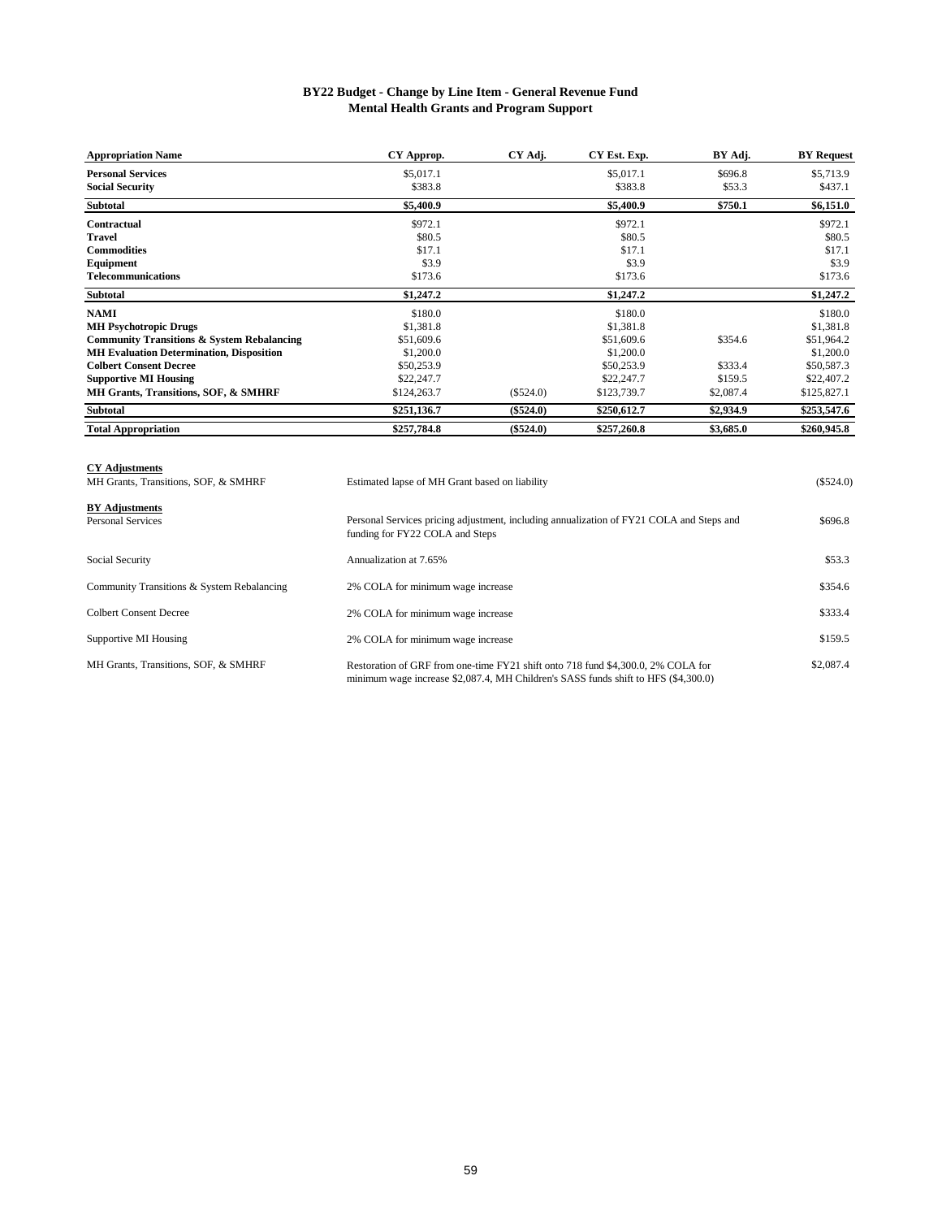## BY22 Budget - Change by Line Item - General Revenue Fund
## Mental Health Grants and Program Support

| Appropriation Name | CY Approp. | CY Adj. | CY Est. Exp. | BY Adj. | BY Request |
|---|---|---|---|---|---|
| **Personal Services** | $5,017.1 | | $5,017.1 | $696.8 | $5,713.9 |
| **Social Security** | $383.8 | | $383.8 | $53.3 | $437.1 |
| **Subtotal** | **$5,400.9** | | **$5,400.9** | **$750.1** | **$6,151.0** |
| **Contractual** | $972.1 | | $972.1 | | $972.1 |
| **Travel** | $80.5 | | $80.5 | | $80.5 |
| **Commodities** | $17.1 | | $17.1 | | $17.1 |
| **Equipment** | $3.9 | | $3.9 | | $3.9 |
| **Telecommunications** | $173.6 | | $173.6 | | $173.6 |
| **Subtotal** | **$1,247.2** | | **$1,247.2** | | **$1,247.2** |
| **NAMI** | $180.0 | | $180.0 | | $180.0 |
| **MH Psychotropic Drugs** | $1,381.8 | | $1,381.8 | | $1,381.8 |
| **Community Transitions & System Rebalancing** | $51,609.6 | | $51,609.6 | $354.6 | $51,964.2 |
| **MH Evaluation Determination, Disposition** | $1,200.0 | | $1,200.0 | | $1,200.0 |
| **Colbert Consent Decree** | $50,253.9 | | $50,253.9 | $333.4 | $50,587.3 |
| **Supportive MI Housing** | $22,247.7 | | $22,247.7 | $159.5 | $22,407.2 |
| **MH Grants, Transitions, SOF, & SMHRF** | $124,263.7 | ($524.0) | $123,739.7 | $2,087.4 | $125,827.1 |
| **Subtotal** | **$251,136.7** | **($524.0)** | **$250,612.7** | **$2,934.9** | **$253,547.6** |
| **Total Appropriation** | **$257,784.8** | **($524.0)** | **$257,260.8** | **$3,685.0** | **$260,945.8** |

**CY Adjustments**

| | | |
|---|---|---|
| MH Grants, Transitions, SOF, & SMHRF | Estimated lapse of MH Grant based on liability | ($524.0) |

**BY Adjustments**

| | | |
|---|---|---|
| Personal Services | Personal Services pricing adjustment, including annualization of FY21 COLA and Steps and funding for FY22 COLA and Steps | $696.8 |
| Social Security | Annualization at 7.65% | $53.3 |
| Community Transitions & System Rebalancing | 2% COLA for minimum wage increase | $354.6 |
| Colbert Consent Decree | 2% COLA for minimum wage increase | $333.4 |
| Supportive MI Housing | 2% COLA for minimum wage increase | $159.5 |
| MH Grants, Transitions, SOF, & SMHRF | Restoration of GRF from one-time FY21 shift onto 718 fund $4,300.0, 2% COLA for minimum wage increase $2,087.4, MH Children's SASS funds shift to HFS ($4,300.0) | $2,087.4 |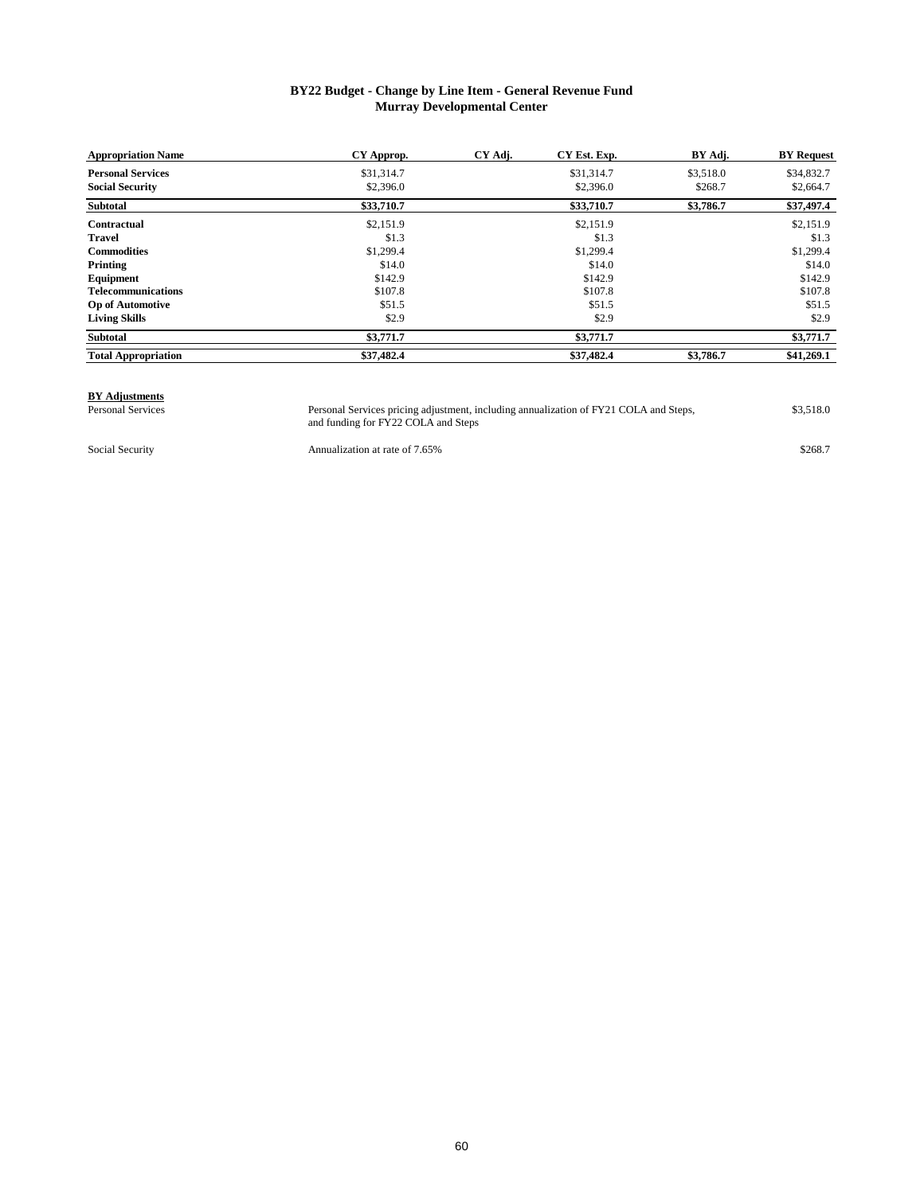**BY22 Budget - Change by Line Item - General Revenue Fund**
**Murray Developmental Center**

| Appropriation Name | CY Approp. | CY Adj. | CY Est. Exp. | BY Adj. | BY Request |
|---|---|---|---|---|---|
| **Personal Services** | $31,314.7 | | $31,314.7 | $3,518.0 | $34,832.7 |
| **Social Security** | $2,396.0 | | $2,396.0 | $268.7 | $2,664.7 |
| **Subtotal** | **$33,710.7** | | **$33,710.7** | **$3,786.7** | **$37,497.4** |
| **Contractual** | $2,151.9 | | $2,151.9 | | $2,151.9 |
| **Travel** | $1.3 | | $1.3 | | $1.3 |
| **Commodities** | $1,299.4 | | $1,299.4 | | $1,299.4 |
| **Printing** | $14.0 | | $14.0 | | $14.0 |
| **Equipment** | $142.9 | | $142.9 | | $142.9 |
| **Telecommunications** | $107.8 | | $107.8 | | $107.8 |
| **Op of Automotive** | $51.5 | | $51.5 | | $51.5 |
| **Living Skills** | $2.9 | | $2.9 | | $2.9 |
| **Subtotal** | **$3,771.7** | | **$3,771.7** | | **$3,771.7** |
| **Total Appropriation** | **$37,482.4** | | **$37,482.4** | **$3,786.7** | **$41,269.1** |

**BY Adjustments**

| | | |
|---|---|---|
| Personal Services | Personal Services pricing adjustment, including annualization of FY21 COLA and Steps, and funding for FY22 COLA and Steps | $3,518.0 |
| Social Security | Annualization at rate of 7.65% | $268.7 |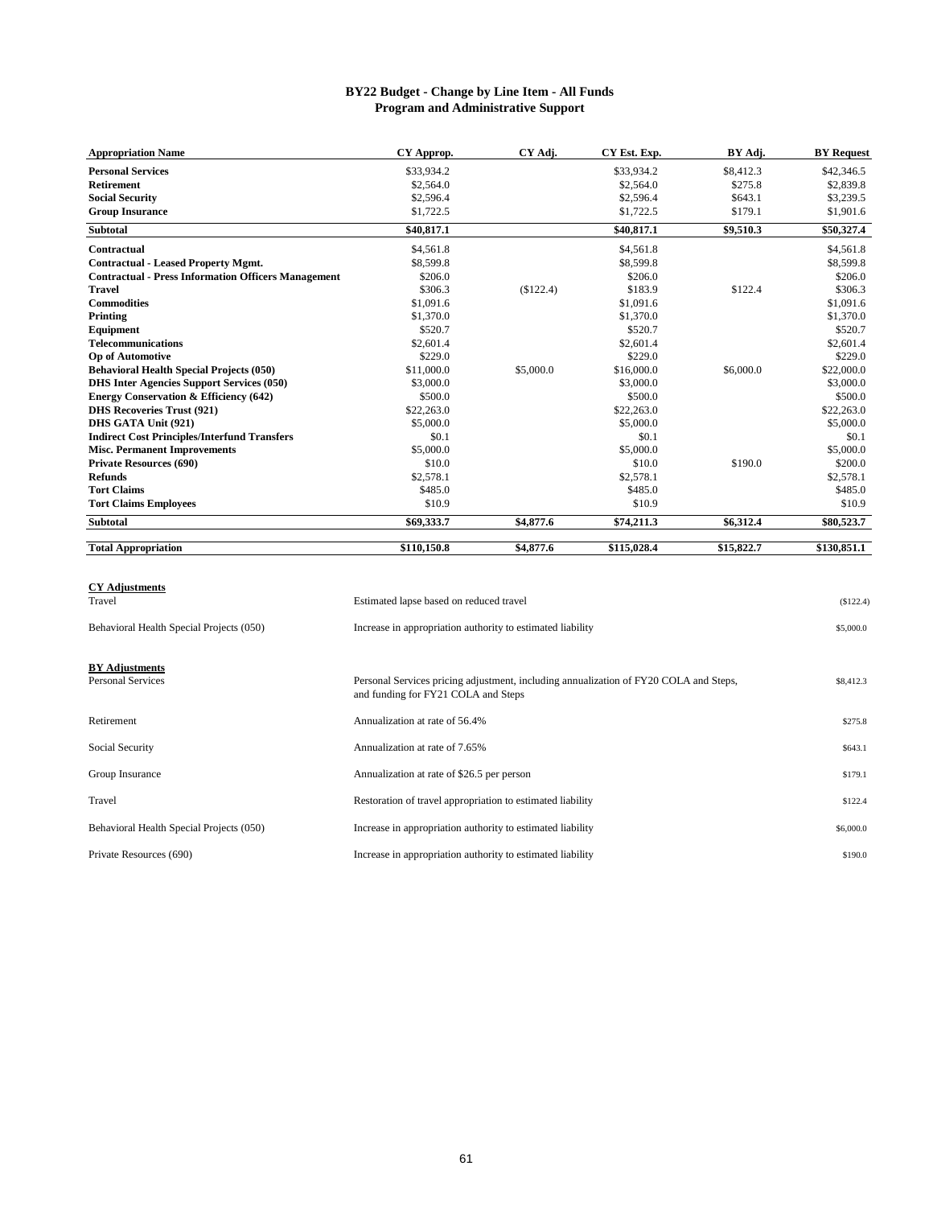# BY22 Budget - Change by Line Item - All Funds
## Program and Administrative Support

| Appropriation Name | CY Approp. | CY Adj. | CY Est. Exp. | BY Adj. | BY Request |
|---|---|---|---|---|---|
| **Personal Services** | $33,934.2 | | $33,934.2 | $8,412.3 | $42,346.5 |
| **Retirement** | $2,564.0 | | $2,564.0 | $275.8 | $2,839.8 |
| **Social Security** | $2,596.4 | | $2,596.4 | $643.1 | $3,239.5 |
| **Group Insurance** | $1,722.5 | | $1,722.5 | $179.1 | $1,901.6 |
| **Subtotal** | **$40,817.1** | | **$40,817.1** | **$9,510.3** | **$50,327.4** |
| **Contractual** | $4,561.8 | | $4,561.8 | | $4,561.8 |
| **Contractual - Leased Property Mgmt.** | $8,599.8 | | $8,599.8 | | $8,599.8 |
| **Contractual - Press Information Officers Management** | $206.0 | | $206.0 | | $206.0 |
| **Travel** | $306.3 | ($122.4) | $183.9 | $122.4 | $306.3 |
| **Commodities** | $1,091.6 | | $1,091.6 | | $1,091.6 |
| **Printing** | $1,370.0 | | $1,370.0 | | $1,370.0 |
| **Equipment** | $520.7 | | $520.7 | | $520.7 |
| **Telecommunications** | $2,601.4 | | $2,601.4 | | $2,601.4 |
| **Op of Automotive** | $229.0 | | $229.0 | | $229.0 |
| **Behavioral Health Special Projects (050)** | $11,000.0 | $5,000.0 | $16,000.0 | $6,000.0 | $22,000.0 |
| **DHS Inter Agencies Support Services (050)** | $3,000.0 | | $3,000.0 | | $3,000.0 |
| **Energy Conservation & Efficiency (642)** | $500.0 | | $500.0 | | $500.0 |
| **DHS Recoveries Trust (921)** | $22,263.0 | | $22,263.0 | | $22,263.0 |
| **DHS GATA Unit (921)** | $5,000.0 | | $5,000.0 | | $5,000.0 |
| **Indirect Cost Principles/Interfund Transfers** | $0.1 | | $0.1 | | $0.1 |
| **Misc. Permanent Improvements** | $5,000.0 | | $5,000.0 | | $5,000.0 |
| **Private Resources (690)** | $10.0 | | $10.0 | $190.0 | $200.0 |
| **Refunds** | $2,578.1 | | $2,578.1 | | $2,578.1 |
| **Tort Claims** | $485.0 | | $485.0 | | $485.0 |
| **Tort Claims Employees** | $10.9 | | $10.9 | | $10.9 |
| **Subtotal** | **$69,333.7** | **$4,877.6** | **$74,211.3** | **$6,312.4** | **$80,523.7** |
| **Total Appropriation** | **$110,150.8** | **$4,877.6** | **$115,028.4** | **$15,822.7** | **$130,851.1** |

**CY Adjustments**

| | | |
|---|---|---|
| Travel | Estimated lapse based on reduced travel | ($122.4) |
| Behavioral Health Special Projects (050) | Increase in appropriation authority to estimated liability | $5,000.0 |

**BY Adjustments**

| | | |
|---|---|---|
| Personal Services | Personal Services pricing adjustment, including annualization of FY20 COLA and Steps, and funding for FY21 COLA and Steps | $8,412.3 |
| Retirement | Annualization at rate of 56.4% | $275.8 |
| Social Security | Annualization at rate of 7.65% | $643.1 |
| Group Insurance | Annualization at rate of $26.5 per person | $179.1 |
| Travel | Restoration of travel appropriation to estimated liability | $122.4 |
| Behavioral Health Special Projects (050) | Increase in appropriation authority to estimated liability | $6,000.0 |
| Private Resources (690) | Increase in appropriation authority to estimated liability | $190.0 |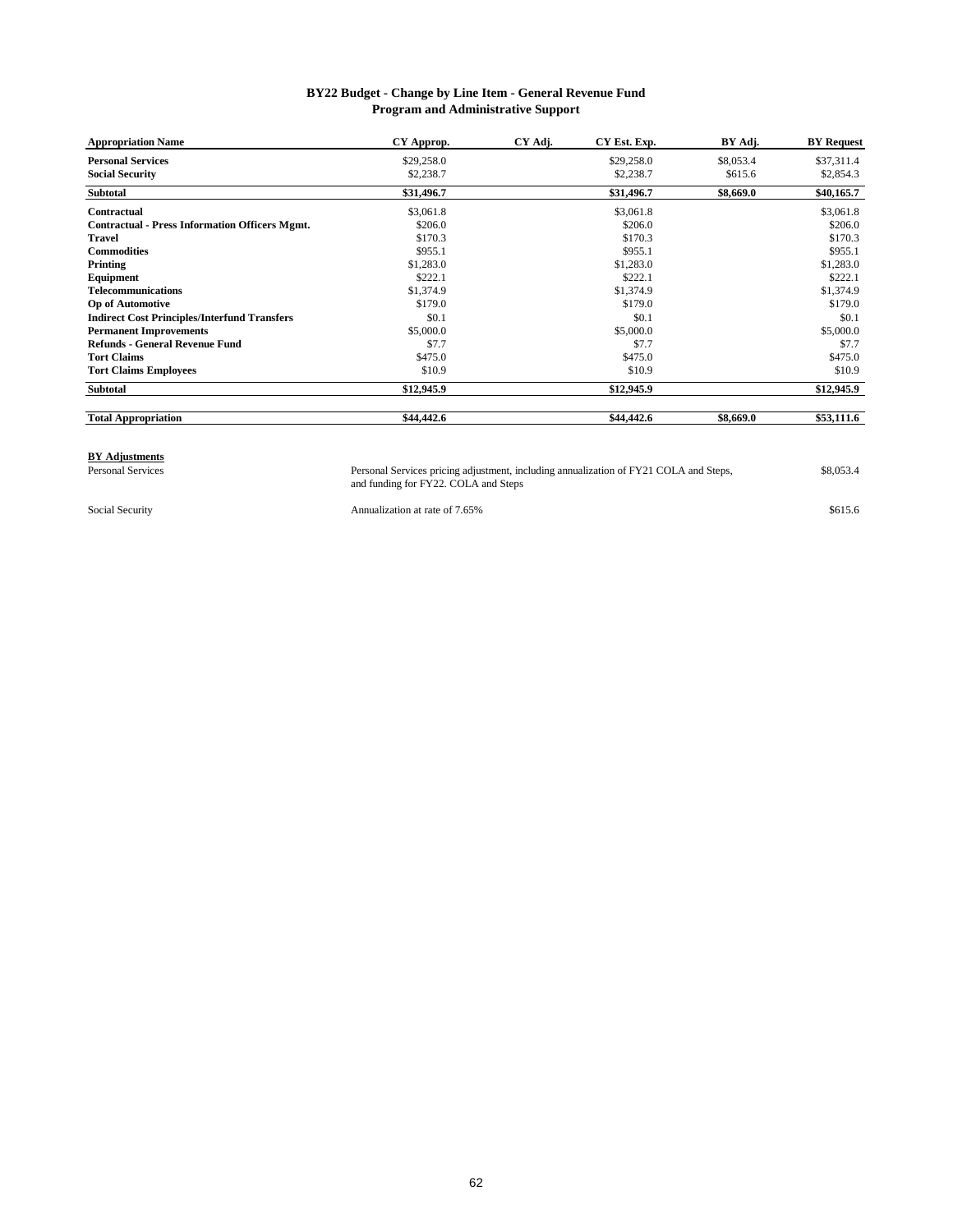## BY22 Budget - Change by Line Item - General Revenue Fund
## Program and Administrative Support

| Appropriation Name | CY Approp. | CY Adj. | CY Est. Exp. | BY Adj. | BY Request |
|---|---|---|---|---|---|
| **Personal Services** | $29,258.0 | | $29,258.0 | $8,053.4 | $37,311.4 |
| **Social Security** | $2,238.7 | | $2,238.7 | $615.6 | $2,854.3 |
| **Subtotal** | **$31,496.7** | | **$31,496.7** | **$8,669.0** | **$40,165.7** |
| **Contractual** | $3,061.8 | | $3,061.8 | | $3,061.8 |
| **Contractual - Press Information Officers Mgmt.** | $206.0 | | $206.0 | | $206.0 |
| **Travel** | $170.3 | | $170.3 | | $170.3 |
| **Commodities** | $955.1 | | $955.1 | | $955.1 |
| **Printing** | $1,283.0 | | $1,283.0 | | $1,283.0 |
| **Equipment** | $222.1 | | $222.1 | | $222.1 |
| **Telecommunications** | $1,374.9 | | $1,374.9 | | $1,374.9 |
| **Op of Automotive** | $179.0 | | $179.0 | | $179.0 |
| **Indirect Cost Principles/Interfund Transfers** | $0.1 | | $0.1 | | $0.1 |
| **Permanent Improvements** | $5,000.0 | | $5,000.0 | | $5,000.0 |
| **Refunds - General Revenue Fund** | $7.7 | | $7.7 | | $7.7 |
| **Tort Claims** | $475.0 | | $475.0 | | $475.0 |
| **Tort Claims Employees** | $10.9 | | $10.9 | | $10.9 |
| **Subtotal** | **$12,945.9** | | **$12,945.9** | | **$12,945.9** |
| **Total Appropriation** | **$44,442.6** | | **$44,442.6** | **$8,669.0** | **$53,111.6** |

**BY Adjustments**

| | | |
|---|---|---|
| Personal Services | Personal Services pricing adjustment, including annualization of FY21 COLA and Steps, and funding for FY22. COLA and Steps | $8,053.4 |
| Social Security | Annualization at rate of 7.65% | $615.6 |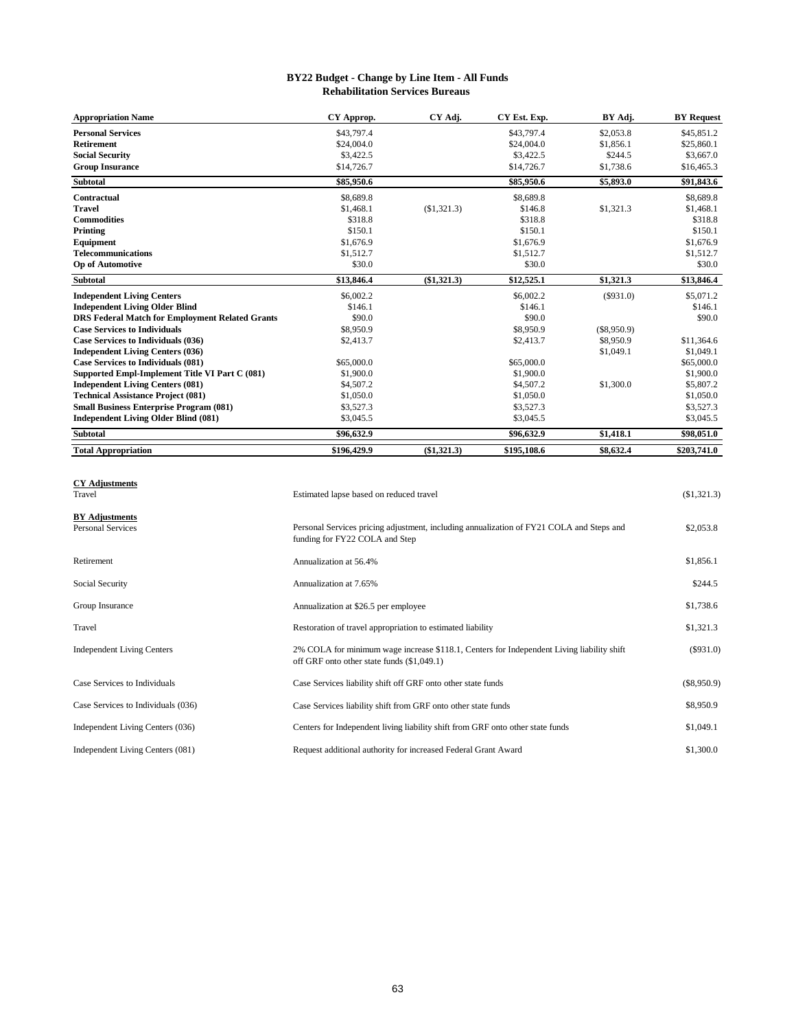## BY22 Budget - Change by Line Item - All Funds
## Rehabilitation Services Bureaus

| Appropriation Name | CY Approp. | CY Adj. | CY Est. Exp. | BY Adj. | BY Request |
|---|---|---|---|---|---|
| **Personal Services** | $43,797.4 | | $43,797.4 | $2,053.8 | $45,851.2 |
| **Retirement** | $24,004.0 | | $24,004.0 | $1,856.1 | $25,860.1 |
| **Social Security** | $3,422.5 | | $3,422.5 | $244.5 | $3,667.0 |
| **Group Insurance** | $14,726.7 | | $14,726.7 | $1,738.6 | $16,465.3 |
| **Subtotal** | **$85,950.6** | | **$85,950.6** | **$5,893.0** | **$91,843.6** |
| **Contractual** | $8,689.8 | | $8,689.8 | | $8,689.8 |
| **Travel** | $1,468.1 | ($1,321.3) | $146.8 | $1,321.3 | $1,468.1 |
| **Commodities** | $318.8 | | $318.8 | | $318.8 |
| **Printing** | $150.1 | | $150.1 | | $150.1 |
| **Equipment** | $1,676.9 | | $1,676.9 | | $1,676.9 |
| **Telecommunications** | $1,512.7 | | $1,512.7 | | $1,512.7 |
| **Op of Automotive** | $30.0 | | $30.0 | | $30.0 |
| **Subtotal** | **$13,846.4** | **($1,321.3)** | **$12,525.1** | **$1,321.3** | **$13,846.4** |
| **Independent Living Centers** | $6,002.2 | | $6,002.2 | ($931.0) | $5,071.2 |
| **Independent Living Older Blind** | $146.1 | | $146.1 | | $146.1 |
| **DRS Federal Match for Employment Related Grants** | $90.0 | | $90.0 | | $90.0 |
| **Case Services to Individuals** | $8,950.9 | | $8,950.9 | ($8,950.9) | |
| **Case Services to Individuals (036)** | $2,413.7 | | $2,413.7 | $8,950.9 | $11,364.6 |
| **Independent Living Centers (036)** | | | | $1,049.1 | $1,049.1 |
| **Case Services to Individuals (081)** | $65,000.0 | | $65,000.0 | | $65,000.0 |
| **Supported Empl-Implement Title VI Part C (081)** | $1,900.0 | | $1,900.0 | | $1,900.0 |
| **Independent Living Centers (081)** | $4,507.2 | | $4,507.2 | $1,300.0 | $5,807.2 |
| **Technical Assistance Project (081)** | $1,050.0 | | $1,050.0 | | $1,050.0 |
| **Small Business Enterprise Program (081)** | $3,527.3 | | $3,527.3 | | $3,527.3 |
| **Independent Living Older Blind (081)** | $3,045.5 | | $3,045.5 | | $3,045.5 |
| **Subtotal** | **$96,632.9** | | **$96,632.9** | **$1,418.1** | **$98,051.0** |
| **Total Appropriation** | **$196,429.9** | **($1,321.3)** | **$195,108.6** | **$8,632.4** | **$203,741.0** |

| **CY Adjustments** | | |
|---|---|---|
| Travel | Estimated lapse based on reduced travel | ($1,321.3) |

| **BY Adjustments** | | |
|---|---|---|
| Personal Services | Personal Services pricing adjustment, including annualization of FY21 COLA and Steps and funding for FY22 COLA and Step | $2,053.8 |
| Retirement | Annualization at 56.4% | $1,856.1 |
| Social Security | Annualization at 7.65% | $244.5 |
| Group Insurance | Annualization at $26.5 per employee | $1,738.6 |
| Travel | Restoration of travel appropriation to estimated liability | $1,321.3 |
| Independent Living Centers | 2% COLA for minimum wage increase $118.1, Centers for Independent Living liability shift off GRF onto other state funds ($1,049.1) | ($931.0) |
| Case Services to Individuals | Case Services liability shift off GRF onto other state funds | ($8,950.9) |
| Case Services to Individuals (036) | Case Services liability shift from GRF onto other state funds | $8,950.9 |
| Independent Living Centers (036) | Centers for Independent living liability shift from GRF onto other state funds | $1,049.1 |
| Independent Living Centers (081) | Request additional authority for increased Federal Grant Award | $1,300.0 |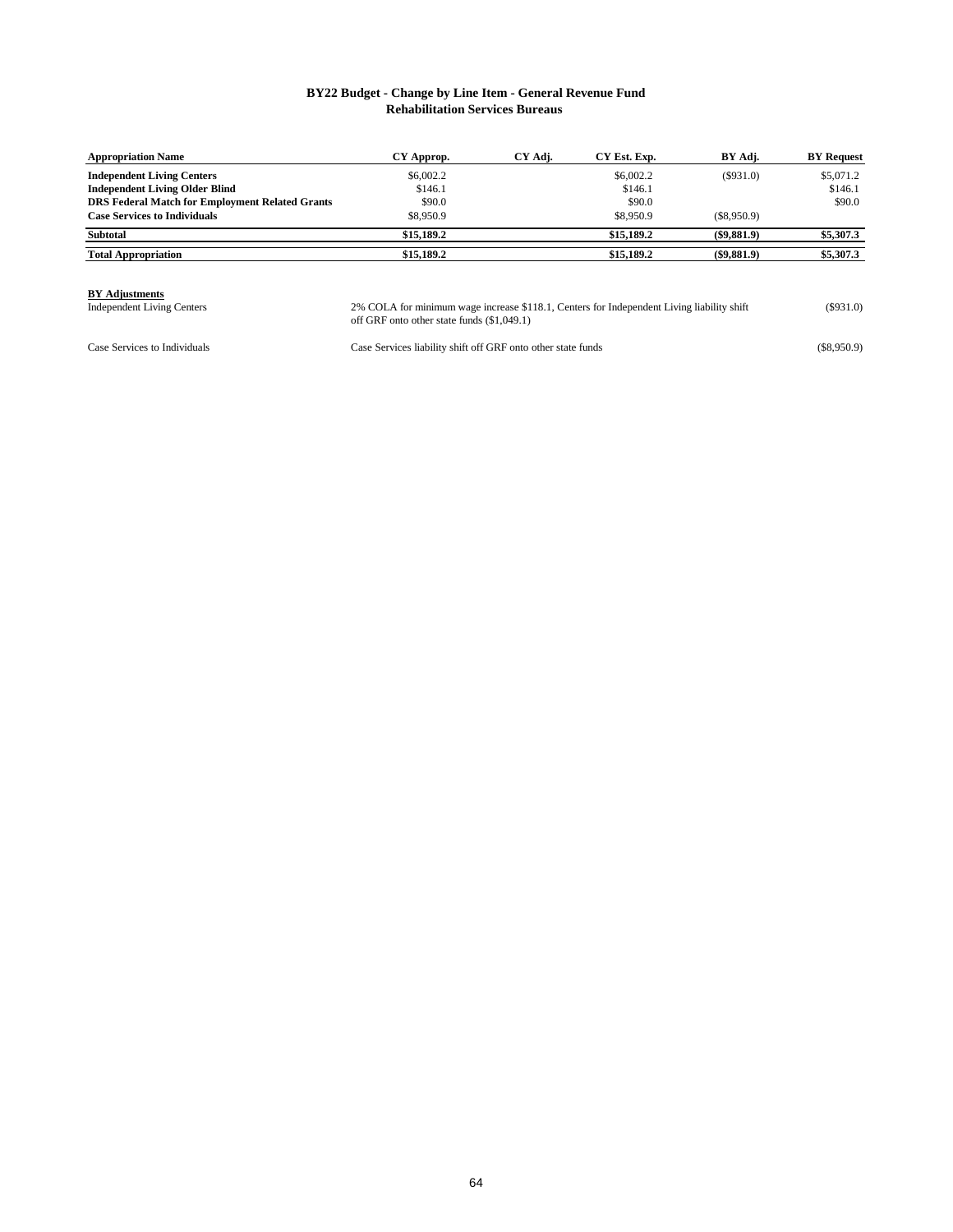## BY22 Budget - Change by Line Item - General Revenue Fund
## Rehabilitation Services Bureaus

| Appropriation Name | CY Approp. | CY Adj. | CY Est. Exp. | BY Adj. | BY Request |
|---|---|---|---|---|---|
| **Independent Living Centers** | $6,002.2 | | $6,002.2 | ($931.0) | $5,071.2 |
| **Independent Living Older Blind** | $146.1 | | $146.1 | | $146.1 |
| **DRS Federal Match for Employment Related Grants** | $90.0 | | $90.0 | | $90.0 |
| **Case Services to Individuals** | $8,950.9 | | $8,950.9 | ($8,950.9) | |
| **Subtotal** | **$15,189.2** | | **$15,189.2** | **($9,881.9)** | **$5,307.3** |
| **Total Appropriation** | **$15,189.2** | | **$15,189.2** | **($9,881.9)** | **$5,307.3** |

**BY Adjustments**

| | | |
|---|---|---|
| Independent Living Centers | 2% COLA for minimum wage increase $118.1, Centers for Independent Living liability shift off GRF onto other state funds ($1,049.1) | ($931.0) |
| Case Services to Individuals | Case Services liability shift off GRF onto other state funds | ($8,950.9) |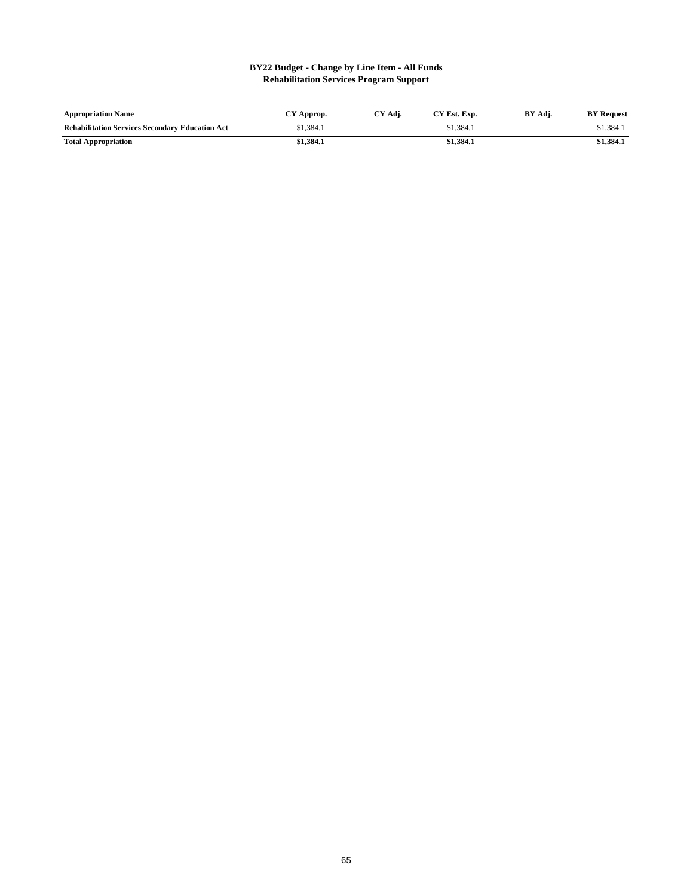# BY22 Budget - Change by Line Item - All Funds
## Rehabilitation Services Program Support

| Appropriation Name | CY Approp. | CY Adj. | CY Est. Exp. | BY Adj. | BY Request |
|---|---|---|---|---|---|
| **Rehabilitation Services Secondary Education Act** | $1,384.1 | | $1,384.1 | | $1,384.1 |
| **Total Appropriation** | **$1,384.1** | | **$1,384.1** | | **$1,384.1** |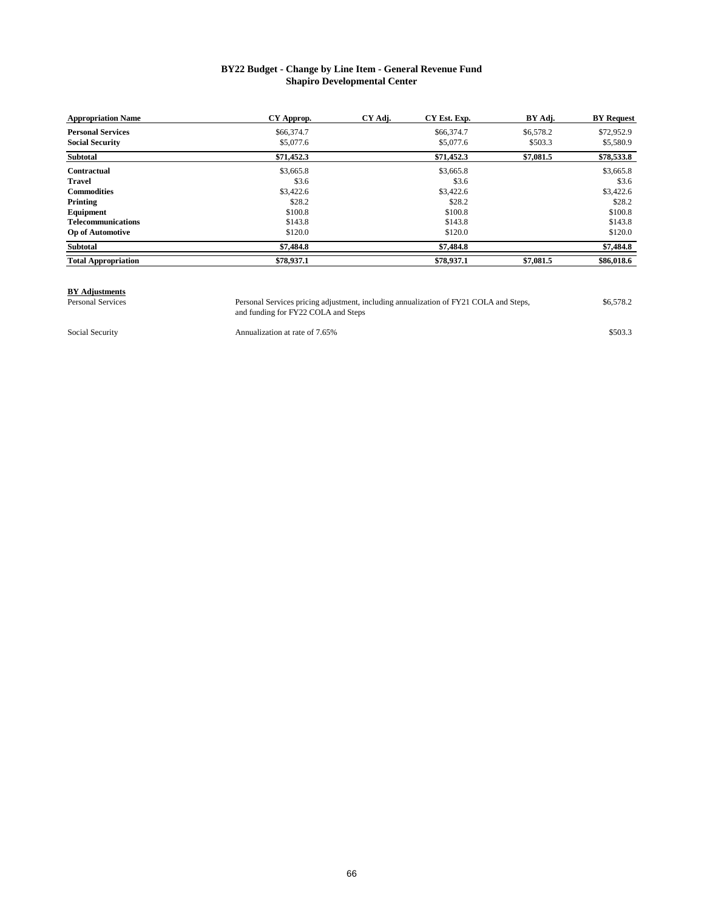## BY22 Budget - Change by Line Item - General Revenue Fund
## Shapiro Developmental Center

| Appropriation Name | CY Approp. | CY Adj. | CY Est. Exp. | BY Adj. | BY Request |
|---|---|---|---|---|---|
| **Personal Services** | $66,374.7 | | $66,374.7 | $6,578.2 | $72,952.9 |
| **Social Security** | $5,077.6 | | $5,077.6 | $503.3 | $5,580.9 |
| **Subtotal** | **$71,452.3** | | **$71,452.3** | **$7,081.5** | **$78,533.8** |
| **Contractual** | $3,665.8 | | $3,665.8 | | $3,665.8 |
| **Travel** | $3.6 | | $3.6 | | $3.6 |
| **Commodities** | $3,422.6 | | $3,422.6 | | $3,422.6 |
| **Printing** | $28.2 | | $28.2 | | $28.2 |
| **Equipment** | $100.8 | | $100.8 | | $100.8 |
| **Telecommunications** | $143.8 | | $143.8 | | $143.8 |
| **Op of Automotive** | $120.0 | | $120.0 | | $120.0 |
| **Subtotal** | **$7,484.8** | | **$7,484.8** | | **$7,484.8** |
| **Total Appropriation** | **$78,937.1** | | **$78,937.1** | **$7,081.5** | **$86,018.6** |

**BY Adjustments**

| | | |
|---|---|---|
| Personal Services | Personal Services pricing adjustment, including annualization of FY21 COLA and Steps, and funding for FY22 COLA and Steps | $6,578.2 |
| Social Security | Annualization at rate of 7.65% | $503.3 |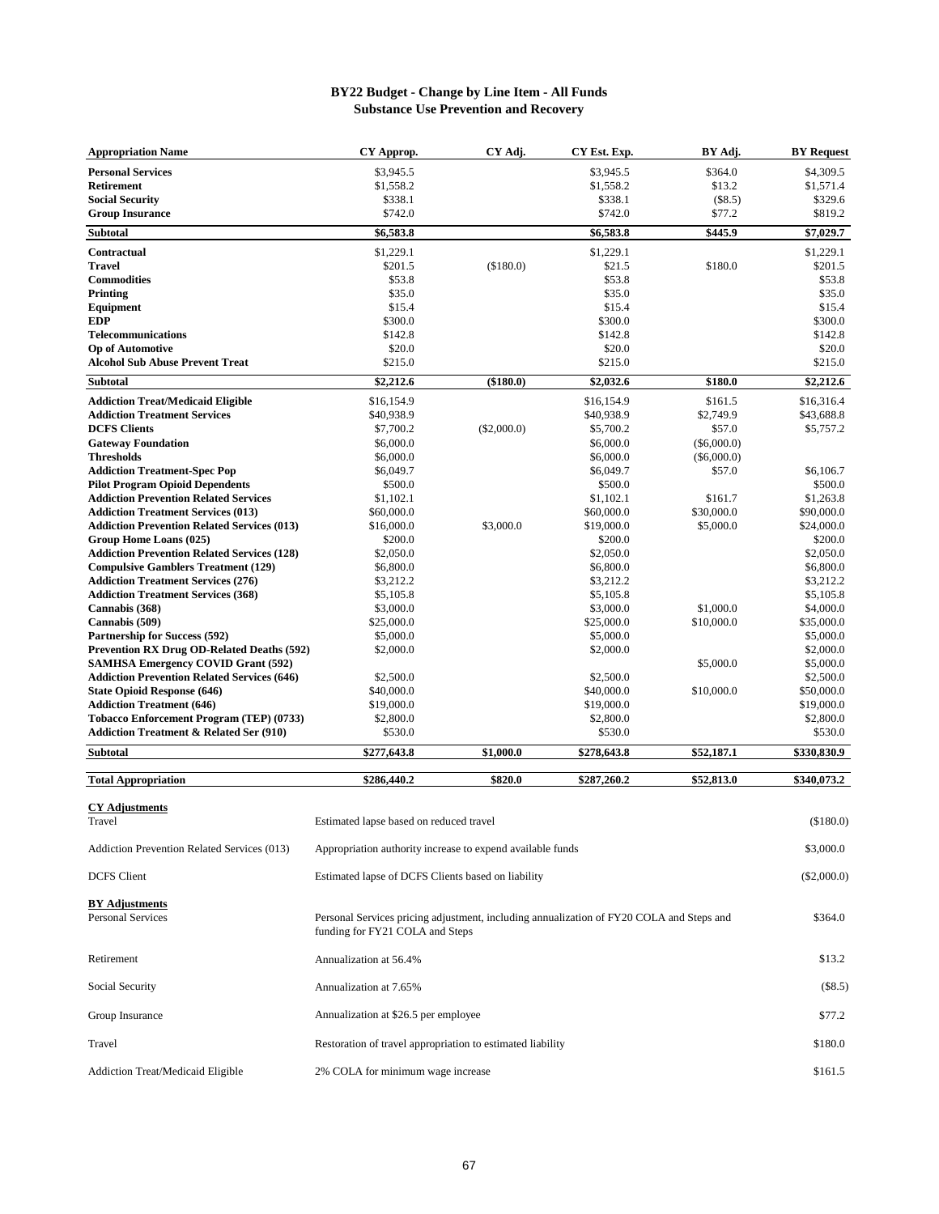# BY22 Budget - Change by Line Item - All Funds
## Substance Use Prevention and Recovery

| Appropriation Name | CY Approp. | CY Adj. | CY Est. Exp. | BY Adj. | BY Request |
|---|---|---|---|---|---|
| **Personal Services** | $3,945.5 | | $3,945.5 | $364.0 | $4,309.5 |
| **Retirement** | $1,558.2 | | $1,558.2 | $13.2 | $1,571.4 |
| **Social Security** | $338.1 | | $338.1 | ($8.5) | $329.6 |
| **Group Insurance** | $742.0 | | $742.0 | $77.2 | $819.2 |
| **Subtotal** | **$6,583.8** | | **$6,583.8** | **$445.9** | **$7,029.7** |
| **Contractual** | $1,229.1 | | $1,229.1 | | $1,229.1 |
| **Travel** | $201.5 | ($180.0) | $21.5 | $180.0 | $201.5 |
| **Commodities** | $53.8 | | $53.8 | | $53.8 |
| **Printing** | $35.0 | | $35.0 | | $35.0 |
| **Equipment** | $15.4 | | $15.4 | | $15.4 |
| **EDP** | $300.0 | | $300.0 | | $300.0 |
| **Telecommunications** | $142.8 | | $142.8 | | $142.8 |
| **Op of Automotive** | $20.0 | | $20.0 | | $20.0 |
| **Alcohol Sub Abuse Prevent Treat** | $215.0 | | $215.0 | | $215.0 |
| **Subtotal** | **$2,212.6** | **($180.0)** | **$2,032.6** | **$180.0** | **$2,212.6** |
| **Addiction Treat/Medicaid Eligible** | $16,154.9 | | $16,154.9 | $161.5 | $16,316.4 |
| **Addiction Treatment Services** | $40,938.9 | | $40,938.9 | $2,749.9 | $43,688.8 |
| **DCFS Clients** | $7,700.2 | ($2,000.0) | $5,700.2 | $57.0 | $5,757.2 |
| **Gateway Foundation** | $6,000.0 | | $6,000.0 | ($6,000.0) | |
| **Thresholds** | $6,000.0 | | $6,000.0 | ($6,000.0) | |
| **Addiction Treatment-Spec Pop** | $6,049.7 | | $6,049.7 | $57.0 | $6,106.7 |
| **Pilot Program Opioid Dependents** | $500.0 | | $500.0 | | $500.0 |
| **Addiction Prevention Related Services** | $1,102.1 | | $1,102.1 | $161.7 | $1,263.8 |
| **Addiction Treatment Services (013)** | $60,000.0 | | $60,000.0 | $30,000.0 | $90,000.0 |
| **Addiction Prevention Related Services (013)** | $16,000.0 | $3,000.0 | $19,000.0 | $5,000.0 | $24,000.0 |
| **Group Home Loans (025)** | $200.0 | | $200.0 | | $200.0 |
| **Addiction Prevention Related Services (128)** | $2,050.0 | | $2,050.0 | | $2,050.0 |
| **Compulsive Gamblers Treatment (129)** | $6,800.0 | | $6,800.0 | | $6,800.0 |
| **Addiction Treatment Services (276)** | $3,212.2 | | $3,212.2 | | $3,212.2 |
| **Addiction Treatment Services (368)** | $5,105.8 | | $5,105.8 | | $5,105.8 |
| **Cannabis (368)** | $3,000.0 | | $3,000.0 | $1,000.0 | $4,000.0 |
| **Cannabis (509)** | $25,000.0 | | $25,000.0 | $10,000.0 | $35,000.0 |
| **Partnership for Success (592)** | $5,000.0 | | $5,000.0 | | $5,000.0 |
| **Prevention RX Drug OD-Related Deaths (592)** | $2,000.0 | | $2,000.0 | | $2,000.0 |
| **SAMHSA Emergency COVID Grant (592)** | | | | $5,000.0 | $5,000.0 |
| **Addiction Prevention Related Services (646)** | $2,500.0 | | $2,500.0 | | $2,500.0 |
| **State Opioid Response (646)** | $40,000.0 | | $40,000.0 | $10,000.0 | $50,000.0 |
| **Addiction Treatment (646)** | $19,000.0 | | $19,000.0 | | $19,000.0 |
| **Tobacco Enforcement Program (TEP) (0733)** | $2,800.0 | | $2,800.0 | | $2,800.0 |
| **Addiction Treatment & Related Ser (910)** | $530.0 | | $530.0 | | $530.0 |
| **Subtotal** | **$277,643.8** | **$1,000.0** | **$278,643.8** | **$52,187.1** | **$330,830.9** |
| **Total Appropriation** | **$286,440.2** | **$820.0** | **$287,260.2** | **$52,813.0** | **$340,073.2** |

**CY Adjustments**

| | | |
|---|---|---|
| Travel | Estimated lapse based on reduced travel | ($180.0) |
| Addiction Prevention Related Services (013) | Appropriation authority increase to expend available funds | $3,000.0 |
| DCFS Client | Estimated lapse of DCFS Clients based on liability | ($2,000.0) |

**BY Adjustments**

| | | |
|---|---|---|
| Personal Services | Personal Services pricing adjustment, including annualization of FY20 COLA and Steps and funding for FY21 COLA and Steps | $364.0 |
| Retirement | Annualization at 56.4% | $13.2 |
| Social Security | Annualization at 7.65% | ($8.5) |
| Group Insurance | Annualization at $26.5 per employee | $77.2 |
| Travel | Restoration of travel appropriation to estimated liability | $180.0 |
| Addiction Treat/Medicaid Eligible | 2% COLA for minimum wage increase | $161.5 |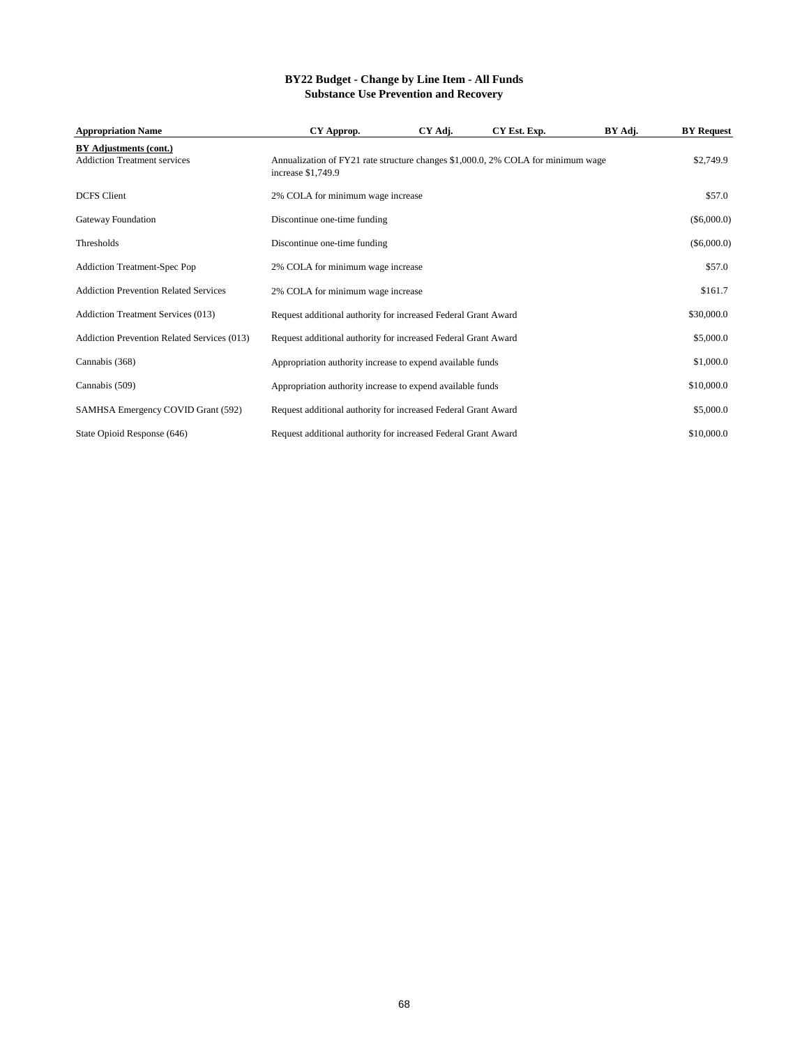**BY22 Budget - Change by Line Item - All Funds**
**Substance Use Prevention and Recovery**

| Appropriation Name | CY Approp. | CY Adj. | CY Est. Exp. | BY Adj. | BY Request |
|---|---|---|---|---|---|
| **BY Adjustments (cont.)** | | | | | |
| Addiction Treatment services | Annualization of FY21 rate structure changes $1,000.0, 2% COLA for minimum wage increase $1,749.9 | | | | $2,749.9 |
| DCFS Client | 2% COLA for minimum wage increase | | | | $57.0 |
| Gateway Foundation | Discontinue one-time funding | | | | ($6,000.0) |
| Thresholds | Discontinue one-time funding | | | | ($6,000.0) |
| Addiction Treatment-Spec Pop | 2% COLA for minimum wage increase | | | | $57.0 |
| Addiction Prevention Related Services | 2% COLA for minimum wage increase | | | | $161.7 |
| Addiction Treatment Services (013) | Request additional authority for increased Federal Grant Award | | | | $30,000.0 |
| Addiction Prevention Related Services (013) | Request additional authority for increased Federal Grant Award | | | | $5,000.0 |
| Cannabis (368) | Appropriation authority increase to expend available funds | | | | $1,000.0 |
| Cannabis (509) | Appropriation authority increase to expend available funds | | | | $10,000.0 |
| SAMHSA Emergency COVID Grant (592) | Request additional authority for increased Federal Grant Award | | | | $5,000.0 |
| State Opioid Response (646) | Request additional authority for increased Federal Grant Award | | | | $10,000.0 |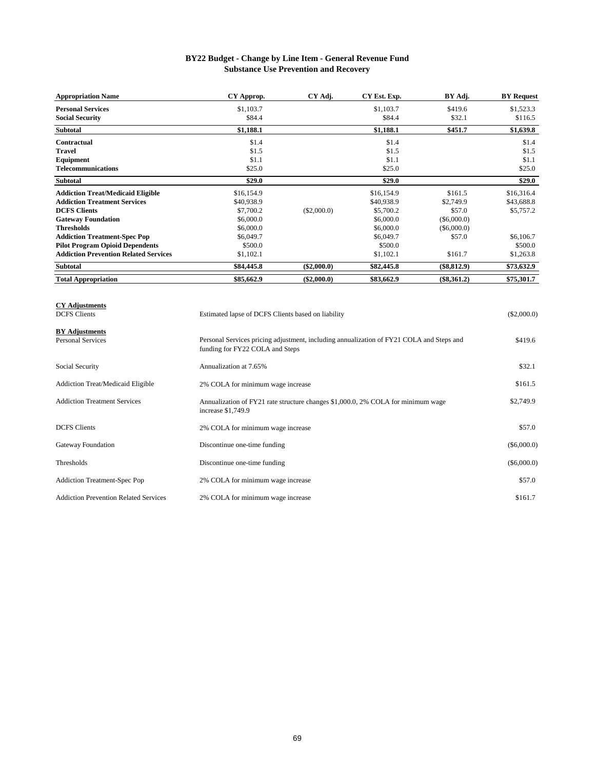# BY22 Budget - Change by Line Item - General Revenue Fund
## Substance Use Prevention and Recovery

| Appropriation Name | CY Approp. | CY Adj. | CY Est. Exp. | BY Adj. | BY Request |
|---|---|---|---|---|---|
| **Personal Services** | $1,103.7 | | $1,103.7 | $419.6 | $1,523.3 |
| **Social Security** | $84.4 | | $84.4 | $32.1 | $116.5 |
| **Subtotal** | **$1,188.1** | | **$1,188.1** | **$451.7** | **$1,639.8** |
| **Contractual** | $1.4 | | $1.4 | | $1.4 |
| **Travel** | $1.5 | | $1.5 | | $1.5 |
| **Equipment** | $1.1 | | $1.1 | | $1.1 |
| **Telecommunications** | $25.0 | | $25.0 | | $25.0 |
| **Subtotal** | **$29.0** | | **$29.0** | | **$29.0** |
| **Addiction Treat/Medicaid Eligible** | $16,154.9 | | $16,154.9 | $161.5 | $16,316.4 |
| **Addiction Treatment Services** | $40,938.9 | | $40,938.9 | $2,749.9 | $43,688.8 |
| **DCFS Clients** | $7,700.2 | ($2,000.0) | $5,700.2 | $57.0 | $5,757.2 |
| **Gateway Foundation** | $6,000.0 | | $6,000.0 | ($6,000.0) | |
| **Thresholds** | $6,000.0 | | $6,000.0 | ($6,000.0) | |
| **Addiction Treatment-Spec Pop** | $6,049.7 | | $6,049.7 | $57.0 | $6,106.7 |
| **Pilot Program Opioid Dependents** | $500.0 | | $500.0 | | $500.0 |
| **Addiction Prevention Related Services** | $1,102.1 | | $1,102.1 | $161.7 | $1,263.8 |
| **Subtotal** | **$84,445.8** | **($2,000.0)** | **$82,445.8** | **($8,812.9)** | **$73,632.9** |
| **Total Appropriation** | **$85,662.9** | **($2,000.0)** | **$83,662.9** | **($8,361.2)** | **$75,301.7** |

**CY Adjustments**

| | | |
|---|---|---|
| DCFS Clients | Estimated lapse of DCFS Clients based on liability | ($2,000.0) |

**BY Adjustments**

| | | |
|---|---|---|
| Personal Services | Personal Services pricing adjustment, including annualization of FY21 COLA and Steps and funding for FY22 COLA and Steps | $419.6 |
| Social Security | Annualization at 7.65% | $32.1 |
| Addiction Treat/Medicaid Eligible | 2% COLA for minimum wage increase | $161.5 |
| Addiction Treatment Services | Annualization of FY21 rate structure changes $1,000.0, 2% COLA for minimum wage increase $1,749.9 | $2,749.9 |
| DCFS Clients | 2% COLA for minimum wage increase | $57.0 |
| Gateway Foundation | Discontinue one-time funding | ($6,000.0) |
| Thresholds | Discontinue one-time funding | ($6,000.0) |
| Addiction Treatment-Spec Pop | 2% COLA for minimum wage increase | $57.0 |
| Addiction Prevention Related Services | 2% COLA for minimum wage increase | $161.7 |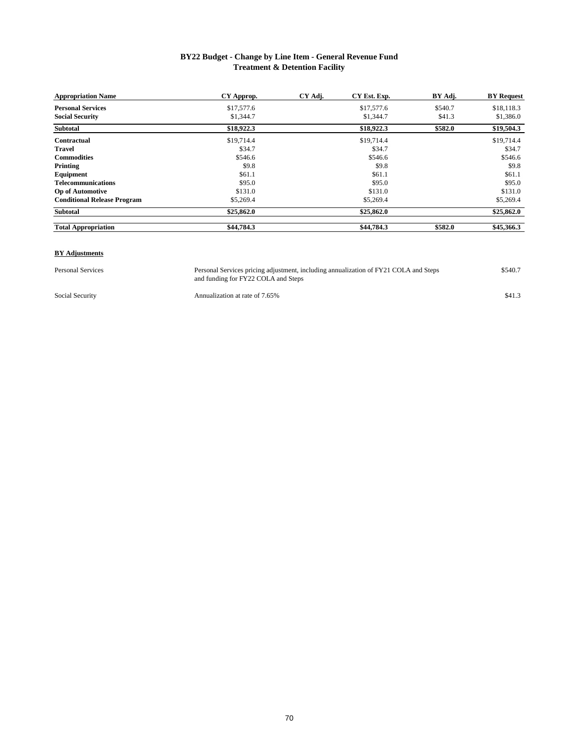## BY22 Budget - Change by Line Item - General Revenue Fund
## Treatment & Detention Facility

| Appropriation Name | CY Approp. | CY Adj. | CY Est. Exp. | BY Adj. | BY Request |
|---|---|---|---|---|---|
| **Personal Services** | $17,577.6 | | $17,577.6 | $540.7 | $18,118.3 |
| **Social Security** | $1,344.7 | | $1,344.7 | $41.3 | $1,386.0 |
| **Subtotal** | **$18,922.3** | | **$18,922.3** | **$582.0** | **$19,504.3** |
| **Contractual** | $19,714.4 | | $19,714.4 | | $19,714.4 |
| **Travel** | $34.7 | | $34.7 | | $34.7 |
| **Commodities** | $546.6 | | $546.6 | | $546.6 |
| **Printing** | $9.8 | | $9.8 | | $9.8 |
| **Equipment** | $61.1 | | $61.1 | | $61.1 |
| **Telecommunications** | $95.0 | | $95.0 | | $95.0 |
| **Op of Automotive** | $131.0 | | $131.0 | | $131.0 |
| **Conditional Release Program** | $5,269.4 | | $5,269.4 | | $5,269.4 |
| **Subtotal** | **$25,862.0** | | **$25,862.0** | | **$25,862.0** |
| **Total Appropriation** | **$44,784.3** | | **$44,784.3** | **$582.0** | **$45,366.3** |

**BY Adjustments**

| | | |
|---|---|---|
| Personal Services | Personal Services pricing adjustment, including annualization of FY21 COLA and Steps and funding for FY22 COLA and Steps | $540.7 |
| Social Security | Annualization at rate of 7.65% | $41.3 |